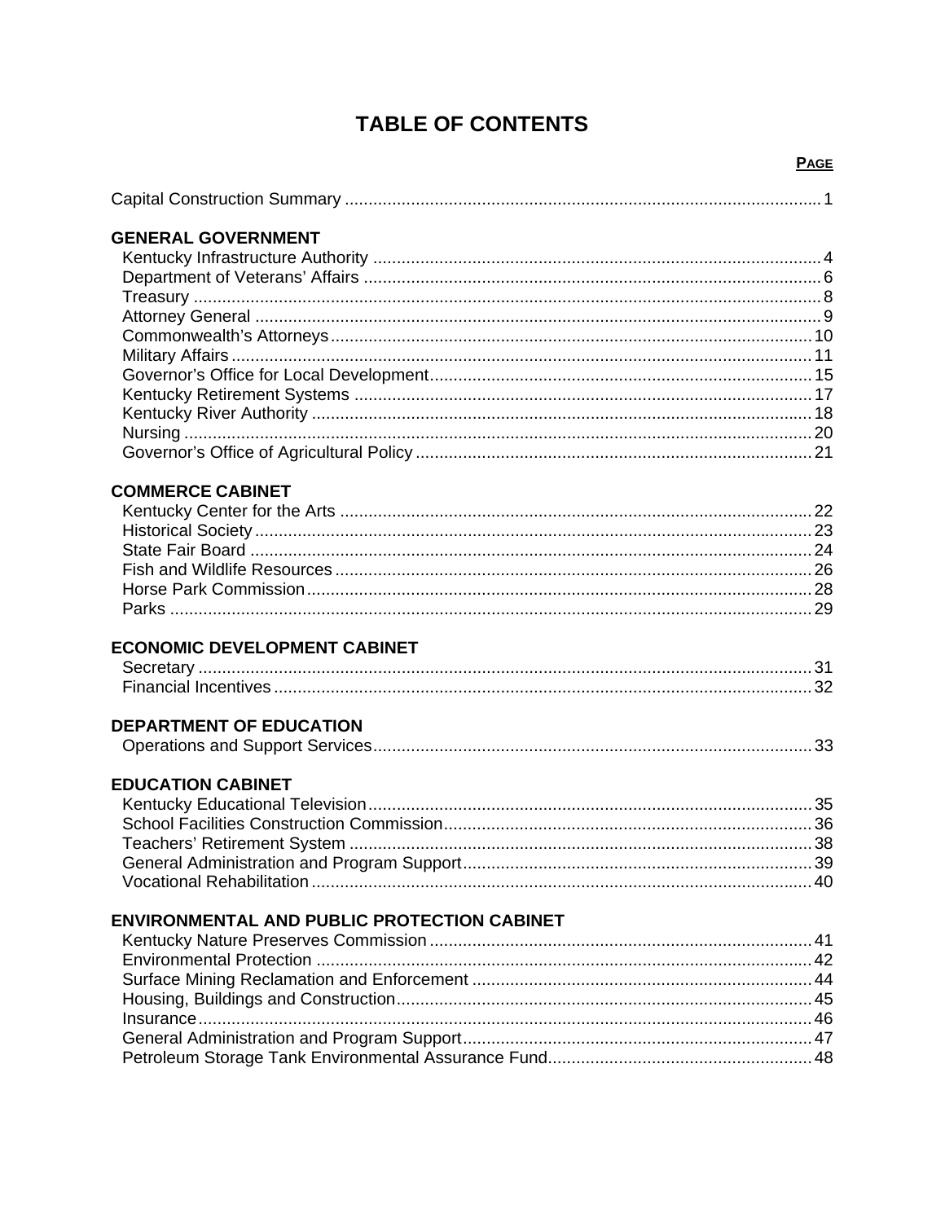# TABLE OF CONTENTS

| | PAGE |
|---|---|
| Capital Construction Summary | 1 |
| **GENERAL GOVERNMENT** | |
| Kentucky Infrastructure Authority | 4 |
| Department of Veterans' Affairs | 6 |
| Treasury | 8 |
| Attorney General | 9 |
| Commonwealth's Attorneys | 10 |
| Military Affairs | 11 |
| Governor's Office for Local Development | 15 |
| Kentucky Retirement Systems | 17 |
| Kentucky River Authority | 18 |
| Nursing | 20 |
| Governor's Office of Agricultural Policy | 21 |
| **COMMERCE CABINET** | |
| Kentucky Center for the Arts | 22 |
| Historical Society | 23 |
| State Fair Board | 24 |
| Fish and Wildlife Resources | 26 |
| Horse Park Commission | 28 |
| Parks | 29 |
| **ECONOMIC DEVELOPMENT CABINET** | |
| Secretary | 31 |
| Financial Incentives | 32 |
| **DEPARTMENT OF EDUCATION** | |
| Operations and Support Services | 33 |
| **EDUCATION CABINET** | |
| Kentucky Educational Television | 35 |
| School Facilities Construction Commission | 36 |
| Teachers' Retirement System | 38 |
| General Administration and Program Support | 39 |
| Vocational Rehabilitation | 40 |
| **ENVIRONMENTAL AND PUBLIC PROTECTION CABINET** | |
| Kentucky Nature Preserves Commission | 41 |
| Environmental Protection | 42 |
| Surface Mining Reclamation and Enforcement | 44 |
| Housing, Buildings and Construction | 45 |
| Insurance | 46 |
| General Administration and Program Support | 47 |
| Petroleum Storage Tank Environmental Assurance Fund | 48 |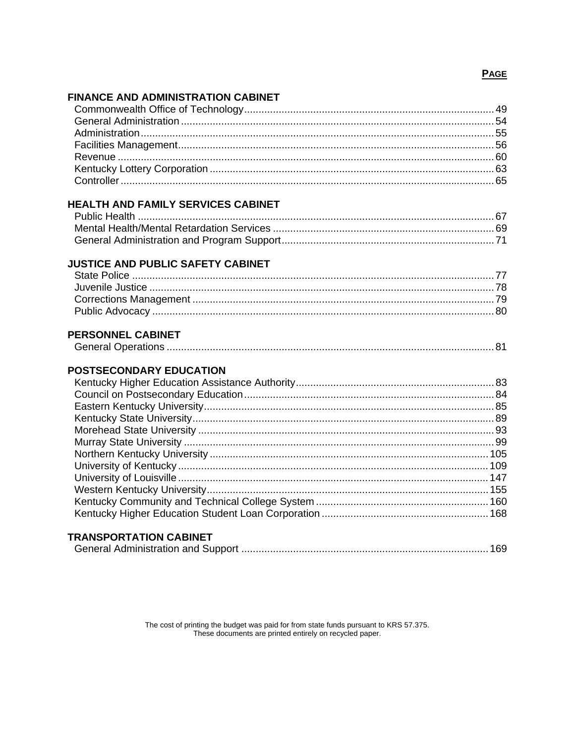PAGE

**FINANCE AND ADMINISTRATION CABINET**

| | |
|---|---|
| Commonwealth Office of Technology | 49 |
| General Administration | 54 |
| Administration | 55 |
| Facilities Management | 56 |
| Revenue | 60 |
| Kentucky Lottery Corporation | 63 |
| Controller | 65 |

**HEALTH AND FAMILY SERVICES CABINET**

| | |
|---|---|
| Public Health | 67 |
| Mental Health/Mental Retardation Services | 69 |
| General Administration and Program Support | 71 |

**JUSTICE AND PUBLIC SAFETY CABINET**

| | |
|---|---|
| State Police | 77 |
| Juvenile Justice | 78 |
| Corrections Management | 79 |
| Public Advocacy | 80 |

**PERSONNEL CABINET**

| | |
|---|---|
| General Operations | 81 |

**POSTSECONDARY EDUCATION**

| | |
|---|---|
| Kentucky Higher Education Assistance Authority | 83 |
| Council on Postsecondary Education | 84 |
| Eastern Kentucky University | 85 |
| Kentucky State University | 89 |
| Morehead State University | 93 |
| Murray State University | 99 |
| Northern Kentucky University | 105 |
| University of Kentucky | 109 |
| University of Louisville | 147 |
| Western Kentucky University | 155 |
| Kentucky Community and Technical College System | 160 |
| Kentucky Higher Education Student Loan Corporation | 168 |

**TRANSPORTATION CABINET**

| | |
|---|---|
| General Administration and Support | 169 |

The cost of printing the budget was paid for from state funds pursuant to KRS 57.375.
These documents are printed entirely on recycled paper.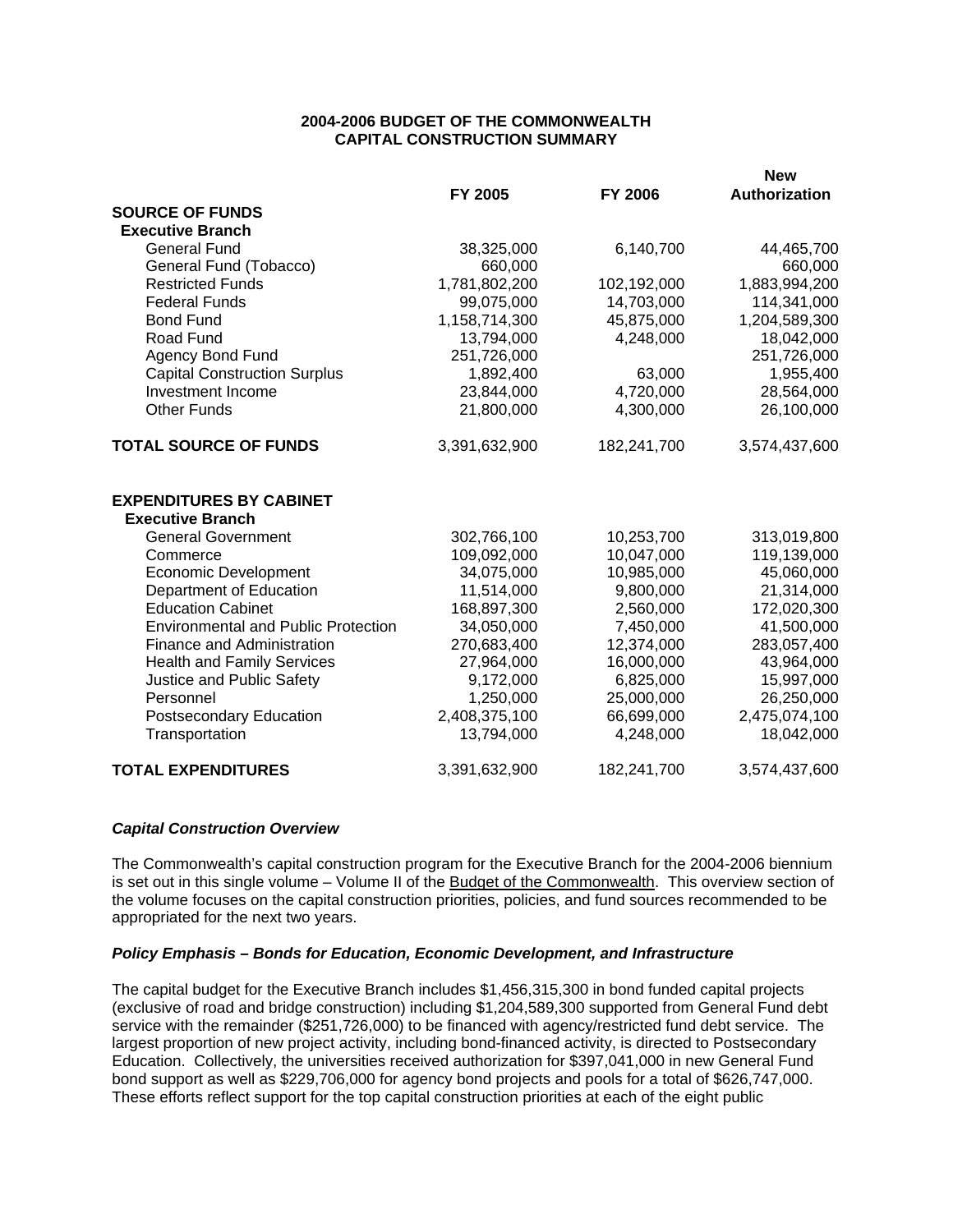# 2004-2006 BUDGET OF THE COMMONWEALTH
## CAPITAL CONSTRUCTION SUMMARY

| | FY 2005 | FY 2006 | New Authorization |
|---|---|---|---|
| **SOURCE OF FUNDS** | | | |
| **Executive Branch** | | | |
| General Fund | 38,325,000 | 6,140,700 | 44,465,700 |
| General Fund (Tobacco) | 660,000 | | 660,000 |
| Restricted Funds | 1,781,802,200 | 102,192,000 | 1,883,994,200 |
| Federal Funds | 99,075,000 | 14,703,000 | 114,341,000 |
| Bond Fund | 1,158,714,300 | 45,875,000 | 1,204,589,300 |
| Road Fund | 13,794,000 | 4,248,000 | 18,042,000 |
| Agency Bond Fund | 251,726,000 | | 251,726,000 |
| Capital Construction Surplus | 1,892,400 | 63,000 | 1,955,400 |
| Investment Income | 23,844,000 | 4,720,000 | 28,564,000 |
| Other Funds | 21,800,000 | 4,300,000 | 26,100,000 |
| **TOTAL SOURCE OF FUNDS** | 3,391,632,900 | 182,241,700 | 3,574,437,600 |
| | | | |
| **EXPENDITURES BY CABINET** | | | |
| **Executive Branch** | | | |
| General Government | 302,766,100 | 10,253,700 | 313,019,800 |
| Commerce | 109,092,000 | 10,047,000 | 119,139,000 |
| Economic Development | 34,075,000 | 10,985,000 | 45,060,000 |
| Department of Education | 11,514,000 | 9,800,000 | 21,314,000 |
| Education Cabinet | 168,897,300 | 2,560,000 | 172,020,300 |
| Environmental and Public Protection | 34,050,000 | 7,450,000 | 41,500,000 |
| Finance and Administration | 270,683,400 | 12,374,000 | 283,057,400 |
| Health and Family Services | 27,964,000 | 16,000,000 | 43,964,000 |
| Justice and Public Safety | 9,172,000 | 6,825,000 | 15,997,000 |
| Personnel | 1,250,000 | 25,000,000 | 26,250,000 |
| Postsecondary Education | 2,408,375,100 | 66,699,000 | 2,475,074,100 |
| Transportation | 13,794,000 | 4,248,000 | 18,042,000 |
| **TOTAL EXPENDITURES** | 3,391,632,900 | 182,241,700 | 3,574,437,600 |

***Capital Construction Overview***

The Commonwealth's capital construction program for the Executive Branch for the 2004-2006 biennium is set out in this single volume – Volume II of the Budget of the Commonwealth. This overview section of the volume focuses on the capital construction priorities, policies, and fund sources recommended to be appropriated for the next two years.

***Policy Emphasis – Bonds for Education, Economic Development, and Infrastructure***

The capital budget for the Executive Branch includes $1,456,315,300 in bond funded capital projects (exclusive of road and bridge construction) including $1,204,589,300 supported from General Fund debt service with the remainder ($251,726,000) to be financed with agency/restricted fund debt service. The largest proportion of new project activity, including bond-financed activity, is directed to Postsecondary Education. Collectively, the universities received authorization for $397,041,000 in new General Fund bond support as well as $229,706,000 for agency bond projects and pools for a total of $626,747,000. These efforts reflect support for the top capital construction priorities at each of the eight public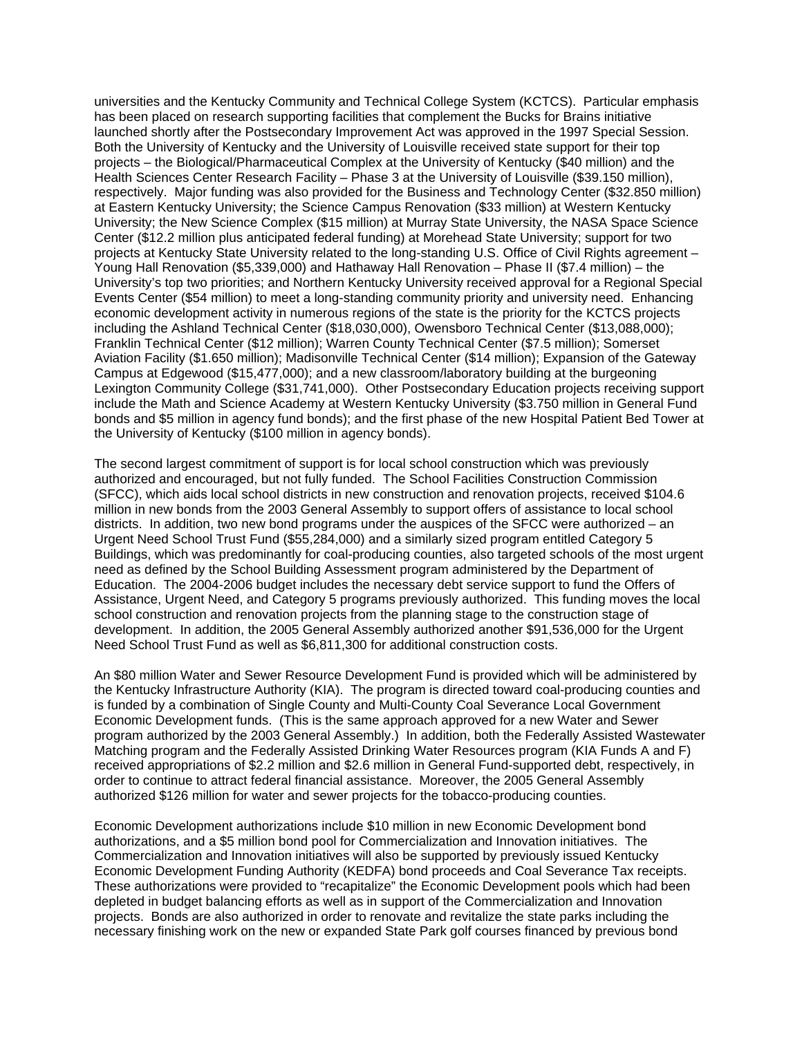universities and the Kentucky Community and Technical College System (KCTCS). Particular emphasis has been placed on research supporting facilities that complement the Bucks for Brains initiative launched shortly after the Postsecondary Improvement Act was approved in the 1997 Special Session. Both the University of Kentucky and the University of Louisville received state support for their top projects – the Biological/Pharmaceutical Complex at the University of Kentucky ($40 million) and the Health Sciences Center Research Facility – Phase 3 at the University of Louisville ($39.150 million), respectively. Major funding was also provided for the Business and Technology Center ($32.850 million) at Eastern Kentucky University; the Science Campus Renovation ($33 million) at Western Kentucky University; the New Science Complex ($15 million) at Murray State University, the NASA Space Science Center ($12.2 million plus anticipated federal funding) at Morehead State University; support for two projects at Kentucky State University related to the long-standing U.S. Office of Civil Rights agreement – Young Hall Renovation ($5,339,000) and Hathaway Hall Renovation – Phase II ($7.4 million) – the University's top two priorities; and Northern Kentucky University received approval for a Regional Special Events Center ($54 million) to meet a long-standing community priority and university need. Enhancing economic development activity in numerous regions of the state is the priority for the KCTCS projects including the Ashland Technical Center ($18,030,000), Owensboro Technical Center ($13,088,000); Franklin Technical Center ($12 million); Warren County Technical Center ($7.5 million); Somerset Aviation Facility ($1.650 million); Madisonville Technical Center ($14 million); Expansion of the Gateway Campus at Edgewood ($15,477,000); and a new classroom/laboratory building at the burgeoning Lexington Community College ($31,741,000). Other Postsecondary Education projects receiving support include the Math and Science Academy at Western Kentucky University ($3.750 million in General Fund bonds and $5 million in agency fund bonds); and the first phase of the new Hospital Patient Bed Tower at the University of Kentucky ($100 million in agency bonds).

The second largest commitment of support is for local school construction which was previously authorized and encouraged, but not fully funded. The School Facilities Construction Commission (SFCC), which aids local school districts in new construction and renovation projects, received $104.6 million in new bonds from the 2003 General Assembly to support offers of assistance to local school districts. In addition, two new bond programs under the auspices of the SFCC were authorized – an Urgent Need School Trust Fund ($55,284,000) and a similarly sized program entitled Category 5 Buildings, which was predominantly for coal-producing counties, also targeted schools of the most urgent need as defined by the School Building Assessment program administered by the Department of Education. The 2004-2006 budget includes the necessary debt service support to fund the Offers of Assistance, Urgent Need, and Category 5 programs previously authorized. This funding moves the local school construction and renovation projects from the planning stage to the construction stage of development. In addition, the 2005 General Assembly authorized another $91,536,000 for the Urgent Need School Trust Fund as well as $6,811,300 for additional construction costs.

An $80 million Water and Sewer Resource Development Fund is provided which will be administered by the Kentucky Infrastructure Authority (KIA). The program is directed toward coal-producing counties and is funded by a combination of Single County and Multi-County Coal Severance Local Government Economic Development funds. (This is the same approach approved for a new Water and Sewer program authorized by the 2003 General Assembly.) In addition, both the Federally Assisted Wastewater Matching program and the Federally Assisted Drinking Water Resources program (KIA Funds A and F) received appropriations of $2.2 million and $2.6 million in General Fund-supported debt, respectively, in order to continue to attract federal financial assistance. Moreover, the 2005 General Assembly authorized $126 million for water and sewer projects for the tobacco-producing counties.

Economic Development authorizations include $10 million in new Economic Development bond authorizations, and a $5 million bond pool for Commercialization and Innovation initiatives. The Commercialization and Innovation initiatives will also be supported by previously issued Kentucky Economic Development Funding Authority (KEDFA) bond proceeds and Coal Severance Tax receipts. These authorizations were provided to "recapitalize" the Economic Development pools which had been depleted in budget balancing efforts as well as in support of the Commercialization and Innovation projects. Bonds are also authorized in order to renovate and revitalize the state parks including the necessary finishing work on the new or expanded State Park golf courses financed by previous bond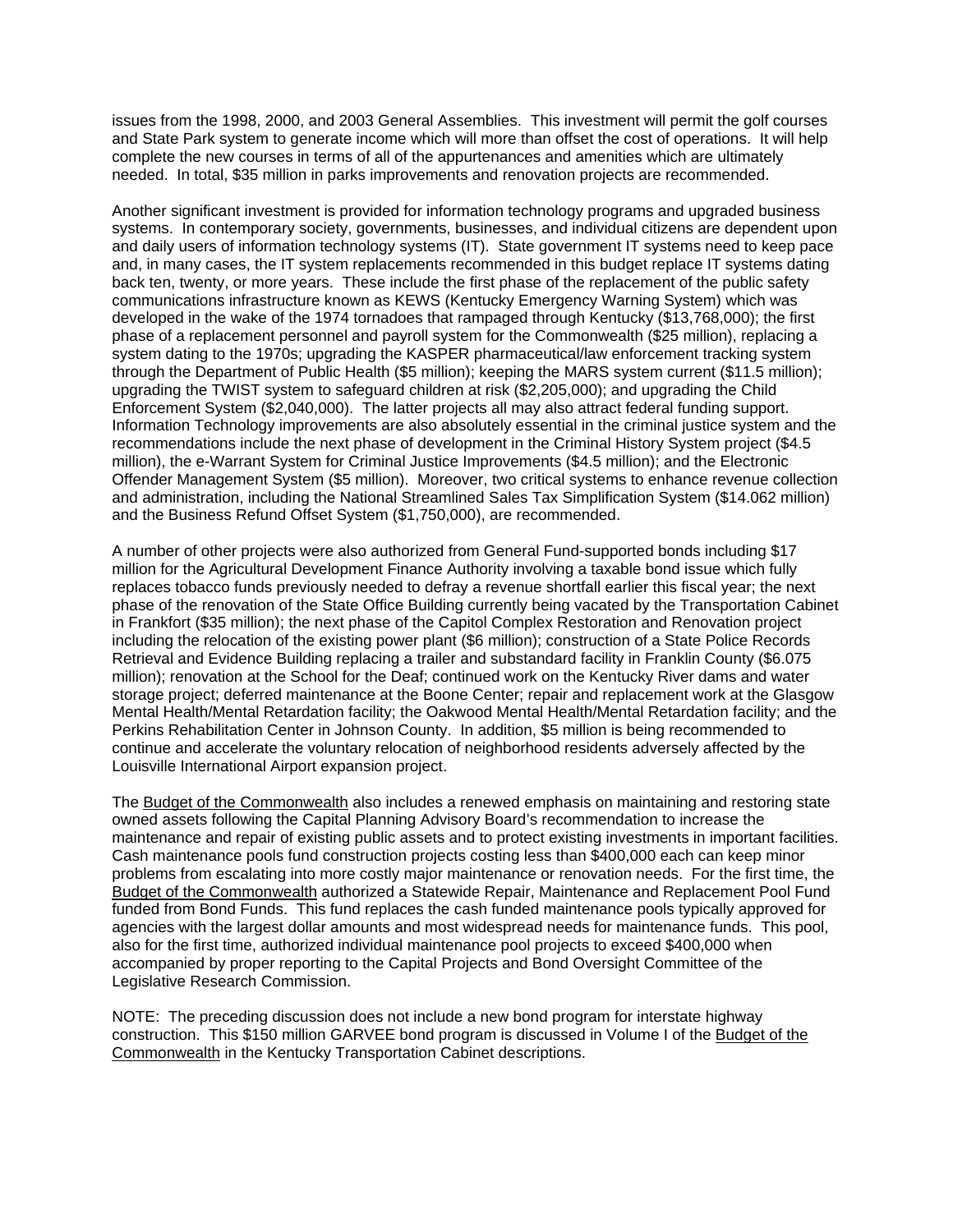issues from the 1998, 2000, and 2003 General Assemblies. This investment will permit the golf courses and State Park system to generate income which will more than offset the cost of operations. It will help complete the new courses in terms of all of the appurtenances and amenities which are ultimately needed. In total, $35 million in parks improvements and renovation projects are recommended.

Another significant investment is provided for information technology programs and upgraded business systems. In contemporary society, governments, businesses, and individual citizens are dependent upon and daily users of information technology systems (IT). State government IT systems need to keep pace and, in many cases, the IT system replacements recommended in this budget replace IT systems dating back ten, twenty, or more years. These include the first phase of the replacement of the public safety communications infrastructure known as KEWS (Kentucky Emergency Warning System) which was developed in the wake of the 1974 tornadoes that rampaged through Kentucky ($13,768,000); the first phase of a replacement personnel and payroll system for the Commonwealth ($25 million), replacing a system dating to the 1970s; upgrading the KASPER pharmaceutical/law enforcement tracking system through the Department of Public Health ($5 million); keeping the MARS system current ($11.5 million); upgrading the TWIST system to safeguard children at risk ($2,205,000); and upgrading the Child Enforcement System ($2,040,000). The latter projects all may also attract federal funding support. Information Technology improvements are also absolutely essential in the criminal justice system and the recommendations include the next phase of development in the Criminal History System project ($4.5 million), the e-Warrant System for Criminal Justice Improvements ($4.5 million); and the Electronic Offender Management System ($5 million). Moreover, two critical systems to enhance revenue collection and administration, including the National Streamlined Sales Tax Simplification System ($14.062 million) and the Business Refund Offset System ($1,750,000), are recommended.

A number of other projects were also authorized from General Fund-supported bonds including $17 million for the Agricultural Development Finance Authority involving a taxable bond issue which fully replaces tobacco funds previously needed to defray a revenue shortfall earlier this fiscal year; the next phase of the renovation of the State Office Building currently being vacated by the Transportation Cabinet in Frankfort ($35 million); the next phase of the Capitol Complex Restoration and Renovation project including the relocation of the existing power plant ($6 million); construction of a State Police Records Retrieval and Evidence Building replacing a trailer and substandard facility in Franklin County ($6.075 million); renovation at the School for the Deaf; continued work on the Kentucky River dams and water storage project; deferred maintenance at the Boone Center; repair and replacement work at the Glasgow Mental Health/Mental Retardation facility; the Oakwood Mental Health/Mental Retardation facility; and the Perkins Rehabilitation Center in Johnson County. In addition, $5 million is being recommended to continue and accelerate the voluntary relocation of neighborhood residents adversely affected by the Louisville International Airport expansion project.

The Budget of the Commonwealth also includes a renewed emphasis on maintaining and restoring state owned assets following the Capital Planning Advisory Board's recommendation to increase the maintenance and repair of existing public assets and to protect existing investments in important facilities. Cash maintenance pools fund construction projects costing less than $400,000 each can keep minor problems from escalating into more costly major maintenance or renovation needs. For the first time, the Budget of the Commonwealth authorized a Statewide Repair, Maintenance and Replacement Pool Fund funded from Bond Funds. This fund replaces the cash funded maintenance pools typically approved for agencies with the largest dollar amounts and most widespread needs for maintenance funds. This pool, also for the first time, authorized individual maintenance pool projects to exceed $400,000 when accompanied by proper reporting to the Capital Projects and Bond Oversight Committee of the Legislative Research Commission.

NOTE: The preceding discussion does not include a new bond program for interstate highway construction. This $150 million GARVEE bond program is discussed in Volume I of the Budget of the Commonwealth in the Kentucky Transportation Cabinet descriptions.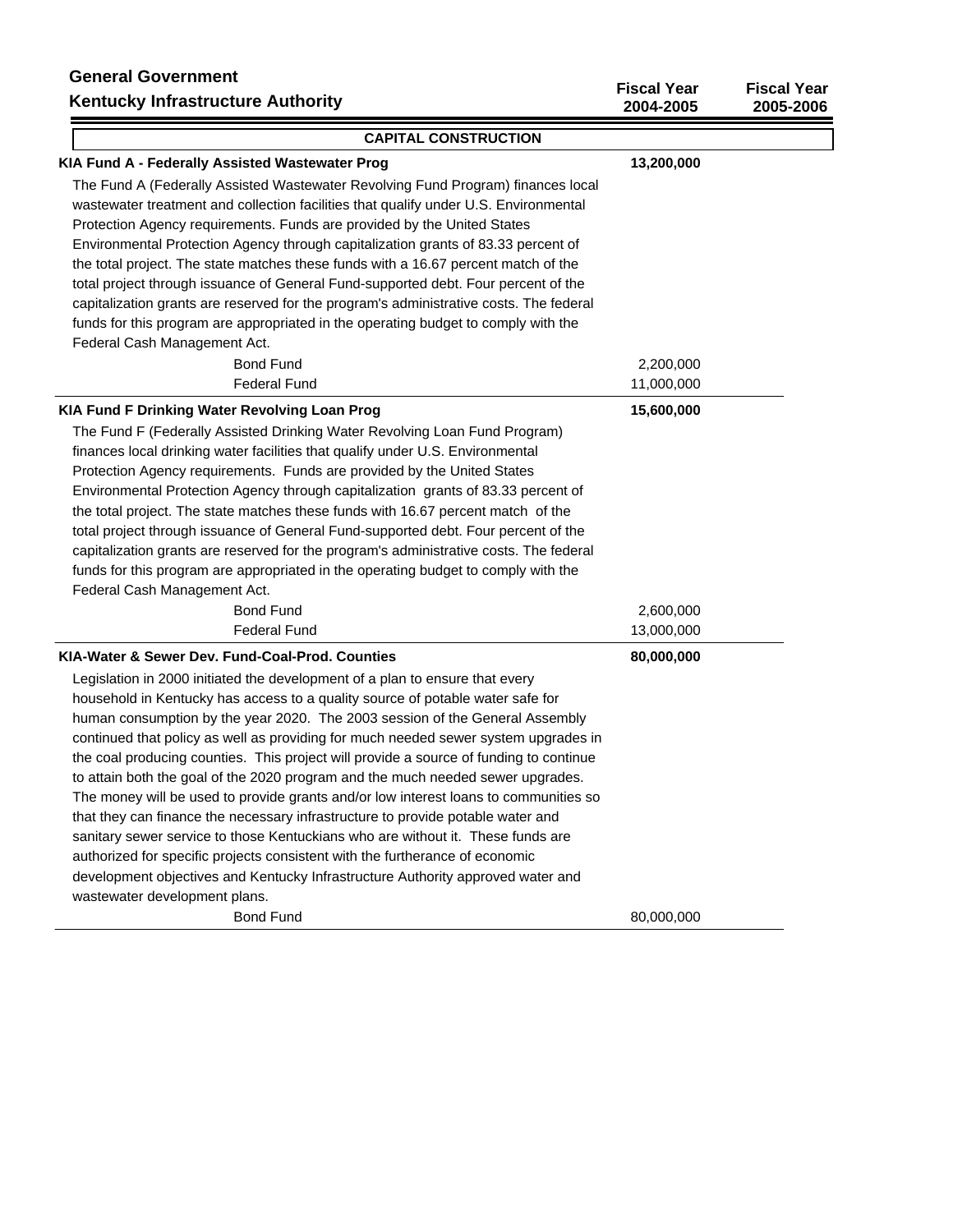## General Government

### Kentucky Infrastructure Authority

| | Fiscal Year 2004-2005 | Fiscal Year 2005-2006 |
|---|---|---|

**CAPITAL CONSTRUCTION**

| | Fiscal Year 2004-2005 | Fiscal Year 2005-2006 |
|---|---|---|
| **KIA Fund A - Federally Assisted Wastewater Prog** | **13,200,000** | |
| The Fund A (Federally Assisted Wastewater Revolving Fund Program) finances local wastewater treatment and collection facilities that qualify under U.S. Environmental Protection Agency requirements. Funds are provided by the United States Environmental Protection Agency through capitalization grants of 83.33 percent of the total project. The state matches these funds with a 16.67 percent match of the total project through issuance of General Fund-supported debt. Four percent of the capitalization grants are reserved for the program's administrative costs. The federal funds for this program are appropriated in the operating budget to comply with the Federal Cash Management Act. | | |
| Bond Fund | 2,200,000 | |
| Federal Fund | 11,000,000 | |
| **KIA Fund F Drinking Water Revolving Loan Prog** | **15,600,000** | |
| The Fund F (Federally Assisted Drinking Water Revolving Loan Fund Program) finances local drinking water facilities that qualify under U.S. Environmental Protection Agency requirements. Funds are provided by the United States Environmental Protection Agency through capitalization grants of 83.33 percent of the total project. The state matches these funds with 16.67 percent match of the total project through issuance of General Fund-supported debt. Four percent of the capitalization grants are reserved for the program's administrative costs. The federal funds for this program are appropriated in the operating budget to comply with the Federal Cash Management Act. | | |
| Bond Fund | 2,600,000 | |
| Federal Fund | 13,000,000 | |
| **KIA-Water & Sewer Dev. Fund-Coal-Prod. Counties** | **80,000,000** | |
| Legislation in 2000 initiated the development of a plan to ensure that every household in Kentucky has access to a quality source of potable water safe for human consumption by the year 2020. The 2003 session of the General Assembly continued that policy as well as providing for much needed sewer system upgrades in the coal producing counties. This project will provide a source of funding to continue to attain both the goal of the 2020 program and the much needed sewer upgrades. The money will be used to provide grants and/or low interest loans to communities so that they can finance the necessary infrastructure to provide potable water and sanitary sewer service to those Kentuckians who are without it. These funds are authorized for specific projects consistent with the furtherance of economic development objectives and Kentucky Infrastructure Authority approved water and wastewater development plans. | | |
| Bond Fund | 80,000,000 | |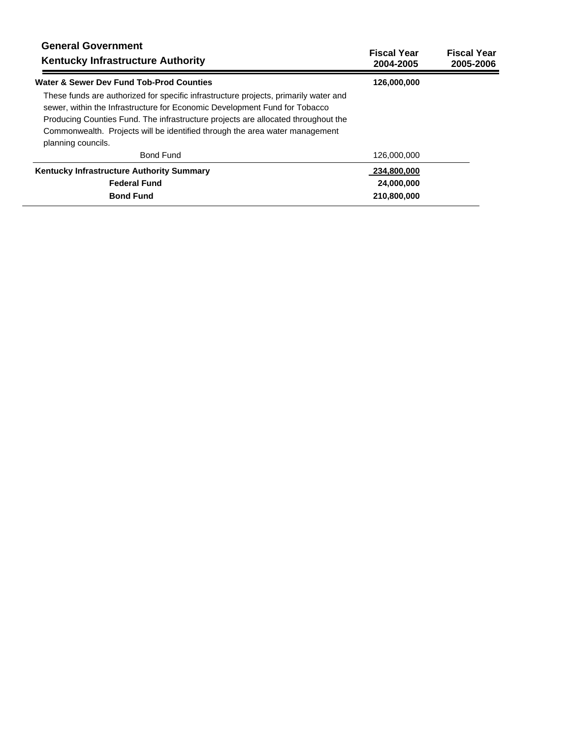## General Government

### Kentucky Infrastructure Authority

| | Fiscal Year 2004-2005 | Fiscal Year 2005-2006 |
|---|---|---|
| **Water & Sewer Dev Fund Tob-Prod Counties** | **126,000,000** | |
| These funds are authorized for specific infrastructure projects, primarily water and sewer, within the Infrastructure for Economic Development Fund for Tobacco Producing Counties Fund. The infrastructure projects are allocated throughout the Commonwealth. Projects will be identified through the area water management planning councils. | | |
| Bond Fund | 126,000,000 | |
| **Kentucky Infrastructure Authority Summary** | **234,800,000** | |
| **Federal Fund** | **24,000,000** | |
| **Bond Fund** | **210,800,000** | |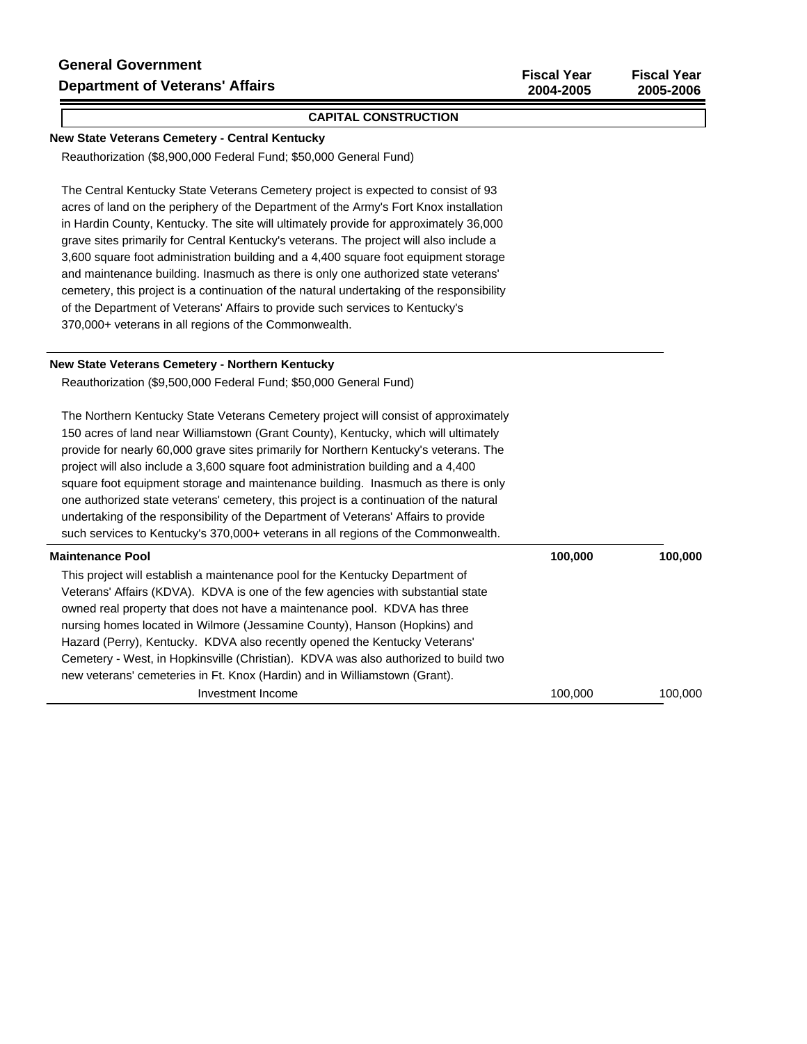## General Government
## Department of Veterans' Affairs

| | Fiscal Year 2004-2005 | Fiscal Year 2005-2006 |
|---|---|---|

**CAPITAL CONSTRUCTION**

**New State Veterans Cemetery - Central Kentucky**

Reauthorization ($8,900,000 Federal Fund; $50,000 General Fund)

The Central Kentucky State Veterans Cemetery project is expected to consist of 93 acres of land on the periphery of the Department of the Army's Fort Knox installation in Hardin County, Kentucky. The site will ultimately provide for approximately 36,000 grave sites primarily for Central Kentucky's veterans. The project will also include a 3,600 square foot administration building and a 4,400 square foot equipment storage and maintenance building. Inasmuch as there is only one authorized state veterans' cemetery, this project is a continuation of the natural undertaking of the responsibility of the Department of Veterans' Affairs to provide such services to Kentucky's 370,000+ veterans in all regions of the Commonwealth.

**New State Veterans Cemetery - Northern Kentucky**

Reauthorization ($9,500,000 Federal Fund; $50,000 General Fund)

The Northern Kentucky State Veterans Cemetery project will consist of approximately 150 acres of land near Williamstown (Grant County), Kentucky, which will ultimately provide for nearly 60,000 grave sites primarily for Northern Kentucky's veterans. The project will also include a 3,600 square foot administration building and a 4,400 square foot equipment storage and maintenance building. Inasmuch as there is only one authorized state veterans' cemetery, this project is a continuation of the natural undertaking of the responsibility of the Department of Veterans' Affairs to provide such services to Kentucky's 370,000+ veterans in all regions of the Commonwealth.

| | Fiscal Year 2004-2005 | Fiscal Year 2005-2006 |
|---|---|---|
| **Maintenance Pool** | **100,000** | **100,000** |

This project will establish a maintenance pool for the Kentucky Department of Veterans' Affairs (KDVA). KDVA is one of the few agencies with substantial state owned real property that does not have a maintenance pool. KDVA has three nursing homes located in Wilmore (Jessamine County), Hanson (Hopkins) and Hazard (Perry), Kentucky. KDVA also recently opened the Kentucky Veterans' Cemetery - West, in Hopkinsville (Christian). KDVA was also authorized to build two new veterans' cemeteries in Ft. Knox (Hardin) and in Williamstown (Grant).

| | Fiscal Year 2004-2005 | Fiscal Year 2005-2006 |
|---|---|---|
| Investment Income | 100,000 | 100,000 |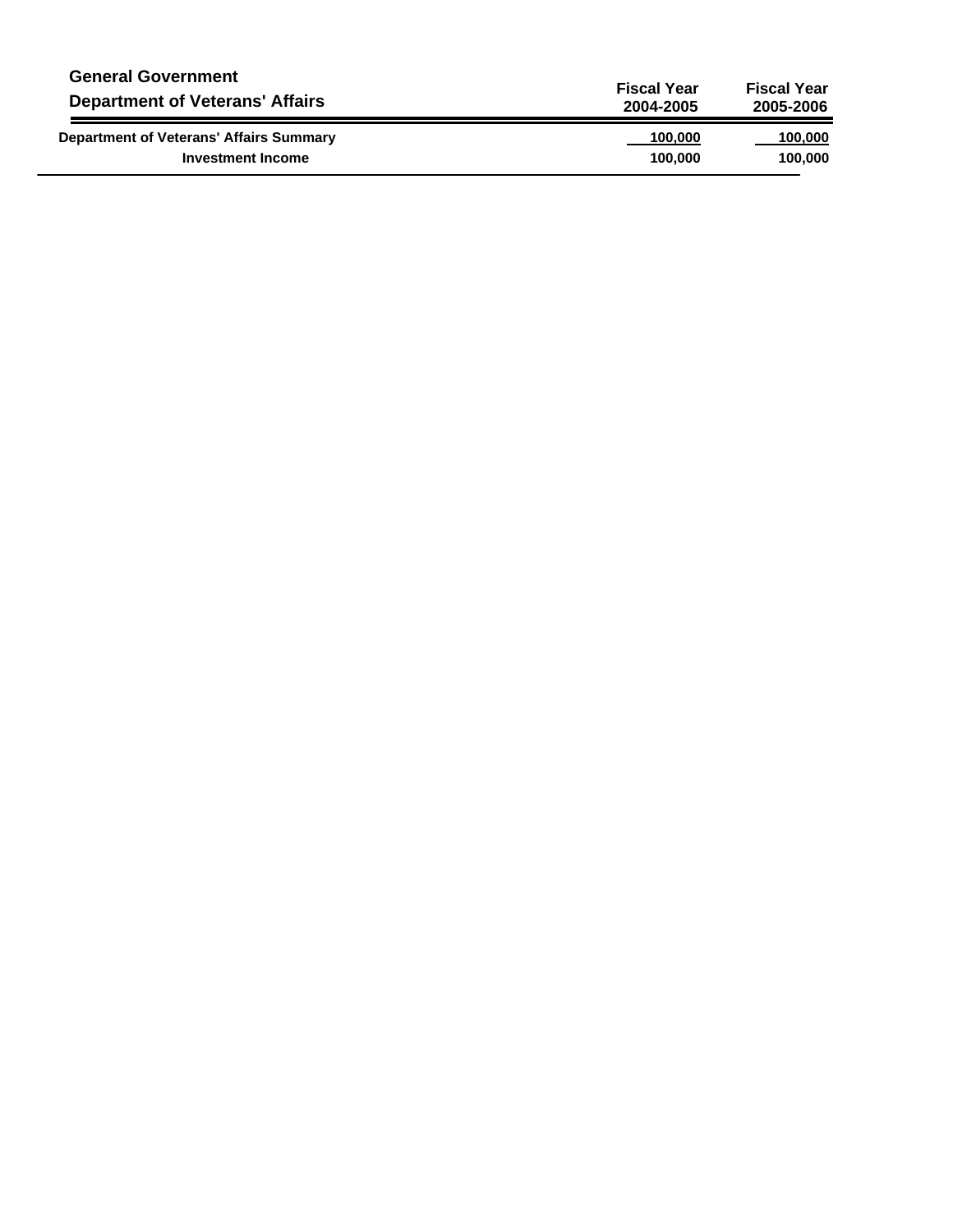## General Government

## Department of Veterans' Affairs

| | Fiscal Year 2004-2005 | Fiscal Year 2005-2006 |
|---|---|---|
| **Department of Veterans' Affairs Summary** | **100,000** | **100,000** |
| **Investment Income** | **100,000** | **100,000** |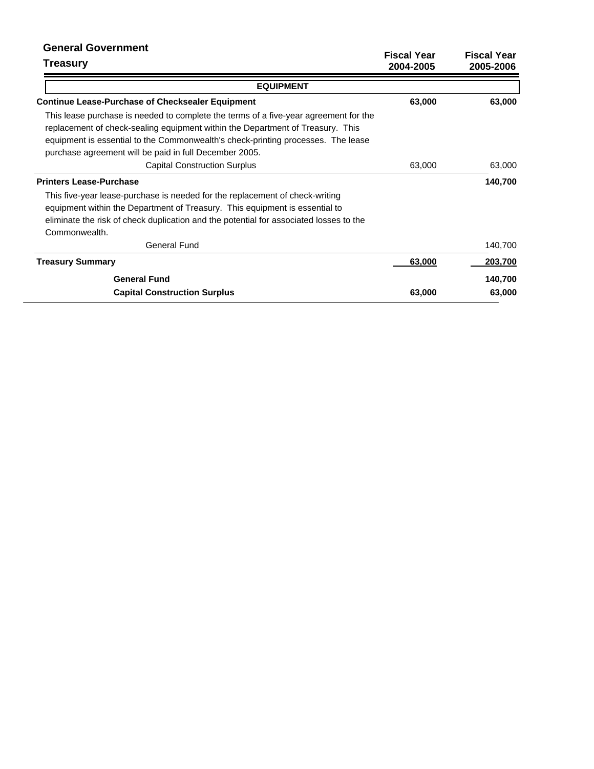## General Government

### Treasury

| | Fiscal Year 2004-2005 | Fiscal Year 2005-2006 |
|---|---|---|
| **EQUIPMENT** | | |
| **Continue Lease-Purchase of Checksealer Equipment** | **63,000** | **63,000** |
| This lease purchase is needed to complete the terms of a five-year agreement for the replacement of check-sealing equipment within the Department of Treasury. This equipment is essential to the Commonwealth's check-printing processes. The lease purchase agreement will be paid in full December 2005. | | |
| Capital Construction Surplus | 63,000 | 63,000 |
| **Printers Lease-Purchase** | | **140,700** |
| This five-year lease-purchase is needed for the replacement of check-writing equipment within the Department of Treasury. This equipment is essential to eliminate the risk of check duplication and the potential for associated losses to the Commonwealth. | | |
| General Fund | | 140,700 |
| **Treasury Summary** | **63,000** | **203,700** |
| **General Fund** | | **140,700** |
| **Capital Construction Surplus** | **63,000** | **63,000** |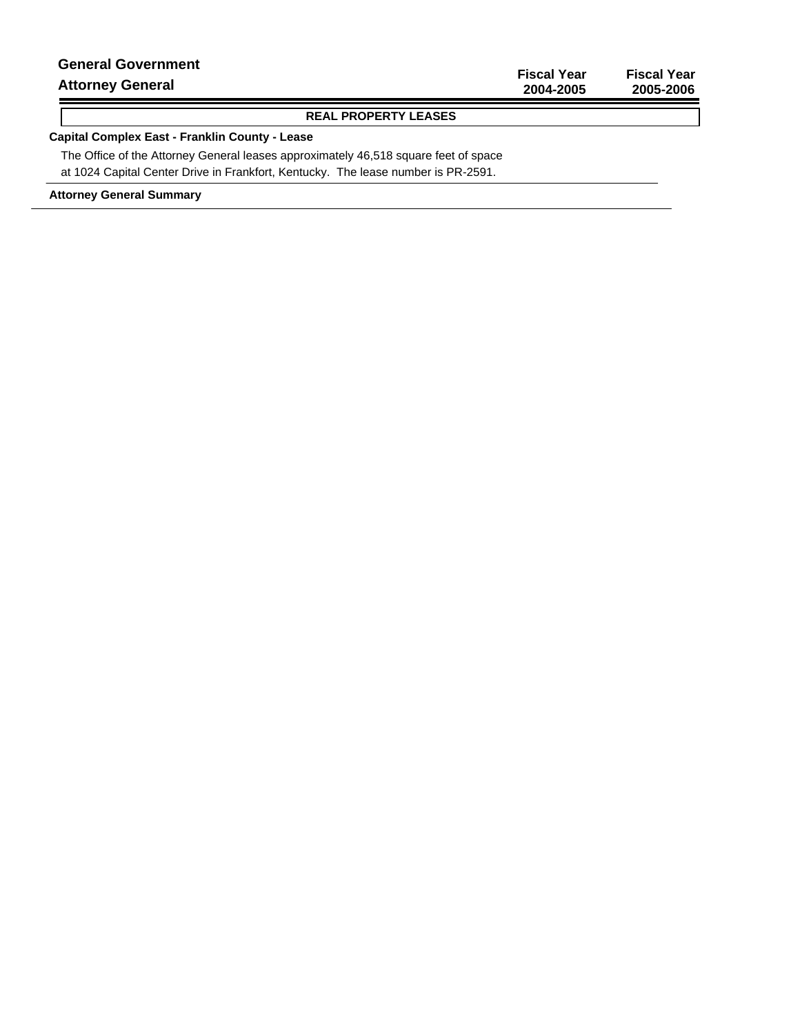# General Government

## Attorney General

| | Fiscal Year 2004-2005 | Fiscal Year 2005-2006 |
|---|---|---|

### REAL PROPERTY LEASES

**Capital Complex East - Franklin County - Lease**

The Office of the Attorney General leases approximately 46,518 square feet of space at 1024 Capital Center Drive in Frankfort, Kentucky. The lease number is PR-2591.

**Attorney General Summary**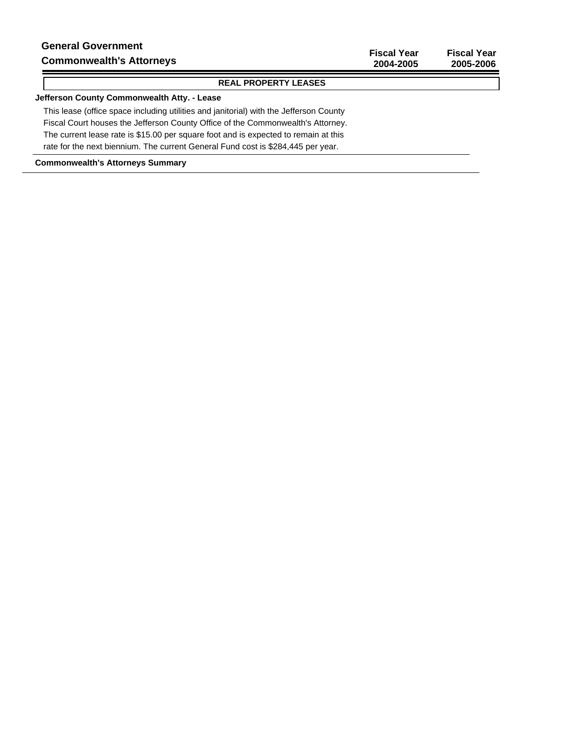# General Government

## Commonwealth's Attorneys

| | Fiscal Year 2004-2005 | Fiscal Year 2005-2006 |
|---|---|---|

### REAL PROPERTY LEASES

**Jefferson County Commonwealth Atty. - Lease**

This lease (office space including utilities and janitorial) with the Jefferson County Fiscal Court houses the Jefferson County Office of the Commonwealth's Attorney. The current lease rate is $15.00 per square foot and is expected to remain at this rate for the next biennium. The current General Fund cost is $284,445 per year.

**Commonwealth's Attorneys Summary**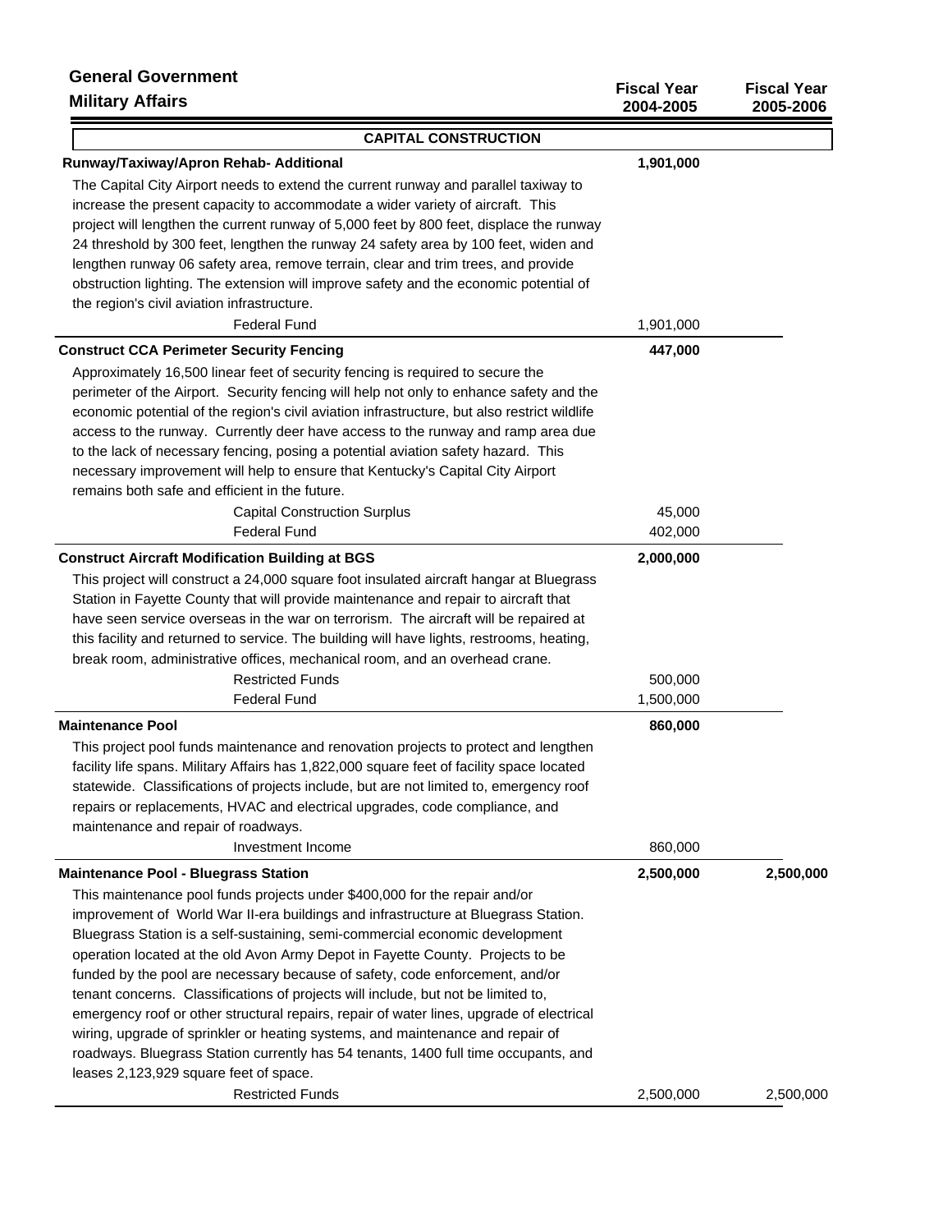**General Government**

**Military Affairs**

| | Fiscal Year 2004-2005 | Fiscal Year 2005-2006 |
|---|---|---|
| **CAPITAL CONSTRUCTION** | | |
| **Runway/Taxiway/Apron Rehab- Additional** | **1,901,000** | |
| The Capital City Airport needs to extend the current runway and parallel taxiway to increase the present capacity to accommodate a wider variety of aircraft. This project will lengthen the current runway of 5,000 feet by 800 feet, displace the runway 24 threshold by 300 feet, lengthen the runway 24 safety area by 100 feet, widen and lengthen runway 06 safety area, remove terrain, clear and trim trees, and provide obstruction lighting. The extension will improve safety and the economic potential of the region's civil aviation infrastructure. | | |
| Federal Fund | 1,901,000 | |
| **Construct CCA Perimeter Security Fencing** | **447,000** | |
| Approximately 16,500 linear feet of security fencing is required to secure the perimeter of the Airport. Security fencing will help not only to enhance safety and the economic potential of the region's civil aviation infrastructure, but also restrict wildlife access to the runway. Currently deer have access to the runway and ramp area due to the lack of necessary fencing, posing a potential aviation safety hazard. This necessary improvement will help to ensure that Kentucky's Capital City Airport remains both safe and efficient in the future. | | |
| Capital Construction Surplus | 45,000 | |
| Federal Fund | 402,000 | |
| **Construct Aircraft Modification Building at BGS** | **2,000,000** | |
| This project will construct a 24,000 square foot insulated aircraft hangar at Bluegrass Station in Fayette County that will provide maintenance and repair to aircraft that have seen service overseas in the war on terrorism. The aircraft will be repaired at this facility and returned to service. The building will have lights, restrooms, heating, break room, administrative offices, mechanical room, and an overhead crane. | | |
| Restricted Funds | 500,000 | |
| Federal Fund | 1,500,000 | |
| **Maintenance Pool** | **860,000** | |
| This project pool funds maintenance and renovation projects to protect and lengthen facility life spans. Military Affairs has 1,822,000 square feet of facility space located statewide. Classifications of projects include, but are not limited to, emergency roof repairs or replacements, HVAC and electrical upgrades, code compliance, and maintenance and repair of roadways. | | |
| Investment Income | 860,000 | |
| **Maintenance Pool - Bluegrass Station** | **2,500,000** | **2,500,000** |
| This maintenance pool funds projects under $400,000 for the repair and/or improvement of World War II-era buildings and infrastructure at Bluegrass Station. Bluegrass Station is a self-sustaining, semi-commercial economic development operation located at the old Avon Army Depot in Fayette County. Projects to be funded by the pool are necessary because of safety, code enforcement, and/or tenant concerns. Classifications of projects will include, but not be limited to, emergency roof or other structural repairs, repair of water lines, upgrade of electrical wiring, upgrade of sprinkler or heating systems, and maintenance and repair of roadways. Bluegrass Station currently has 54 tenants, 1400 full time occupants, and leases 2,123,929 square feet of space. | | |
| Restricted Funds | 2,500,000 | 2,500,000 |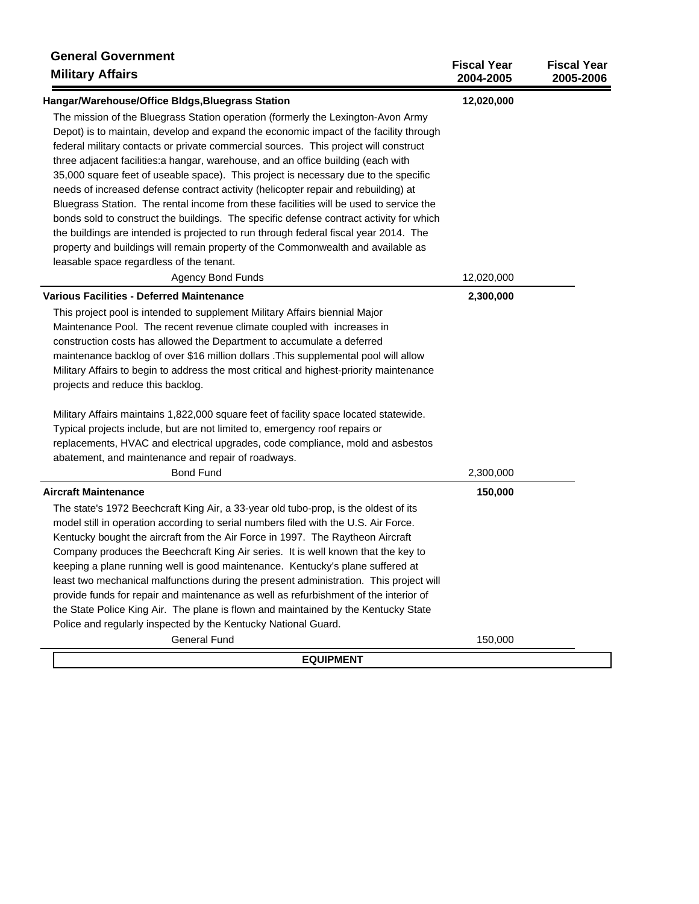## General Government

### Military Affairs

| | Fiscal Year 2004-2005 | Fiscal Year 2005-2006 |
|---|---|---|
| **Hangar/Warehouse/Office Bldgs,Bluegrass Station** | **12,020,000** | |

The mission of the Bluegrass Station operation (formerly the Lexington-Avon Army Depot) is to maintain, develop and expand the economic impact of the facility through federal military contacts or private commercial sources. This project will construct three adjacent facilities:a hangar, warehouse, and an office building (each with 35,000 square feet of useable space). This project is necessary due to the specific needs of increased defense contract activity (helicopter repair and rebuilding) at Bluegrass Station. The rental income from these facilities will be used to service the bonds sold to construct the buildings. The specific defense contract activity for which the buildings are intended is projected to run through federal fiscal year 2014. The property and buildings will remain property of the Commonwealth and available as leasable space regardless of the tenant.

| | Fiscal Year 2004-2005 | Fiscal Year 2005-2006 |
|---|---|---|
| Agency Bond Funds | 12,020,000 | |
| **Various Facilities - Deferred Maintenance** | **2,300,000** | |

This project pool is intended to supplement Military Affairs biennial Major Maintenance Pool. The recent revenue climate coupled with increases in construction costs has allowed the Department to accumulate a deferred maintenance backlog of over $16 million dollars .This supplemental pool will allow Military Affairs to begin to address the most critical and highest-priority maintenance projects and reduce this backlog.

Military Affairs maintains 1,822,000 square feet of facility space located statewide. Typical projects include, but are not limited to, emergency roof repairs or replacements, HVAC and electrical upgrades, code compliance, mold and asbestos abatement, and maintenance and repair of roadways.

| | Fiscal Year 2004-2005 | Fiscal Year 2005-2006 |
|---|---|---|
| Bond Fund | 2,300,000 | |
| **Aircraft Maintenance** | **150,000** | |

The state's 1972 Beechcraft King Air, a 33-year old tubo-prop, is the oldest of its model still in operation according to serial numbers filed with the U.S. Air Force. Kentucky bought the aircraft from the Air Force in 1997. The Raytheon Aircraft Company produces the Beechcraft King Air series. It is well known that the key to keeping a plane running well is good maintenance. Kentucky's plane suffered at least two mechanical malfunctions during the present administration. This project will provide funds for repair and maintenance as well as refurbishment of the interior of the State Police King Air. The plane is flown and maintained by the Kentucky State Police and regularly inspected by the Kentucky National Guard.

| | Fiscal Year 2004-2005 | Fiscal Year 2005-2006 |
|---|---|---|
| General Fund | 150,000 | |

**EQUIPMENT**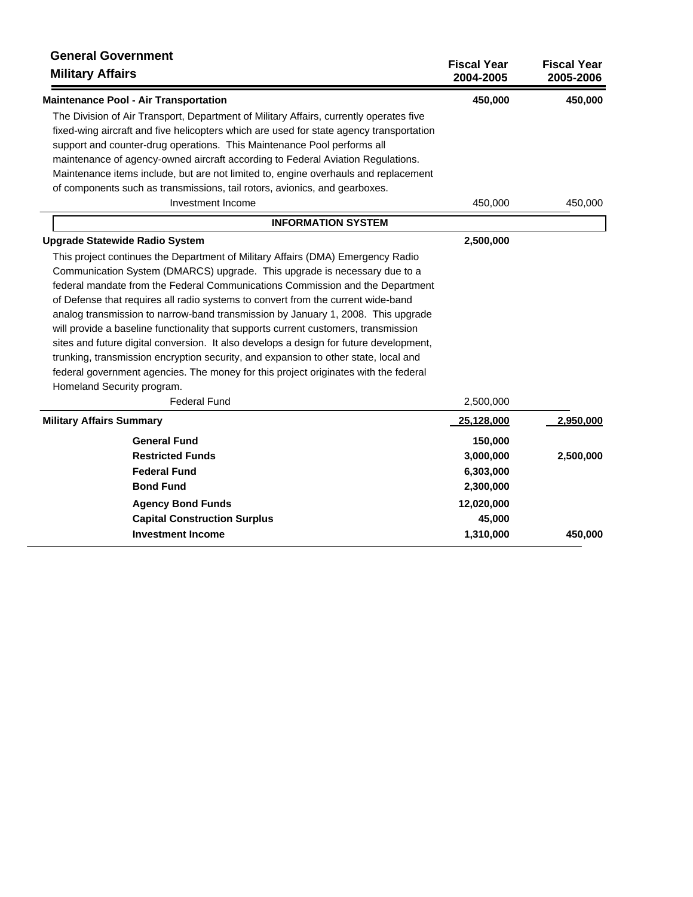## General Government

### Military Affairs

| | Fiscal Year 2004-2005 | Fiscal Year 2005-2006 |
|---|---|---|
| **Maintenance Pool - Air Transportation** | **450,000** | **450,000** |
| The Division of Air Transport, Department of Military Affairs, currently operates five fixed-wing aircraft and five helicopters which are used for state agency transportation support and counter-drug operations. This Maintenance Pool performs all maintenance of agency-owned aircraft according to Federal Aviation Regulations. Maintenance items include, but are not limited to, engine overhauls and replacement of components such as transmissions, tail rotors, avionics, and gearboxes. | | |
| Investment Income | 450,000 | 450,000 |
| **INFORMATION SYSTEM** | | |
| **Upgrade Statewide Radio System** | **2,500,000** | |
| This project continues the Department of Military Affairs (DMA) Emergency Radio Communication System (DMARCS) upgrade. This upgrade is necessary due to a federal mandate from the Federal Communications Commission and the Department of Defense that requires all radio systems to convert from the current wide-band analog transmission to narrow-band transmission by January 1, 2008. This upgrade will provide a baseline functionality that supports current customers, transmission sites and future digital conversion. It also develops a design for future development, trunking, transmission encryption security, and expansion to other state, local and federal government agencies. The money for this project originates with the federal Homeland Security program. | | |
| Federal Fund | 2,500,000 | |
| **Military Affairs Summary** | **25,128,000** | **2,950,000** |
| **General Fund** | **150,000** | |
| **Restricted Funds** | **3,000,000** | **2,500,000** |
| **Federal Fund** | **6,303,000** | |
| **Bond Fund** | **2,300,000** | |
| **Agency Bond Funds** | **12,020,000** | |
| **Capital Construction Surplus** | **45,000** | |
| **Investment Income** | **1,310,000** | **450,000** |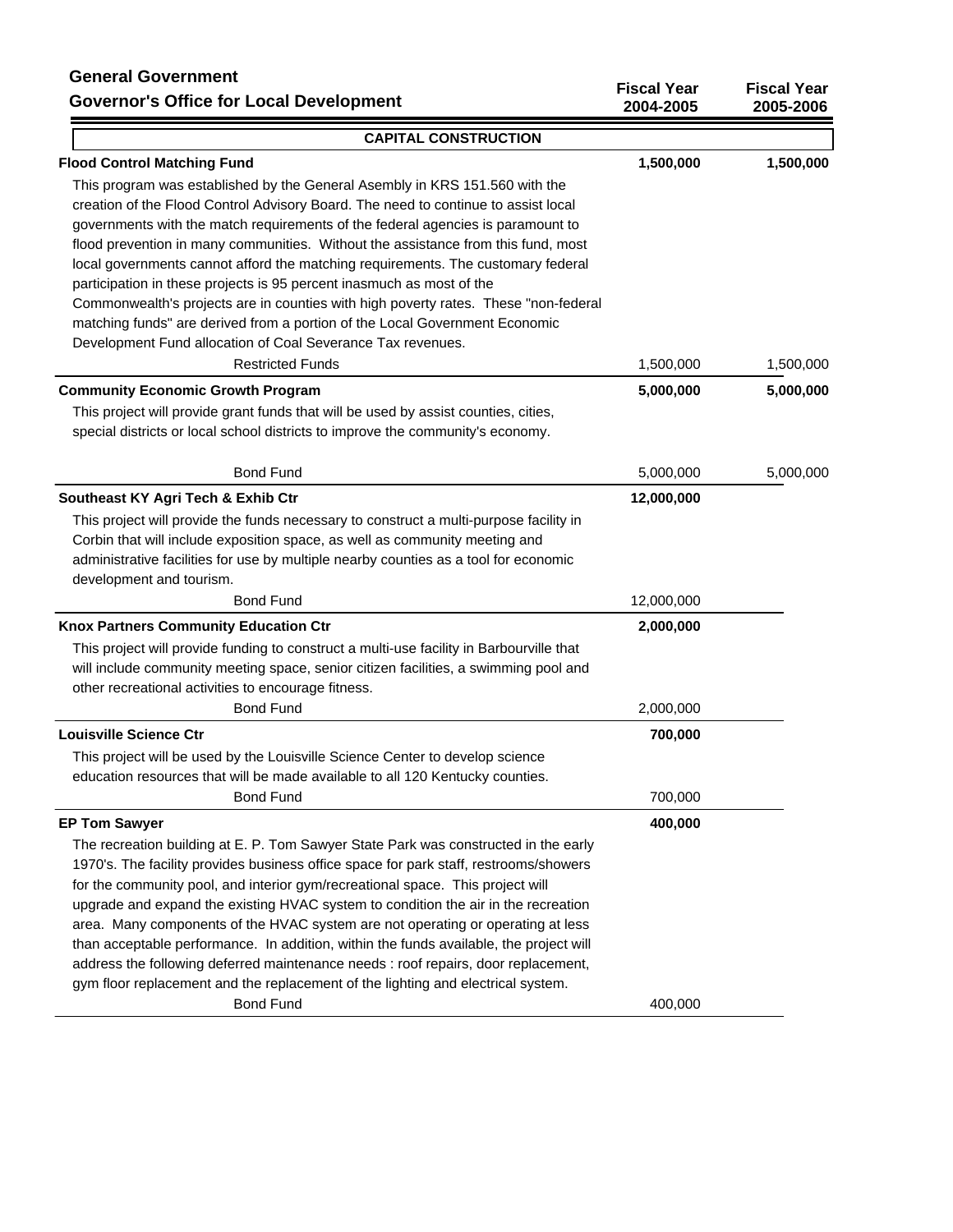## General Government

## Governor's Office for Local Development

| | Fiscal Year 2004-2005 | Fiscal Year 2005-2006 |
|---|---|---|

### CAPITAL CONSTRUCTION

| | Fiscal Year 2004-2005 | Fiscal Year 2005-2006 |
|---|---|---|
| **Flood Control Matching Fund** | **1,500,000** | **1,500,000** |
| This program was established by the General Asembly in KRS 151.560 with the creation of the Flood Control Advisory Board. The need to continue to assist local governments with the match requirements of the federal agencies is paramount to flood prevention in many communities. Without the assistance from this fund, most local governments cannot afford the matching requirements. The customary federal participation in these projects is 95 percent inasmuch as most of the Commonwealth's projects are in counties with high poverty rates. These "non-federal matching funds" are derived from a portion of the Local Government Economic Development Fund allocation of Coal Severance Tax revenues. | | |
| Restricted Funds | 1,500,000 | 1,500,000 |
| **Community Economic Growth Program** | **5,000,000** | **5,000,000** |
| This project will provide grant funds that will be used by assist counties, cities, special districts or local school districts to improve the community's economy. | | |
| Bond Fund | 5,000,000 | 5,000,000 |
| **Southeast KY Agri Tech & Exhib Ctr** | **12,000,000** | |
| This project will provide the funds necessary to construct a multi-purpose facility in Corbin that will include exposition space, as well as community meeting and administrative facilities for use by multiple nearby counties as a tool for economic development and tourism. | | |
| Bond Fund | 12,000,000 | |
| **Knox Partners Community Education Ctr** | **2,000,000** | |
| This project will provide funding to construct a multi-use facility in Barbourville that will include community meeting space, senior citizen facilities, a swimming pool and other recreational activities to encourage fitness. | | |
| Bond Fund | 2,000,000 | |
| **Louisville Science Ctr** | **700,000** | |
| This project will be used by the Louisville Science Center to develop science education resources that will be made available to all 120 Kentucky counties. | | |
| Bond Fund | 700,000 | |
| **EP Tom Sawyer** | **400,000** | |
| The recreation building at E. P. Tom Sawyer State Park was constructed in the early 1970's. The facility provides business office space for park staff, restrooms/showers for the community pool, and interior gym/recreational space. This project will upgrade and expand the existing HVAC system to condition the air in the recreation area. Many components of the HVAC system are not operating or operating at less than acceptable performance. In addition, within the funds available, the project will address the following deferred maintenance needs : roof repairs, door replacement, gym floor replacement and the replacement of the lighting and electrical system. | | |
| Bond Fund | 400,000 | |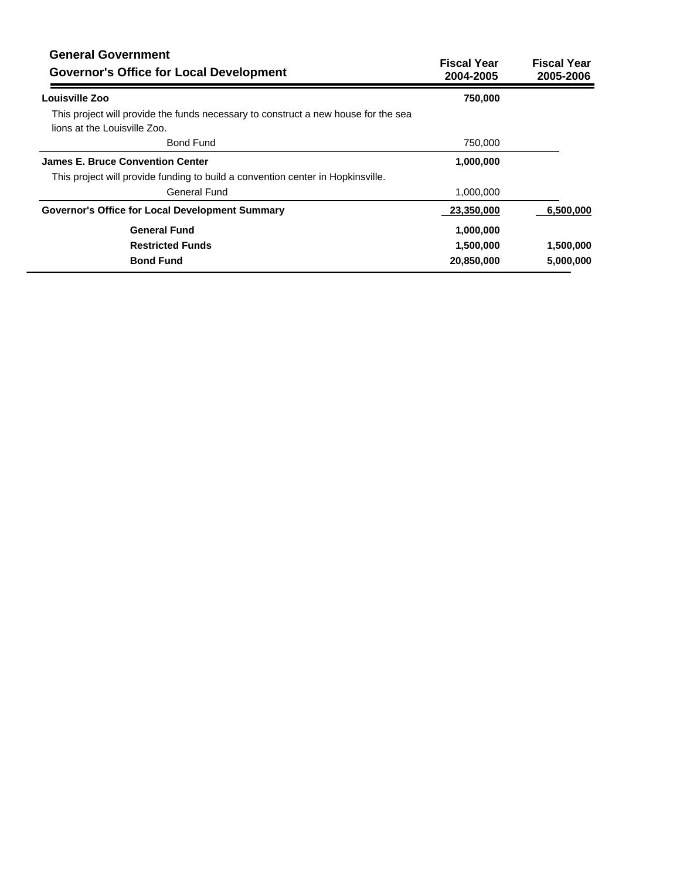## General Government

## Governor's Office for Local Development

| | Fiscal Year 2004-2005 | Fiscal Year 2005-2006 |
|---|---|---|
| **Louisville Zoo** | **750,000** | |
| This project will provide the funds necessary to construct a new house for the sea lions at the Louisville Zoo. | | |
| Bond Fund | 750,000 | |
| **James E. Bruce Convention Center** | **1,000,000** | |
| This project will provide funding to build a convention center in Hopkinsville. | | |
| General Fund | 1,000,000 | |
| **Governor's Office for Local Development Summary** | **23,350,000** | **6,500,000** |
| **General Fund** | **1,000,000** | |
| **Restricted Funds** | **1,500,000** | **1,500,000** |
| **Bond Fund** | **20,850,000** | **5,000,000** |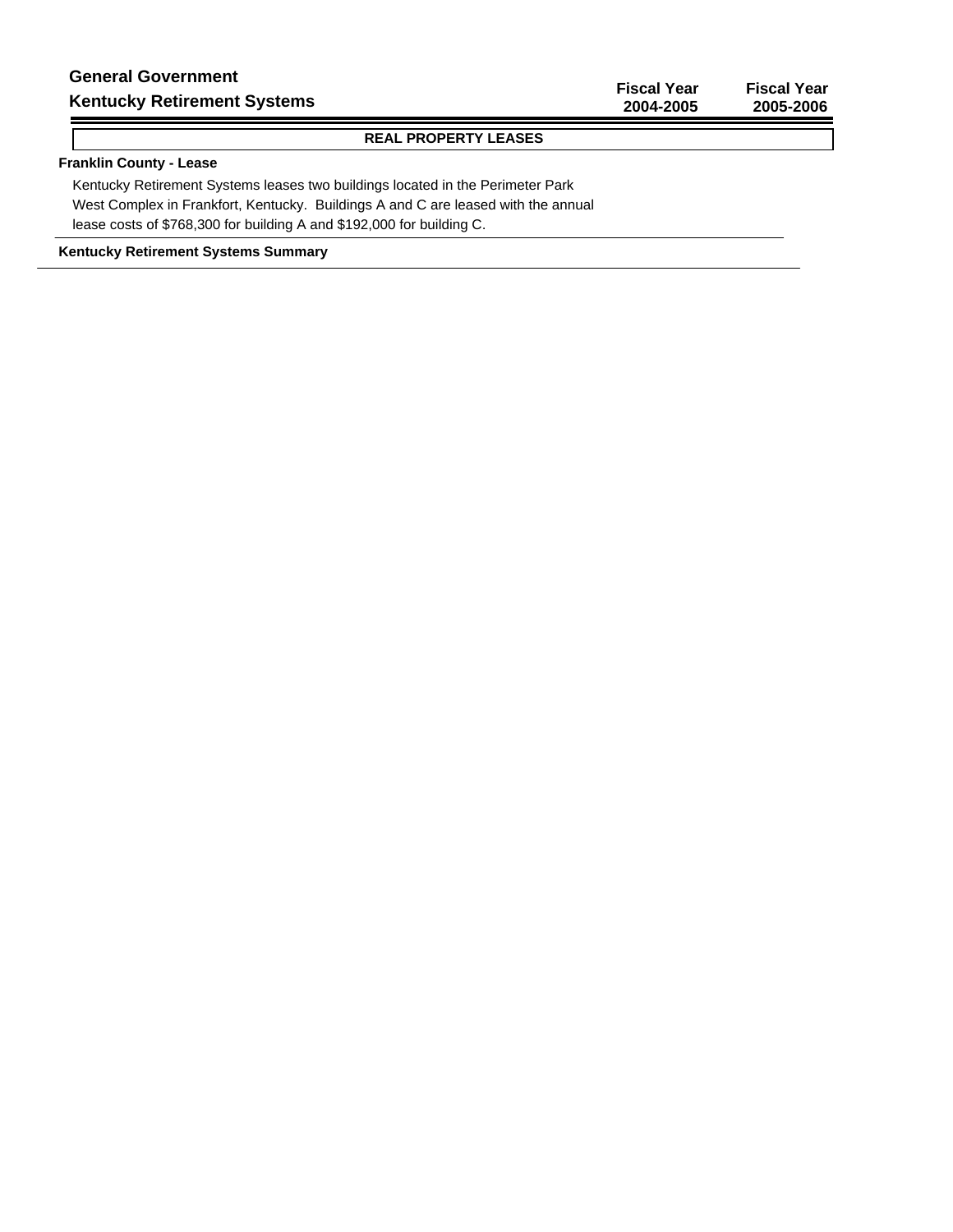## General Government

## Kentucky Retirement Systems

| | Fiscal Year 2004-2005 | Fiscal Year 2005-2006 |
|---|---|---|

### REAL PROPERTY LEASES

**Franklin County - Lease**

Kentucky Retirement Systems leases two buildings located in the Perimeter Park West Complex in Frankfort, Kentucky. Buildings A and C are leased with the annual lease costs of $768,300 for building A and $192,000 for building C.

**Kentucky Retirement Systems Summary**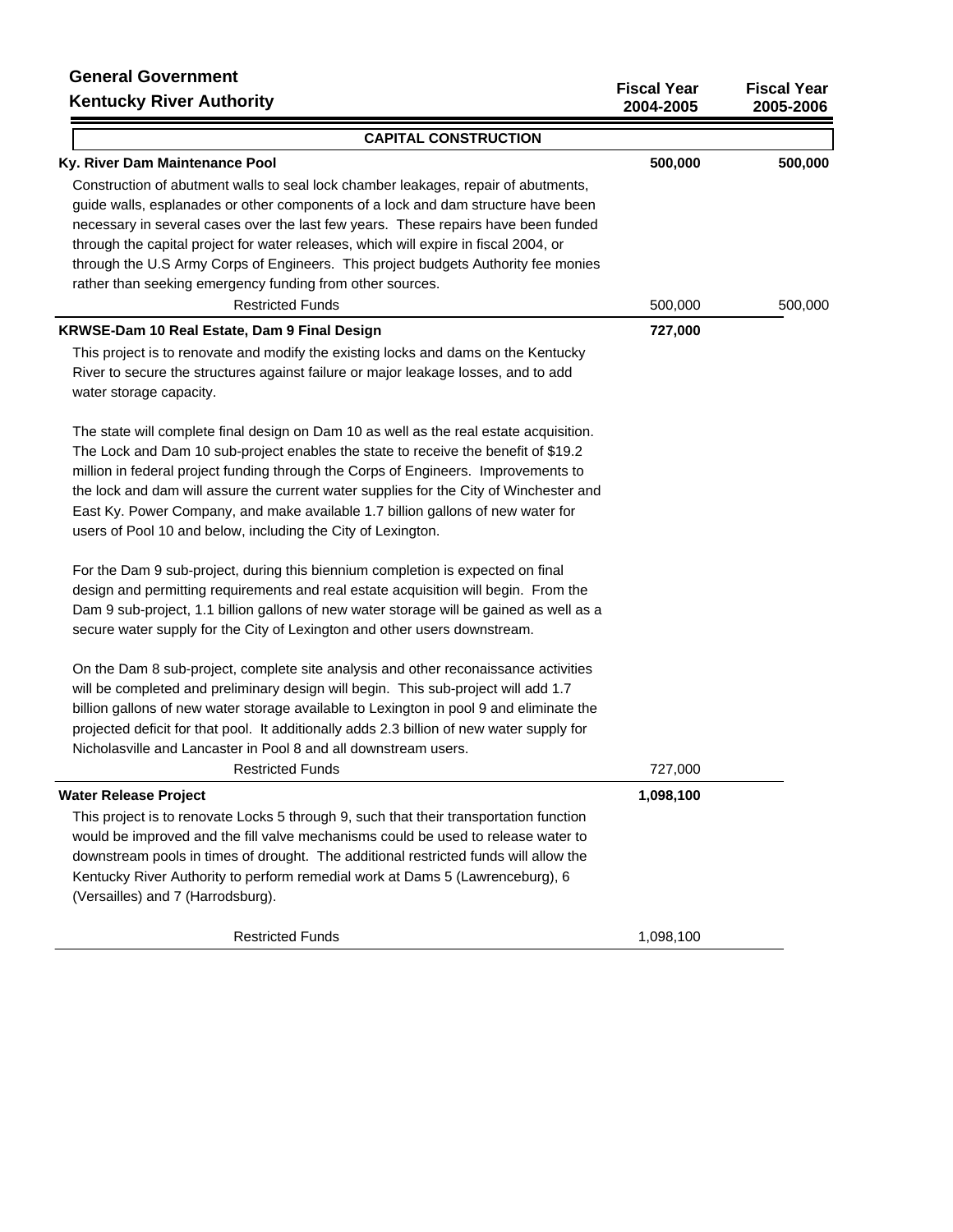**General Government**

**Kentucky River Authority**

| | Fiscal Year 2004-2005 | Fiscal Year 2005-2006 |
|---|---|---|

**CAPITAL CONSTRUCTION**

| | Fiscal Year 2004-2005 | Fiscal Year 2005-2006 |
|---|---|---|
| **Ky. River Dam Maintenance Pool** | **500,000** | **500,000** |

Construction of abutment walls to seal lock chamber leakages, repair of abutments, guide walls, esplanades or other components of a lock and dam structure have been necessary in several cases over the last few years. These repairs have been funded through the capital project for water releases, which will expire in fiscal 2004, or through the U.S Army Corps of Engineers. This project budgets Authority fee monies rather than seeking emergency funding from other sources.

| | Fiscal Year 2004-2005 | Fiscal Year 2005-2006 |
|---|---|---|
| Restricted Funds | 500,000 | 500,000 |
| **KRWSE-Dam 10 Real Estate, Dam 9 Final Design** | **727,000** | |

This project is to renovate and modify the existing locks and dams on the Kentucky River to secure the structures against failure or major leakage losses, and to add water storage capacity.

The state will complete final design on Dam 10 as well as the real estate acquisition. The Lock and Dam 10 sub-project enables the state to receive the benefit of $19.2 million in federal project funding through the Corps of Engineers. Improvements to the lock and dam will assure the current water supplies for the City of Winchester and East Ky. Power Company, and make available 1.7 billion gallons of new water for users of Pool 10 and below, including the City of Lexington.

For the Dam 9 sub-project, during this biennium completion is expected on final design and permitting requirements and real estate acquisition will begin. From the Dam 9 sub-project, 1.1 billion gallons of new water storage will be gained as well as a secure water supply for the City of Lexington and other users downstream.

On the Dam 8 sub-project, complete site analysis and other reconaissance activities will be completed and preliminary design will begin. This sub-project will add 1.7 billion gallons of new water storage available to Lexington in pool 9 and eliminate the projected deficit for that pool. It additionally adds 2.3 billion of new water supply for Nicholasville and Lancaster in Pool 8 and all downstream users.

| | Fiscal Year 2004-2005 | Fiscal Year 2005-2006 |
|---|---|---|
| Restricted Funds | 727,000 | |
| **Water Release Project** | **1,098,100** | |

This project is to renovate Locks 5 through 9, such that their transportation function would be improved and the fill valve mechanisms could be used to release water to downstream pools in times of drought. The additional restricted funds will allow the Kentucky River Authority to perform remedial work at Dams 5 (Lawrenceburg), 6 (Versailles) and 7 (Harrodsburg).

| | Fiscal Year 2004-2005 | Fiscal Year 2005-2006 |
|---|---|---|
| Restricted Funds | 1,098,100 | |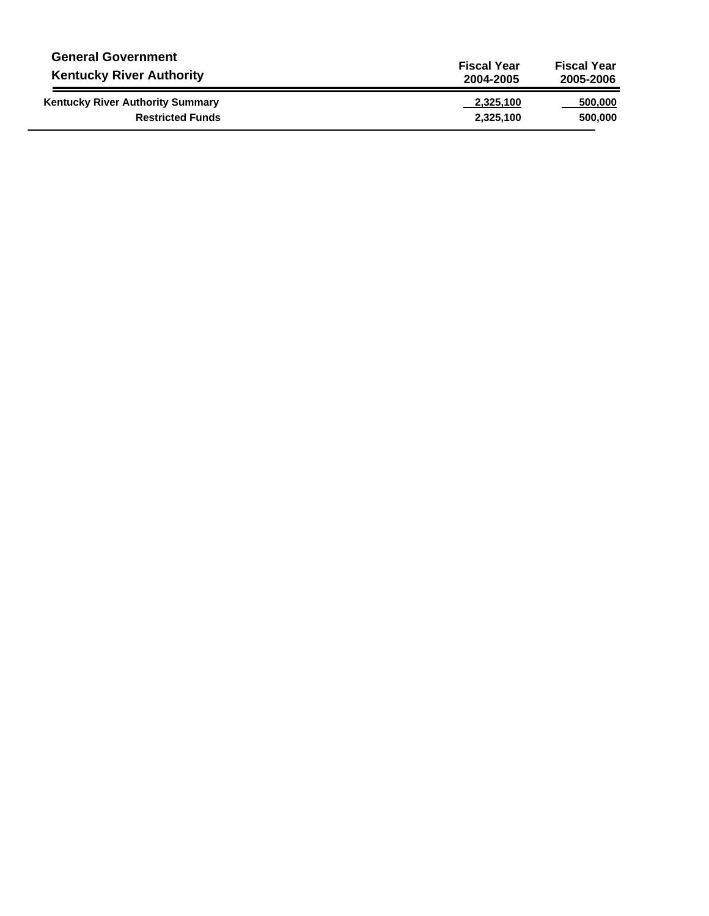## General Government

## Kentucky River Authority

| | Fiscal Year 2004-2005 | Fiscal Year 2005-2006 |
|---|---|---|
| **Kentucky River Authority Summary** | **2,325,100** | **500,000** |
| **Restricted Funds** | **2,325,100** | **500,000** |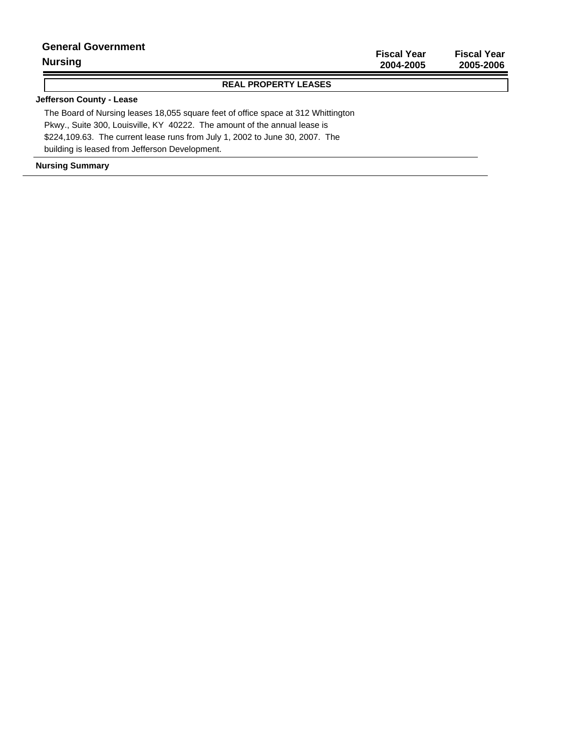# General Government

## Nursing

| | Fiscal Year 2004-2005 | Fiscal Year 2005-2006 |
|---|---|---|

### REAL PROPERTY LEASES

**Jefferson County - Lease**

The Board of Nursing leases 18,055 square feet of office space at 312 Whittington Pkwy., Suite 300, Louisville, KY 40222. The amount of the annual lease is $224,109.63. The current lease runs from July 1, 2002 to June 30, 2007. The building is leased from Jefferson Development.

**Nursing Summary**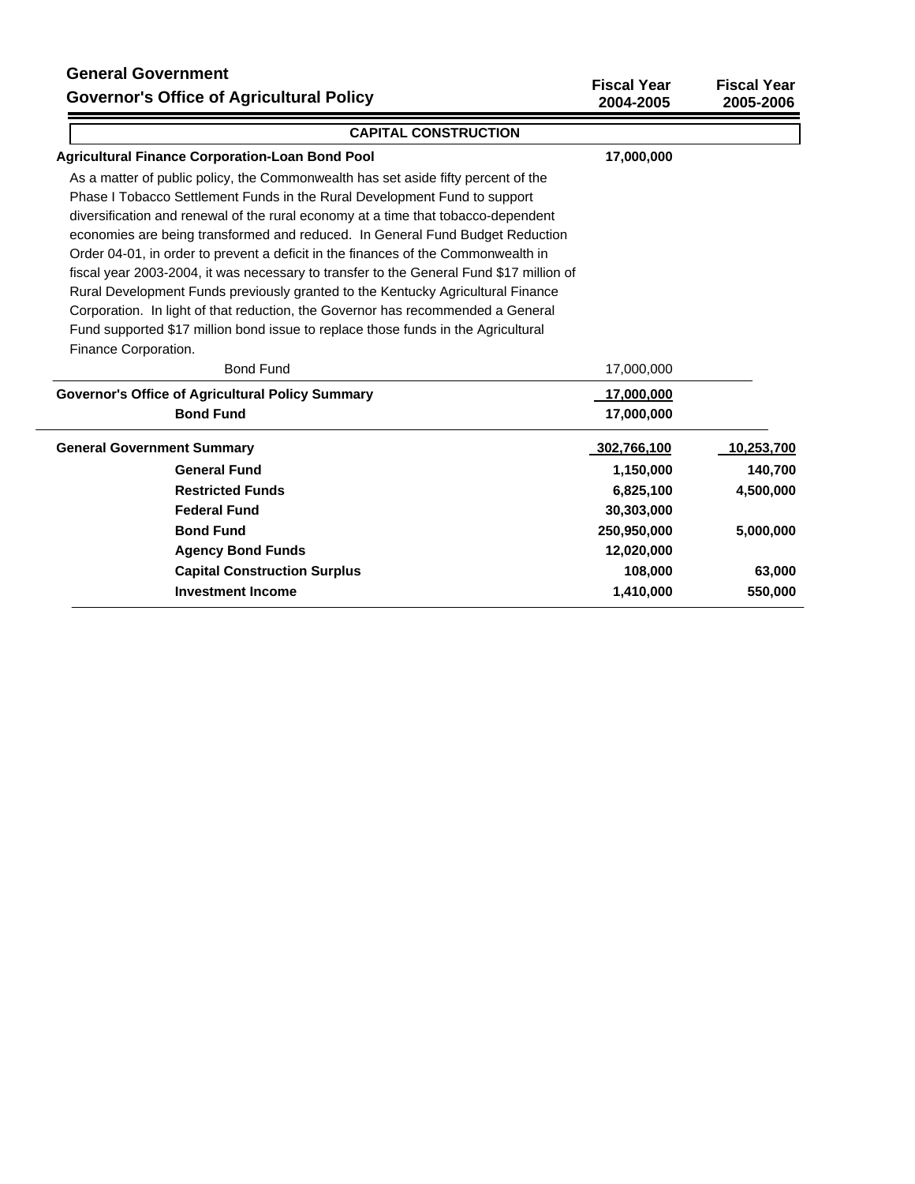## General Government

### Governor's Office of Agricultural Policy

| | Fiscal Year 2004-2005 | Fiscal Year 2005-2006 |
|---|---|---|
| **CAPITAL CONSTRUCTION** | | |
| **Agricultural Finance Corporation-Loan Bond Pool** | **17,000,000** | |

As a matter of public policy, the Commonwealth has set aside fifty percent of the Phase I Tobacco Settlement Funds in the Rural Development Fund to support diversification and renewal of the rural economy at a time that tobacco-dependent economies are being transformed and reduced. In General Fund Budget Reduction Order 04-01, in order to prevent a deficit in the finances of the Commonwealth in fiscal year 2003-2004, it was necessary to transfer to the General Fund $17 million of Rural Development Funds previously granted to the Kentucky Agricultural Finance Corporation. In light of that reduction, the Governor has recommended a General Fund supported $17 million bond issue to replace those funds in the Agricultural Finance Corporation.

| | Fiscal Year 2004-2005 | Fiscal Year 2005-2006 |
|---|---|---|
| Bond Fund | 17,000,000 | |
| **Governor's Office of Agricultural Policy Summary** | **17,000,000** | |
| **Bond Fund** | **17,000,000** | |
| **General Government Summary** | **302,766,100** | **10,253,700** |
| **General Fund** | **1,150,000** | **140,700** |
| **Restricted Funds** | **6,825,100** | **4,500,000** |
| **Federal Fund** | **30,303,000** | |
| **Bond Fund** | **250,950,000** | **5,000,000** |
| **Agency Bond Funds** | **12,020,000** | |
| **Capital Construction Surplus** | **108,000** | **63,000** |
| **Investment Income** | **1,410,000** | **550,000** |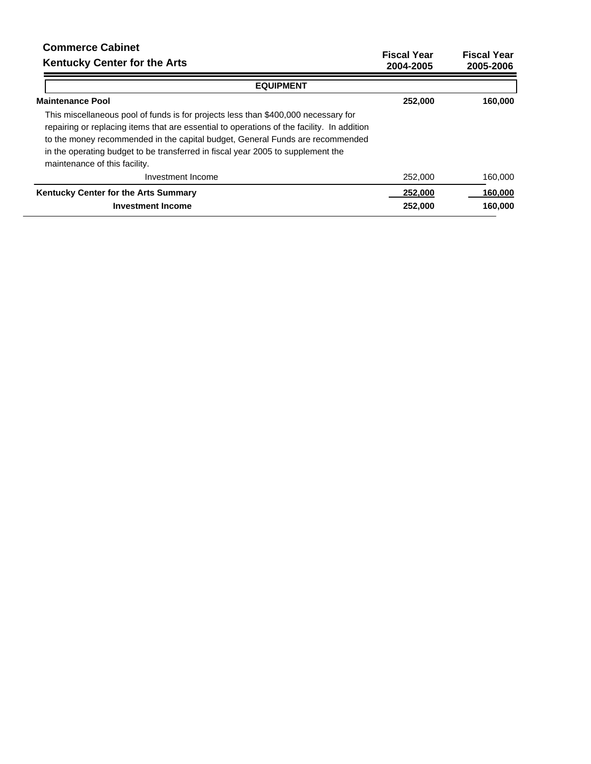## Commerce Cabinet
## Kentucky Center for the Arts

| | Fiscal Year 2004-2005 | Fiscal Year 2005-2006 |
|---|---|---|
| **EQUIPMENT** | | |
| **Maintenance Pool** | **252,000** | **160,000** |
| This miscellaneous pool of funds is for projects less than $400,000 necessary for repairing or replacing items that are essential to operations of the facility. In addition to the money recommended in the capital budget, General Funds are recommended in the operating budget to be transferred in fiscal year 2005 to supplement the maintenance of this facility. | | |
| Investment Income | 252,000 | 160,000 |
| **Kentucky Center for the Arts Summary** | **252,000** | **160,000** |
| **Investment Income** | **252,000** | **160,000** |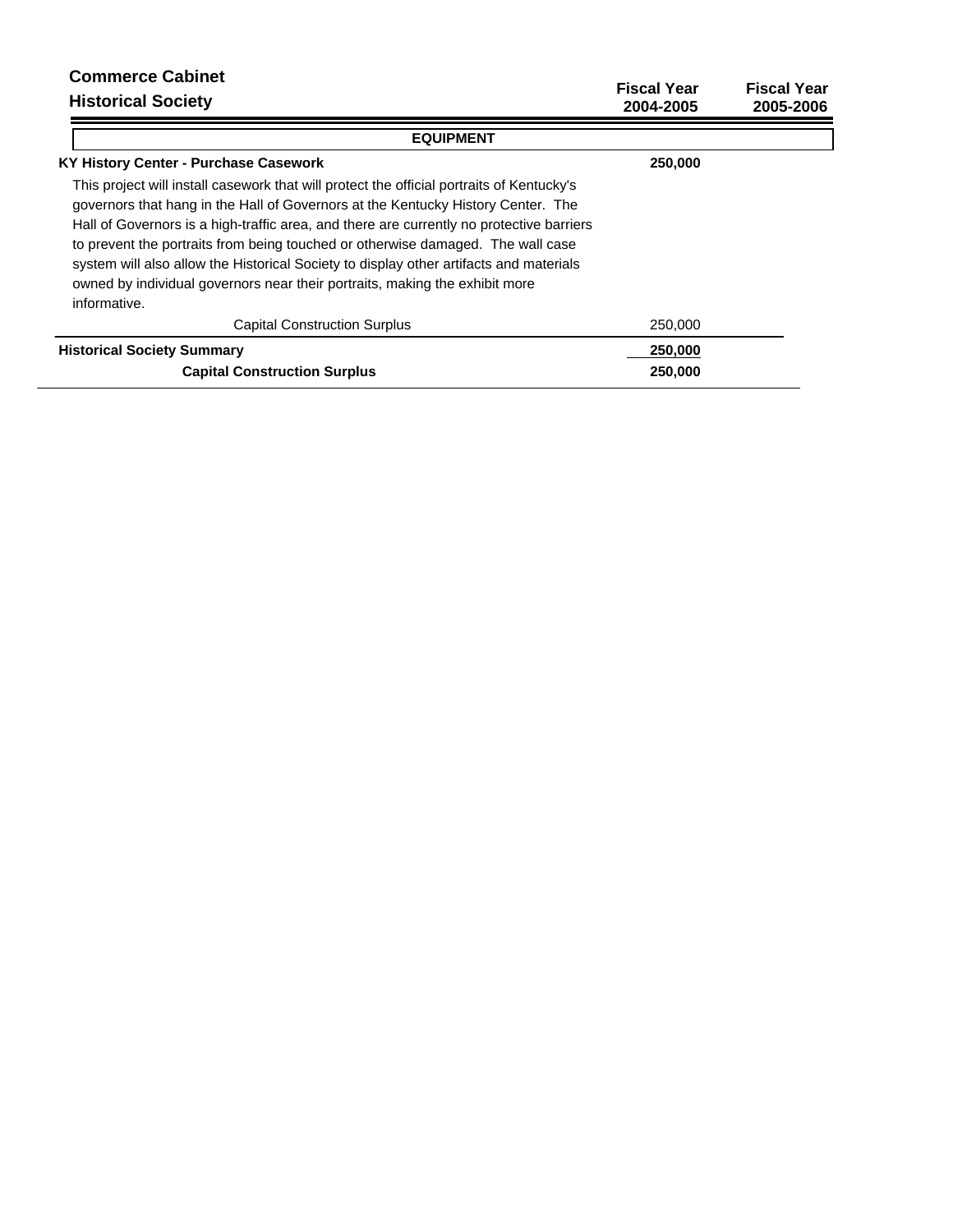## Commerce Cabinet
## Historical Society

| | Fiscal Year 2004-2005 | Fiscal Year 2005-2006 |
|---|---|---|
| **EQUIPMENT** | | |
| **KY History Center - Purchase Casework** | **250,000** | |
| This project will install casework that will protect the official portraits of Kentucky's governors that hang in the Hall of Governors at the Kentucky History Center. The Hall of Governors is a high-traffic area, and there are currently no protective barriers to prevent the portraits from being touched or otherwise damaged. The wall case system will also allow the Historical Society to display other artifacts and materials owned by individual governors near their portraits, making the exhibit more informative. | | |
| Capital Construction Surplus | 250,000 | |
| **Historical Society Summary** | **250,000** | |
| **Capital Construction Surplus** | **250,000** | |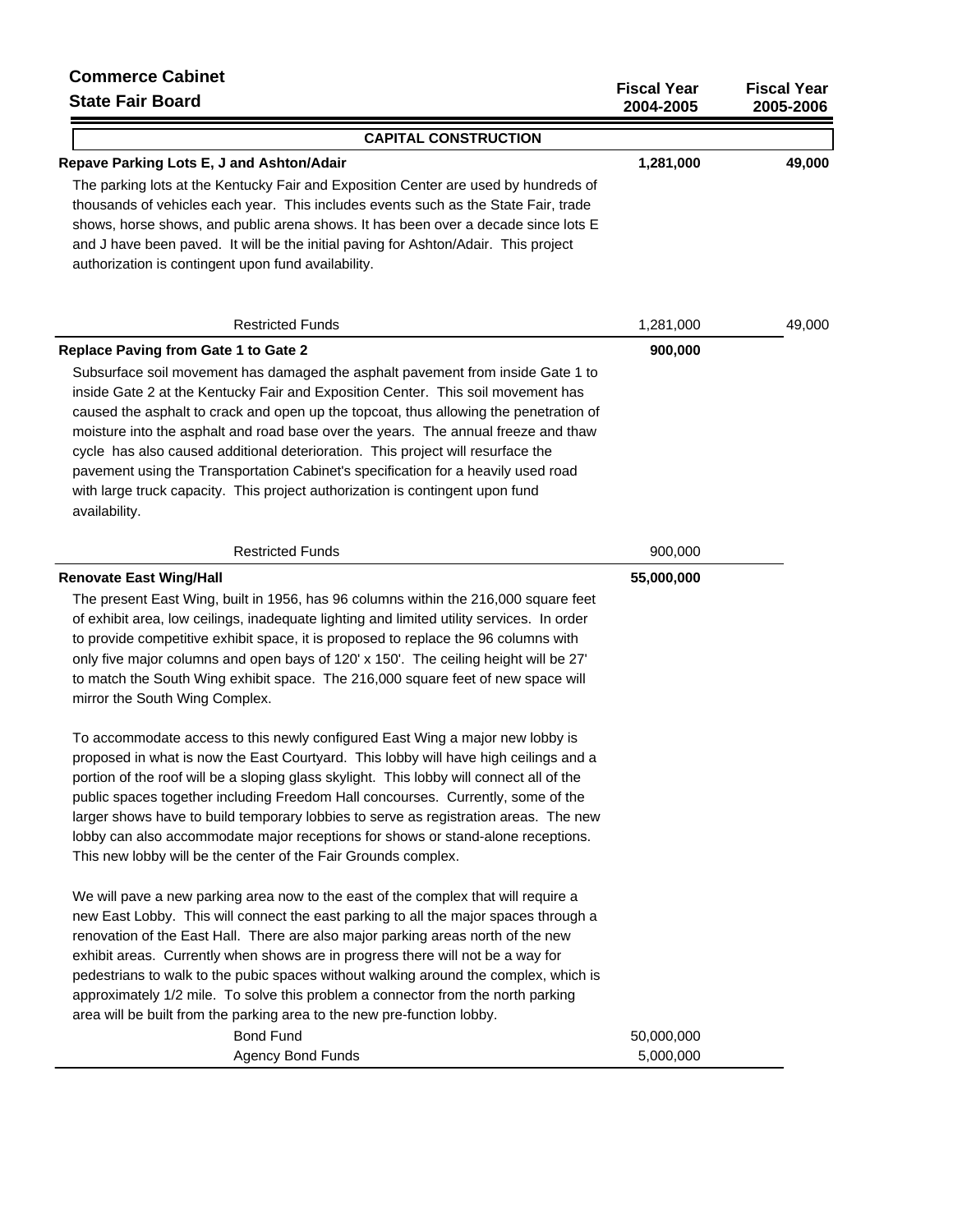**Commerce Cabinet**

**State Fair Board**

| | Fiscal Year 2004-2005 | Fiscal Year 2005-2006 |
|---|---|---|
| **CAPITAL CONSTRUCTION** | | |
| **Repave Parking Lots E, J and Ashton/Adair** | **1,281,000** | **49,000** |
| The parking lots at the Kentucky Fair and Exposition Center are used by hundreds of thousands of vehicles each year. This includes events such as the State Fair, trade shows, horse shows, and public arena shows. It has been over a decade since lots E and J have been paved. It will be the initial paving for Ashton/Adair. This project authorization is contingent upon fund availability. | | |
| Restricted Funds | 1,281,000 | 49,000 |
| **Replace Paving from Gate 1 to Gate 2** | **900,000** | |
| Subsurface soil movement has damaged the asphalt pavement from inside Gate 1 to inside Gate 2 at the Kentucky Fair and Exposition Center. This soil movement has caused the asphalt to crack and open up the topcoat, thus allowing the penetration of moisture into the asphalt and road base over the years. The annual freeze and thaw cycle has also caused additional deterioration. This project will resurface the pavement using the Transportation Cabinet's specification for a heavily used road with large truck capacity. This project authorization is contingent upon fund availability. | | |
| Restricted Funds | 900,000 | |
| **Renovate East Wing/Hall** | **55,000,000** | |
| The present East Wing, built in 1956, has 96 columns within the 216,000 square feet of exhibit area, low ceilings, inadequate lighting and limited utility services. In order to provide competitive exhibit space, it is proposed to replace the 96 columns with only five major columns and open bays of 120' x 150'. The ceiling height will be 27' to match the South Wing exhibit space. The 216,000 square feet of new space will mirror the South Wing Complex. | | |
| To accommodate access to this newly configured East Wing a major new lobby is proposed in what is now the East Courtyard. This lobby will have high ceilings and a portion of the roof will be a sloping glass skylight. This lobby will connect all of the public spaces together including Freedom Hall concourses. Currently, some of the larger shows have to build temporary lobbies to serve as registration areas. The new lobby can also accommodate major receptions for shows or stand-alone receptions. This new lobby will be the center of the Fair Grounds complex. | | |
| We will pave a new parking area now to the east of the complex that will require a new East Lobby. This will connect the east parking to all the major spaces through a renovation of the East Hall. There are also major parking areas north of the new exhibit areas. Currently when shows are in progress there will not be a way for pedestrians to walk to the pubic spaces without walking around the complex, which is approximately 1/2 mile. To solve this problem a connector from the north parking area will be built from the parking area to the new pre-function lobby. | | |
| Bond Fund | 50,000,000 | |
| Agency Bond Funds | 5,000,000 | |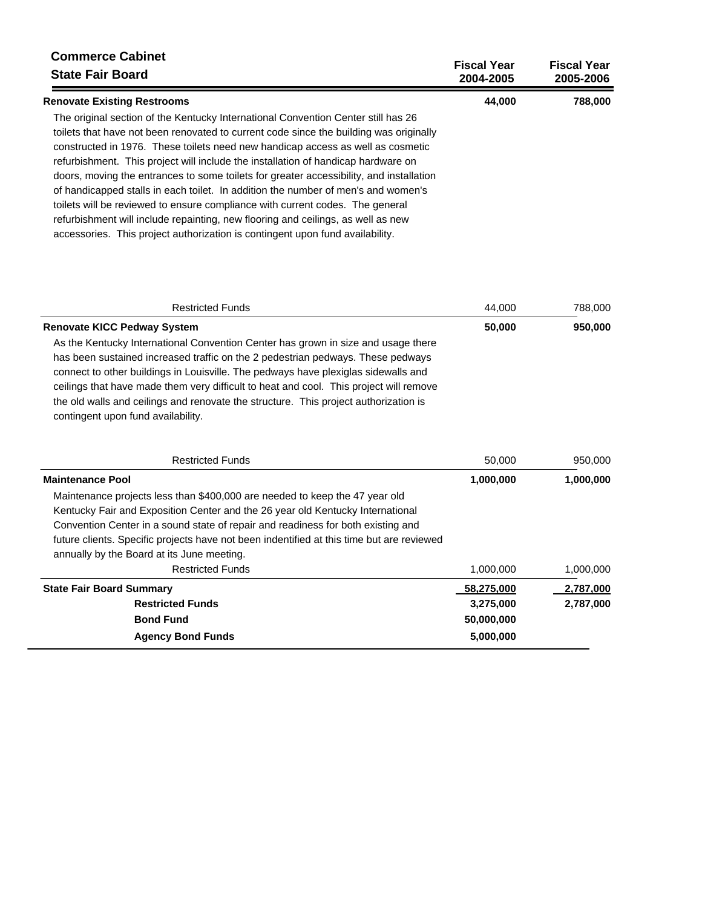**Commerce Cabinet**
**State Fair Board**

| | Fiscal Year 2004-2005 | Fiscal Year 2005-2006 |
|---|---|---|
| **Renovate Existing Restrooms** | **44,000** | **788,000** |

The original section of the Kentucky International Convention Center still has 26 toilets that have not been renovated to current code since the building was originally constructed in 1976. These toilets need new handicap access as well as cosmetic refurbishment. This project will include the installation of handicap hardware on doors, moving the entrances to some toilets for greater accessibility, and installation of handicapped stalls in each toilet. In addition the number of men's and women's toilets will be reviewed to ensure compliance with current codes. The general refurbishment will include repainting, new flooring and ceilings, as well as new accessories. This project authorization is contingent upon fund availability.

| | Fiscal Year 2004-2005 | Fiscal Year 2005-2006 |
|---|---|---|
| Restricted Funds | 44,000 | 788,000 |
| **Renovate KICC Pedway System** | **50,000** | **950,000** |

As the Kentucky International Convention Center has grown in size and usage there has been sustained increased traffic on the 2 pedestrian pedways. These pedways connect to other buildings in Louisville. The pedways have plexiglas sidewalls and ceilings that have made them very difficult to heat and cool. This project will remove the old walls and ceilings and renovate the structure. This project authorization is contingent upon fund availability.

| | Fiscal Year 2004-2005 | Fiscal Year 2005-2006 |
|---|---|---|
| Restricted Funds | 50,000 | 950,000 |
| **Maintenance Pool** | **1,000,000** | **1,000,000** |

Maintenance projects less than $400,000 are needed to keep the 47 year old Kentucky Fair and Exposition Center and the 26 year old Kentucky International Convention Center in a sound state of repair and readiness for both existing and future clients. Specific projects have not been indentified at this time but are reviewed annually by the Board at its June meeting.

| | Fiscal Year 2004-2005 | Fiscal Year 2005-2006 |
|---|---|---|
| Restricted Funds | 1,000,000 | 1,000,000 |
| **State Fair Board Summary** | **58,275,000** | **2,787,000** |
| **Restricted Funds** | **3,275,000** | **2,787,000** |
| **Bond Fund** | **50,000,000** | |
| **Agency Bond Funds** | **5,000,000** | |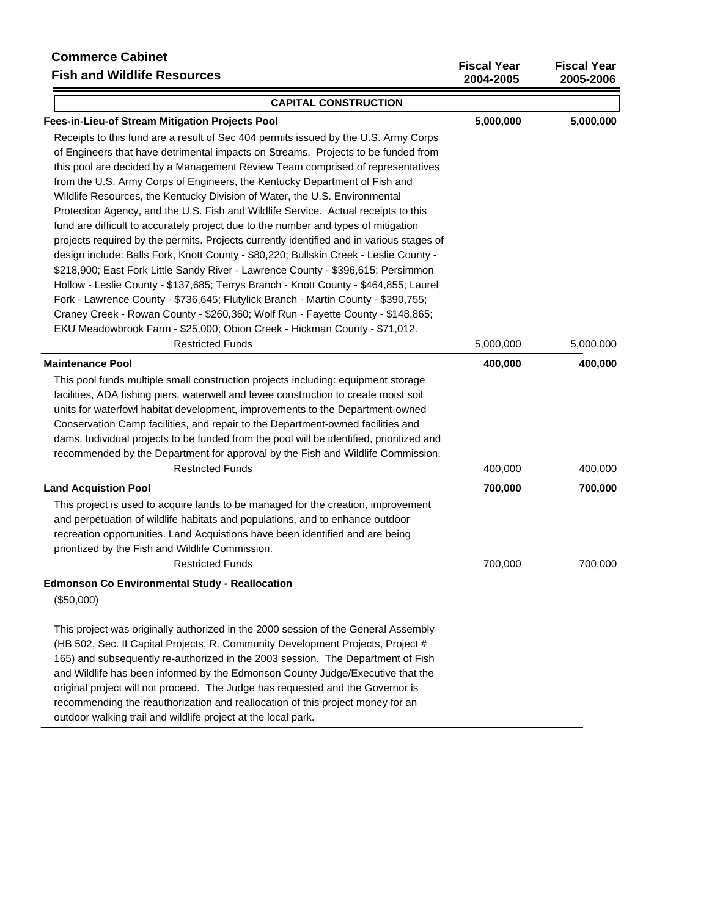**Commerce Cabinet**
**Fish and Wildlife Resources**

| | Fiscal Year 2004-2005 | Fiscal Year 2005-2006 |
|---|---|---|

## CAPITAL CONSTRUCTION

| | Fiscal Year 2004-2005 | Fiscal Year 2005-2006 |
|---|---|---|
| **Fees-in-Lieu-of Stream Mitigation Projects Pool** | **5,000,000** | **5,000,000** |

Receipts to this fund are a result of Sec 404 permits issued by the U.S. Army Corps of Engineers that have detrimental impacts on Streams. Projects to be funded from this pool are decided by a Management Review Team comprised of representatives from the U.S. Army Corps of Engineers, the Kentucky Department of Fish and Wildlife Resources, the Kentucky Division of Water, the U.S. Environmental Protection Agency, and the U.S. Fish and Wildlife Service. Actual receipts to this fund are difficult to accurately project due to the number and types of mitigation projects required by the permits. Projects currently identified and in various stages of design include: Balls Fork, Knott County - $80,220; Bullskin Creek - Leslie County - $218,900; East Fork Little Sandy River - Lawrence County - $396,615; Persimmon Hollow - Leslie County - $137,685; Terrys Branch - Knott County - $464,855; Laurel Fork - Lawrence County - $736,645; Flutylick Branch - Martin County - $390,755; Craney Creek - Rowan County - $260,360; Wolf Run - Fayette County - $148,865; EKU Meadowbrook Farm - $25,000; Obion Creek - Hickman County - $71,012.

| | Fiscal Year 2004-2005 | Fiscal Year 2005-2006 |
|---|---|---|
| Restricted Funds | 5,000,000 | 5,000,000 |
| **Maintenance Pool** | **400,000** | **400,000** |

This pool funds multiple small construction projects including: equipment storage facilities, ADA fishing piers, waterwell and levee construction to create moist soil units for waterfowl habitat development, improvements to the Department-owned Conservation Camp facilities, and repair to the Department-owned facilities and dams. Individual projects to be funded from the pool will be identified, prioritized and recommended by the Department for approval by the Fish and Wildlife Commission.

| | Fiscal Year 2004-2005 | Fiscal Year 2005-2006 |
|---|---|---|
| Restricted Funds | 400,000 | 400,000 |
| **Land Acquistion Pool** | **700,000** | **700,000** |

This project is used to acquire lands to be managed for the creation, improvement and perpetuation of wildlife habitats and populations, and to enhance outdoor recreation opportunities. Land Acquistions have been identified and are being prioritized by the Fish and Wildlife Commission.

| | Fiscal Year 2004-2005 | Fiscal Year 2005-2006 |
|---|---|---|
| Restricted Funds | 700,000 | 700,000 |

**Edmonson Co Environmental Study - Reallocation**

($50,000)

This project was originally authorized in the 2000 session of the General Assembly (HB 502, Sec. II Capital Projects, R. Community Development Projects, Project # 165) and subsequently re-authorized in the 2003 session. The Department of Fish and Wildlife has been informed by the Edmonson County Judge/Executive that the original project will not proceed. The Judge has requested and the Governor is recommending the reauthorization and reallocation of this project money for an outdoor walking trail and wildlife project at the local park.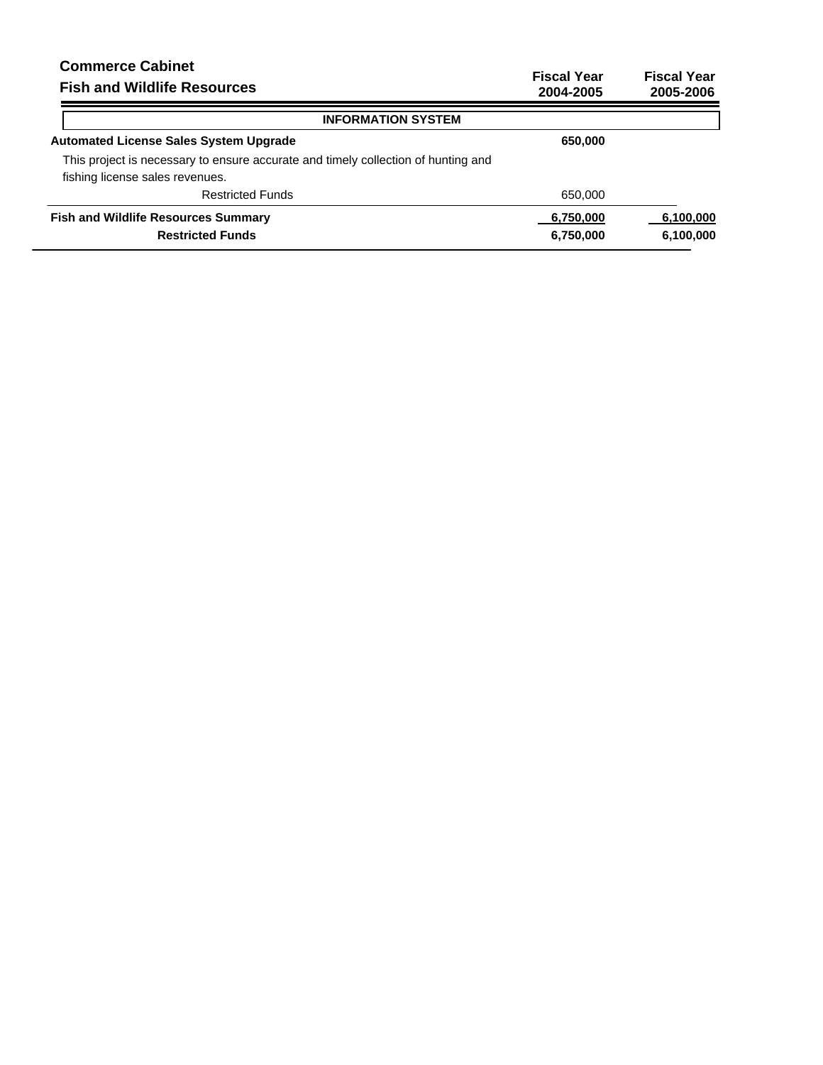**Commerce Cabinet**

**Fish and Wildlife Resources**

| | Fiscal Year 2004-2005 | Fiscal Year 2005-2006 |
|---|---|---|
| **INFORMATION SYSTEM** | | |
| **Automated License Sales System Upgrade** | **650,000** | |
| This project is necessary to ensure accurate and timely collection of hunting and fishing license sales revenues. | | |
| Restricted Funds | 650,000 | |
| **Fish and Wildlife Resources Summary** | **6,750,000** | **6,100,000** |
| **Restricted Funds** | **6,750,000** | **6,100,000** |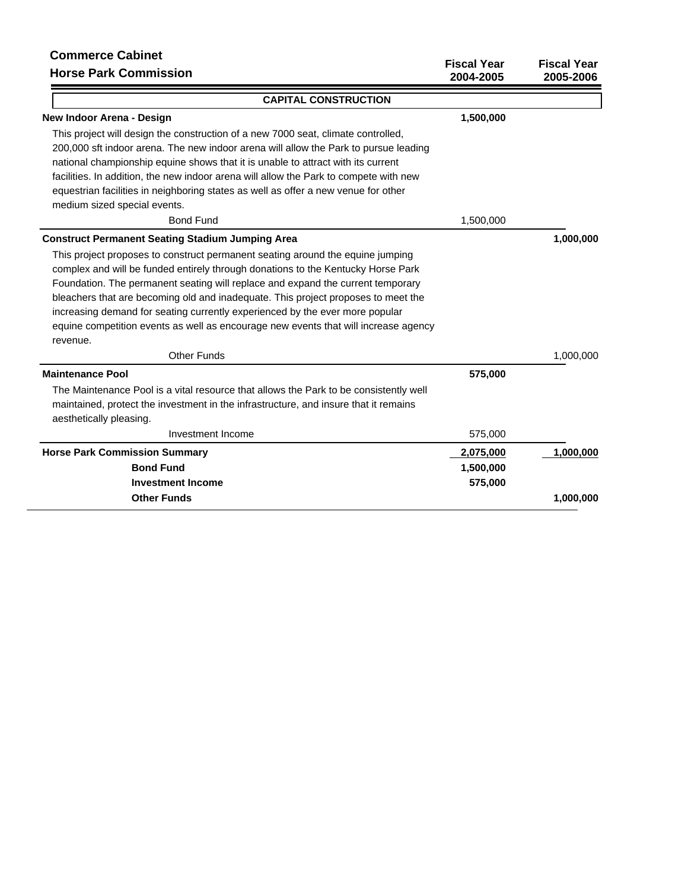**Commerce Cabinet**

**Horse Park Commission**

| | Fiscal Year 2004-2005 | Fiscal Year 2005-2006 |
|---|---|---|
| **CAPITAL CONSTRUCTION** | | |
| **New Indoor Arena - Design** | **1,500,000** | |
| This project will design the construction of a new 7000 seat, climate controlled, 200,000 sft indoor arena. The new indoor arena will allow the Park to pursue leading national championship equine shows that it is unable to attract with its current facilities. In addition, the new indoor arena will allow the Park to compete with new equestrian facilities in neighboring states as well as offer a new venue for other medium sized special events. | | |
| Bond Fund | 1,500,000 | |
| **Construct Permanent Seating Stadium Jumping Area** | | **1,000,000** |
| This project proposes to construct permanent seating around the equine jumping complex and will be funded entirely through donations to the Kentucky Horse Park Foundation. The permanent seating will replace and expand the current temporary bleachers that are becoming old and inadequate. This project proposes to meet the increasing demand for seating currently experienced by the ever more popular equine competition events as well as encourage new events that will increase agency revenue. | | |
| Other Funds | | 1,000,000 |
| **Maintenance Pool** | **575,000** | |
| The Maintenance Pool is a vital resource that allows the Park to be consistently well maintained, protect the investment in the infrastructure, and insure that it remains aesthetically pleasing. | | |
| Investment Income | 575,000 | |
| **Horse Park Commission Summary** | **2,075,000** | **1,000,000** |
| **Bond Fund** | **1,500,000** | |
| **Investment Income** | **575,000** | |
| **Other Funds** | | **1,000,000** |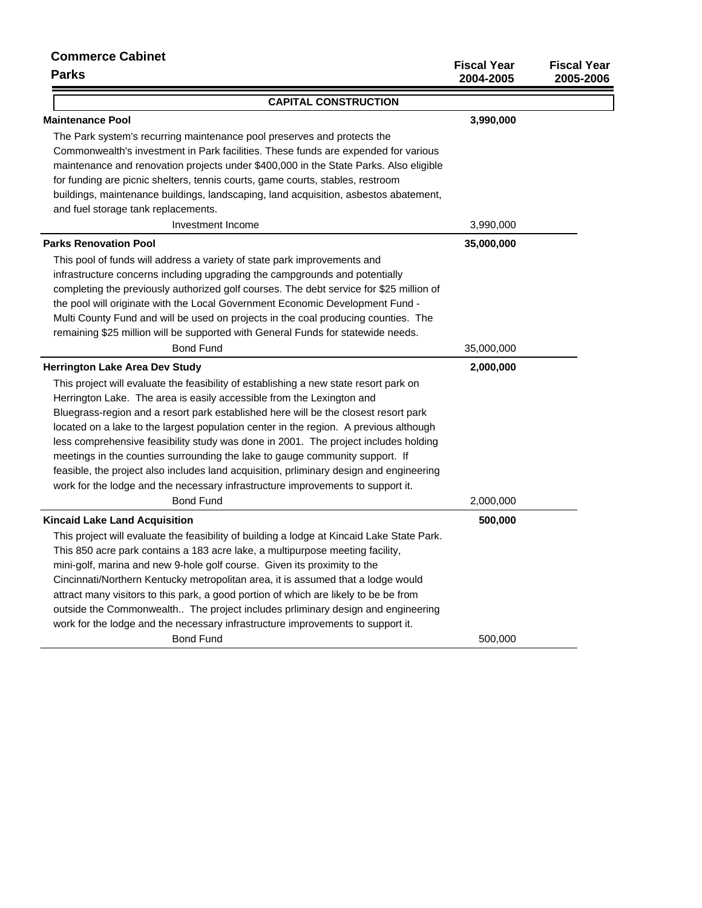**Commerce Cabinet**

**Parks**

| | Fiscal Year 2004-2005 | Fiscal Year 2005-2006 |
|---|---|---|

**CAPITAL CONSTRUCTION**

| | Fiscal Year 2004-2005 | Fiscal Year 2005-2006 |
|---|---|---|
| **Maintenance Pool** | **3,990,000** | |

The Park system's recurring maintenance pool preserves and protects the Commonwealth's investment in Park facilities. These funds are expended for various maintenance and renovation projects under $400,000 in the State Parks. Also eligible for funding are picnic shelters, tennis courts, game courts, stables, restroom buildings, maintenance buildings, landscaping, land acquisition, asbestos abatement, and fuel storage tank replacements.

| | | |
|---|---|---|
| Investment Income | 3,990,000 | |

| | | |
|---|---|---|
| **Parks Renovation Pool** | **35,000,000** | |

This pool of funds will address a variety of state park improvements and infrastructure concerns including upgrading the campgrounds and potentially completing the previously authorized golf courses. The debt service for $25 million of the pool will originate with the Local Government Economic Development Fund - Multi County Fund and will be used on projects in the coal producing counties. The remaining $25 million will be supported with General Funds for statewide needs.

| | | |
|---|---|---|
| Bond Fund | 35,000,000 | |

| | | |
|---|---|---|
| **Herrington Lake Area Dev Study** | **2,000,000** | |

This project will evaluate the feasibility of establishing a new state resort park on Herrington Lake. The area is easily accessible from the Lexington and Bluegrass-region and a resort park established here will be the closest resort park located on a lake to the largest population center in the region. A previous although less comprehensive feasibility study was done in 2001. The project includes holding meetings in the counties surrounding the lake to gauge community support. If feasible, the project also includes land acquisition, prliminary design and engineering work for the lodge and the necessary infrastructure improvements to support it.

| | | |
|---|---|---|
| Bond Fund | 2,000,000 | |

| | | |
|---|---|---|
| **Kincaid Lake Land Acquisition** | **500,000** | |

This project will evaluate the feasibility of building a lodge at Kincaid Lake State Park. This 850 acre park contains a 183 acre lake, a multipurpose meeting facility, mini-golf, marina and new 9-hole golf course. Given its proximity to the Cincinnati/Northern Kentucky metropolitan area, it is assumed that a lodge would attract many visitors to this park, a good portion of which are likely to be be from outside the Commonwealth.. The project includes prliminary design and engineering work for the lodge and the necessary infrastructure improvements to support it.

| | | |
|---|---|---|
| Bond Fund | 500,000 | |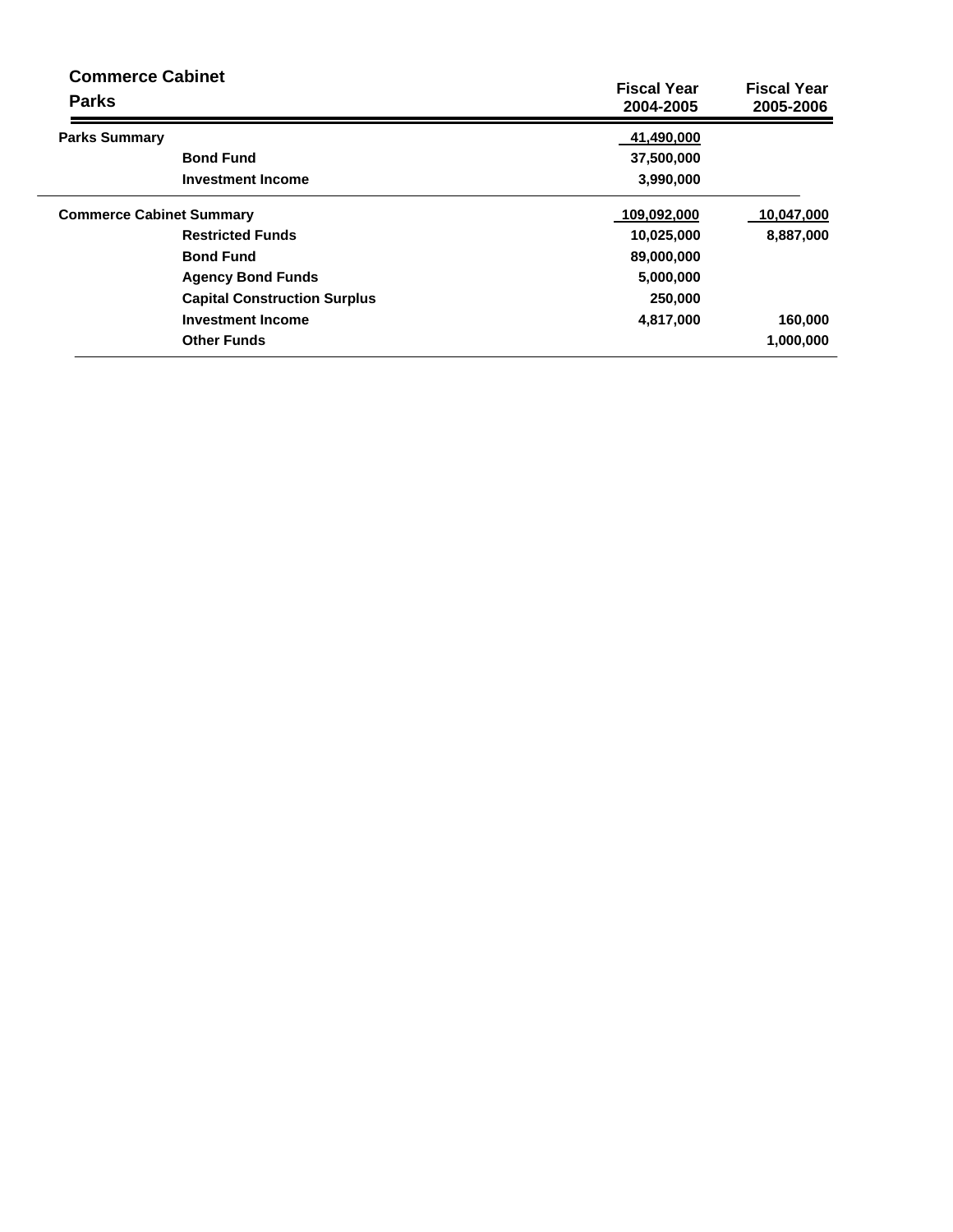## Commerce Cabinet

### Parks

| | Fiscal Year 2004-2005 | Fiscal Year 2005-2006 |
|---|---|---|
| **Parks Summary** | 41,490,000 | |
| Bond Fund | 37,500,000 | |
| Investment Income | 3,990,000 | |
| **Commerce Cabinet Summary** | 109,092,000 | 10,047,000 |
| Restricted Funds | 10,025,000 | 8,887,000 |
| Bond Fund | 89,000,000 | |
| Agency Bond Funds | 5,000,000 | |
| Capital Construction Surplus | 250,000 | |
| Investment Income | 4,817,000 | 160,000 |
| Other Funds | | 1,000,000 |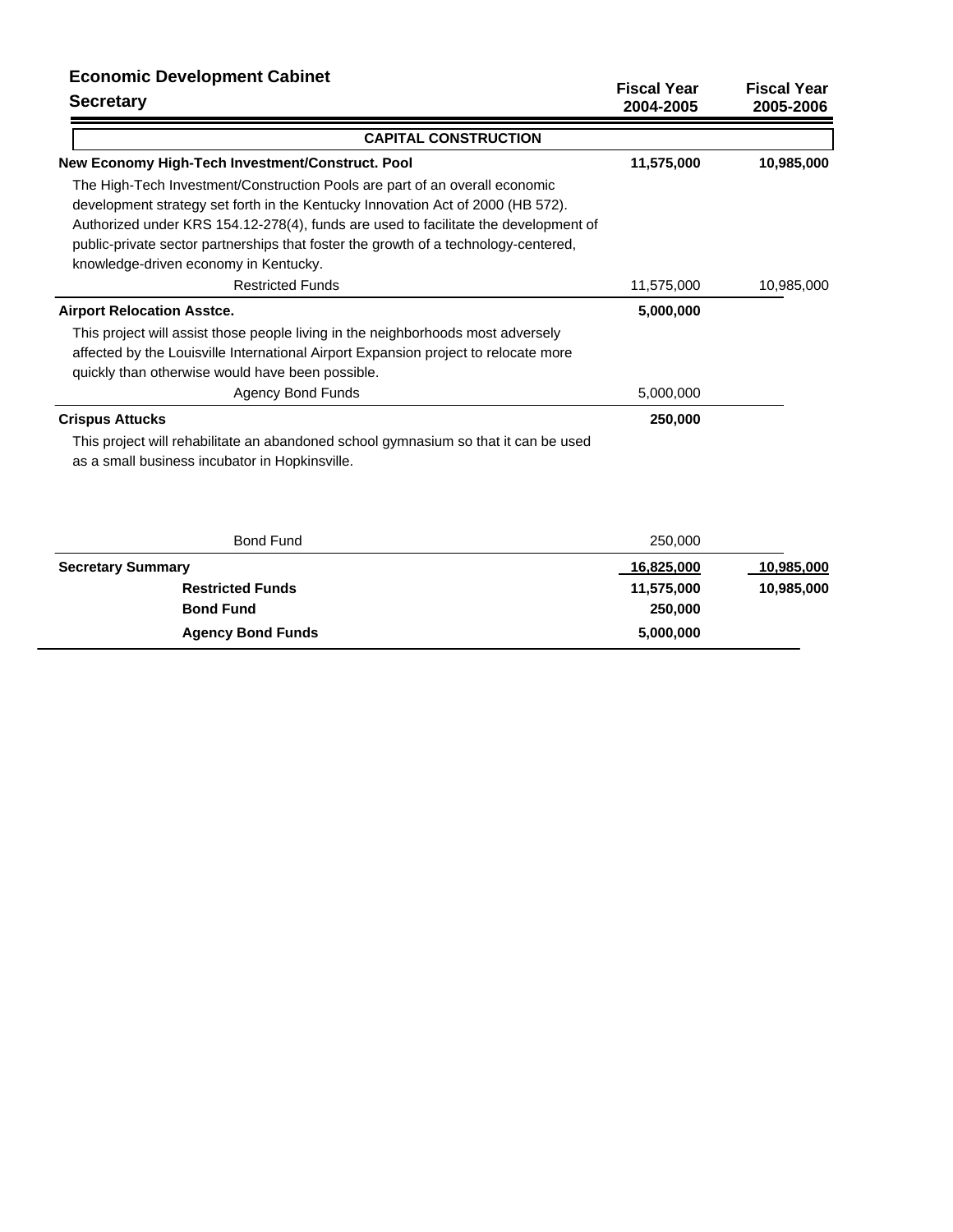## Economic Development Cabinet

### Secretary

| | Fiscal Year 2004-2005 | Fiscal Year 2005-2006 |
|---|---|---|
| **CAPITAL CONSTRUCTION** | | |
| **New Economy High-Tech Investment/Construct. Pool** | **11,575,000** | **10,985,000** |
| The High-Tech Investment/Construction Pools are part of an overall economic development strategy set forth in the Kentucky Innovation Act of 2000 (HB 572). Authorized under KRS 154.12-278(4), funds are used to facilitate the development of public-private sector partnerships that foster the growth of a technology-centered, knowledge-driven economy in Kentucky. | | |
| Restricted Funds | 11,575,000 | 10,985,000 |
| **Airport Relocation Asstce.** | **5,000,000** | |
| This project will assist those people living in the neighborhoods most adversely affected by the Louisville International Airport Expansion project to relocate more quickly than otherwise would have been possible. | | |
| Agency Bond Funds | 5,000,000 | |
| **Crispus Attucks** | **250,000** | |
| This project will rehabilitate an abandoned school gymnasium so that it can be used as a small business incubator in Hopkinsville. | | |
| Bond Fund | 250,000 | |
| **Secretary Summary** | **16,825,000** | **10,985,000** |
| **Restricted Funds** | **11,575,000** | **10,985,000** |
| **Bond Fund** | **250,000** | |
| **Agency Bond Funds** | **5,000,000** | |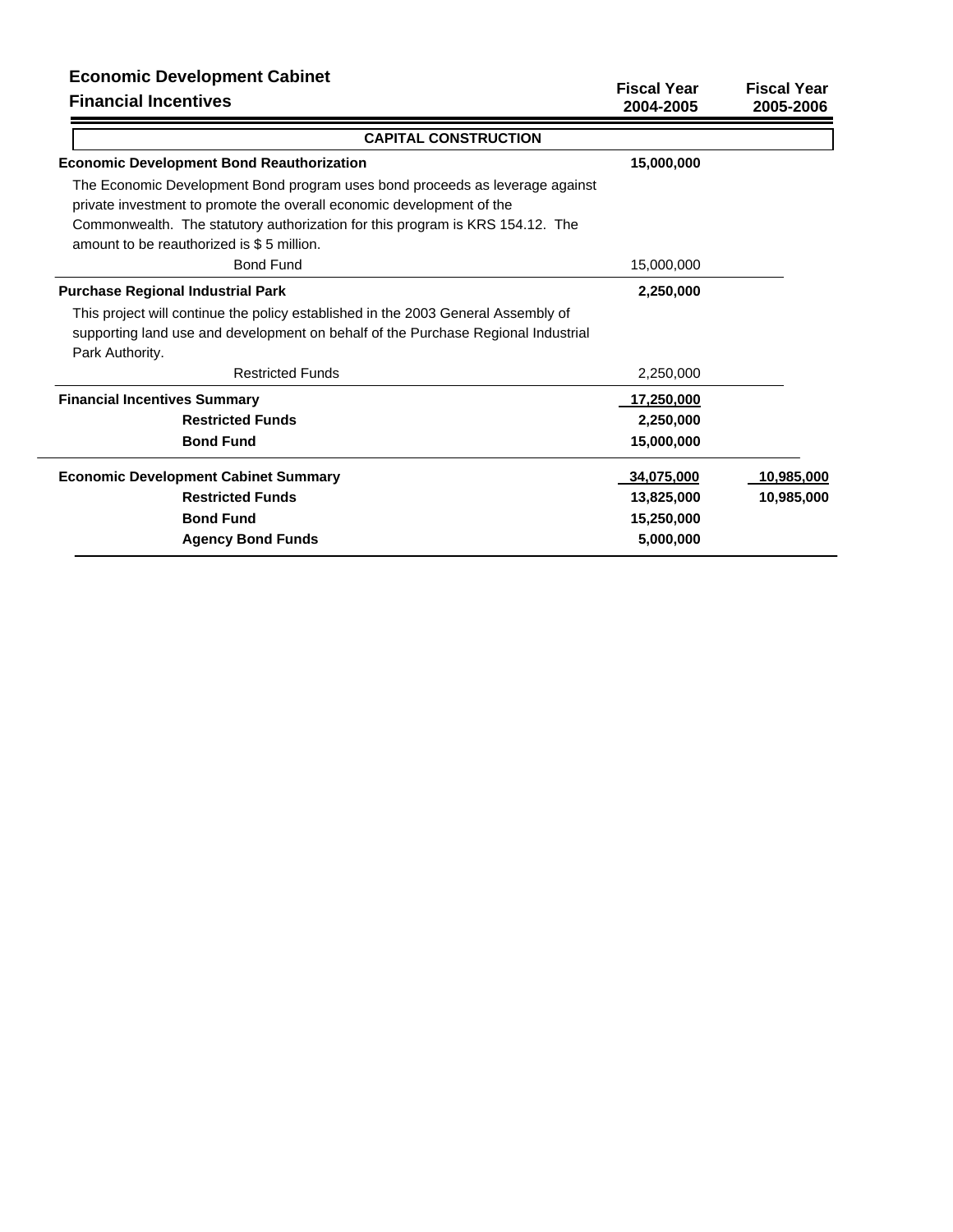# Economic Development Cabinet

## Financial Incentives

| | Fiscal Year 2004-2005 | Fiscal Year 2005-2006 |
|---|---|---|
| **CAPITAL CONSTRUCTION** | | |
| **Economic Development Bond Reauthorization** | **15,000,000** | |
| The Economic Development Bond program uses bond proceeds as leverage against private investment to promote the overall economic development of the Commonwealth. The statutory authorization for this program is KRS 154.12. The amount to be reauthorized is $ 5 million. | | |
| Bond Fund | 15,000,000 | |
| **Purchase Regional Industrial Park** | **2,250,000** | |
| This project will continue the policy established in the 2003 General Assembly of supporting land use and development on behalf of the Purchase Regional Industrial Park Authority. | | |
| Restricted Funds | 2,250,000 | |
| **Financial Incentives Summary** | **17,250,000** | |
| **Restricted Funds** | **2,250,000** | |
| **Bond Fund** | **15,000,000** | |
| **Economic Development Cabinet Summary** | **34,075,000** | **10,985,000** |
| **Restricted Funds** | **13,825,000** | **10,985,000** |
| **Bond Fund** | **15,250,000** | |
| **Agency Bond Funds** | **5,000,000** | |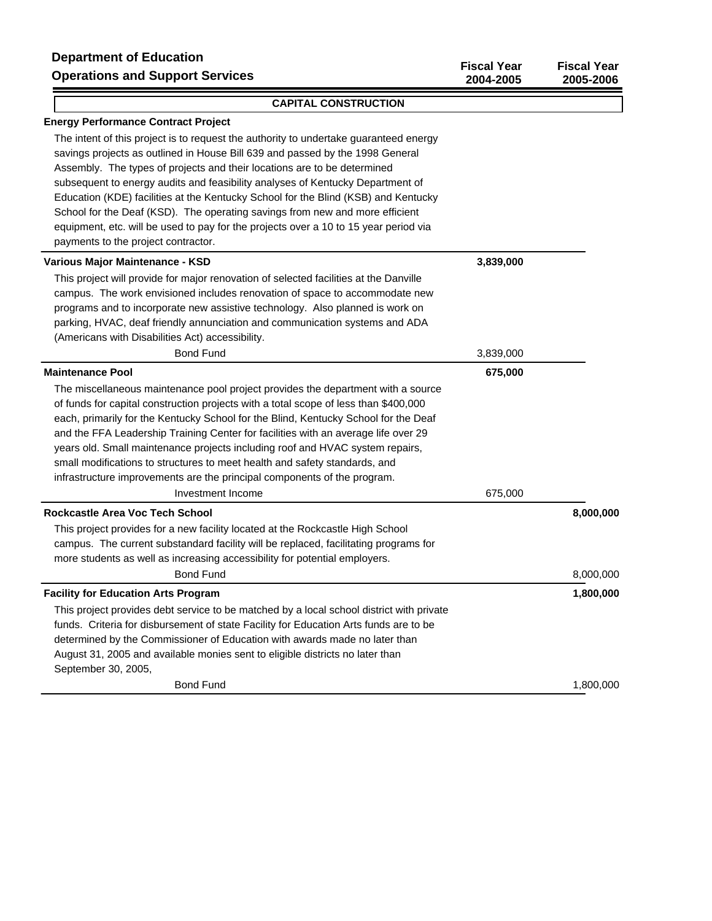**Department of Education**
**Operations and Support Services**

| | Fiscal Year 2004-2005 | Fiscal Year 2005-2006 |
|---|---|---|

## CAPITAL CONSTRUCTION

**Energy Performance Contract Project**

The intent of this project is to request the authority to undertake guaranteed energy savings projects as outlined in House Bill 639 and passed by the 1998 General Assembly. The types of projects and their locations are to be determined subsequent to energy audits and feasibility analyses of Kentucky Department of Education (KDE) facilities at the Kentucky School for the Blind (KSB) and Kentucky School for the Deaf (KSD). The operating savings from new and more efficient equipment, etc. will be used to pay for the projects over a 10 to 15 year period via payments to the project contractor.

| | Fiscal Year 2004-2005 | Fiscal Year 2005-2006 |
|---|---|---|
| **Various Major Maintenance - KSD** | **3,839,000** | |

This project will provide for major renovation of selected facilities at the Danville campus. The work envisioned includes renovation of space to accommodate new programs and to incorporate new assistive technology. Also planned is work on parking, HVAC, deaf friendly annunciation and communication systems and ADA (Americans with Disabilities Act) accessibility.

| | Fiscal Year 2004-2005 | Fiscal Year 2005-2006 |
|---|---|---|
| Bond Fund | 3,839,000 | |
| **Maintenance Pool** | **675,000** | |

The miscellaneous maintenance pool project provides the department with a source of funds for capital construction projects with a total scope of less than $400,000 each, primarily for the Kentucky School for the Blind, Kentucky School for the Deaf and the FFA Leadership Training Center for facilities with an average life over 29 years old. Small maintenance projects including roof and HVAC system repairs, small modifications to structures to meet health and safety standards, and infrastructure improvements are the principal components of the program.

| | Fiscal Year 2004-2005 | Fiscal Year 2005-2006 |
|---|---|---|
| Investment Income | 675,000 | |
| **Rockcastle Area Voc Tech School** | | **8,000,000** |

This project provides for a new facility located at the Rockcastle High School campus. The current substandard facility will be replaced, facilitating programs for more students as well as increasing accessibility for potential employers.

| | Fiscal Year 2004-2005 | Fiscal Year 2005-2006 |
|---|---|---|
| Bond Fund | | 8,000,000 |
| **Facility for Education Arts Program** | | **1,800,000** |

This project provides debt service to be matched by a local school district with private funds. Criteria for disbursement of state Facility for Education Arts funds are to be determined by the Commissioner of Education with awards made no later than August 31, 2005 and available monies sent to eligible districts no later than September 30, 2005,

| | Fiscal Year 2004-2005 | Fiscal Year 2005-2006 |
|---|---|---|
| Bond Fund | | 1,800,000 |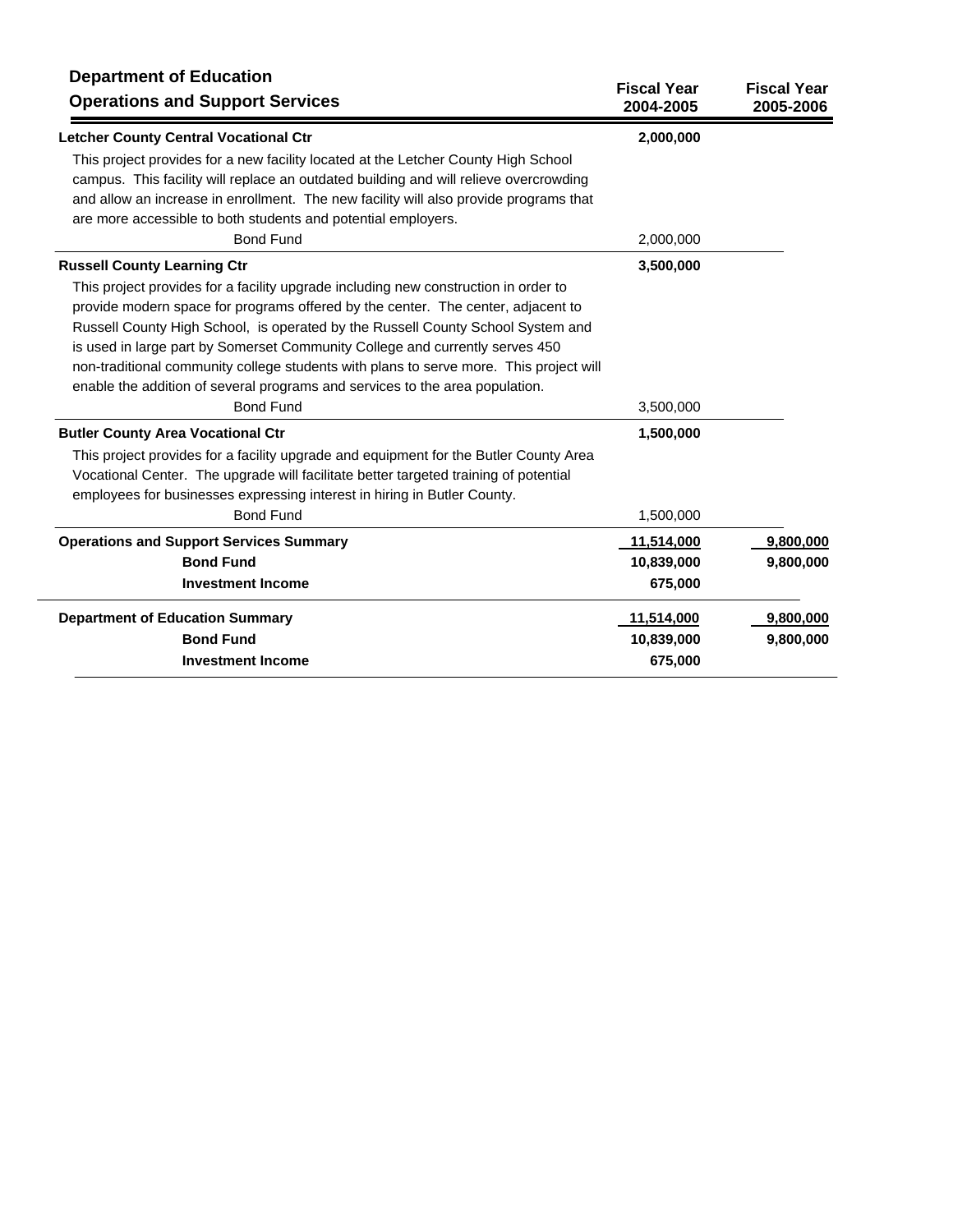## Department of Education

### Operations and Support Services

| | Fiscal Year 2004-2005 | Fiscal Year 2005-2006 |
|---|---|---|
| **Letcher County Central Vocational Ctr** | **2,000,000** | |
| This project provides for a new facility located at the Letcher County High School campus. This facility will replace an outdated building and will relieve overcrowding and allow an increase in enrollment. The new facility will also provide programs that are more accessible to both students and potential employers. | | |
| Bond Fund | 2,000,000 | |
| **Russell County Learning Ctr** | **3,500,000** | |
| This project provides for a facility upgrade including new construction in order to provide modern space for programs offered by the center. The center, adjacent to Russell County High School, is operated by the Russell County School System and is used in large part by Somerset Community College and currently serves 450 non-traditional community college students with plans to serve more. This project will enable the addition of several programs and services to the area population. | | |
| Bond Fund | 3,500,000 | |
| **Butler County Area Vocational Ctr** | **1,500,000** | |
| This project provides for a facility upgrade and equipment for the Butler County Area Vocational Center. The upgrade will facilitate better targeted training of potential employees for businesses expressing interest in hiring in Butler County. | | |
| Bond Fund | 1,500,000 | |
| **Operations and Support Services Summary** | **11,514,000** | **9,800,000** |
| **Bond Fund** | **10,839,000** | **9,800,000** |
| **Investment Income** | **675,000** | |
| **Department of Education Summary** | **11,514,000** | **9,800,000** |
| **Bond Fund** | **10,839,000** | **9,800,000** |
| **Investment Income** | **675,000** | |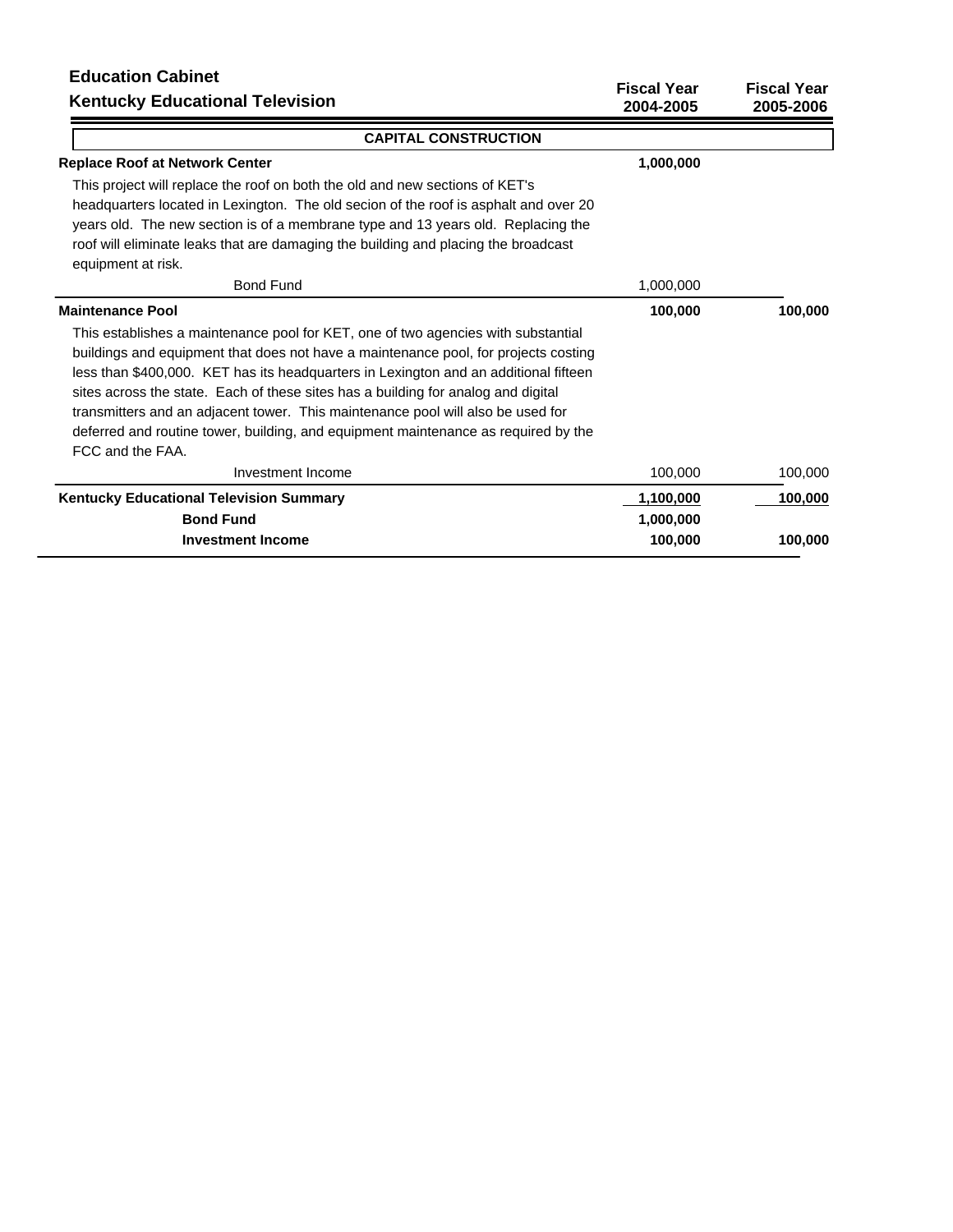**Education Cabinet**
**Kentucky Educational Television**

| | Fiscal Year 2004-2005 | Fiscal Year 2005-2006 |
|---|---|---|
| **CAPITAL CONSTRUCTION** | | |
| **Replace Roof at Network Center** | **1,000,000** | |
| This project will replace the roof on both the old and new sections of KET's headquarters located in Lexington. The old secion of the roof is asphalt and over 20 years old. The new section is of a membrane type and 13 years old. Replacing the roof will eliminate leaks that are damaging the building and placing the broadcast equipment at risk. | | |
| Bond Fund | 1,000,000 | |
| **Maintenance Pool** | **100,000** | **100,000** |
| This establishes a maintenance pool for KET, one of two agencies with substantial buildings and equipment that does not have a maintenance pool, for projects costing less than $400,000. KET has its headquarters in Lexington and an additional fifteen sites across the state. Each of these sites has a building for analog and digital transmitters and an adjacent tower. This maintenance pool will also be used for deferred and routine tower, building, and equipment maintenance as required by the FCC and the FAA. | | |
| Investment Income | 100,000 | 100,000 |
| **Kentucky Educational Television Summary** | **1,100,000** | **100,000** |
| **Bond Fund** | **1,000,000** | |
| **Investment Income** | **100,000** | **100,000** |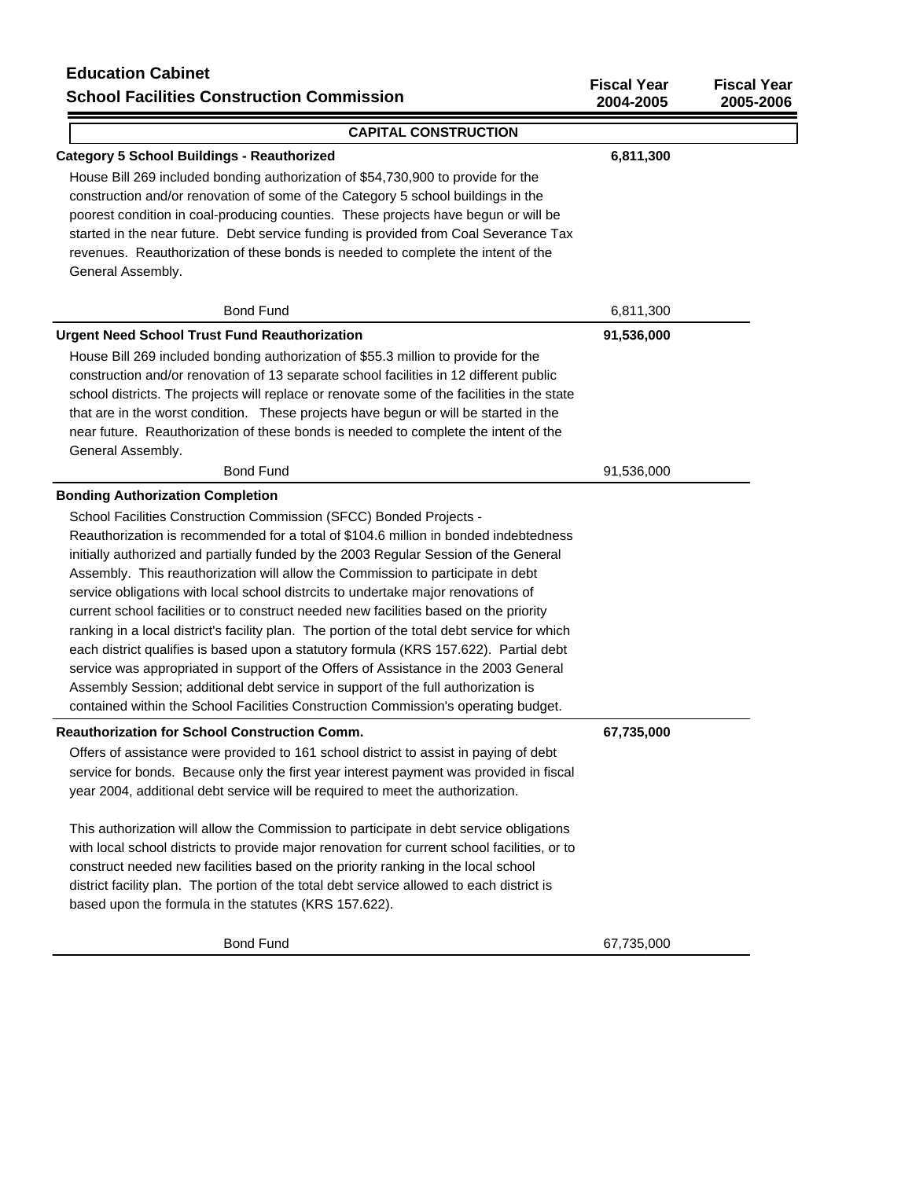**Education Cabinet**
**School Facilities Construction Commission**

| | Fiscal Year 2004-2005 | Fiscal Year 2005-2006 |
|---|---|---|

## CAPITAL CONSTRUCTION

| | Fiscal Year 2004-2005 | Fiscal Year 2005-2006 |
|---|---|---|
| **Category 5 School Buildings - Reauthorized** | **6,811,300** | |

House Bill 269 included bonding authorization of $54,730,900 to provide for the construction and/or renovation of some of the Category 5 school buildings in the poorest condition in coal-producing counties. These projects have begun or will be started in the near future. Debt service funding is provided from Coal Severance Tax revenues. Reauthorization of these bonds is needed to complete the intent of the General Assembly.

| | Fiscal Year 2004-2005 | Fiscal Year 2005-2006 |
|---|---|---|
| Bond Fund | 6,811,300 | |
| **Urgent Need School Trust Fund Reauthorization** | **91,536,000** | |

House Bill 269 included bonding authorization of $55.3 million to provide for the construction and/or renovation of 13 separate school facilities in 12 different public school districts. The projects will replace or renovate some of the facilities in the state that are in the worst condition. These projects have begun or will be started in the near future. Reauthorization of these bonds is needed to complete the intent of the General Assembly.

| | Fiscal Year 2004-2005 | Fiscal Year 2005-2006 |
|---|---|---|
| Bond Fund | 91,536,000 | |

**Bonding Authorization Completion**

School Facilities Construction Commission (SFCC) Bonded Projects - Reauthorization is recommended for a total of $104.6 million in bonded indebtedness initially authorized and partially funded by the 2003 Regular Session of the General Assembly. This reauthorization will allow the Commission to participate in debt service obligations with local school distrcits to undertake major renovations of current school facilities or to construct needed new facilities based on the priority ranking in a local district's facility plan. The portion of the total debt service for which each district qualifies is based upon a statutory formula (KRS 157.622). Partial debt service was appropriated in support of the Offers of Assistance in the 2003 General Assembly Session; additional debt service in support of the full authorization is contained within the School Facilities Construction Commission's operating budget.

| | Fiscal Year 2004-2005 | Fiscal Year 2005-2006 |
|---|---|---|
| **Reauthorization for School Construction Comm.** | **67,735,000** | |

Offers of assistance were provided to 161 school district to assist in paying of debt service for bonds. Because only the first year interest payment was provided in fiscal year 2004, additional debt service will be required to meet the authorization.

This authorization will allow the Commission to participate in debt service obligations with local school districts to provide major renovation for current school facilities, or to construct needed new facilities based on the priority ranking in the local school district facility plan. The portion of the total debt service allowed to each district is based upon the formula in the statutes (KRS 157.622).

| | Fiscal Year 2004-2005 | Fiscal Year 2005-2006 |
|---|---|---|
| Bond Fund | 67,735,000 | |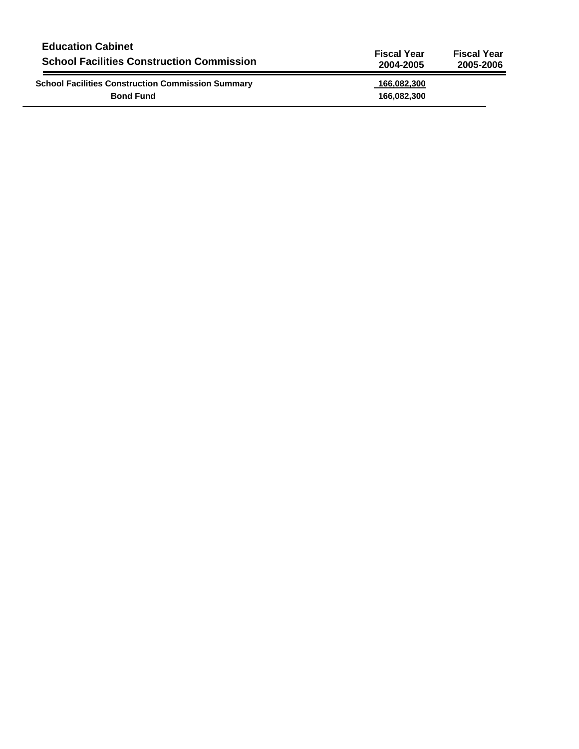## Education Cabinet
## School Facilities Construction Commission

| | Fiscal Year 2004-2005 | Fiscal Year 2005-2006 |
|---|---|---|
| **School Facilities Construction Commission Summary** | **166,082,300** | |
| **Bond Fund** | **166,082,300** | |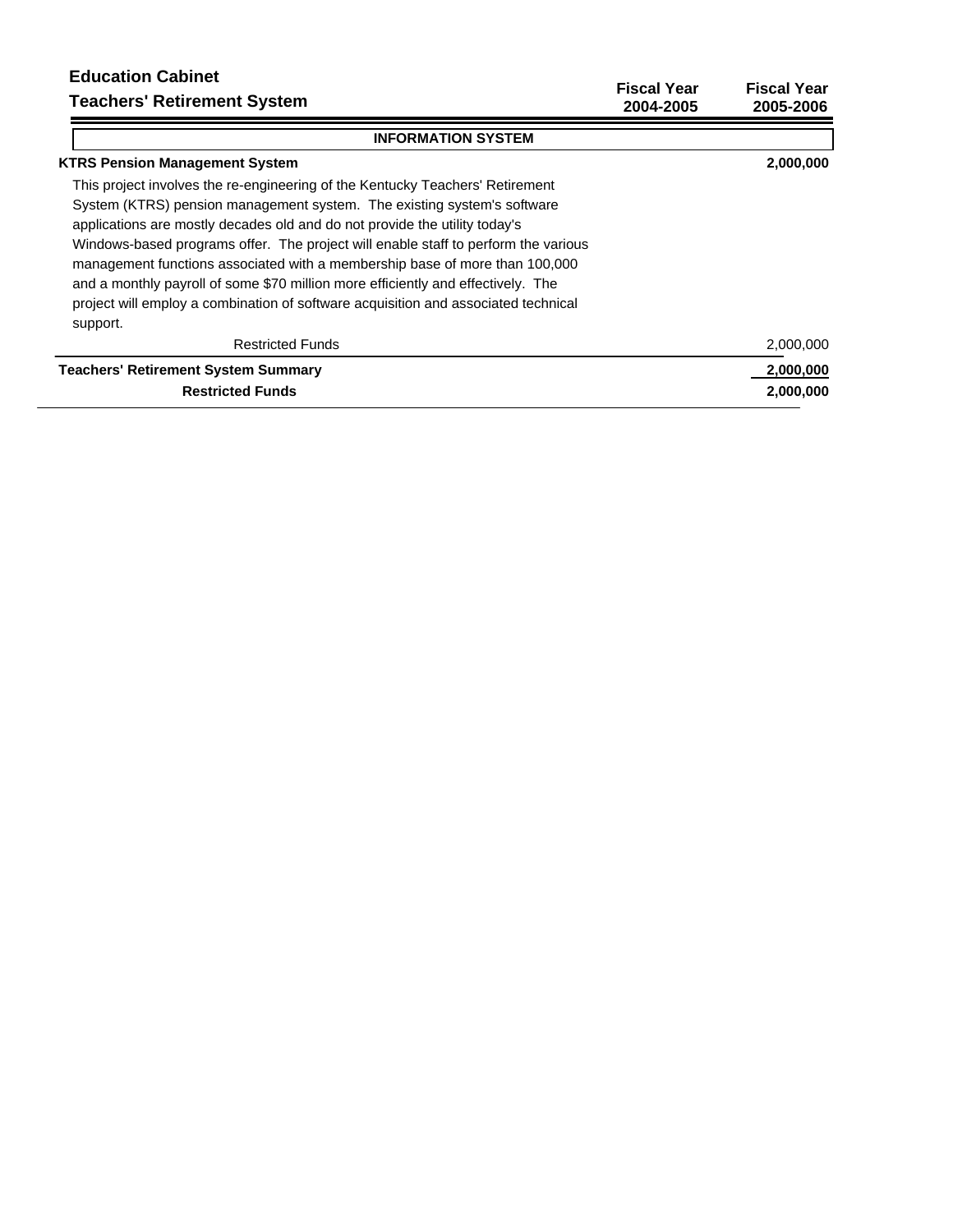## Education Cabinet

### Teachers' Retirement System

| | Fiscal Year 2004-2005 | Fiscal Year 2005-2006 |
|---|---|---|
| **INFORMATION SYSTEM** | | |
| **KTRS Pension Management System** | | **2,000,000** |
| This project involves the re-engineering of the Kentucky Teachers' Retirement System (KTRS) pension management system. The existing system's software applications are mostly decades old and do not provide the utility today's Windows-based programs offer. The project will enable staff to perform the various management functions associated with a membership base of more than 100,000 and a monthly payroll of some $70 million more efficiently and effectively. The project will employ a combination of software acquisition and associated technical support. | | |
| Restricted Funds | | 2,000,000 |
| **Teachers' Retirement System Summary** | | **2,000,000** |
| **Restricted Funds** | | **2,000,000** |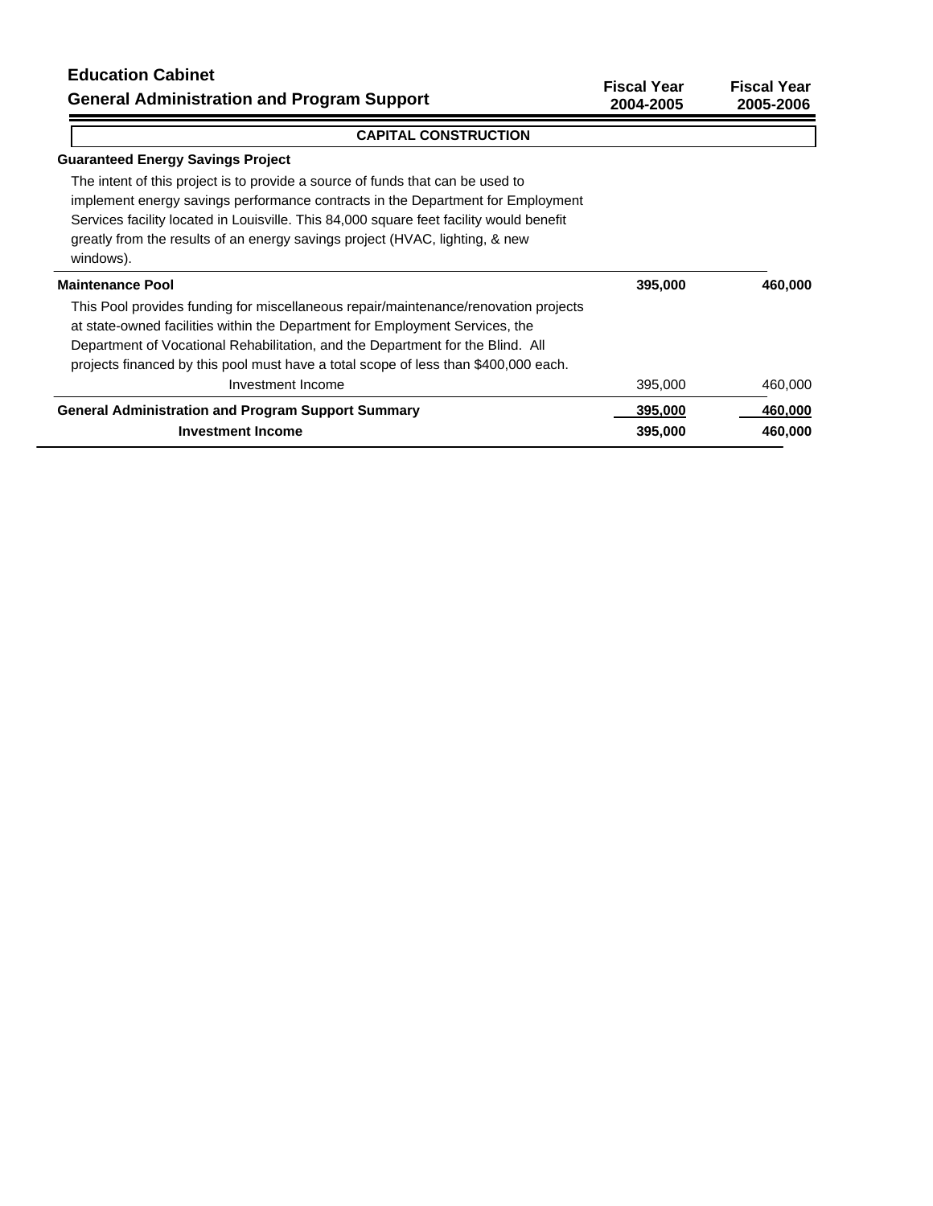# Education Cabinet

## General Administration and Program Support

| | Fiscal Year 2004-2005 | Fiscal Year 2005-2006 |
|---|---|---|

### CAPITAL CONSTRUCTION

**Guaranteed Energy Savings Project**

The intent of this project is to provide a source of funds that can be used to implement energy savings performance contracts in the Department for Employment Services facility located in Louisville. This 84,000 square feet facility would benefit greatly from the results of an energy savings project (HVAC, lighting, & new windows).

| | Fiscal Year 2004-2005 | Fiscal Year 2005-2006 |
|---|---|---|
| **Maintenance Pool** | **395,000** | **460,000** |

This Pool provides funding for miscellaneous repair/maintenance/renovation projects at state-owned facilities within the Department for Employment Services, the Department of Vocational Rehabilitation, and the Department for the Blind. All projects financed by this pool must have a total scope of less than $400,000 each.

| | Fiscal Year 2004-2005 | Fiscal Year 2005-2006 |
|---|---|---|
| Investment Income | 395,000 | 460,000 |
| **General Administration and Program Support Summary** | **395,000** | **460,000** |
| **Investment Income** | **395,000** | **460,000** |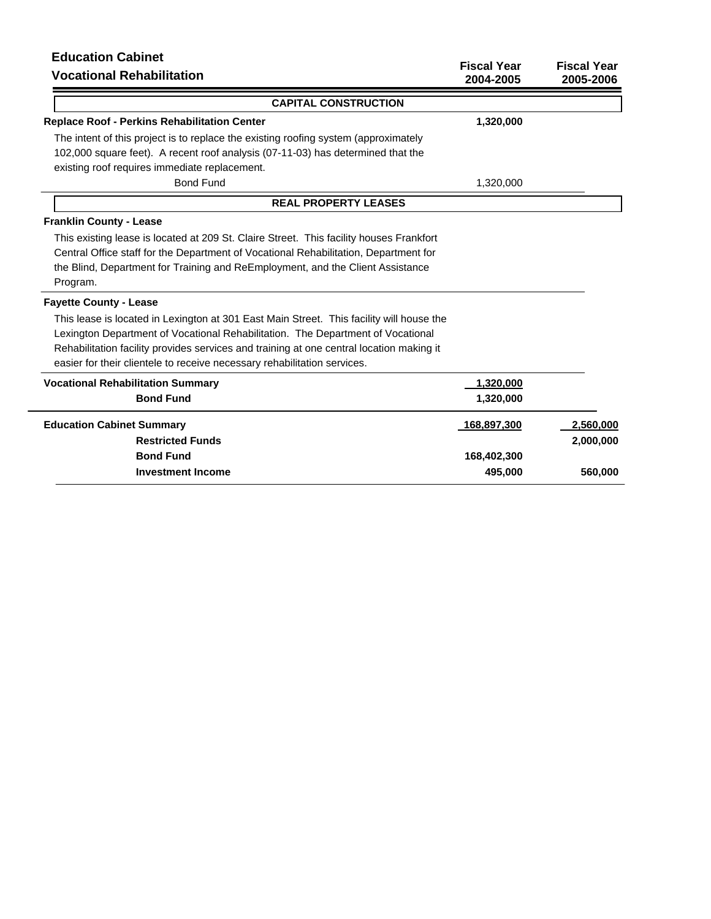**Education Cabinet**

**Vocational Rehabilitation**

| | Fiscal Year 2004-2005 | Fiscal Year 2005-2006 |
|---|---|---|
| **CAPITAL CONSTRUCTION** | | |
| **Replace Roof - Perkins Rehabilitation Center** | **1,320,000** | |
| The intent of this project is to replace the existing roofing system (approximately 102,000 square feet). A recent roof analysis (07-11-03) has determined that the existing roof requires immediate replacement. | | |
| Bond Fund | 1,320,000 | |
| **REAL PROPERTY LEASES** | | |
| **Franklin County - Lease** | | |
| This existing lease is located at 209 St. Claire Street. This facility houses Frankfort Central Office staff for the Department of Vocational Rehabilitation, Department for the Blind, Department for Training and ReEmployment, and the Client Assistance Program. | | |
| **Fayette County - Lease** | | |
| This lease is located in Lexington at 301 East Main Street. This facility will house the Lexington Department of Vocational Rehabilitation. The Department of Vocational Rehabilitation facility provides services and training at one central location making it easier for their clientele to receive necessary rehabilitation services. | | |
| **Vocational Rehabilitation Summary** | **1,320,000** | |
| **Bond Fund** | **1,320,000** | |
| **Education Cabinet Summary** | **168,897,300** | **2,560,000** |
| **Restricted Funds** | | **2,000,000** |
| **Bond Fund** | **168,402,300** | |
| **Investment Income** | **495,000** | **560,000** |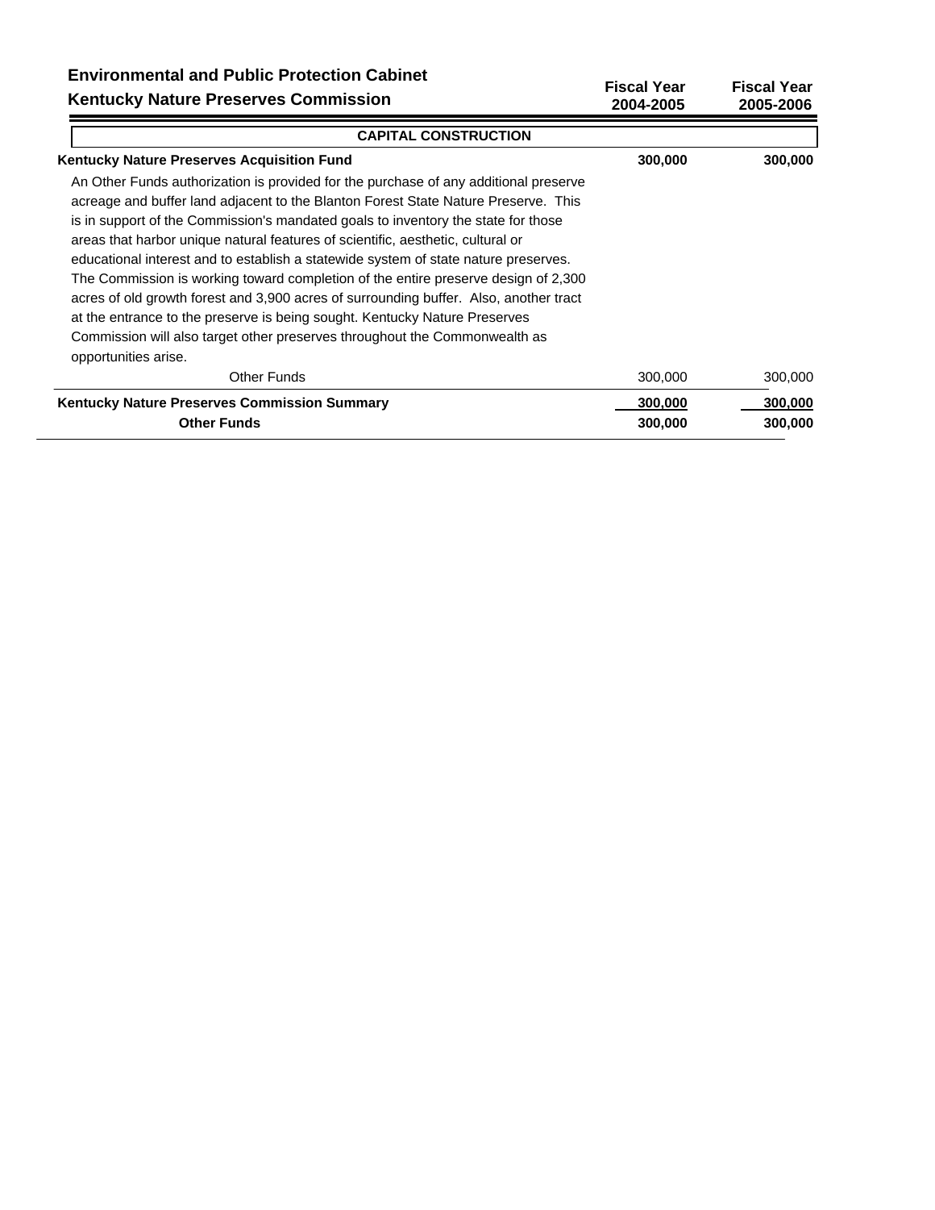## Environmental and Public Protection Cabinet
## Kentucky Nature Preserves Commission

| | Fiscal Year 2004-2005 | Fiscal Year 2005-2006 |
|---|---|---|
| **CAPITAL CONSTRUCTION** | | |
| **Kentucky Nature Preserves Acquisition Fund** | **300,000** | **300,000** |
| An Other Funds authorization is provided for the purchase of any additional preserve acreage and buffer land adjacent to the Blanton Forest State Nature Preserve. This is in support of the Commission's mandated goals to inventory the state for those areas that harbor unique natural features of scientific, aesthetic, cultural or educational interest and to establish a statewide system of state nature preserves. The Commission is working toward completion of the entire preserve design of 2,300 acres of old growth forest and 3,900 acres of surrounding buffer. Also, another tract at the entrance to the preserve is being sought. Kentucky Nature Preserves Commission will also target other preserves throughout the Commonwealth as opportunities arise. | | |
| Other Funds | 300,000 | 300,000 |
| **Kentucky Nature Preserves Commission Summary** | **300,000** | **300,000** |
| **Other Funds** | **300,000** | **300,000** |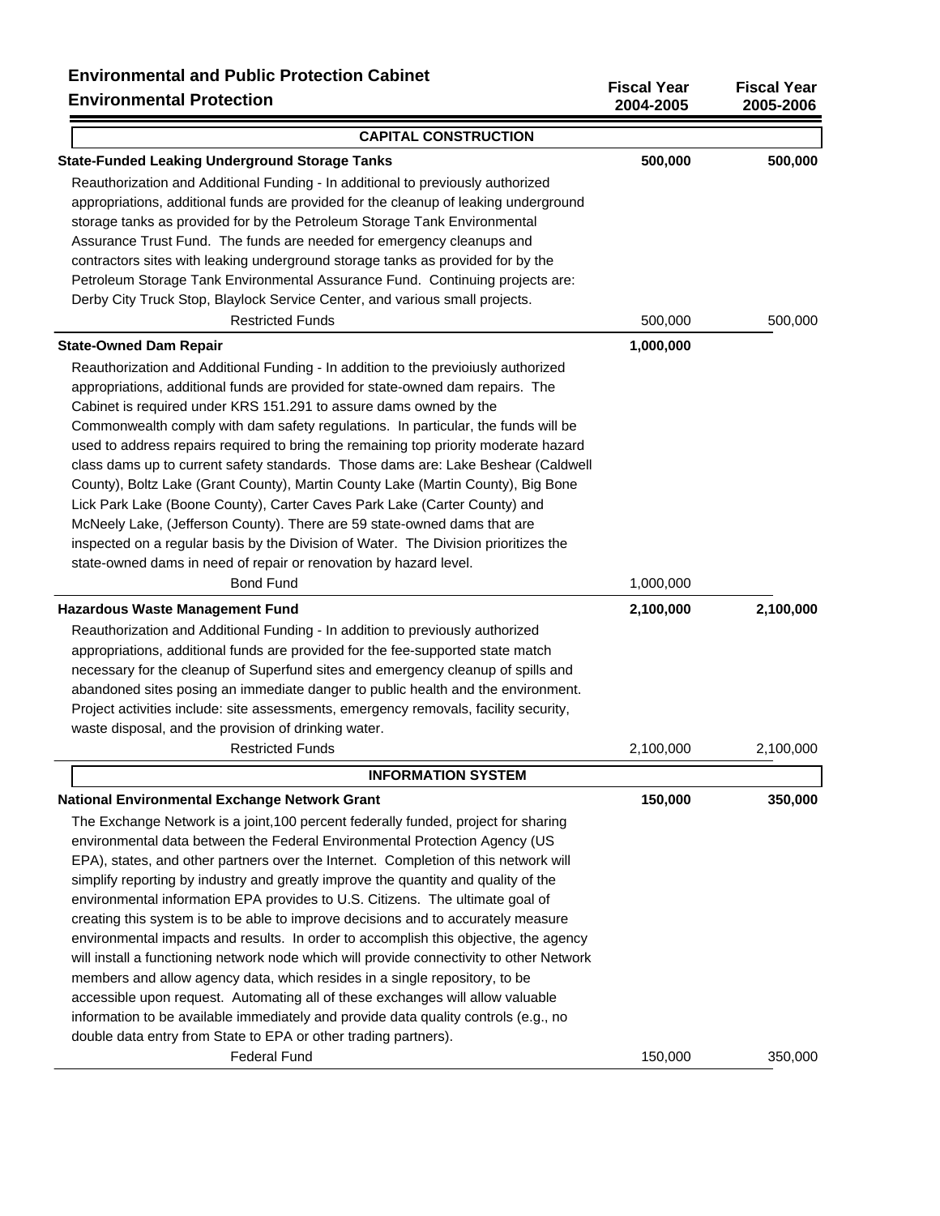# Environmental and Public Protection Cabinet

## Environmental Protection

| | Fiscal Year 2004-2005 | Fiscal Year 2005-2006 |
|---|---|---|

### CAPITAL CONSTRUCTION

| | Fiscal Year 2004-2005 | Fiscal Year 2005-2006 |
|---|---|---|
| **State-Funded Leaking Underground Storage Tanks** | **500,000** | **500,000** |
| Reauthorization and Additional Funding - In additional to previously authorized appropriations, additional funds are provided for the cleanup of leaking underground storage tanks as provided for by the Petroleum Storage Tank Environmental Assurance Trust Fund. The funds are needed for emergency cleanups and contractors sites with leaking underground storage tanks as provided for by the Petroleum Storage Tank Environmental Assurance Fund. Continuing projects are: Derby City Truck Stop, Blaylock Service Center, and various small projects. | | |
| Restricted Funds | 500,000 | 500,000 |
| **State-Owned Dam Repair** | **1,000,000** | |
| Reauthorization and Additional Funding - In addition to the previoiusly authorized appropriations, additional funds are provided for state-owned dam repairs. The Cabinet is required under KRS 151.291 to assure dams owned by the Commonwealth comply with dam safety regulations. In particular, the funds will be used to address repairs required to bring the remaining top priority moderate hazard class dams up to current safety standards. Those dams are: Lake Beshear (Caldwell County), Boltz Lake (Grant County), Martin County Lake (Martin County), Big Bone Lick Park Lake (Boone County), Carter Caves Park Lake (Carter County) and McNeely Lake, (Jefferson County). There are 59 state-owned dams that are inspected on a regular basis by the Division of Water. The Division prioritizes the state-owned dams in need of repair or renovation by hazard level. | | |
| Bond Fund | 1,000,000 | |
| **Hazardous Waste Management Fund** | **2,100,000** | **2,100,000** |
| Reauthorization and Additional Funding - In addition to previously authorized appropriations, additional funds are provided for the fee-supported state match necessary for the cleanup of Superfund sites and emergency cleanup of spills and abandoned sites posing an immediate danger to public health and the environment. Project activities include: site assessments, emergency removals, facility security, waste disposal, and the provision of drinking water. | | |
| Restricted Funds | 2,100,000 | 2,100,000 |

### INFORMATION SYSTEM

| | Fiscal Year 2004-2005 | Fiscal Year 2005-2006 |
|---|---|---|
| **National Environmental Exchange Network Grant** | **150,000** | **350,000** |
| The Exchange Network is a joint,100 percent federally funded, project for sharing environmental data between the Federal Environmental Protection Agency (US EPA), states, and other partners over the Internet. Completion of this network will simplify reporting by industry and greatly improve the quantity and quality of the environmental information EPA provides to U.S. Citizens. The ultimate goal of creating this system is to be able to improve decisions and to accurately measure environmental impacts and results. In order to accomplish this objective, the agency will install a functioning network node which will provide connectivity to other Network members and allow agency data, which resides in a single repository, to be accessible upon request. Automating all of these exchanges will allow valuable information to be available immediately and provide data quality controls (e.g., no double data entry from State to EPA or other trading partners). | | |
| Federal Fund | 150,000 | 350,000 |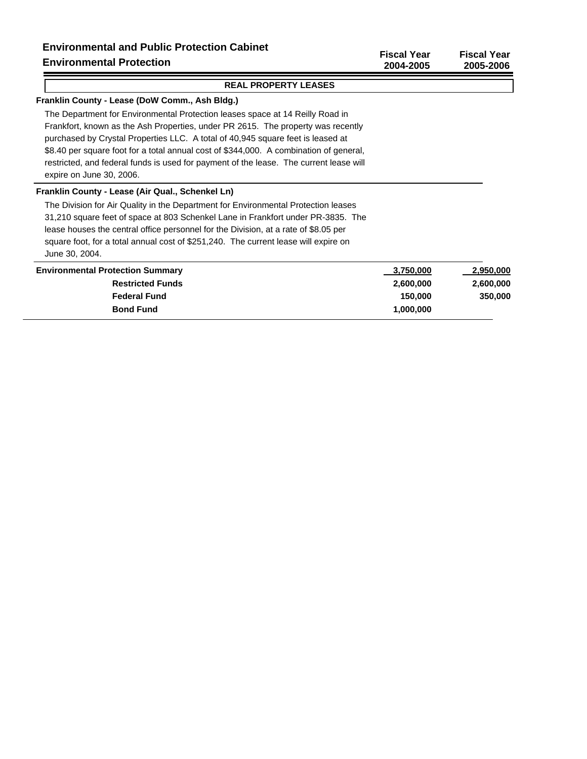# Environmental and Public Protection Cabinet

## Environmental Protection

| | Fiscal Year 2004-2005 | Fiscal Year 2005-2006 |
|---|---|---|

### REAL PROPERTY LEASES

**Franklin County - Lease (DoW Comm., Ash Bldg.)**

The Department for Environmental Protection leases space at 14 Reilly Road in Frankfort, known as the Ash Properties, under PR 2615. The property was recently purchased by Crystal Properties LLC. A total of 40,945 square feet is leased at $8.40 per square foot for a total annual cost of $344,000. A combination of general, restricted, and federal funds is used for payment of the lease. The current lease will expire on June 30, 2006.

**Franklin County - Lease (Air Qual., Schenkel Ln)**

The Division for Air Quality in the Department for Environmental Protection leases 31,210 square feet of space at 803 Schenkel Lane in Frankfort under PR-3835. The lease houses the central office personnel for the Division, at a rate of $8.05 per square foot, for a total annual cost of $251,240. The current lease will expire on June 30, 2004.

| | Fiscal Year 2004-2005 | Fiscal Year 2005-2006 |
|---|---|---|
| **Environmental Protection Summary** | **3,750,000** | **2,950,000** |
| **Restricted Funds** | **2,600,000** | **2,600,000** |
| **Federal Fund** | **150,000** | **350,000** |
| **Bond Fund** | **1,000,000** | |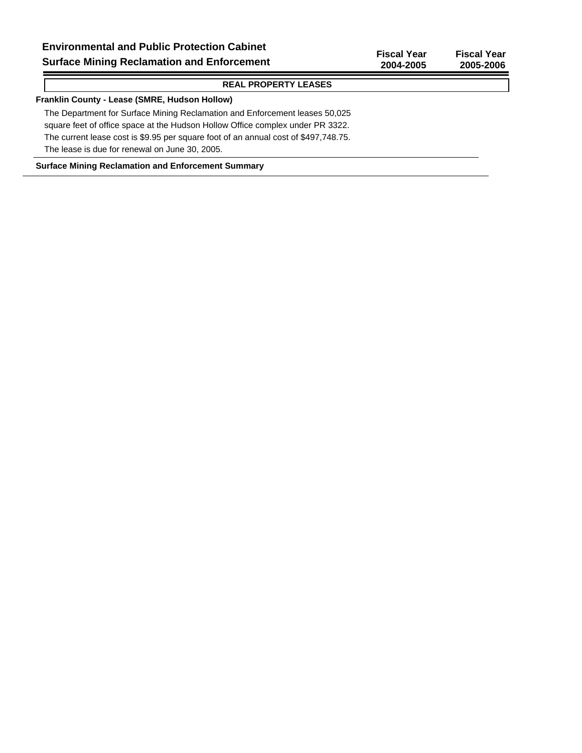**Environmental and Public Protection Cabinet**
**Surface Mining Reclamation and Enforcement**

| | Fiscal Year 2004-2005 | Fiscal Year 2005-2006 |
|---|---|---|

## REAL PROPERTY LEASES

**Franklin County - Lease (SMRE, Hudson Hollow)**

The Department for Surface Mining Reclamation and Enforcement leases 50,025 square feet of office space at the Hudson Hollow Office complex under PR 3322. The current lease cost is $9.95 per square foot of an annual cost of $497,748.75. The lease is due for renewal on June 30, 2005.

**Surface Mining Reclamation and Enforcement Summary**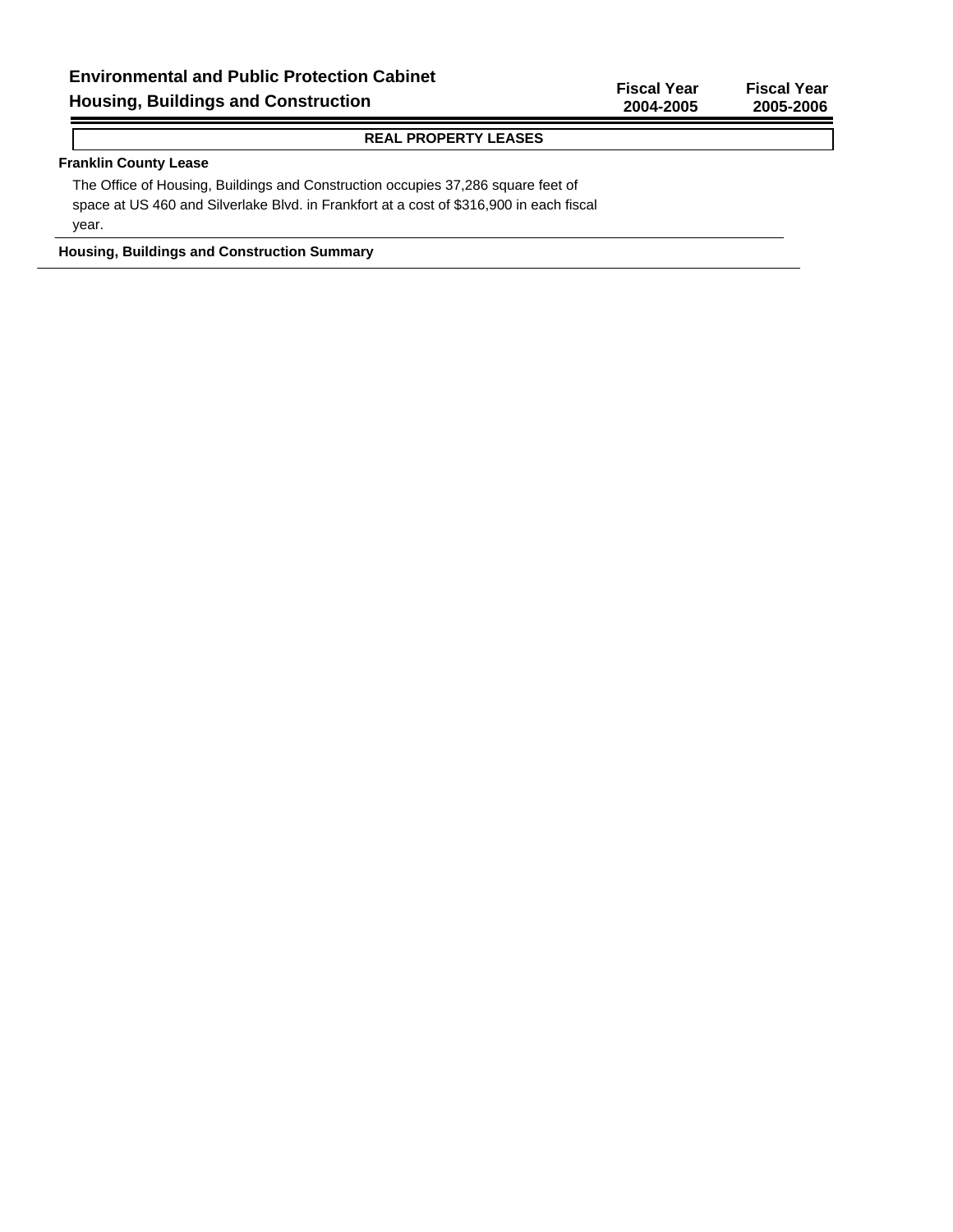**Environmental and Public Protection Cabinet**
**Housing, Buildings and Construction**

| | Fiscal Year 2004-2005 | Fiscal Year 2005-2006 |
|---|---|---|

## REAL PROPERTY LEASES

**Franklin County Lease**

The Office of Housing, Buildings and Construction occupies 37,286 square feet of space at US 460 and Silverlake Blvd. in Frankfort at a cost of $316,900 in each fiscal year.

**Housing, Buildings and Construction Summary**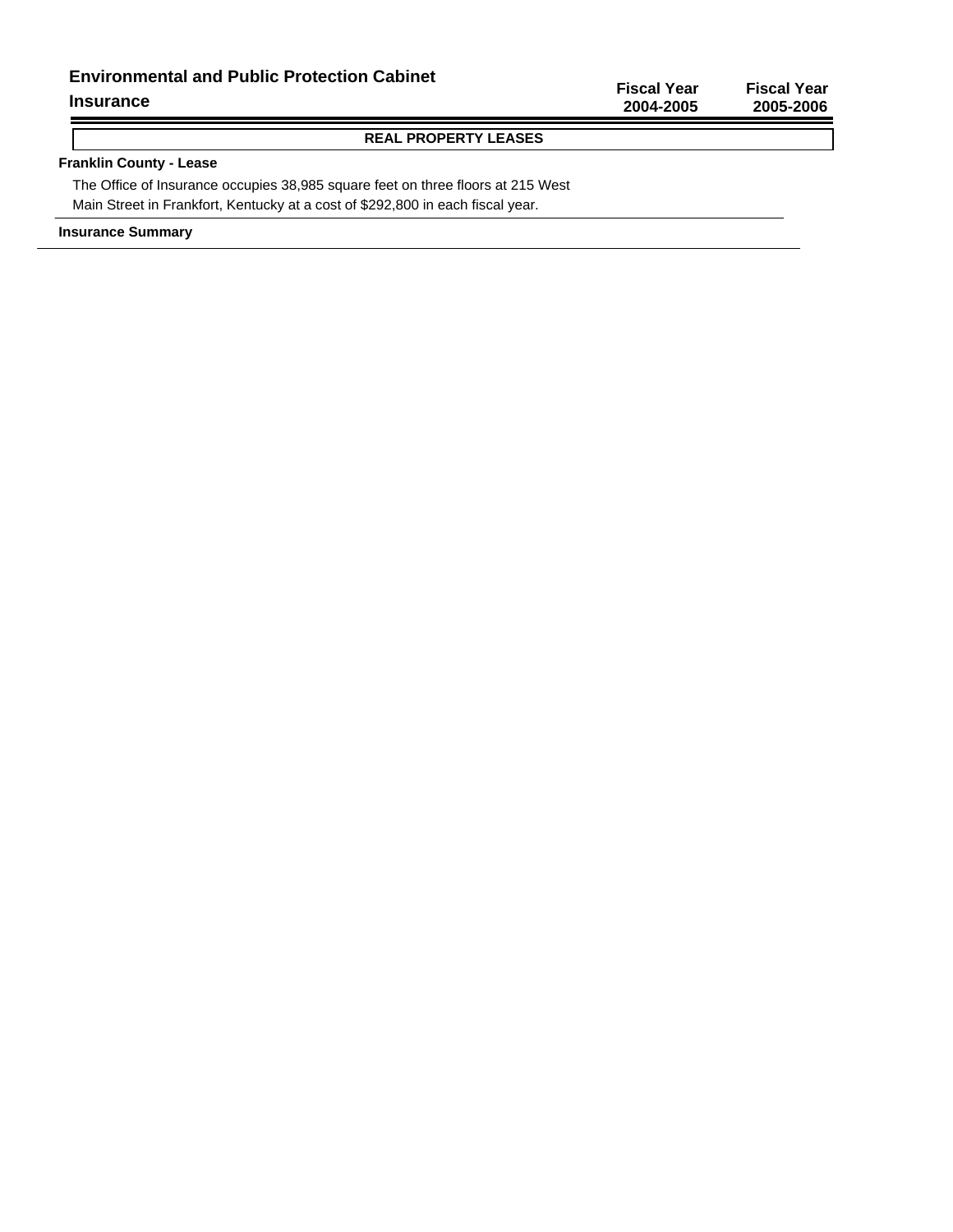## Environmental and Public Protection Cabinet

## Insurance

| | Fiscal Year 2004-2005 | Fiscal Year 2005-2006 |
|---|---|---|

### REAL PROPERTY LEASES

**Franklin County - Lease**

The Office of Insurance occupies 38,985 square feet on three floors at 215 West Main Street in Frankfort, Kentucky at a cost of $292,800 in each fiscal year.

**Insurance Summary**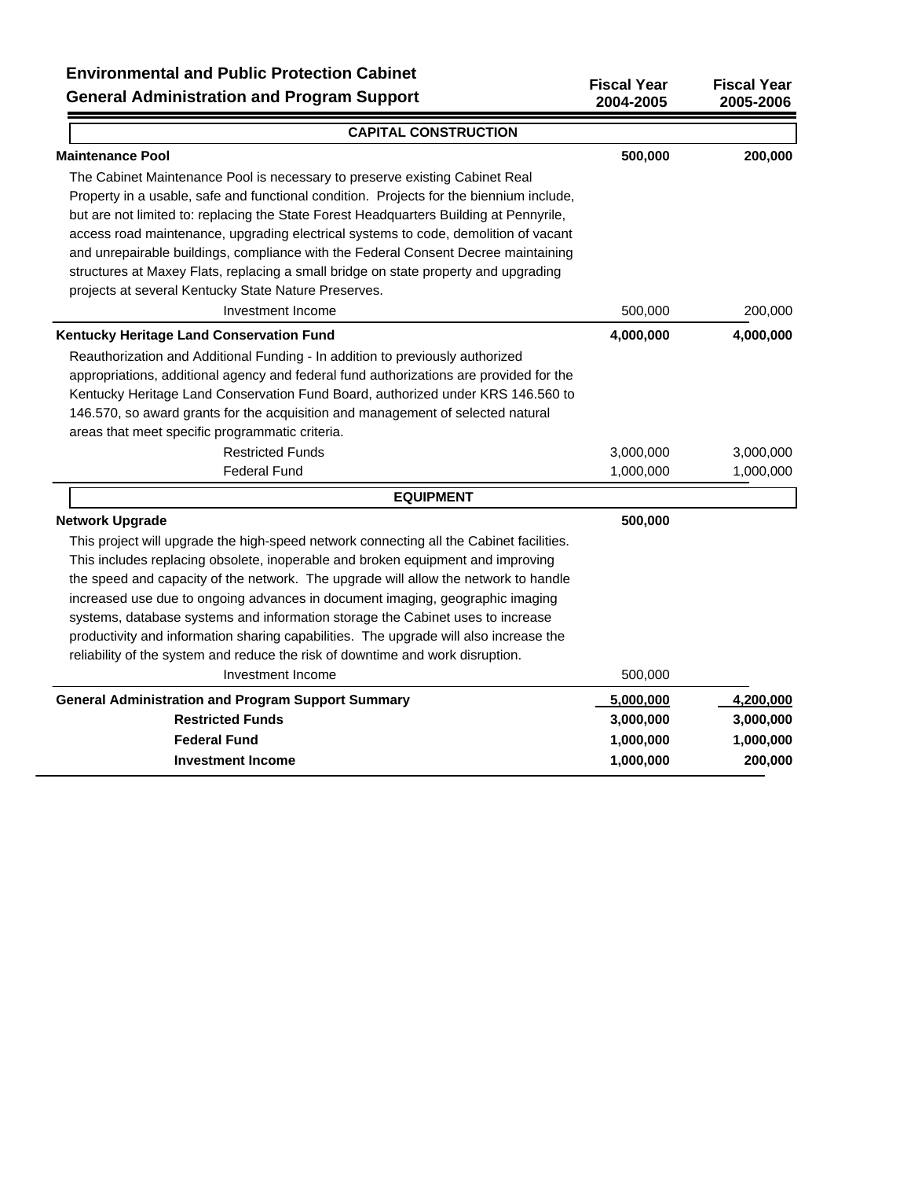## Environmental and Public Protection Cabinet
## General Administration and Program Support

| | Fiscal Year 2004-2005 | Fiscal Year 2005-2006 |
|---|---|---|
| **CAPITAL CONSTRUCTION** | | |
| **Maintenance Pool** | **500,000** | **200,000** |
| The Cabinet Maintenance Pool is necessary to preserve existing Cabinet Real Property in a usable, safe and functional condition. Projects for the biennium include, but are not limited to: replacing the State Forest Headquarters Building at Pennyrile, access road maintenance, upgrading electrical systems to code, demolition of vacant and unrepairable buildings, compliance with the Federal Consent Decree maintaining structures at Maxey Flats, replacing a small bridge on state property and upgrading projects at several Kentucky State Nature Preserves. | | |
| Investment Income | 500,000 | 200,000 |
| **Kentucky Heritage Land Conservation Fund** | **4,000,000** | **4,000,000** |
| Reauthorization and Additional Funding - In addition to previously authorized appropriations, additional agency and federal fund authorizations are provided for the Kentucky Heritage Land Conservation Fund Board, authorized under KRS 146.560 to 146.570, so award grants for the acquisition and management of selected natural areas that meet specific programmatic criteria. | | |
| Restricted Funds | 3,000,000 | 3,000,000 |
| Federal Fund | 1,000,000 | 1,000,000 |
| **EQUIPMENT** | | |
| **Network Upgrade** | **500,000** | |
| This project will upgrade the high-speed network connecting all the Cabinet facilities. This includes replacing obsolete, inoperable and broken equipment and improving the speed and capacity of the network. The upgrade will allow the network to handle increased use due to ongoing advances in document imaging, geographic imaging systems, database systems and information storage the Cabinet uses to increase productivity and information sharing capabilities. The upgrade will also increase the reliability of the system and reduce the risk of downtime and work disruption. | | |
| Investment Income | 500,000 | |
| **General Administration and Program Support Summary** | **5,000,000** | **4,200,000** |
| **Restricted Funds** | **3,000,000** | **3,000,000** |
| **Federal Fund** | **1,000,000** | **1,000,000** |
| **Investment Income** | **1,000,000** | **200,000** |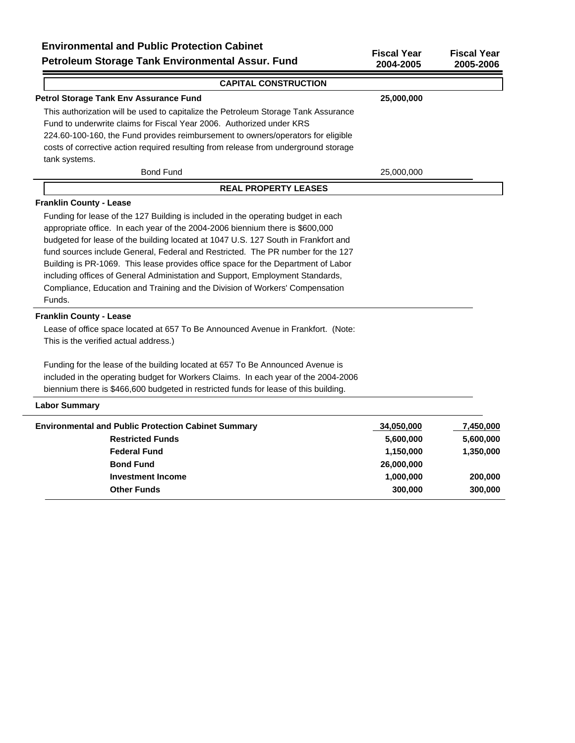## Environmental and Public Protection Cabinet
## Petroleum Storage Tank Environmental Assur. Fund

| | Fiscal Year 2004-2005 | Fiscal Year 2005-2006 |
|---|---|---|

### CAPITAL CONSTRUCTION

| | Fiscal Year 2004-2005 | Fiscal Year 2005-2006 |
|---|---|---|
| **Petrol Storage Tank Env Assurance Fund** | **25,000,000** | |

This authorization will be used to capitalize the Petroleum Storage Tank Assurance Fund to underwrite claims for Fiscal Year 2006. Authorized under KRS 224.60-100-160, the Fund provides reimbursement to owners/operators for eligible costs of corrective action required resulting from release from underground storage tank systems.

| | Fiscal Year 2004-2005 | Fiscal Year 2005-2006 |
|---|---|---|
| Bond Fund | 25,000,000 | |

### REAL PROPERTY LEASES

**Franklin County - Lease**

Funding for lease of the 127 Building is included in the operating budget in each appropriate office. In each year of the 2004-2006 biennium there is $600,000 budgeted for lease of the building located at 1047 U.S. 127 South in Frankfort and fund sources include General, Federal and Restricted. The PR number for the 127 Building is PR-1069. This lease provides office space for the Department of Labor including offices of General Administation and Support, Employment Standards, Compliance, Education and Training and the Division of Workers' Compensation Funds.

**Franklin County - Lease**

Lease of office space located at 657 To Be Announced Avenue in Frankfort. (Note: This is the verified actual address.)

Funding for the lease of the building located at 657 To Be Announced Avenue is included in the operating budget for Workers Claims. In each year of the 2004-2006 biennium there is $466,600 budgeted in restricted funds for lease of this building.

**Labor Summary**

| | Fiscal Year 2004-2005 | Fiscal Year 2005-2006 |
|---|---|---|
| **Environmental and Public Protection Cabinet Summary** | **34,050,000** | **7,450,000** |
| **Restricted Funds** | **5,600,000** | **5,600,000** |
| **Federal Fund** | **1,150,000** | **1,350,000** |
| **Bond Fund** | **26,000,000** | |
| **Investment Income** | **1,000,000** | **200,000** |
| **Other Funds** | **300,000** | **300,000** |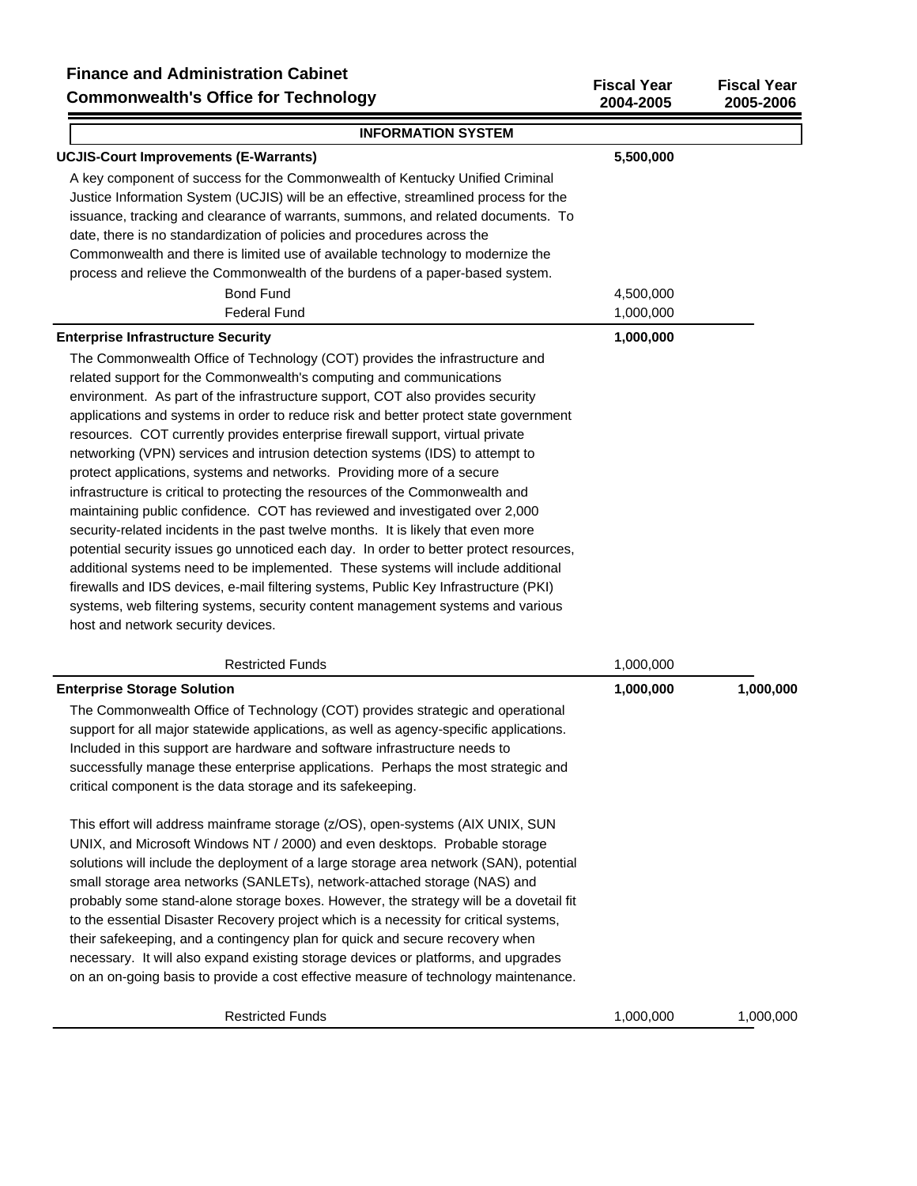**Finance and Administration Cabinet**
**Commonwealth's Office for Technology**

| | Fiscal Year 2004-2005 | Fiscal Year 2005-2006 |
|---|---|---|

**INFORMATION SYSTEM**

| | Fiscal Year 2004-2005 | Fiscal Year 2005-2006 |
|---|---|---|
| **UCJIS-Court Improvements (E-Warrants)** | **5,500,000** | |

A key component of success for the Commonwealth of Kentucky Unified Criminal Justice Information System (UCJIS) will be an effective, streamlined process for the issuance, tracking and clearance of warrants, summons, and related documents. To date, there is no standardization of policies and procedures across the Commonwealth and there is limited use of available technology to modernize the process and relieve the Commonwealth of the burdens of a paper-based system.

| | Fiscal Year 2004-2005 | Fiscal Year 2005-2006 |
|---|---|---|
| Bond Fund | 4,500,000 | |
| Federal Fund | 1,000,000 | |
| **Enterprise Infrastructure Security** | **1,000,000** | |

The Commonwealth Office of Technology (COT) provides the infrastructure and related support for the Commonwealth's computing and communications environment. As part of the infrastructure support, COT also provides security applications and systems in order to reduce risk and better protect state government resources. COT currently provides enterprise firewall support, virtual private networking (VPN) services and intrusion detection systems (IDS) to attempt to protect applications, systems and networks. Providing more of a secure infrastructure is critical to protecting the resources of the Commonwealth and maintaining public confidence. COT has reviewed and investigated over 2,000 security-related incidents in the past twelve months. It is likely that even more potential security issues go unnoticed each day. In order to better protect resources, additional systems need to be implemented. These systems will include additional firewalls and IDS devices, e-mail filtering systems, Public Key Infrastructure (PKI) systems, web filtering systems, security content management systems and various host and network security devices.

| | Fiscal Year 2004-2005 | Fiscal Year 2005-2006 |
|---|---|---|
| Restricted Funds | 1,000,000 | |
| **Enterprise Storage Solution** | **1,000,000** | **1,000,000** |

The Commonwealth Office of Technology (COT) provides strategic and operational support for all major statewide applications, as well as agency-specific applications. Included in this support are hardware and software infrastructure needs to successfully manage these enterprise applications. Perhaps the most strategic and critical component is the data storage and its safekeeping.

This effort will address mainframe storage (z/OS), open-systems (AIX UNIX, SUN UNIX, and Microsoft Windows NT / 2000) and even desktops. Probable storage solutions will include the deployment of a large storage area network (SAN), potential small storage area networks (SANLETs), network-attached storage (NAS) and probably some stand-alone storage boxes. However, the strategy will be a dovetail fit to the essential Disaster Recovery project which is a necessity for critical systems, their safekeeping, and a contingency plan for quick and secure recovery when necessary. It will also expand existing storage devices or platforms, and upgrades on an on-going basis to provide a cost effective measure of technology maintenance.

| | Fiscal Year 2004-2005 | Fiscal Year 2005-2006 |
|---|---|---|
| Restricted Funds | 1,000,000 | 1,000,000 |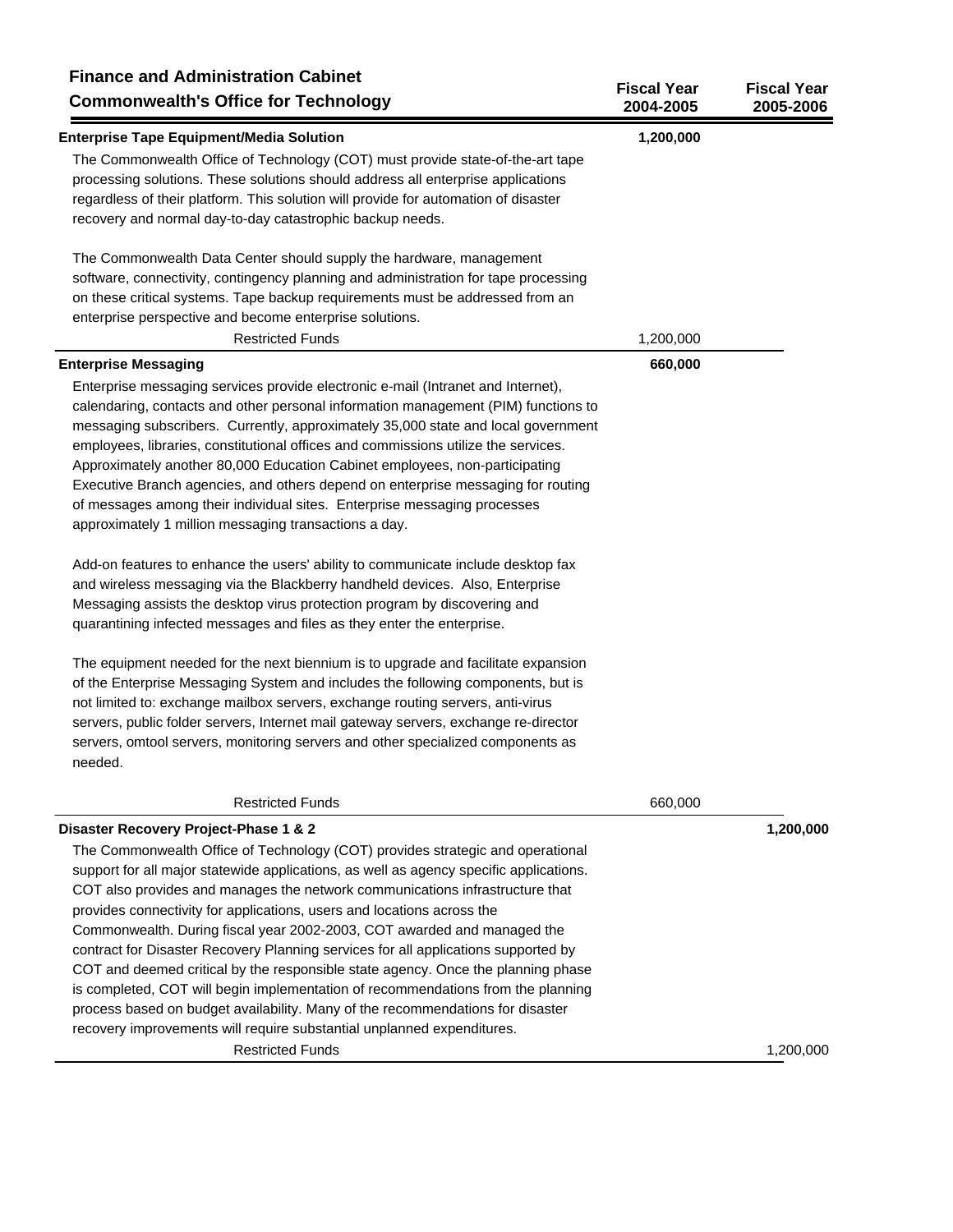# Finance and Administration Cabinet
## Commonwealth's Office for Technology

| | Fiscal Year 2004-2005 | Fiscal Year 2005-2006 |
|---|---|---|
| **Enterprise Tape Equipment/Media Solution** | **1,200,000** | |

The Commonwealth Office of Technology (COT) must provide state-of-the-art tape processing solutions. These solutions should address all enterprise applications regardless of their platform. This solution will provide for automation of disaster recovery and normal day-to-day catastrophic backup needs.

The Commonwealth Data Center should supply the hardware, management software, connectivity, contingency planning and administration for tape processing on these critical systems. Tape backup requirements must be addressed from an enterprise perspective and become enterprise solutions.

| | Fiscal Year 2004-2005 | Fiscal Year 2005-2006 |
|---|---|---|
| Restricted Funds | 1,200,000 | |
| **Enterprise Messaging** | **660,000** | |

Enterprise messaging services provide electronic e-mail (Intranet and Internet), calendaring, contacts and other personal information management (PIM) functions to messaging subscribers. Currently, approximately 35,000 state and local government employees, libraries, constitutional offices and commissions utilize the services. Approximately another 80,000 Education Cabinet employees, non-participating Executive Branch agencies, and others depend on enterprise messaging for routing of messages among their individual sites. Enterprise messaging processes approximately 1 million messaging transactions a day.

Add-on features to enhance the users' ability to communicate include desktop fax and wireless messaging via the Blackberry handheld devices. Also, Enterprise Messaging assists the desktop virus protection program by discovering and quarantining infected messages and files as they enter the enterprise.

The equipment needed for the next biennium is to upgrade and facilitate expansion of the Enterprise Messaging System and includes the following components, but is not limited to: exchange mailbox servers, exchange routing servers, anti-virus servers, public folder servers, Internet mail gateway servers, exchange re-director servers, omtool servers, monitoring servers and other specialized components as needed.

| | Fiscal Year 2004-2005 | Fiscal Year 2005-2006 |
|---|---|---|
| Restricted Funds | 660,000 | |
| **Disaster Recovery Project-Phase 1 & 2** | | **1,200,000** |

The Commonwealth Office of Technology (COT) provides strategic and operational support for all major statewide applications, as well as agency specific applications. COT also provides and manages the network communications infrastructure that provides connectivity for applications, users and locations across the Commonwealth. During fiscal year 2002-2003, COT awarded and managed the contract for Disaster Recovery Planning services for all applications supported by COT and deemed critical by the responsible state agency. Once the planning phase is completed, COT will begin implementation of recommendations from the planning process based on budget availability. Many of the recommendations for disaster recovery improvements will require substantial unplanned expenditures.

| | Fiscal Year 2004-2005 | Fiscal Year 2005-2006 |
|---|---|---|
| Restricted Funds | | 1,200,000 |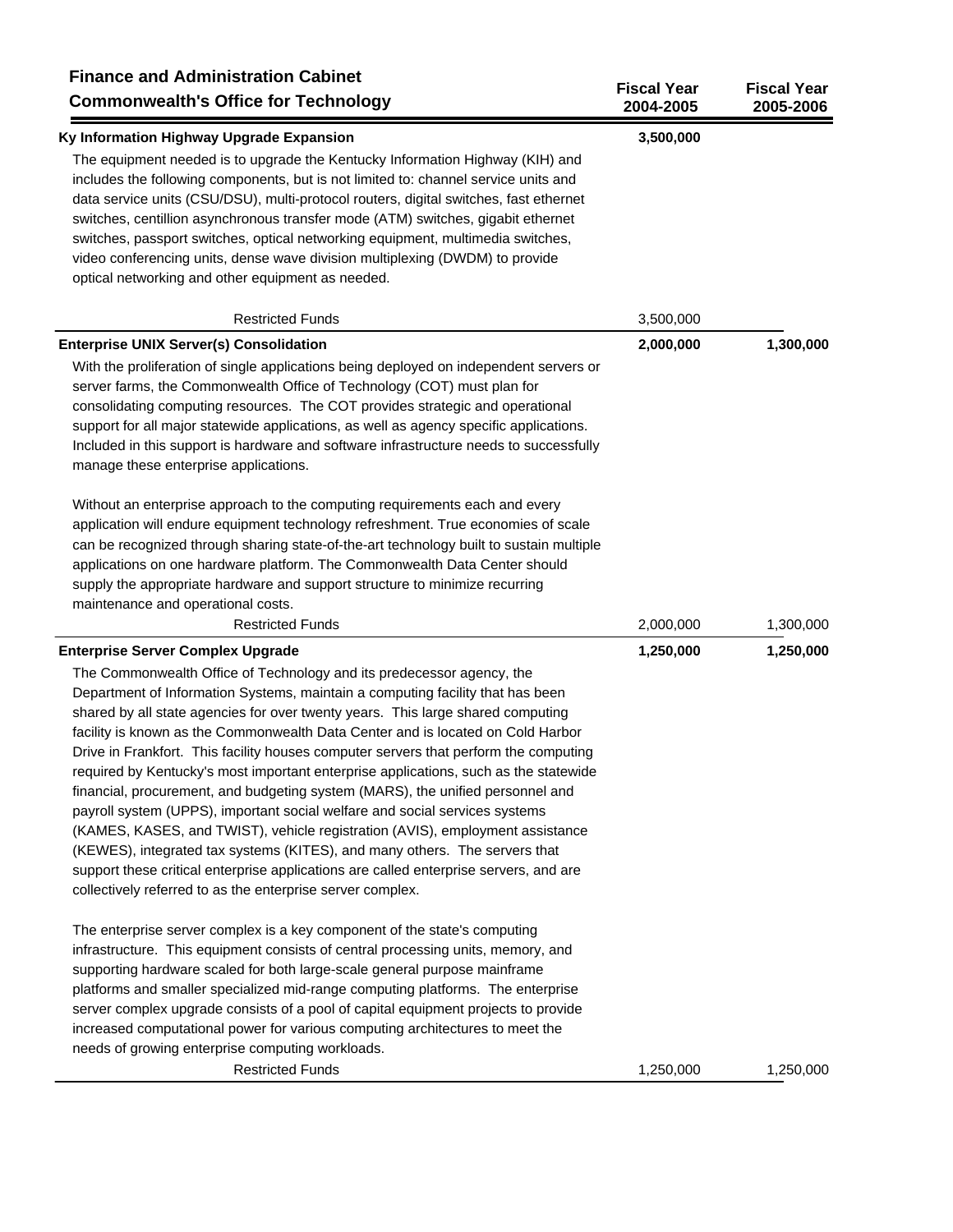| Finance and Administration Cabinet<br>Commonwealth's Office for Technology | Fiscal Year 2004-2005 | Fiscal Year 2005-2006 |
|---|---|---|
| **Ky Information Highway Upgrade Expansion** | **3,500,000** | |
| The equipment needed is to upgrade the Kentucky Information Highway (KIH) and includes the following components, but is not limited to: channel service units and data service units (CSU/DSU), multi-protocol routers, digital switches, fast ethernet switches, centillion asynchronous transfer mode (ATM) switches, gigabit ethernet switches, passport switches, optical networking equipment, multimedia switches, video conferencing units, dense wave division multiplexing (DWDM) to provide optical networking and other equipment as needed. | | |
| Restricted Funds | 3,500,000 | |
| **Enterprise UNIX Server(s) Consolidation** | **2,000,000** | **1,300,000** |
| With the proliferation of single applications being deployed on independent servers or server farms, the Commonwealth Office of Technology (COT) must plan for consolidating computing resources. The COT provides strategic and operational support for all major statewide applications, as well as agency specific applications. Included in this support is hardware and software infrastructure needs to successfully manage these enterprise applications.<br><br>Without an enterprise approach to the computing requirements each and every application will endure equipment technology refreshment. True economies of scale can be recognized through sharing state-of-the-art technology built to sustain multiple applications on one hardware platform. The Commonwealth Data Center should supply the appropriate hardware and support structure to minimize recurring maintenance and operational costs. | | |
| Restricted Funds | 2,000,000 | 1,300,000 |
| **Enterprise Server Complex Upgrade** | **1,250,000** | **1,250,000** |
| The Commonwealth Office of Technology and its predecessor agency, the Department of Information Systems, maintain a computing facility that has been shared by all state agencies for over twenty years. This large shared computing facility is known as the Commonwealth Data Center and is located on Cold Harbor Drive in Frankfort. This facility houses computer servers that perform the computing required by Kentucky's most important enterprise applications, such as the statewide financial, procurement, and budgeting system (MARS), the unified personnel and payroll system (UPPS), important social welfare and social services systems (KAMES, KASES, and TWIST), vehicle registration (AVIS), employment assistance (KEWES), integrated tax systems (KITES), and many others. The servers that support these critical enterprise applications are called enterprise servers, and are collectively referred to as the enterprise server complex.<br><br>The enterprise server complex is a key component of the state's computing infrastructure. This equipment consists of central processing units, memory, and supporting hardware scaled for both large-scale general purpose mainframe platforms and smaller specialized mid-range computing platforms. The enterprise server complex upgrade consists of a pool of capital equipment projects to provide increased computational power for various computing architectures to meet the needs of growing enterprise computing workloads. | | |
| Restricted Funds | 1,250,000 | 1,250,000 |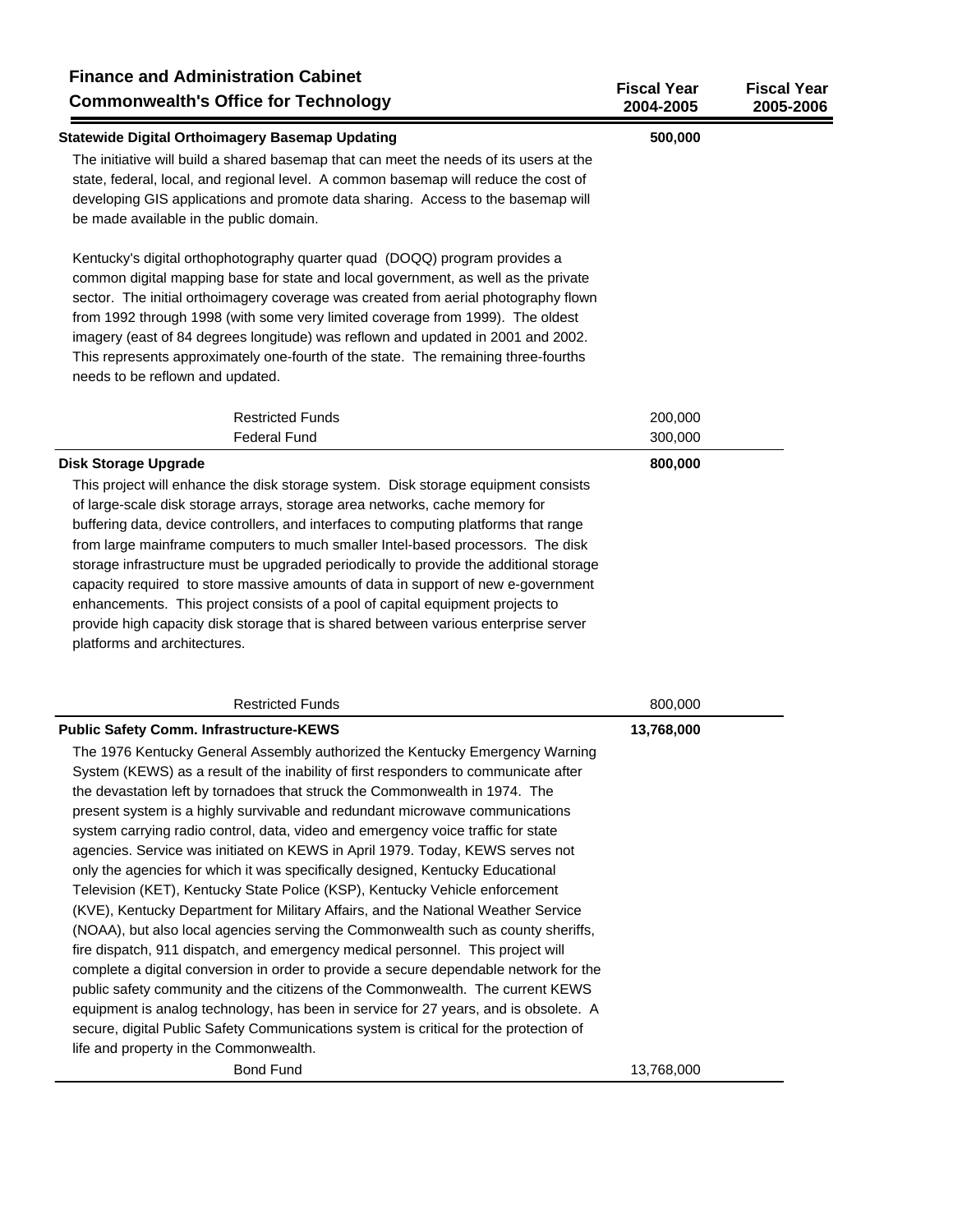## Finance and Administration Cabinet
## Commonwealth's Office for Technology

| | Fiscal Year 2004-2005 | Fiscal Year 2005-2006 |
|---|---|---|
| **Statewide Digital Orthoimagery Basemap Updating** | **500,000** | |

The initiative will build a shared basemap that can meet the needs of its users at the state, federal, local, and regional level. A common basemap will reduce the cost of developing GIS applications and promote data sharing. Access to the basemap will be made available in the public domain.

Kentucky's digital orthophotography quarter quad (DOQQ) program provides a common digital mapping base for state and local government, as well as the private sector. The initial orthoimagery coverage was created from aerial photography flown from 1992 through 1998 (with some very limited coverage from 1999). The oldest imagery (east of 84 degrees longitude) was reflown and updated in 2001 and 2002. This represents approximately one-fourth of the state. The remaining three-fourths needs to be reflown and updated.

| | Fiscal Year 2004-2005 | Fiscal Year 2005-2006 |
|---|---|---|
| Restricted Funds | 200,000 | |
| Federal Fund | 300,000 | |
| **Disk Storage Upgrade** | **800,000** | |

This project will enhance the disk storage system. Disk storage equipment consists of large-scale disk storage arrays, storage area networks, cache memory for buffering data, device controllers, and interfaces to computing platforms that range from large mainframe computers to much smaller Intel-based processors. The disk storage infrastructure must be upgraded periodically to provide the additional storage capacity required to store massive amounts of data in support of new e-government enhancements. This project consists of a pool of capital equipment projects to provide high capacity disk storage that is shared between various enterprise server platforms and architectures.

| | Fiscal Year 2004-2005 | Fiscal Year 2005-2006 |
|---|---|---|
| Restricted Funds | 800,000 | |
| **Public Safety Comm. Infrastructure-KEWS** | **13,768,000** | |

The 1976 Kentucky General Assembly authorized the Kentucky Emergency Warning System (KEWS) as a result of the inability of first responders to communicate after the devastation left by tornadoes that struck the Commonwealth in 1974. The present system is a highly survivable and redundant microwave communications system carrying radio control, data, video and emergency voice traffic for state agencies. Service was initiated on KEWS in April 1979. Today, KEWS serves not only the agencies for which it was specifically designed, Kentucky Educational Television (KET), Kentucky State Police (KSP), Kentucky Vehicle enforcement (KVE), Kentucky Department for Military Affairs, and the National Weather Service (NOAA), but also local agencies serving the Commonwealth such as county sheriffs, fire dispatch, 911 dispatch, and emergency medical personnel. This project will complete a digital conversion in order to provide a secure dependable network for the public safety community and the citizens of the Commonwealth. The current KEWS equipment is analog technology, has been in service for 27 years, and is obsolete. A secure, digital Public Safety Communications system is critical for the protection of life and property in the Commonwealth.

| | Fiscal Year 2004-2005 | Fiscal Year 2005-2006 |
|---|---|---|
| Bond Fund | 13,768,000 | |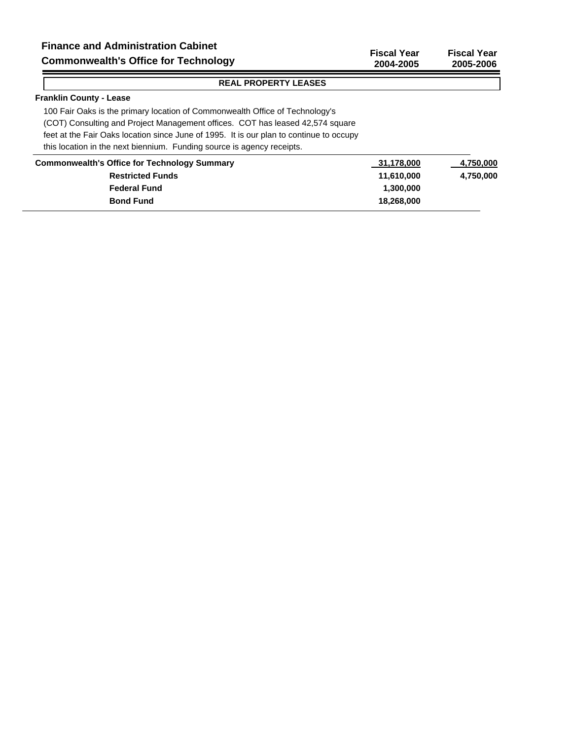**Finance and Administration Cabinet**

**Commonwealth's Office for Technology**

| | Fiscal Year 2004-2005 | Fiscal Year 2005-2006 |
|---|---|---|

**REAL PROPERTY LEASES**

**Franklin County - Lease**

100 Fair Oaks is the primary location of Commonwealth Office of Technology's (COT) Consulting and Project Management offices. COT has leased 42,574 square feet at the Fair Oaks location since June of 1995. It is our plan to continue to occupy this location in the next biennium. Funding source is agency receipts.

| | Fiscal Year 2004-2005 | Fiscal Year 2005-2006 |
|---|---|---|
| **Commonwealth's Office for Technology Summary** | **31,178,000** | **4,750,000** |
| **Restricted Funds** | **11,610,000** | **4,750,000** |
| **Federal Fund** | **1,300,000** | |
| **Bond Fund** | **18,268,000** | |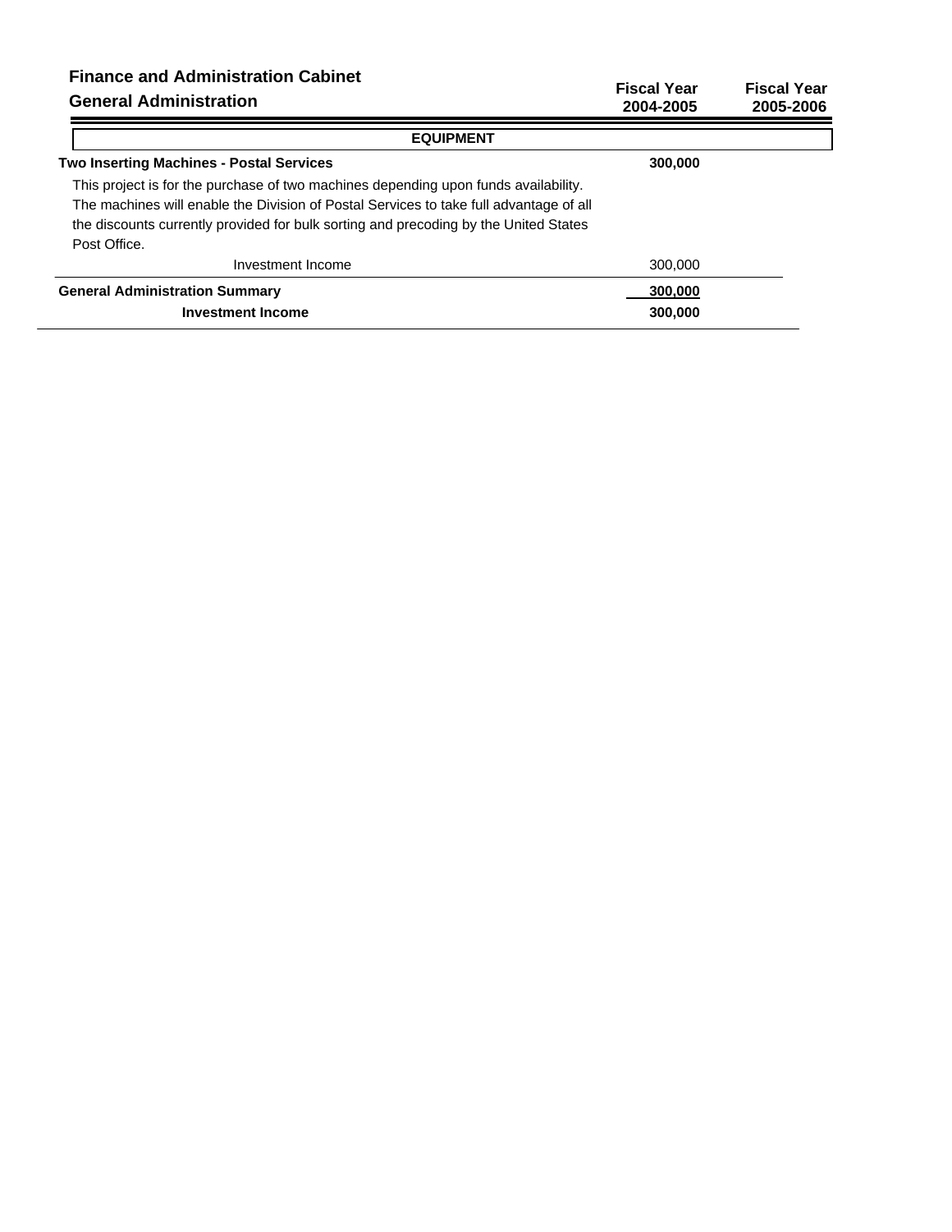## Finance and Administration Cabinet

### General Administration

| | Fiscal Year 2004-2005 | Fiscal Year 2005-2006 |
|---|---|---|
| **EQUIPMENT** | | |
| **Two Inserting Machines - Postal Services** | **300,000** | |
| This project is for the purchase of two machines depending upon funds availability. The machines will enable the Division of Postal Services to take full advantage of all the discounts currently provided for bulk sorting and precoding by the United States Post Office. | | |
| Investment Income | 300,000 | |
| **General Administration Summary** | **300,000** | |
| **Investment Income** | **300,000** | |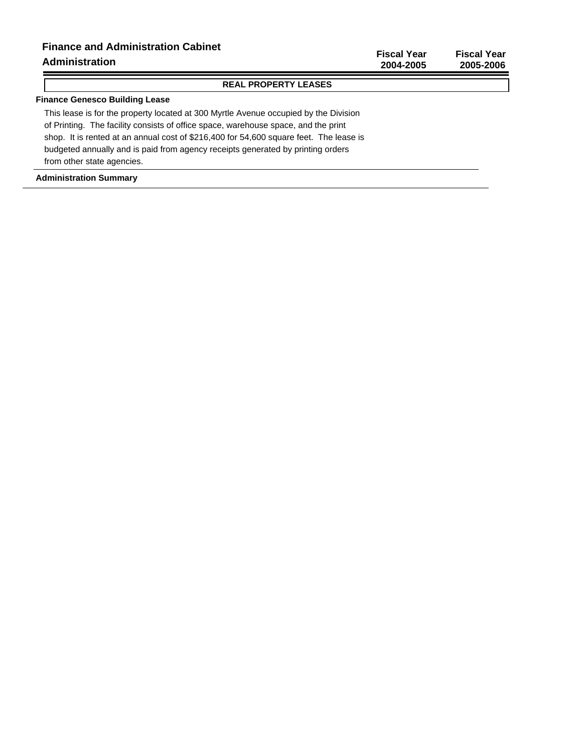# Finance and Administration Cabinet

## Administration

| | Fiscal Year 2004-2005 | Fiscal Year 2005-2006 |
|---|---|---|

### REAL PROPERTY LEASES

**Finance Genesco Building Lease**

This lease is for the property located at 300 Myrtle Avenue occupied by the Division of Printing. The facility consists of office space, warehouse space, and the print shop. It is rented at an annual cost of $216,400 for 54,600 square feet. The lease is budgeted annually and is paid from agency receipts generated by printing orders from other state agencies.

**Administration Summary**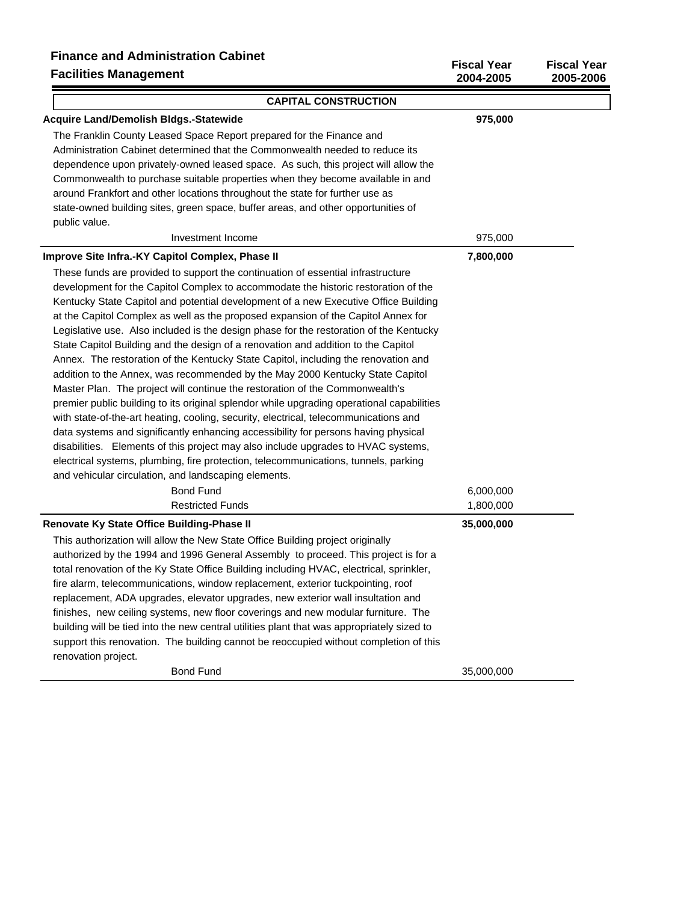# Finance and Administration Cabinet

## Facilities Management

| | Fiscal Year 2004-2005 | Fiscal Year 2005-2006 |
|---|---|---|

### CAPITAL CONSTRUCTION

| | Fiscal Year 2004-2005 | Fiscal Year 2005-2006 |
|---|---|---|
| **Acquire Land/Demolish Bldgs.-Statewide** | **975,000** | |

The Franklin County Leased Space Report prepared for the Finance and Administration Cabinet determined that the Commonwealth needed to reduce its dependence upon privately-owned leased space. As such, this project will allow the Commonwealth to purchase suitable properties when they become available in and around Frankfort and other locations throughout the state for further use as state-owned building sites, green space, buffer areas, and other opportunities of public value.

| | Fiscal Year 2004-2005 | Fiscal Year 2005-2006 |
|---|---|---|
| Investment Income | 975,000 | |
| **Improve Site Infra.-KY Capitol Complex, Phase II** | **7,800,000** | |

These funds are provided to support the continuation of essential infrastructure development for the Capitol Complex to accommodate the historic restoration of the Kentucky State Capitol and potential development of a new Executive Office Building at the Capitol Complex as well as the proposed expansion of the Capitol Annex for Legislative use. Also included is the design phase for the restoration of the Kentucky State Capitol Building and the design of a renovation and addition to the Capitol Annex. The restoration of the Kentucky State Capitol, including the renovation and addition to the Annex, was recommended by the May 2000 Kentucky State Capitol Master Plan. The project will continue the restoration of the Commonwealth's premier public building to its original splendor while upgrading operational capabilities with state-of-the-art heating, cooling, security, electrical, telecommunications and data systems and significantly enhancing accessibility for persons having physical disabilities. Elements of this project may also include upgrades to HVAC systems, electrical systems, plumbing, fire protection, telecommunications, tunnels, parking and vehicular circulation, and landscaping elements.

| | Fiscal Year 2004-2005 | Fiscal Year 2005-2006 |
|---|---|---|
| Bond Fund | 6,000,000 | |
| Restricted Funds | 1,800,000 | |
| **Renovate Ky State Office Building-Phase II** | **35,000,000** | |

This authorization will allow the New State Office Building project originally authorized by the 1994 and 1996 General Assembly to proceed. This project is for a total renovation of the Ky State Office Building including HVAC, electrical, sprinkler, fire alarm, telecommunications, window replacement, exterior tuckpointing, roof replacement, ADA upgrades, elevator upgrades, new exterior wall insultation and finishes, new ceiling systems, new floor coverings and new modular furniture. The building will be tied into the new central utilities plant that was appropriately sized to support this renovation. The building cannot be reoccupied without completion of this renovation project.

| | Fiscal Year 2004-2005 | Fiscal Year 2005-2006 |
|---|---|---|
| Bond Fund | 35,000,000 | |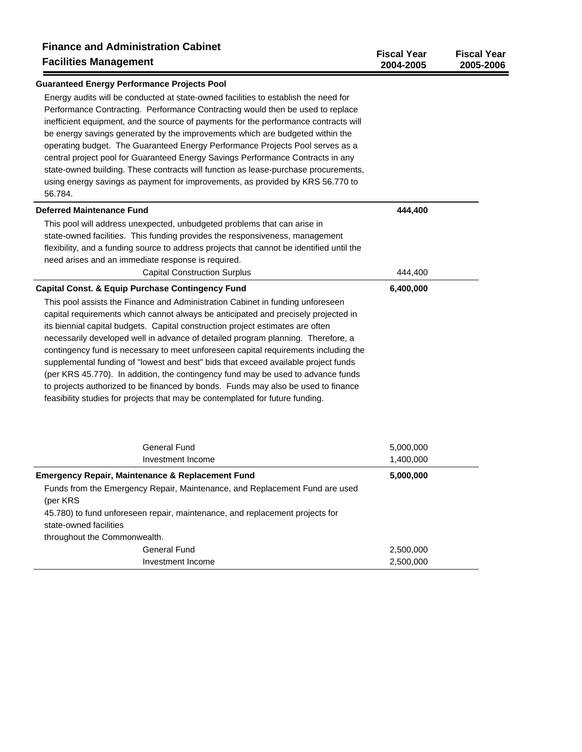## Finance and Administration Cabinet

### Facilities Management

| | Fiscal Year 2004-2005 | Fiscal Year 2005-2006 |
|---|---|---|
| **Guaranteed Energy Performance Projects Pool** | | |
| Energy audits will be conducted at state-owned facilities to establish the need for Performance Contracting. Performance Contracting would then be used to replace inefficient equipment, and the source of payments for the performance contracts will be energy savings generated by the improvements which are budgeted within the operating budget. The Guaranteed Energy Performance Projects Pool serves as a central project pool for Guaranteed Energy Savings Performance Contracts in any state-owned building. These contracts will function as lease-purchase procurements, using energy savings as payment for improvements, as provided by KRS 56.770 to 56.784. | | |
| **Deferred Maintenance Fund** | **444,400** | |
| This pool will address unexpected, unbudgeted problems that can arise in state-owned facilities. This funding provides the responsiveness, management flexibility, and a funding source to address projects that cannot be identified until the need arises and an immediate response is required. | | |
| Capital Construction Surplus | 444,400 | |
| **Capital Const. & Equip Purchase Contingency Fund** | **6,400,000** | |
| This pool assists the Finance and Administration Cabinet in funding unforeseen capital requirements which cannot always be anticipated and precisely projected in its biennial capital budgets. Capital construction project estimates are often necessarily developed well in advance of detailed program planning. Therefore, a contingency fund is necessary to meet unforeseen capital requirements including the supplemental funding of "lowest and best" bids that exceed available project funds (per KRS 45.770). In addition, the contingency fund may be used to advance funds to projects authorized to be financed by bonds. Funds may also be used to finance feasibility studies for projects that may be contemplated for future funding. | | |
| General Fund | 5,000,000 | |
| Investment Income | 1,400,000 | |
| **Emergency Repair, Maintenance & Replacement Fund** | **5,000,000** | |
| Funds from the Emergency Repair, Maintenance, and Replacement Fund are used (per KRS 45.780) to fund unforeseen repair, maintenance, and replacement projects for state-owned facilities throughout the Commonwealth. | | |
| General Fund | 2,500,000 | |
| Investment Income | 2,500,000 | |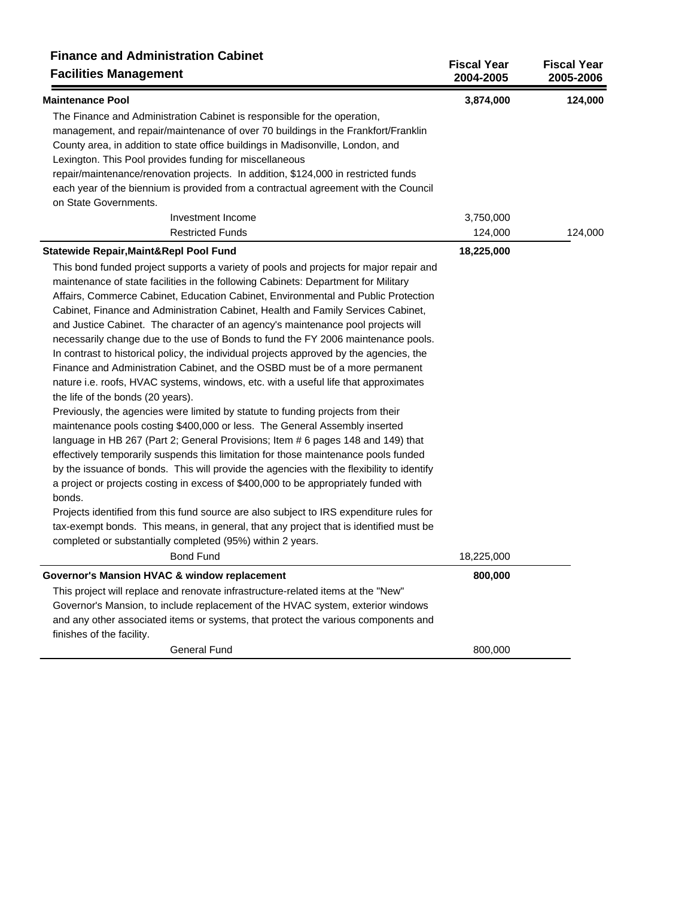## Finance and Administration Cabinet

### Facilities Management

| | Fiscal Year 2004-2005 | Fiscal Year 2005-2006 |
|---|---|---|
| **Maintenance Pool** | **3,874,000** | **124,000** |

The Finance and Administration Cabinet is responsible for the operation, management, and repair/maintenance of over 70 buildings in the Frankfort/Franklin County area, in addition to state office buildings in Madisonville, London, and Lexington. This Pool provides funding for miscellaneous repair/maintenance/renovation projects. In addition, $124,000 in restricted funds each year of the biennium is provided from a contractual agreement with the Council on State Governments.

| | Fiscal Year 2004-2005 | Fiscal Year 2005-2006 |
|---|---|---|
| Investment Income | 3,750,000 | |
| Restricted Funds | 124,000 | 124,000 |

| | Fiscal Year 2004-2005 | Fiscal Year 2005-2006 |
|---|---|---|
| **Statewide Repair,Maint&Repl Pool Fund** | **18,225,000** | |

This bond funded project supports a variety of pools and projects for major repair and maintenance of state facilities in the following Cabinets: Department for Military Affairs, Commerce Cabinet, Education Cabinet, Environmental and Public Protection Cabinet, Finance and Administration Cabinet, Health and Family Services Cabinet, and Justice Cabinet. The character of an agency's maintenance pool projects will necessarily change due to the use of Bonds to fund the FY 2006 maintenance pools. In contrast to historical policy, the individual projects approved by the agencies, the Finance and Administration Cabinet, and the OSBD must be of a more permanent nature i.e. roofs, HVAC systems, windows, etc. with a useful life that approximates the life of the bonds (20 years).

Previously, the agencies were limited by statute to funding projects from their maintenance pools costing $400,000 or less. The General Assembly inserted language in HB 267 (Part 2; General Provisions; Item # 6 pages 148 and 149) that effectively temporarily suspends this limitation for those maintenance pools funded by the issuance of bonds. This will provide the agencies with the flexibility to identify a project or projects costing in excess of $400,000 to be appropriately funded with bonds.

Projects identified from this fund source are also subject to IRS expenditure rules for tax-exempt bonds. This means, in general, that any project that is identified must be completed or substantially completed (95%) within 2 years.

| | Fiscal Year 2004-2005 | Fiscal Year 2005-2006 |
|---|---|---|
| Bond Fund | 18,225,000 | |

| | Fiscal Year 2004-2005 | Fiscal Year 2005-2006 |
|---|---|---|
| **Governor's Mansion HVAC & window replacement** | **800,000** | |

This project will replace and renovate infrastructure-related items at the "New" Governor's Mansion, to include replacement of the HVAC system, exterior windows and any other associated items or systems, that protect the various components and finishes of the facility.

| | Fiscal Year 2004-2005 | Fiscal Year 2005-2006 |
|---|---|---|
| General Fund | 800,000 | |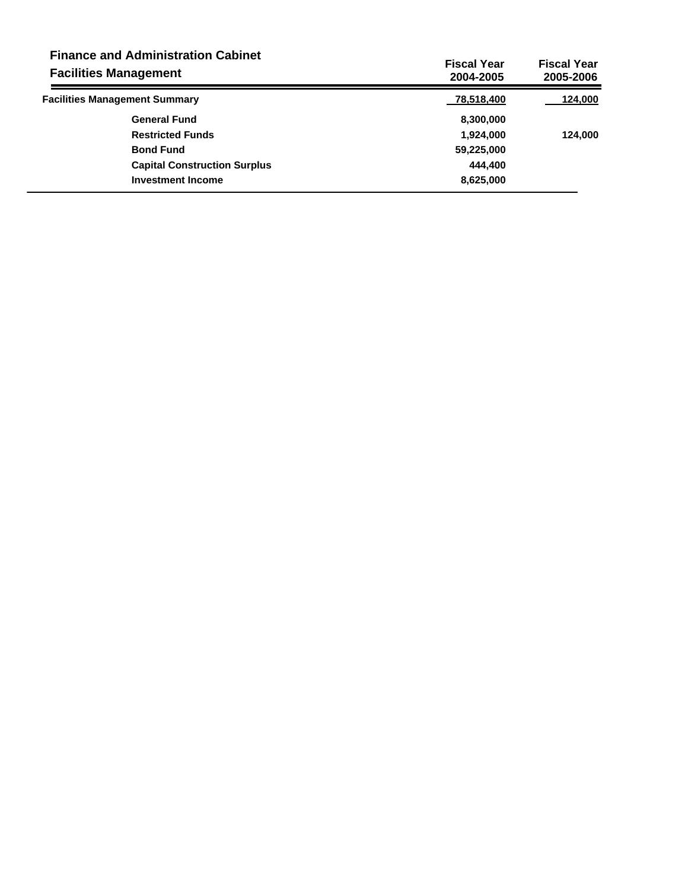## Finance and Administration Cabinet

## Facilities Management

| | Fiscal Year 2004-2005 | Fiscal Year 2005-2006 |
|---|---|---|
| **Facilities Management Summary** | 78,518,400 | 124,000 |
| General Fund | 8,300,000 | |
| Restricted Funds | 1,924,000 | 124,000 |
| Bond Fund | 59,225,000 | |
| Capital Construction Surplus | 444,400 | |
| Investment Income | 8,625,000 | |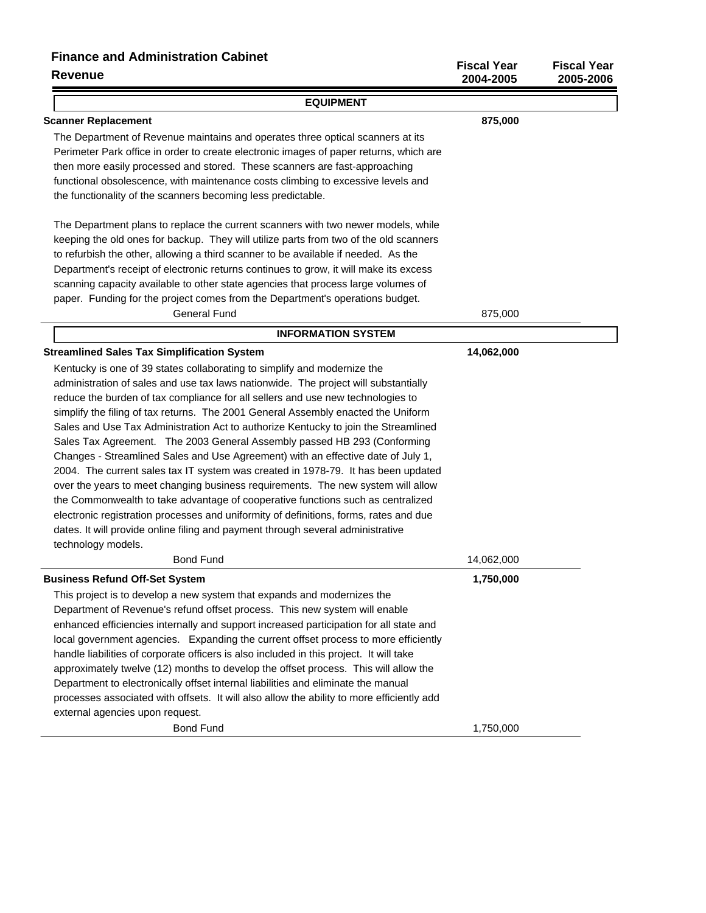**Finance and Administration Cabinet**

**Revenue**

| | Fiscal Year 2004-2005 | Fiscal Year 2005-2006 |
|---|---|---|

## EQUIPMENT

| | Fiscal Year 2004-2005 | Fiscal Year 2005-2006 |
|---|---|---|
| **Scanner Replacement** | **875,000** | |

The Department of Revenue maintains and operates three optical scanners at its Perimeter Park office in order to create electronic images of paper returns, which are then more easily processed and stored. These scanners are fast-approaching functional obsolescence, with maintenance costs climbing to excessive levels and the functionality of the scanners becoming less predictable.

The Department plans to replace the current scanners with two newer models, while keeping the old ones for backup. They will utilize parts from two of the old scanners to refurbish the other, allowing a third scanner to be available if needed. As the Department's receipt of electronic returns continues to grow, it will make its excess scanning capacity available to other state agencies that process large volumes of paper. Funding for the project comes from the Department's operations budget.

| | Fiscal Year 2004-2005 | Fiscal Year 2005-2006 |
|---|---|---|
| General Fund | 875,000 | |

## INFORMATION SYSTEM

| | Fiscal Year 2004-2005 | Fiscal Year 2005-2006 |
|---|---|---|
| **Streamlined Sales Tax Simplification System** | **14,062,000** | |

Kentucky is one of 39 states collaborating to simplify and modernize the administration of sales and use tax laws nationwide. The project will substantially reduce the burden of tax compliance for all sellers and use new technologies to simplify the filing of tax returns. The 2001 General Assembly enacted the Uniform Sales and Use Tax Administration Act to authorize Kentucky to join the Streamlined Sales Tax Agreement. The 2003 General Assembly passed HB 293 (Conforming Changes - Streamlined Sales and Use Agreement) with an effective date of July 1, 2004. The current sales tax IT system was created in 1978-79. It has been updated over the years to meet changing business requirements. The new system will allow the Commonwealth to take advantage of cooperative functions such as centralized electronic registration processes and uniformity of definitions, forms, rates and due dates. It will provide online filing and payment through several administrative technology models.

| | Fiscal Year 2004-2005 | Fiscal Year 2005-2006 |
|---|---|---|
| Bond Fund | 14,062,000 | |

| | Fiscal Year 2004-2005 | Fiscal Year 2005-2006 |
|---|---|---|
| **Business Refund Off-Set System** | **1,750,000** | |

This project is to develop a new system that expands and modernizes the Department of Revenue's refund offset process. This new system will enable enhanced efficiencies internally and support increased participation for all state and local government agencies. Expanding the current offset process to more efficiently handle liabilities of corporate officers is also included in this project. It will take approximately twelve (12) months to develop the offset process. This will allow the Department to electronically offset internal liabilities and eliminate the manual processes associated with offsets. It will also allow the ability to more efficiently add external agencies upon request.

| | Fiscal Year 2004-2005 | Fiscal Year 2005-2006 |
|---|---|---|
| Bond Fund | 1,750,000 | |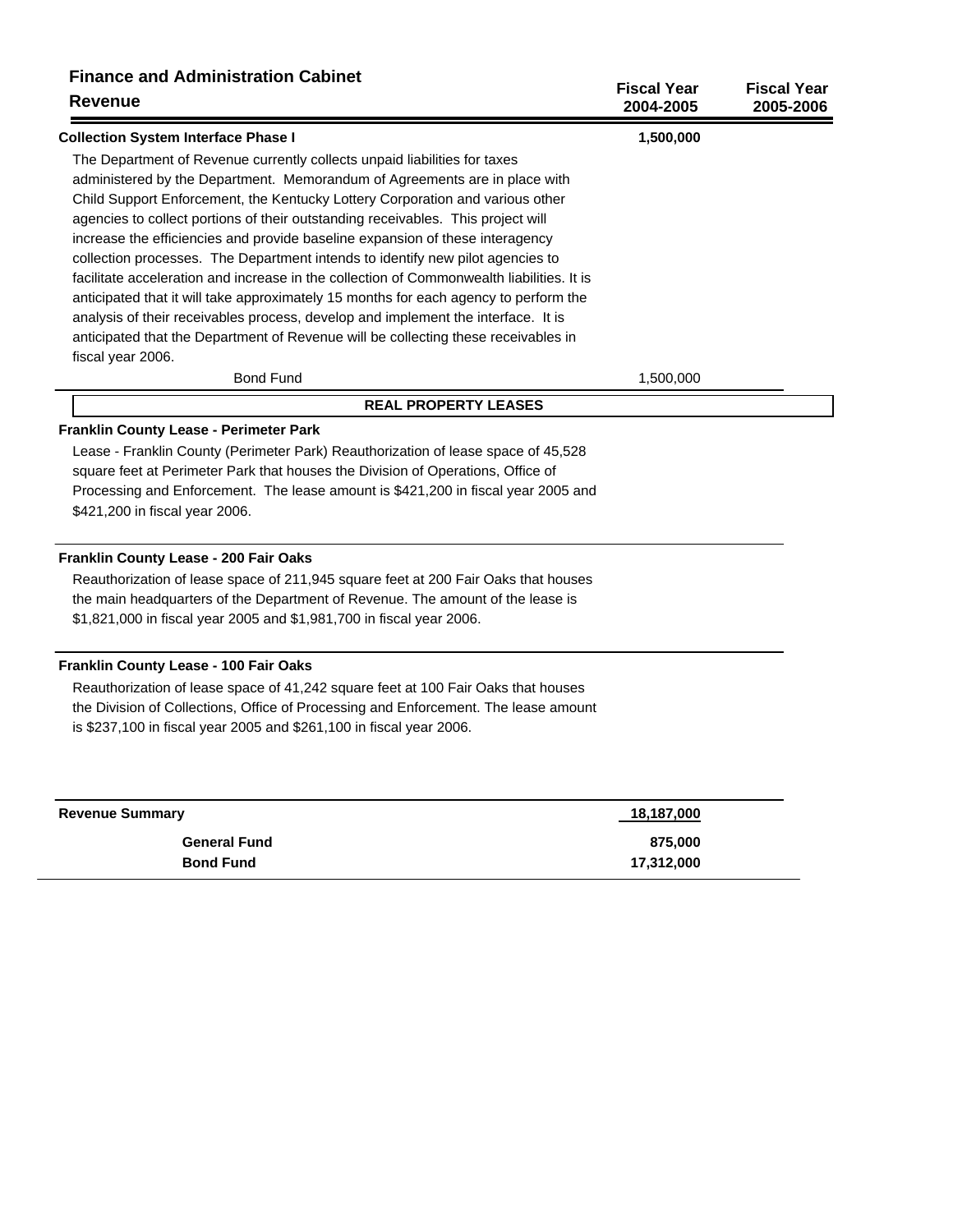## Finance and Administration Cabinet

## Revenue

| | Fiscal Year 2004-2005 | Fiscal Year 2005-2006 |
|---|---|---|
| **Collection System Interface Phase I** | **1,500,000** | |

The Department of Revenue currently collects unpaid liabilities for taxes administered by the Department. Memorandum of Agreements are in place with Child Support Enforcement, the Kentucky Lottery Corporation and various other agencies to collect portions of their outstanding receivables. This project will increase the efficiencies and provide baseline expansion of these interagency collection processes. The Department intends to identify new pilot agencies to facilitate acceleration and increase in the collection of Commonwealth liabilities. It is anticipated that it will take approximately 15 months for each agency to perform the analysis of their receivables process, develop and implement the interface. It is anticipated that the Department of Revenue will be collecting these receivables in fiscal year 2006.

| | Fiscal Year 2004-2005 | Fiscal Year 2005-2006 |
|---|---|---|
| Bond Fund | 1,500,000 | |

### REAL PROPERTY LEASES

**Franklin County Lease - Perimeter Park**

Lease - Franklin County (Perimeter Park) Reauthorization of lease space of 45,528 square feet at Perimeter Park that houses the Division of Operations, Office of Processing and Enforcement. The lease amount is $421,200 in fiscal year 2005 and $421,200 in fiscal year 2006.

**Franklin County Lease - 200 Fair Oaks**

Reauthorization of lease space of 211,945 square feet at 200 Fair Oaks that houses the main headquarters of the Department of Revenue. The amount of the lease is $1,821,000 in fiscal year 2005 and $1,981,700 in fiscal year 2006.

**Franklin County Lease - 100 Fair Oaks**

Reauthorization of lease space of 41,242 square feet at 100 Fair Oaks that houses the Division of Collections, Office of Processing and Enforcement. The lease amount is $237,100 in fiscal year 2005 and $261,100 in fiscal year 2006.

| | Fiscal Year 2004-2005 | Fiscal Year 2005-2006 |
|---|---|---|
| **Revenue Summary** | **18,187,000** | |
| **General Fund** | **875,000** | |
| **Bond Fund** | **17,312,000** | |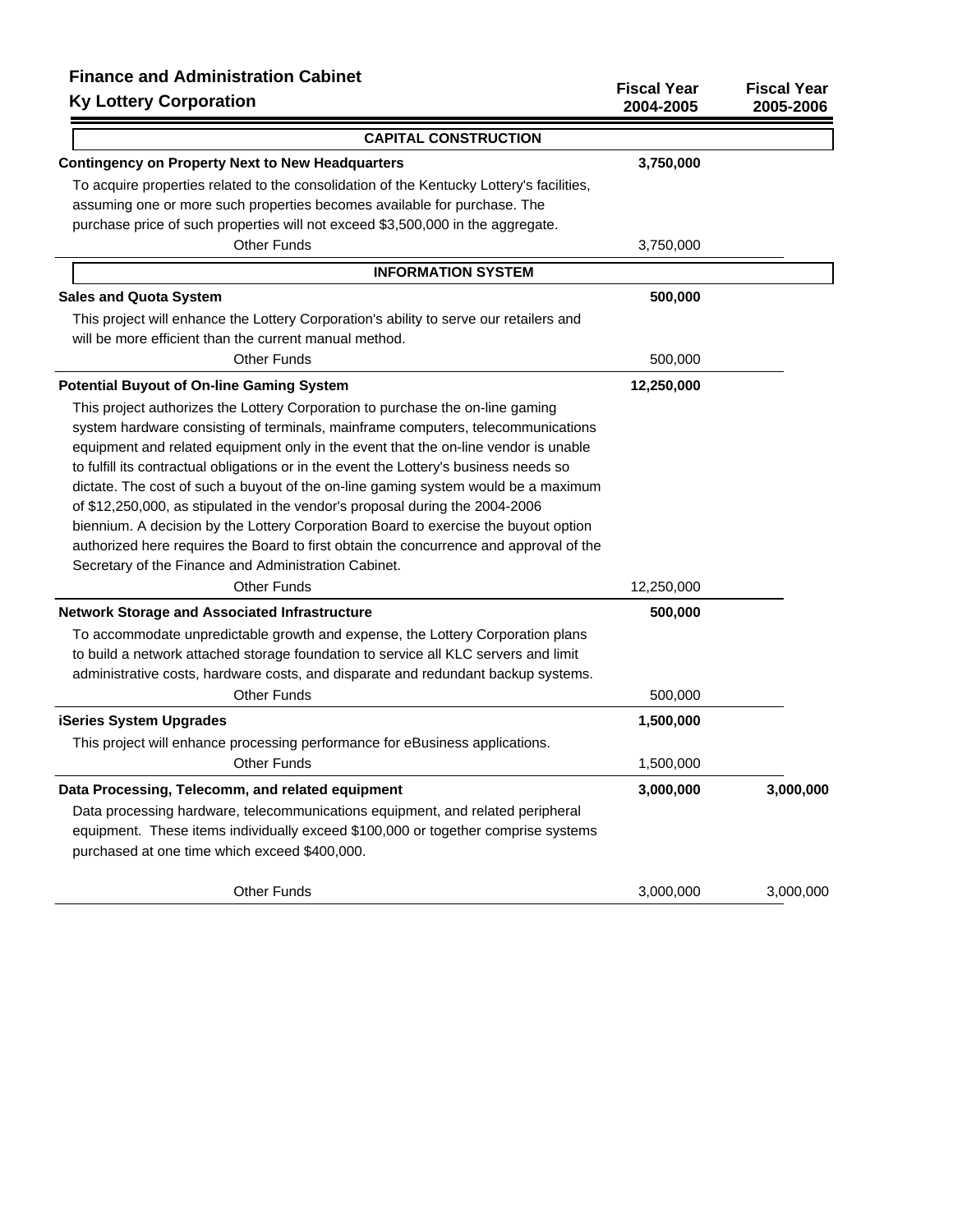## Finance and Administration Cabinet

### Ky Lottery Corporation

| | Fiscal Year 2004-2005 | Fiscal Year 2005-2006 |
|---|---|---|
| **CAPITAL CONSTRUCTION** | | |
| **Contingency on Property Next to New Headquarters** | **3,750,000** | |
| To acquire properties related to the consolidation of the Kentucky Lottery's facilities, assuming one or more such properties becomes available for purchase. The purchase price of such properties will not exceed $3,500,000 in the aggregate. | | |
| Other Funds | 3,750,000 | |
| **INFORMATION SYSTEM** | | |
| **Sales and Quota System** | **500,000** | |
| This project will enhance the Lottery Corporation's ability to serve our retailers and will be more efficient than the current manual method. | | |
| Other Funds | 500,000 | |
| **Potential Buyout of On-line Gaming System** | **12,250,000** | |
| This project authorizes the Lottery Corporation to purchase the on-line gaming system hardware consisting of terminals, mainframe computers, telecommunications equipment and related equipment only in the event that the on-line vendor is unable to fulfill its contractual obligations or in the event the Lottery's business needs so dictate. The cost of such a buyout of the on-line gaming system would be a maximum of $12,250,000, as stipulated in the vendor's proposal during the 2004-2006 biennium. A decision by the Lottery Corporation Board to exercise the buyout option authorized here requires the Board to first obtain the concurrence and approval of the Secretary of the Finance and Administration Cabinet. | | |
| Other Funds | 12,250,000 | |
| **Network Storage and Associated Infrastructure** | **500,000** | |
| To accommodate unpredictable growth and expense, the Lottery Corporation plans to build a network attached storage foundation to service all KLC servers and limit administrative costs, hardware costs, and disparate and redundant backup systems. | | |
| Other Funds | 500,000 | |
| **iSeries System Upgrades** | **1,500,000** | |
| This project will enhance processing performance for eBusiness applications. | | |
| Other Funds | 1,500,000 | |
| **Data Processing, Telecomm, and related equipment** | **3,000,000** | **3,000,000** |
| Data processing hardware, telecommunications equipment, and related peripheral equipment. These items individually exceed $100,000 or together comprise systems purchased at one time which exceed $400,000. | | |
| Other Funds | 3,000,000 | 3,000,000 |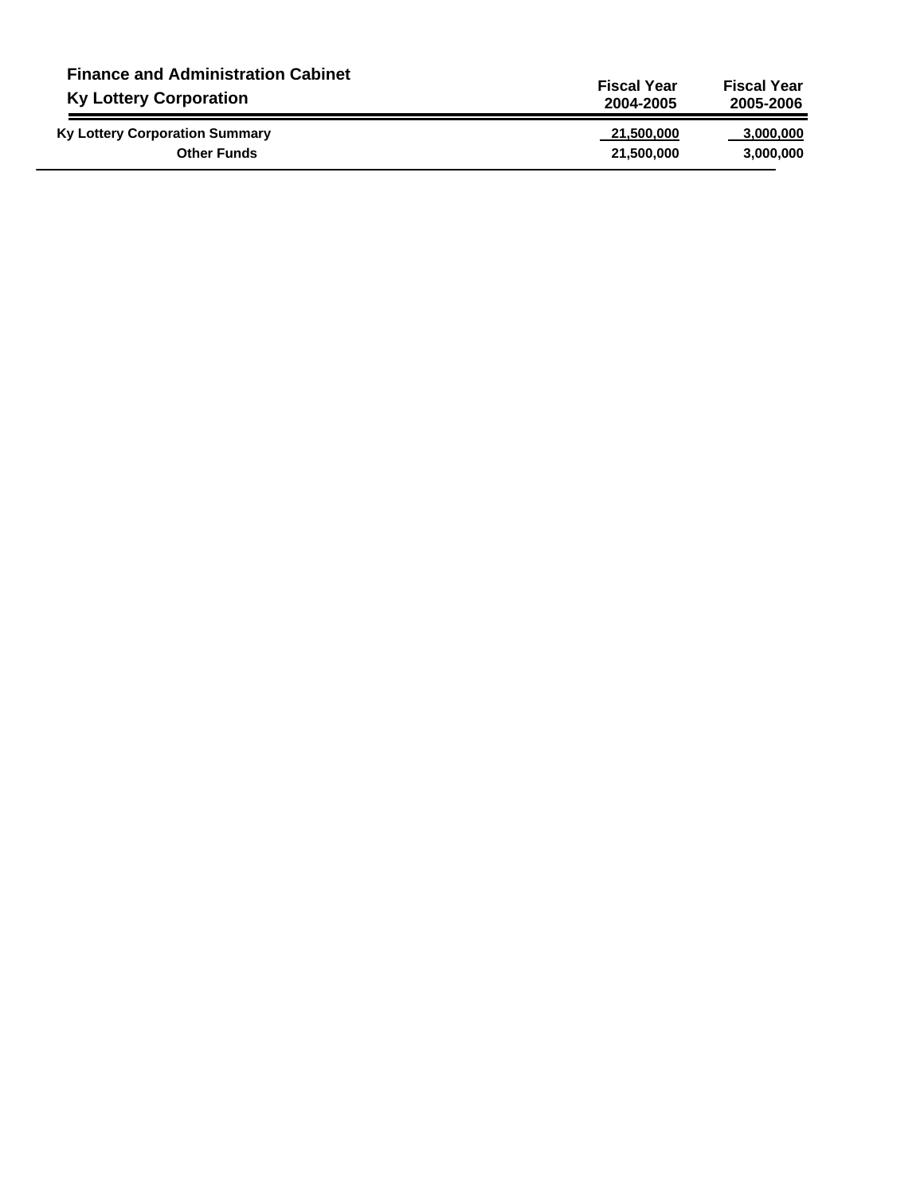## Finance and Administration Cabinet

## Ky Lottery Corporation

| | Fiscal Year 2004-2005 | Fiscal Year 2005-2006 |
|---|---|---|
| **Ky Lottery Corporation Summary** | 21,500,000 | 3,000,000 |
| **Other Funds** | 21,500,000 | 3,000,000 |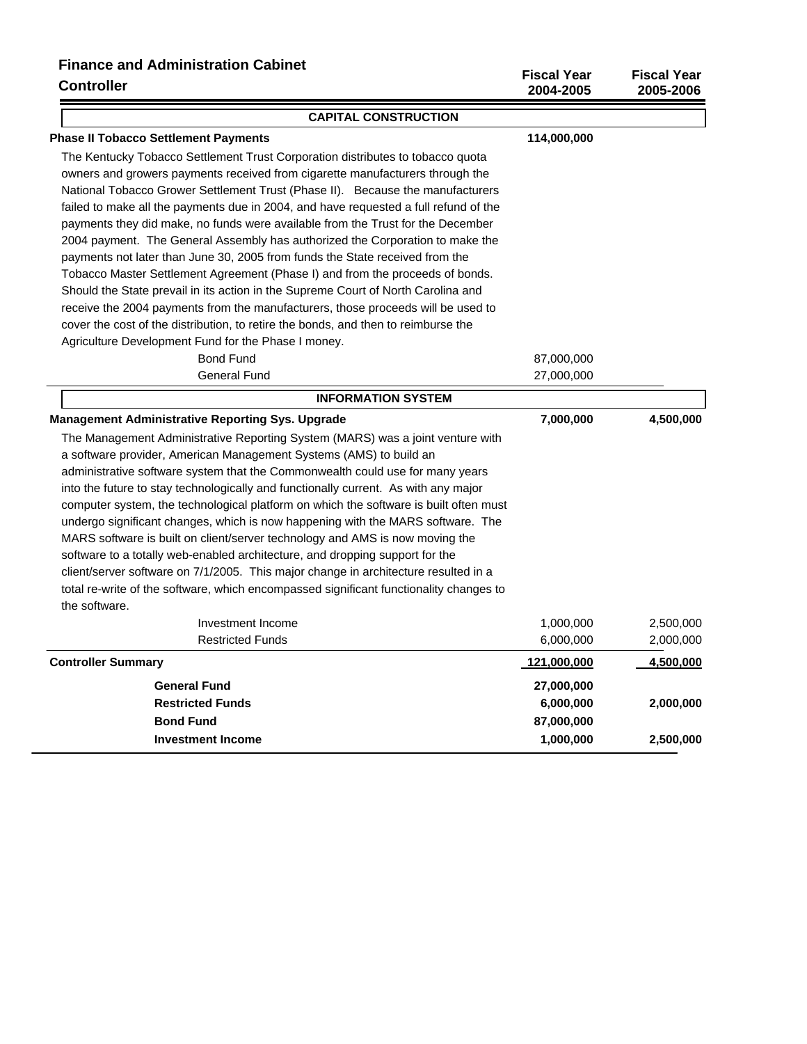## Finance and Administration Cabinet

### Controller

| | Fiscal Year 2004-2005 | Fiscal Year 2005-2006 |
|---|---|---|
| **CAPITAL CONSTRUCTION** | | |
| **Phase II Tobacco Settlement Payments** | **114,000,000** | |
| Bond Fund | 87,000,000 | |
| General Fund | 27,000,000 | |
| **INFORMATION SYSTEM** | | |
| **Management Administrative Reporting Sys. Upgrade** | **7,000,000** | **4,500,000** |
| Investment Income | 1,000,000 | 2,500,000 |
| Restricted Funds | 6,000,000 | 2,000,000 |
| **Controller Summary** | **121,000,000** | **4,500,000** |
| **General Fund** | **27,000,000** | |
| **Restricted Funds** | **6,000,000** | **2,000,000** |
| **Bond Fund** | **87,000,000** | |
| **Investment Income** | **1,000,000** | **2,500,000** |

**Phase II Tobacco Settlement Payments**

The Kentucky Tobacco Settlement Trust Corporation distributes to tobacco quota owners and growers payments received from cigarette manufacturers through the National Tobacco Grower Settlement Trust (Phase II). Because the manufacturers failed to make all the payments due in 2004, and have requested a full refund of the payments they did make, no funds were available from the Trust for the December 2004 payment. The General Assembly has authorized the Corporation to make the payments not later than June 30, 2005 from funds the State received from the Tobacco Master Settlement Agreement (Phase I) and from the proceeds of bonds. Should the State prevail in its action in the Supreme Court of North Carolina and receive the 2004 payments from the manufacturers, those proceeds will be used to cover the cost of the distribution, to retire the bonds, and then to reimburse the Agriculture Development Fund for the Phase I money.

**Management Administrative Reporting Sys. Upgrade**

The Management Administrative Reporting System (MARS) was a joint venture with a software provider, American Management Systems (AMS) to build an administrative software system that the Commonwealth could use for many years into the future to stay technologically and functionally current. As with any major computer system, the technological platform on which the software is built often must undergo significant changes, which is now happening with the MARS software. The MARS software is built on client/server technology and AMS is now moving the software to a totally web-enabled architecture, and dropping support for the client/server software on 7/1/2005. This major change in architecture resulted in a total re-write of the software, which encompassed significant functionality changes to the software.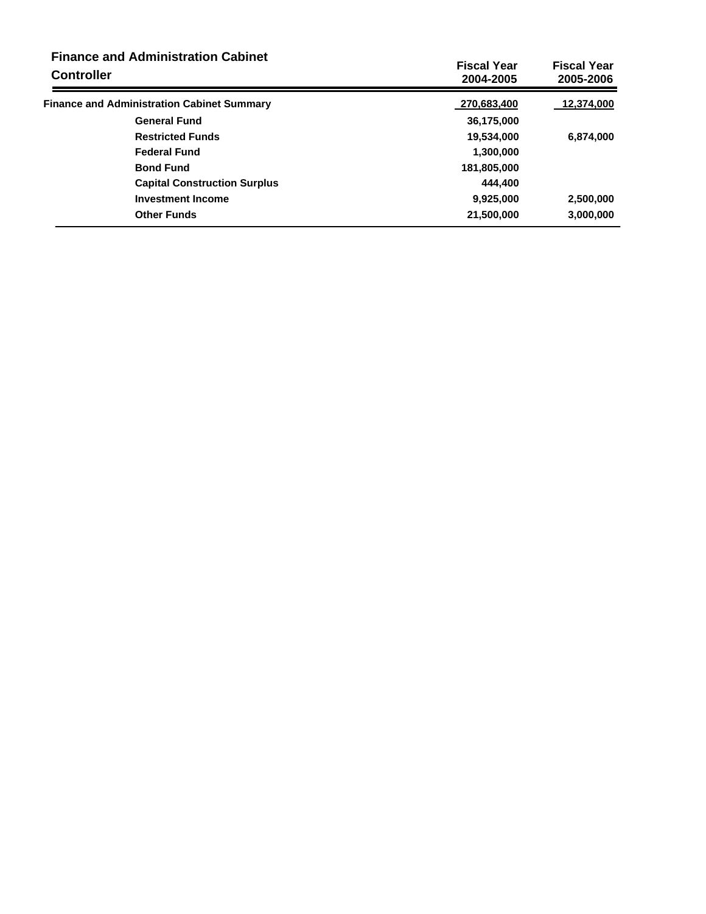## Finance and Administration Cabinet

### Controller

| | Fiscal Year 2004-2005 | Fiscal Year 2005-2006 |
|---|---|---|
| **Finance and Administration Cabinet Summary** | 270,683,400 | 12,374,000 |
| General Fund | 36,175,000 | |
| Restricted Funds | 19,534,000 | 6,874,000 |
| Federal Fund | 1,300,000 | |
| Bond Fund | 181,805,000 | |
| Capital Construction Surplus | 444,400 | |
| Investment Income | 9,925,000 | 2,500,000 |
| Other Funds | 21,500,000 | 3,000,000 |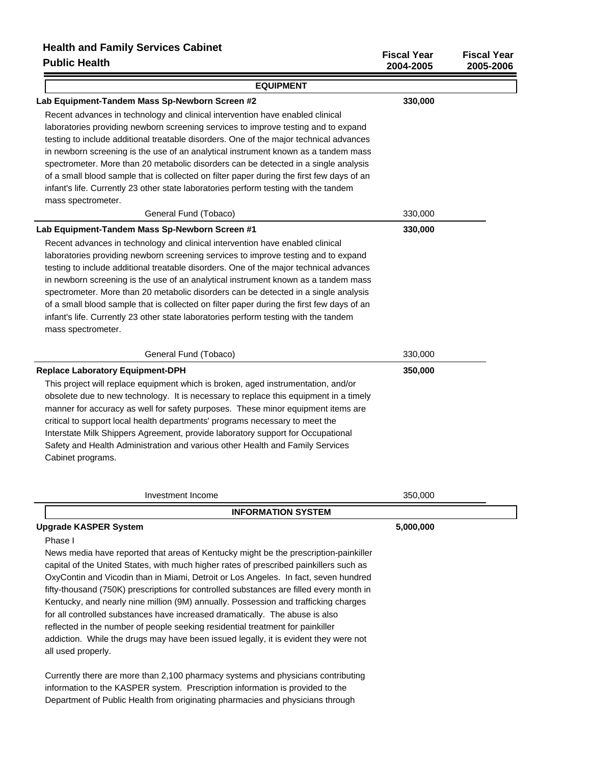**Health and Family Services Cabinet**
**Public Health**

| | Fiscal Year 2004-2005 | Fiscal Year 2005-2006 |
|---|---|---|

## EQUIPMENT

**Lab Equipment-Tandem Mass Sp-Newborn Screen #2** — **330,000**

Recent advances in technology and clinical intervention have enabled clinical laboratories providing newborn screening services to improve testing and to expand testing to include additional treatable disorders. One of the major technical advances in newborn screening is the use of an analytical instrument known as a tandem mass spectrometer. More than 20 metabolic disorders can be detected in a single analysis of a small blood sample that is collected on filter paper during the first few days of an infant's life. Currently 23 other state laboratories perform testing with the tandem mass spectrometer.

| | Fiscal Year 2004-2005 | Fiscal Year 2005-2006 |
|---|---|---|
| General Fund (Tobaco) | 330,000 | |

**Lab Equipment-Tandem Mass Sp-Newborn Screen #1** — **330,000**

Recent advances in technology and clinical intervention have enabled clinical laboratories providing newborn screening services to improve testing and to expand testing to include additional treatable disorders. One of the major technical advances in newborn screening is the use of an analytical instrument known as a tandem mass spectrometer. More than 20 metabolic disorders can be detected in a single analysis of a small blood sample that is collected on filter paper during the first few days of an infant's life. Currently 23 other state laboratories perform testing with the tandem mass spectrometer.

| | Fiscal Year 2004-2005 | Fiscal Year 2005-2006 |
|---|---|---|
| General Fund (Tobaco) | 330,000 | |

**Replace Laboratory Equipment-DPH** — **350,000**

This project will replace equipment which is broken, aged instrumentation, and/or obsolete due to new technology. It is necessary to replace this equipment in a timely manner for accuracy as well for safety purposes. These minor equipment items are critical to support local health departments' programs necessary to meet the Interstate Milk Shippers Agreement, provide laboratory support for Occupational Safety and Health Administration and various other Health and Family Services Cabinet programs.

| | Fiscal Year 2004-2005 | Fiscal Year 2005-2006 |
|---|---|---|
| Investment Income | 350,000 | |

## INFORMATION SYSTEM

**Upgrade KASPER System** — **5,000,000**

Phase I

News media have reported that areas of Kentucky might be the prescription-painkiller capital of the United States, with much higher rates of prescribed painkillers such as OxyContin and Vicodin than in Miami, Detroit or Los Angeles. In fact, seven hundred fifty-thousand (750K) prescriptions for controlled substances are filled every month in Kentucky, and nearly nine million (9M) annually. Possession and trafficking charges for all controlled substances have increased dramatically. The abuse is also reflected in the number of people seeking residential treatment for painkiller addiction. While the drugs may have been issued legally, it is evident they were not all used properly.

Currently there are more than 2,100 pharmacy systems and physicians contributing information to the KASPER system. Prescription information is provided to the Department of Public Health from originating pharmacies and physicians through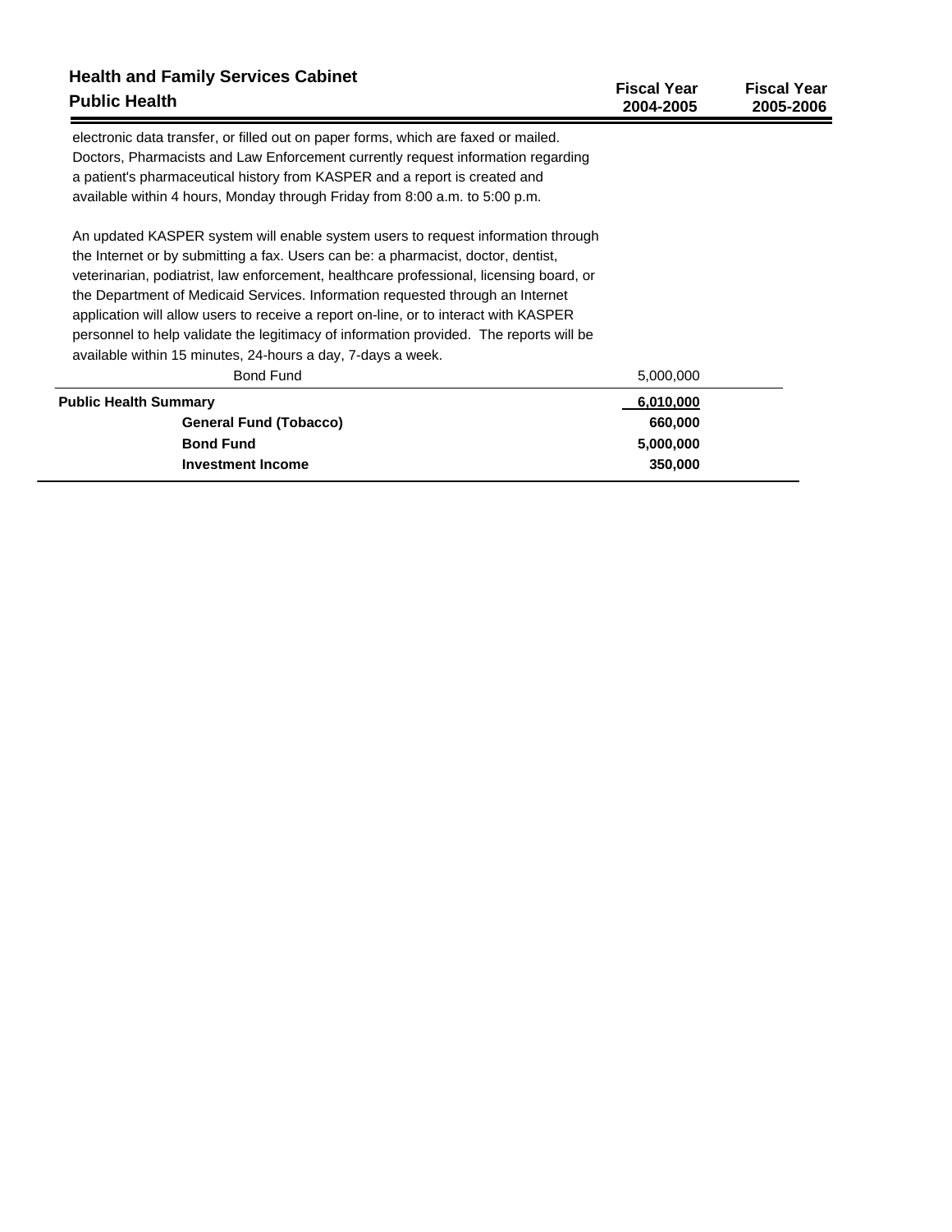## Health and Family Services Cabinet
## Public Health

electronic data transfer, or filled out on paper forms, which are faxed or mailed. Doctors, Pharmacists and Law Enforcement currently request information regarding a patient's pharmaceutical history from KASPER and a report is created and available within 4 hours, Monday through Friday from 8:00 a.m. to 5:00 p.m.

An updated KASPER system will enable system users to request information through the Internet or by submitting a fax. Users can be: a pharmacist, doctor, dentist, veterinarian, podiatrist, law enforcement, healthcare professional, licensing board, or the Department of Medicaid Services. Information requested through an Internet application will allow users to receive a report on-line, or to interact with KASPER personnel to help validate the legitimacy of information provided. The reports will be available within 15 minutes, 24-hours a day, 7-days a week.

| | Fiscal Year 2004-2005 | Fiscal Year 2005-2006 |
|---|---|---|
| Bond Fund | 5,000,000 | |
| **Public Health Summary** | **6,010,000** | |
| **General Fund (Tobacco)** | **660,000** | |
| **Bond Fund** | **5,000,000** | |
| **Investment Income** | **350,000** | |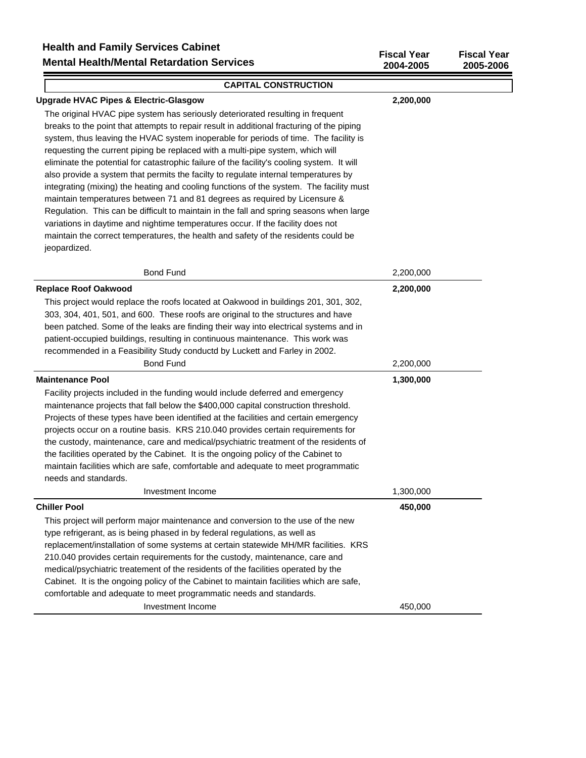**Health and Family Services Cabinet**
**Mental Health/Mental Retardation Services**

| | Fiscal Year 2004-2005 | Fiscal Year 2005-2006 |
|---|---|---|

## CAPITAL CONSTRUCTION

| | Fiscal Year 2004-2005 | Fiscal Year 2005-2006 |
|---|---|---|
| **Upgrade HVAC Pipes & Electric-Glasgow** | **2,200,000** | |

The original HVAC pipe system has seriously deteriorated resulting in frequent breaks to the point that attempts to repair result in additional fracturing of the piping system, thus leaving the HVAC system inoperable for periods of time. The facility is requesting the current piping be replaced with a multi-pipe system, which will eliminate the potential for catastrophic failure of the facility's cooling system. It will also provide a system that permits the facilty to regulate internal temperatures by integrating (mixing) the heating and cooling functions of the system. The facility must maintain temperatures between 71 and 81 degrees as required by Licensure & Regulation. This can be difficult to maintain in the fall and spring seasons when large variations in daytime and nightime temperatures occur. If the facility does not maintain the correct temperatures, the health and safety of the residents could be jeopardized.

| | Fiscal Year 2004-2005 | Fiscal Year 2005-2006 |
|---|---|---|
| Bond Fund | 2,200,000 | |
| **Replace Roof Oakwood** | **2,200,000** | |

This project would replace the roofs located at Oakwood in buildings 201, 301, 302, 303, 304, 401, 501, and 600. These roofs are original to the structures and have been patched. Some of the leaks are finding their way into electrical systems and in patient-occupied buildings, resulting in continuous maintenance. This work was recommended in a Feasibility Study conductd by Luckett and Farley in 2002.

| | Fiscal Year 2004-2005 | Fiscal Year 2005-2006 |
|---|---|---|
| Bond Fund | 2,200,000 | |
| **Maintenance Pool** | **1,300,000** | |

Facility projects included in the funding would include deferred and emergency maintenance projects that fall below the $400,000 capital construction threshold. Projects of these types have been identified at the facilities and certain emergency projects occur on a routine basis. KRS 210.040 provides certain requirements for the custody, maintenance, care and medical/psychiatric treatment of the residents of the facilities operated by the Cabinet. It is the ongoing policy of the Cabinet to maintain facilities which are safe, comfortable and adequate to meet programmatic needs and standards.

| | Fiscal Year 2004-2005 | Fiscal Year 2005-2006 |
|---|---|---|
| Investment Income | 1,300,000 | |
| **Chiller Pool** | **450,000** | |

This project will perform major maintenance and conversion to the use of the new type refrigerant, as is being phased in by federal regulations, as well as replacement/installation of some systems at certain statewide MH/MR facilities. KRS 210.040 provides certain requirements for the custody, maintenance, care and medical/psychiatric treatement of the residents of the facilities operated by the Cabinet. It is the ongoing policy of the Cabinet to maintain facilities which are safe, comfortable and adequate to meet programmatic needs and standards.

| | Fiscal Year 2004-2005 | Fiscal Year 2005-2006 |
|---|---|---|
| Investment Income | 450,000 | |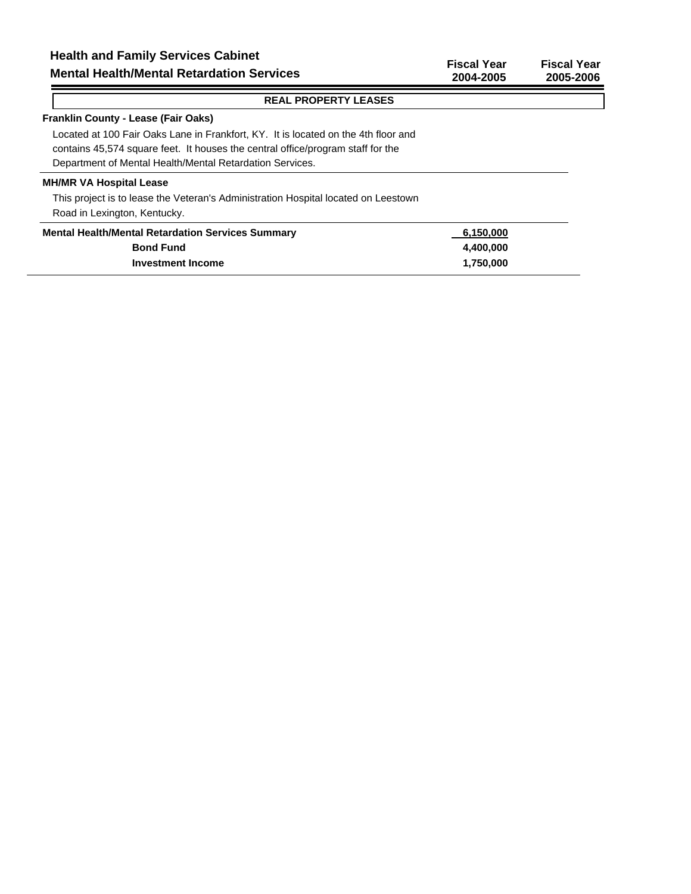## Health and Family Services Cabinet
## Mental Health/Mental Retardation Services

| | Fiscal Year 2004-2005 | Fiscal Year 2005-2006 |
|---|---|---|

### REAL PROPERTY LEASES

**Franklin County - Lease (Fair Oaks)**

Located at 100 Fair Oaks Lane in Frankfort, KY. It is located on the 4th floor and contains 45,574 square feet. It houses the central office/program staff for the Department of Mental Health/Mental Retardation Services.

**MH/MR VA Hospital Lease**

This project is to lease the Veteran's Administration Hospital located on Leestown Road in Lexington, Kentucky.

| | Fiscal Year 2004-2005 | Fiscal Year 2005-2006 |
|---|---|---|
| **Mental Health/Mental Retardation Services Summary** | **6,150,000** | |
| **Bond Fund** | **4,400,000** | |
| **Investment Income** | **1,750,000** | |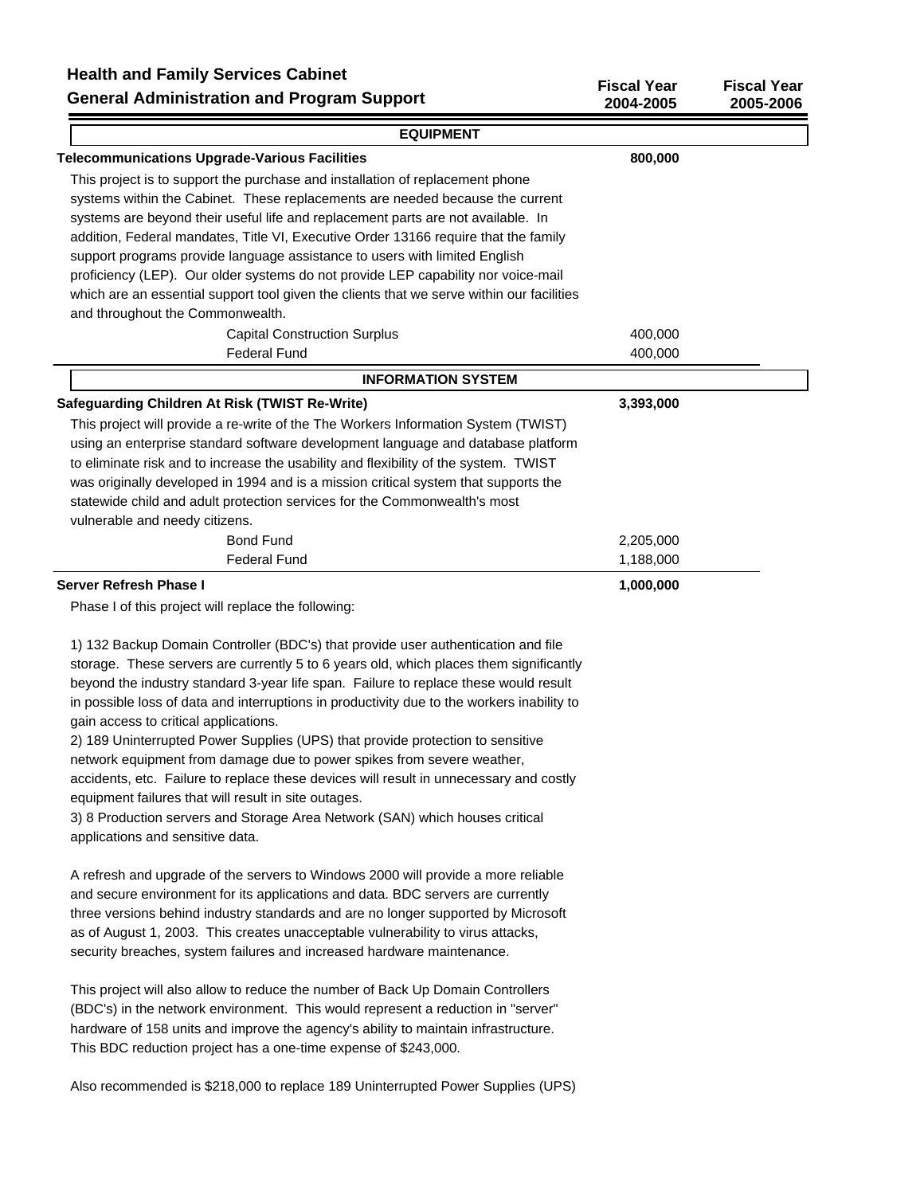**Health and Family Services Cabinet**
**General Administration and Program Support**

| | Fiscal Year 2004-2005 | Fiscal Year 2005-2006 |
|---|---|---|

## EQUIPMENT

| **Telecommunications Upgrade-Various Facilities** | **800,000** | |
|---|---|---|

This project is to support the purchase and installation of replacement phone systems within the Cabinet. These replacements are needed because the current systems are beyond their useful life and replacement parts are not available. In addition, Federal mandates, Title VI, Executive Order 13166 require that the family support programs provide language assistance to users with limited English proficiency (LEP). Our older systems do not provide LEP capability nor voice-mail which are an essential support tool given the clients that we serve within our facilities and throughout the Commonwealth.

| | Fiscal Year 2004-2005 | Fiscal Year 2005-2006 |
|---|---|---|
| Capital Construction Surplus | 400,000 | |
| Federal Fund | 400,000 | |

## INFORMATION SYSTEM

| **Safeguarding Children At Risk (TWIST Re-Write)** | **3,393,000** | |
|---|---|---|

This project will provide a re-write of the The Workers Information System (TWIST) using an enterprise standard software development language and database platform to eliminate risk and to increase the usability and flexibility of the system. TWIST was originally developed in 1994 and is a mission critical system that supports the statewide child and adult protection services for the Commonwealth's most vulnerable and needy citizens.

| | Fiscal Year 2004-2005 | Fiscal Year 2005-2006 |
|---|---|---|
| Bond Fund | 2,205,000 | |
| Federal Fund | 1,188,000 | |

| **Server Refresh Phase I** | **1,000,000** | |
|---|---|---|

Phase I of this project will replace the following:

1) 132 Backup Domain Controller (BDC's) that provide user authentication and file storage. These servers are currently 5 to 6 years old, which places them significantly beyond the industry standard 3-year life span. Failure to replace these would result in possible loss of data and interruptions in productivity due to the workers inability to gain access to critical applications.
2) 189 Uninterrupted Power Supplies (UPS) that provide protection to sensitive network equipment from damage due to power spikes from severe weather, accidents, etc. Failure to replace these devices will result in unnecessary and costly equipment failures that will result in site outages.
3) 8 Production servers and Storage Area Network (SAN) which houses critical applications and sensitive data.

A refresh and upgrade of the servers to Windows 2000 will provide a more reliable and secure environment for its applications and data. BDC servers are currently three versions behind industry standards and are no longer supported by Microsoft as of August 1, 2003. This creates unacceptable vulnerability to virus attacks, security breaches, system failures and increased hardware maintenance.

This project will also allow to reduce the number of Back Up Domain Controllers (BDC's) in the network environment. This would represent a reduction in "server" hardware of 158 units and improve the agency's ability to maintain infrastructure. This BDC reduction project has a one-time expense of $243,000.

Also recommended is $218,000 to replace 189 Uninterrupted Power Supplies (UPS)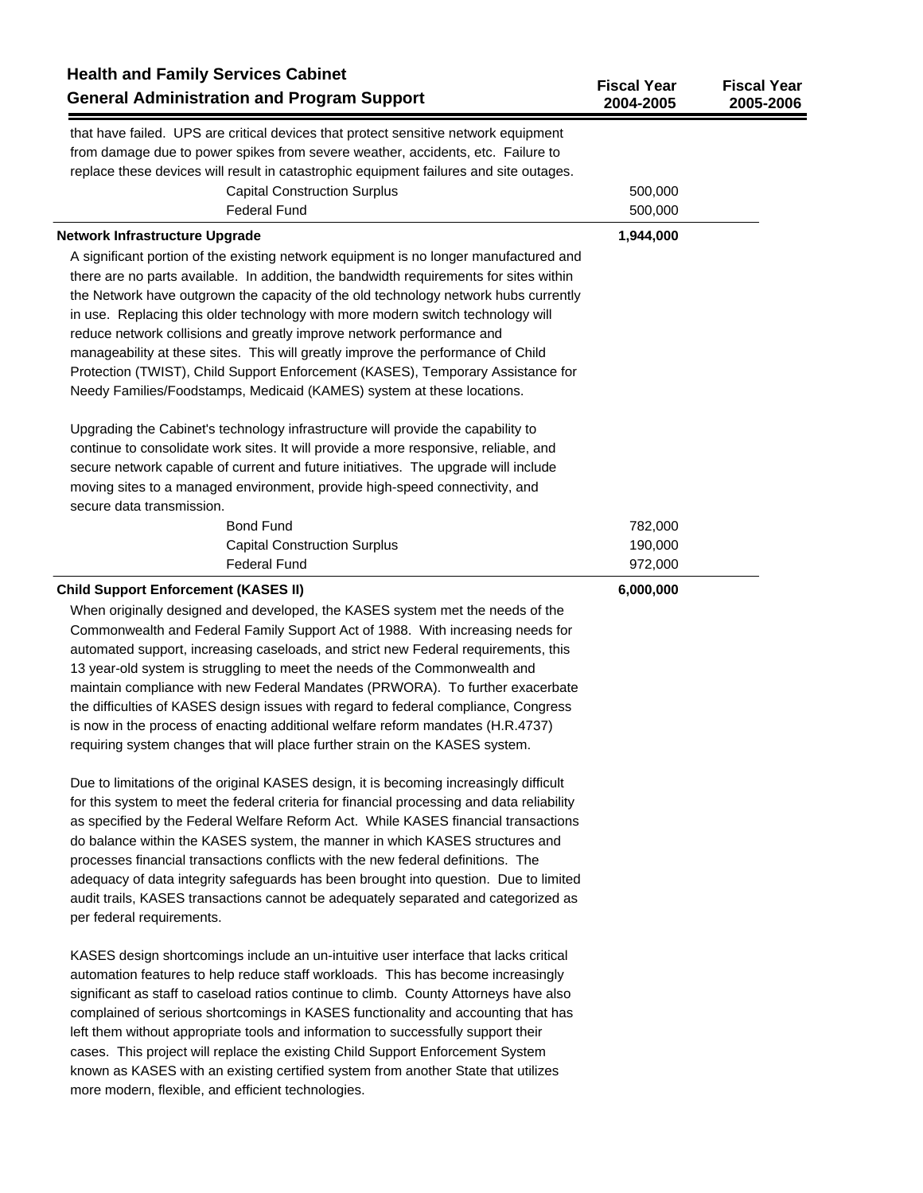| Health and Family Services Cabinet General Administration and Program Support | Fiscal Year 2004-2005 | Fiscal Year 2005-2006 |
|---|---|---|
| that have failed. UPS are critical devices that protect sensitive network equipment from damage due to power spikes from severe weather, accidents, etc. Failure to replace these devices will result in catastrophic equipment failures and site outages. | | |
| Capital Construction Surplus | 500,000 | |
| Federal Fund | 500,000 | |
| **Network Infrastructure Upgrade** | **1,944,000** | |
| A significant portion of the existing network equipment is no longer manufactured and there are no parts available. In addition, the bandwidth requirements for sites within the Network have outgrown the capacity of the old technology network hubs currently in use. Replacing this older technology with more modern switch technology will reduce network collisions and greatly improve network performance and manageability at these sites. This will greatly improve the performance of Child Protection (TWIST), Child Support Enforcement (KASES), Temporary Assistance for Needy Families/Foodstamps, Medicaid (KAMES) system at these locations. | | |
| Upgrading the Cabinet's technology infrastructure will provide the capability to continue to consolidate work sites. It will provide a more responsive, reliable, and secure network capable of current and future initiatives. The upgrade will include moving sites to a managed environment, provide high-speed connectivity, and secure data transmission. | | |
| Bond Fund | 782,000 | |
| Capital Construction Surplus | 190,000 | |
| Federal Fund | 972,000 | |
| **Child Support Enforcement (KASES II)** | **6,000,000** | |
| When originally designed and developed, the KASES system met the needs of the Commonwealth and Federal Family Support Act of 1988. With increasing needs for automated support, increasing caseloads, and strict new Federal requirements, this 13 year-old system is struggling to meet the needs of the Commonwealth and maintain compliance with new Federal Mandates (PRWORA). To further exacerbate the difficulties of KASES design issues with regard to federal compliance, Congress is now in the process of enacting additional welfare reform mandates (H.R.4737) requiring system changes that will place further strain on the KASES system. | | |
| Due to limitations of the original KASES design, it is becoming increasingly difficult for this system to meet the federal criteria for financial processing and data reliability as specified by the Federal Welfare Reform Act. While KASES financial transactions do balance within the KASES system, the manner in which KASES structures and processes financial transactions conflicts with the new federal definitions. The adequacy of data integrity safeguards has been brought into question. Due to limited audit trails, KASES transactions cannot be adequately separated and categorized as per federal requirements. | | |
| KASES design shortcomings include an un-intuitive user interface that lacks critical automation features to help reduce staff workloads. This has become increasingly significant as staff to caseload ratios continue to climb. County Attorneys have also complained of serious shortcomings in KASES functionality and accounting that has left them without appropriate tools and information to successfully support their cases. This project will replace the existing Child Support Enforcement System known as KASES with an existing certified system from another State that utilizes more modern, flexible, and efficient technologies. | | |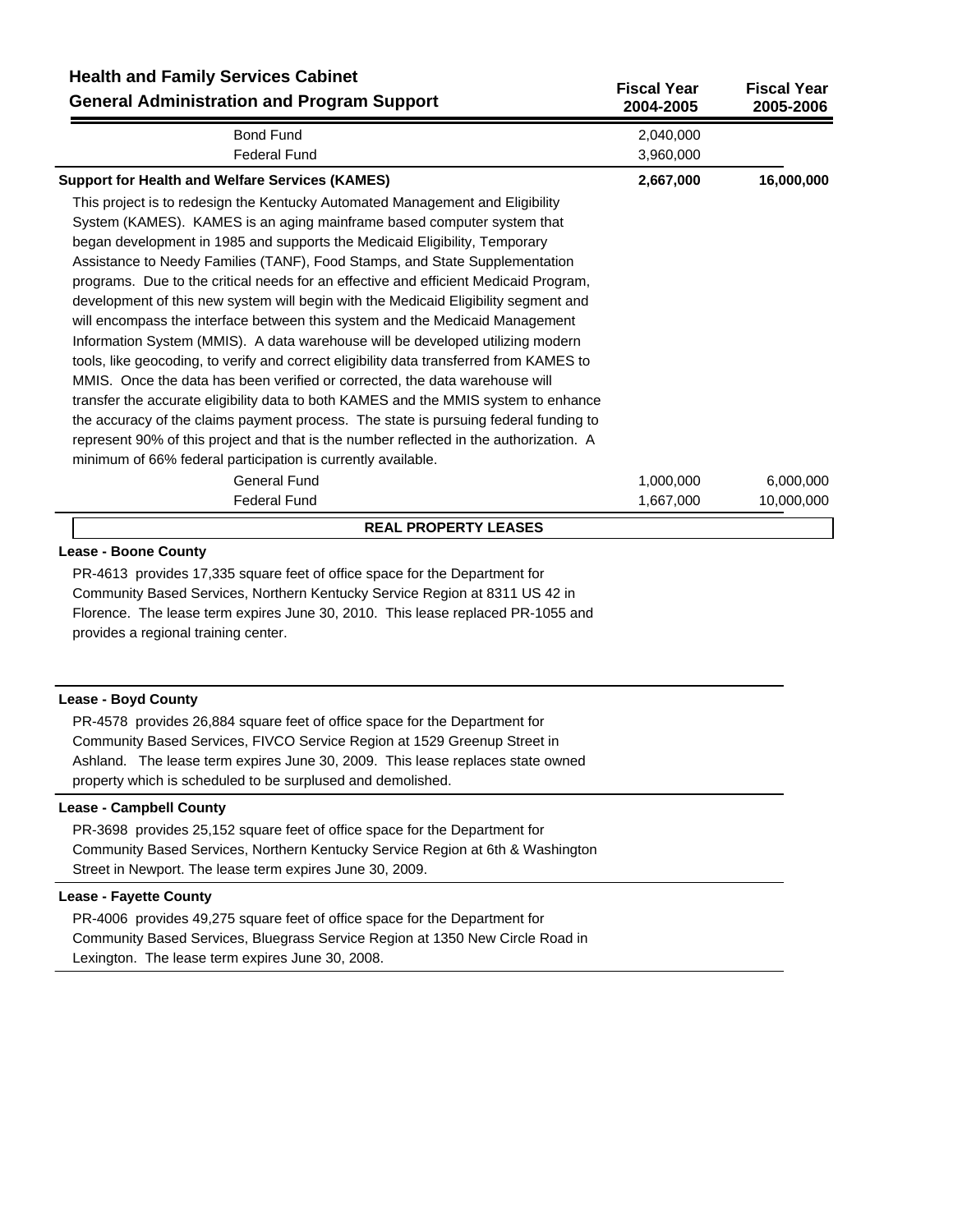| Health and Family Services Cabinet<br>General Administration and Program Support | Fiscal Year 2004-2005 | Fiscal Year 2005-2006 |
|---|---|---|
| Bond Fund | 2,040,000 | |
| Federal Fund | 3,960,000 | |
| **Support for Health and Welfare Services (KAMES)** | **2,667,000** | **16,000,000** |
| General Fund | 1,000,000 | 6,000,000 |
| Federal Fund | 1,667,000 | 10,000,000 |

This project is to redesign the Kentucky Automated Management and Eligibility System (KAMES). KAMES is an aging mainframe based computer system that began development in 1985 and supports the Medicaid Eligibility, Temporary Assistance to Needy Families (TANF), Food Stamps, and State Supplementation programs. Due to the critical needs for an effective and efficient Medicaid Program, development of this new system will begin with the Medicaid Eligibility segment and will encompass the interface between this system and the Medicaid Management Information System (MMIS). A data warehouse will be developed utilizing modern tools, like geocoding, to verify and correct eligibility data transferred from KAMES to MMIS. Once the data has been verified or corrected, the data warehouse will transfer the accurate eligibility data to both KAMES and the MMIS system to enhance the accuracy of the claims payment process. The state is pursuing federal funding to represent 90% of this project and that is the number reflected in the authorization. A minimum of 66% federal participation is currently available.

## REAL PROPERTY LEASES

**Lease - Boone County**

PR-4613 provides 17,335 square feet of office space for the Department for Community Based Services, Northern Kentucky Service Region at 8311 US 42 in Florence. The lease term expires June 30, 2010. This lease replaced PR-1055 and provides a regional training center.

**Lease - Boyd County**

PR-4578 provides 26,884 square feet of office space for the Department for Community Based Services, FIVCO Service Region at 1529 Greenup Street in Ashland. The lease term expires June 30, 2009. This lease replaces state owned property which is scheduled to be surplused and demolished.

**Lease - Campbell County**

PR-3698 provides 25,152 square feet of office space for the Department for Community Based Services, Northern Kentucky Service Region at 6th & Washington Street in Newport. The lease term expires June 30, 2009.

**Lease - Fayette County**

PR-4006 provides 49,275 square feet of office space for the Department for Community Based Services, Bluegrass Service Region at 1350 New Circle Road in Lexington. The lease term expires June 30, 2008.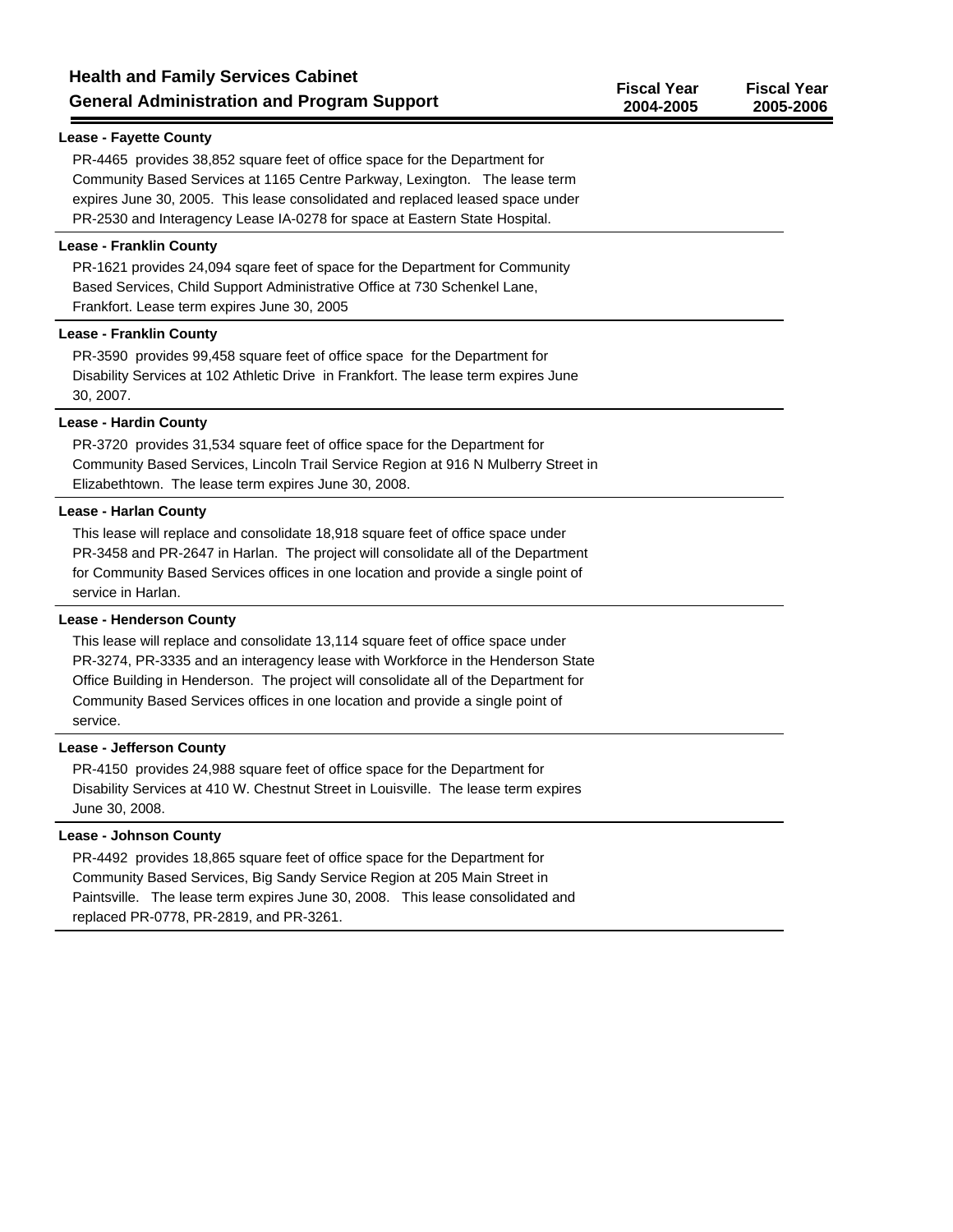## Health and Family Services Cabinet
## General Administration and Program Support

Fiscal Year 2004-2005 | Fiscal Year 2005-2006

**Lease - Fayette County**

PR-4465 provides 38,852 square feet of office space for the Department for Community Based Services at 1165 Centre Parkway, Lexington. The lease term expires June 30, 2005. This lease consolidated and replaced leased space under PR-2530 and Interagency Lease IA-0278 for space at Eastern State Hospital.

**Lease - Franklin County**

PR-1621 provides 24,094 sqare feet of space for the Department for Community Based Services, Child Support Administrative Office at 730 Schenkel Lane, Frankfort. Lease term expires June 30, 2005

**Lease - Franklin County**

PR-3590 provides 99,458 square feet of office space for the Department for Disability Services at 102 Athletic Drive in Frankfort. The lease term expires June 30, 2007.

**Lease - Hardin County**

PR-3720 provides 31,534 square feet of office space for the Department for Community Based Services, Lincoln Trail Service Region at 916 N Mulberry Street in Elizabethtown. The lease term expires June 30, 2008.

**Lease - Harlan County**

This lease will replace and consolidate 18,918 square feet of office space under PR-3458 and PR-2647 in Harlan. The project will consolidate all of the Department for Community Based Services offices in one location and provide a single point of service in Harlan.

**Lease - Henderson County**

This lease will replace and consolidate 13,114 square feet of office space under PR-3274, PR-3335 and an interagency lease with Workforce in the Henderson State Office Building in Henderson. The project will consolidate all of the Department for Community Based Services offices in one location and provide a single point of service.

**Lease - Jefferson County**

PR-4150 provides 24,988 square feet of office space for the Department for Disability Services at 410 W. Chestnut Street in Louisville. The lease term expires June 30, 2008.

**Lease - Johnson County**

PR-4492 provides 18,865 square feet of office space for the Department for Community Based Services, Big Sandy Service Region at 205 Main Street in Paintsville. The lease term expires June 30, 2008. This lease consolidated and replaced PR-0778, PR-2819, and PR-3261.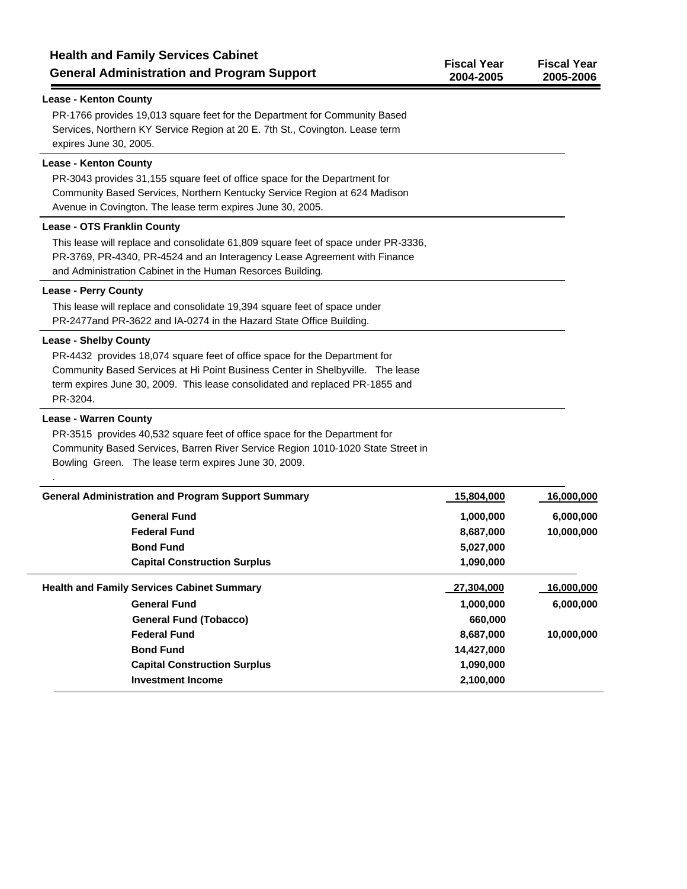## Health and Family Services Cabinet
## General Administration and Program Support

| | Fiscal Year 2004-2005 | Fiscal Year 2005-2006 |
|---|---|---|

**Lease - Kenton County**

PR-1766 provides 19,013 square feet for the Department for Community Based Services, Northern KY Service Region at 20 E. 7th St., Covington. Lease term expires June 30, 2005.

**Lease - Kenton County**

PR-3043 provides 31,155 square feet of office space for the Department for Community Based Services, Northern Kentucky Service Region at 624 Madison Avenue in Covington. The lease term expires June 30, 2005.

**Lease - OTS Franklin County**

This lease will replace and consolidate 61,809 square feet of space under PR-3336, PR-3769, PR-4340, PR-4524 and an Interagency Lease Agreement with Finance and Administration Cabinet in the Human Resorces Building.

**Lease - Perry County**

This lease will replace and consolidate 19,394 square feet of space under PR-2477and PR-3622 and IA-0274 in the Hazard State Office Building.

**Lease - Shelby County**

PR-4432 provides 18,074 square feet of office space for the Department for Community Based Services at Hi Point Business Center in Shelbyville. The lease term expires June 30, 2009. This lease consolidated and replaced PR-1855 and PR-3204.

**Lease - Warren County**

PR-3515 provides 40,532 square feet of office space for the Department for Community Based Services, Barren River Service Region 1010-1020 State Street in Bowling Green. The lease term expires June 30, 2009.

.

| | Fiscal Year 2004-2005 | Fiscal Year 2005-2006 |
|---|---|---|
| **General Administration and Program Support Summary** | **15,804,000** | **16,000,000** |
| **General Fund** | **1,000,000** | **6,000,000** |
| **Federal Fund** | **8,687,000** | **10,000,000** |
| **Bond Fund** | **5,027,000** | |
| **Capital Construction Surplus** | **1,090,000** | |
| **Health and Family Services Cabinet Summary** | **27,304,000** | **16,000,000** |
| **General Fund** | **1,000,000** | **6,000,000** |
| **General Fund (Tobacco)** | **660,000** | |
| **Federal Fund** | **8,687,000** | **10,000,000** |
| **Bond Fund** | **14,427,000** | |
| **Capital Construction Surplus** | **1,090,000** | |
| **Investment Income** | **2,100,000** | |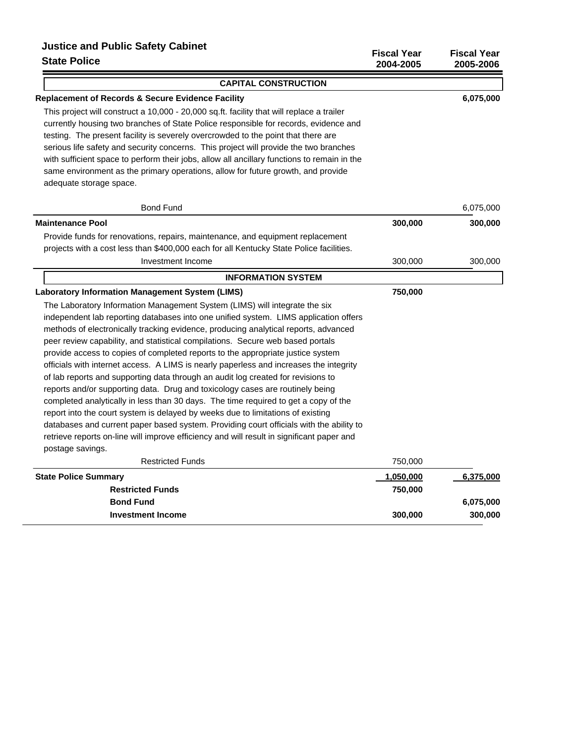# Justice and Public Safety Cabinet

## State Police

| | Fiscal Year 2004-2005 | Fiscal Year 2005-2006 |
|---|---|---|
| **CAPITAL CONSTRUCTION** | | |
| **Replacement of Records & Secure Evidence Facility** | | **6,075,000** |
| This project will construct a 10,000 - 20,000 sq.ft. facility that will replace a trailer currently housing two branches of State Police responsible for records, evidence and testing. The present facility is severely overcrowded to the point that there are serious life safety and security concerns. This project will provide the two branches with sufficient space to perform their jobs, allow all ancillary functions to remain in the same environment as the primary operations, allow for future growth, and provide adequate storage space. | | |
| Bond Fund | | 6,075,000 |
| **Maintenance Pool** | **300,000** | **300,000** |
| Provide funds for renovations, repairs, maintenance, and equipment replacement projects with a cost less than $400,000 each for all Kentucky State Police facilities. | | |
| Investment Income | 300,000 | 300,000 |
| **INFORMATION SYSTEM** | | |
| **Laboratory Information Management System (LIMS)** | **750,000** | |
| The Laboratory Information Management System (LIMS) will integrate the six independent lab reporting databases into one unified system. LIMS application offers methods of electronically tracking evidence, producing analytical reports, advanced peer review capability, and statistical compilations. Secure web based portals provide access to copies of completed reports to the appropriate justice system officials with internet access. A LIMS is nearly paperless and increases the integrity of lab reports and supporting data through an audit log created for revisions to reports and/or supporting data. Drug and toxicology cases are routinely being completed analytically in less than 30 days. The time required to get a copy of the report into the court system is delayed by weeks due to limitations of existing databases and current paper based system. Providing court officials with the ability to retrieve reports on-line will improve efficiency and will result in significant paper and postage savings. | | |
| Restricted Funds | 750,000 | |
| **State Police Summary** | **1,050,000** | **6,375,000** |
| **Restricted Funds** | **750,000** | |
| **Bond Fund** | | **6,075,000** |
| **Investment Income** | **300,000** | **300,000** |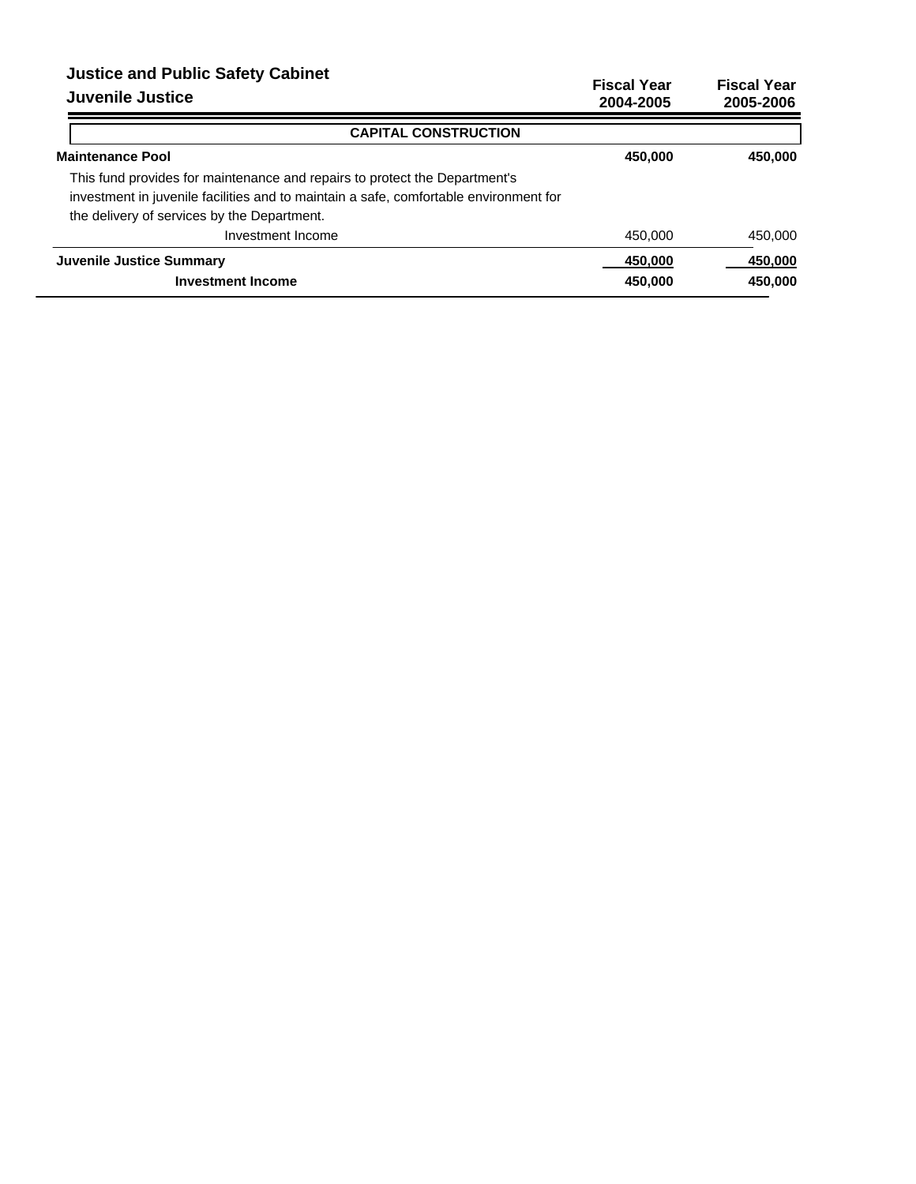# Justice and Public Safety Cabinet

## Juvenile Justice

| | Fiscal Year 2004-2005 | Fiscal Year 2005-2006 |
|---|---|---|
| **CAPITAL CONSTRUCTION** | | |
| **Maintenance Pool** | **450,000** | **450,000** |
| This fund provides for maintenance and repairs to protect the Department's investment in juvenile facilities and to maintain a safe, comfortable environment for the delivery of services by the Department. | | |
| Investment Income | 450,000 | 450,000 |
| **Juvenile Justice Summary** | **450,000** | **450,000** |
| **Investment Income** | **450,000** | **450,000** |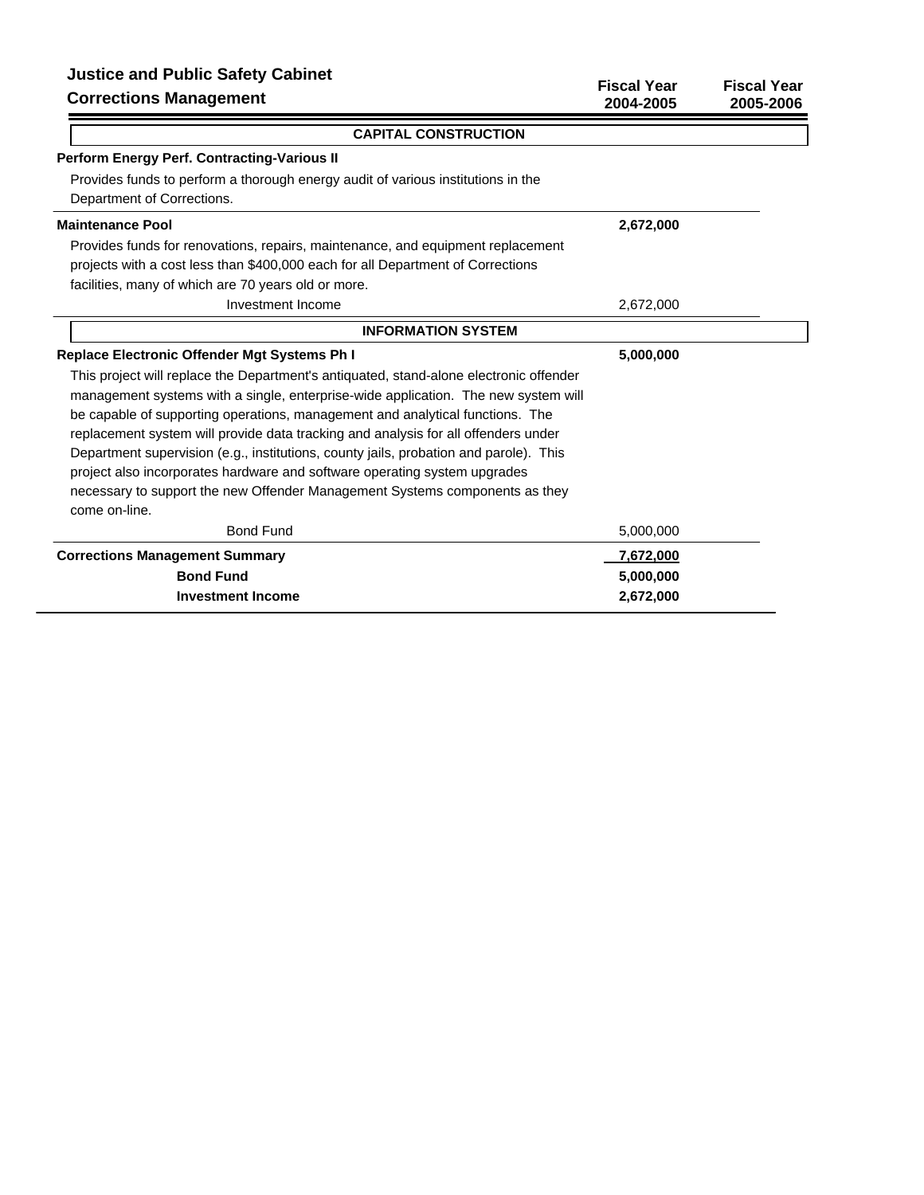## Justice and Public Safety Cabinet

## Corrections Management

| | Fiscal Year 2004-2005 | Fiscal Year 2005-2006 |
|---|---|---|
| **CAPITAL CONSTRUCTION** | | |
| **Perform Energy Perf. Contracting-Various II** | | |
| Provides funds to perform a thorough energy audit of various institutions in the Department of Corrections. | | |
| **Maintenance Pool** | **2,672,000** | |
| Provides funds for renovations, repairs, maintenance, and equipment replacement projects with a cost less than $400,000 each for all Department of Corrections facilities, many of which are 70 years old or more. | | |
| Investment Income | 2,672,000 | |
| **INFORMATION SYSTEM** | | |
| **Replace Electronic Offender Mgt Systems Ph I** | **5,000,000** | |
| This project will replace the Department's antiquated, stand-alone electronic offender management systems with a single, enterprise-wide application. The new system will be capable of supporting operations, management and analytical functions. The replacement system will provide data tracking and analysis for all offenders under Department supervision (e.g., institutions, county jails, probation and parole). This project also incorporates hardware and software operating system upgrades necessary to support the new Offender Management Systems components as they come on-line. | | |
| Bond Fund | 5,000,000 | |
| **Corrections Management Summary** | **7,672,000** | |
| **Bond Fund** | **5,000,000** | |
| **Investment Income** | **2,672,000** | |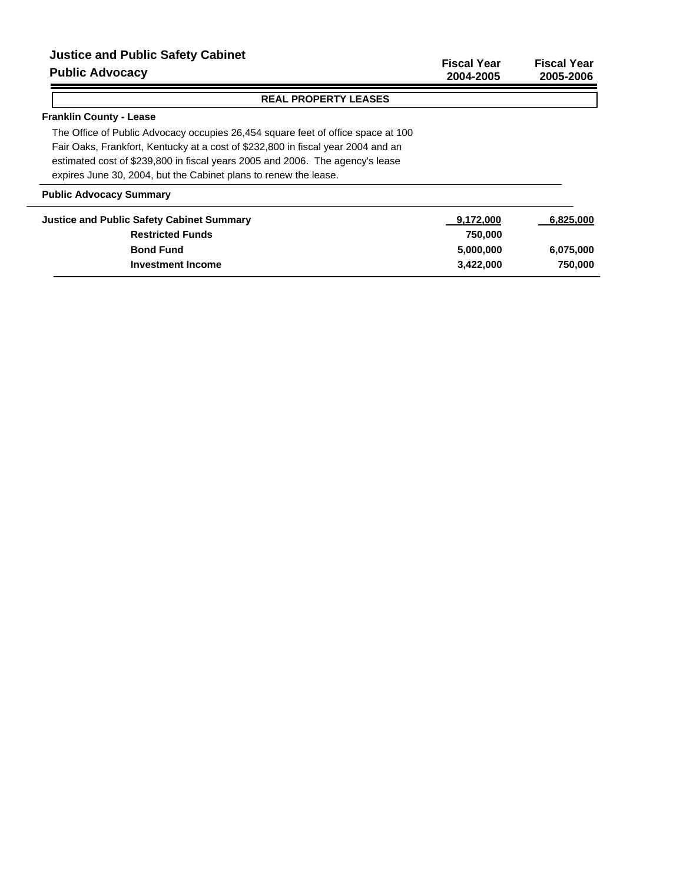## Justice and Public Safety Cabinet

## Public Advocacy

| | Fiscal Year 2004-2005 | Fiscal Year 2005-2006 |
|---|---|---|

### REAL PROPERTY LEASES

**Franklin County - Lease**

The Office of Public Advocacy occupies 26,454 square feet of office space at 100 Fair Oaks, Frankfort, Kentucky at a cost of $232,800 in fiscal year 2004 and an estimated cost of $239,800 in fiscal years 2005 and 2006. The agency's lease expires June 30, 2004, but the Cabinet plans to renew the lease.

**Public Advocacy Summary**

| | Fiscal Year 2004-2005 | Fiscal Year 2005-2006 |
|---|---|---|
| **Justice and Public Safety Cabinet Summary** | **9,172,000** | **6,825,000** |
| **Restricted Funds** | **750,000** | |
| **Bond Fund** | **5,000,000** | **6,075,000** |
| **Investment Income** | **3,422,000** | **750,000** |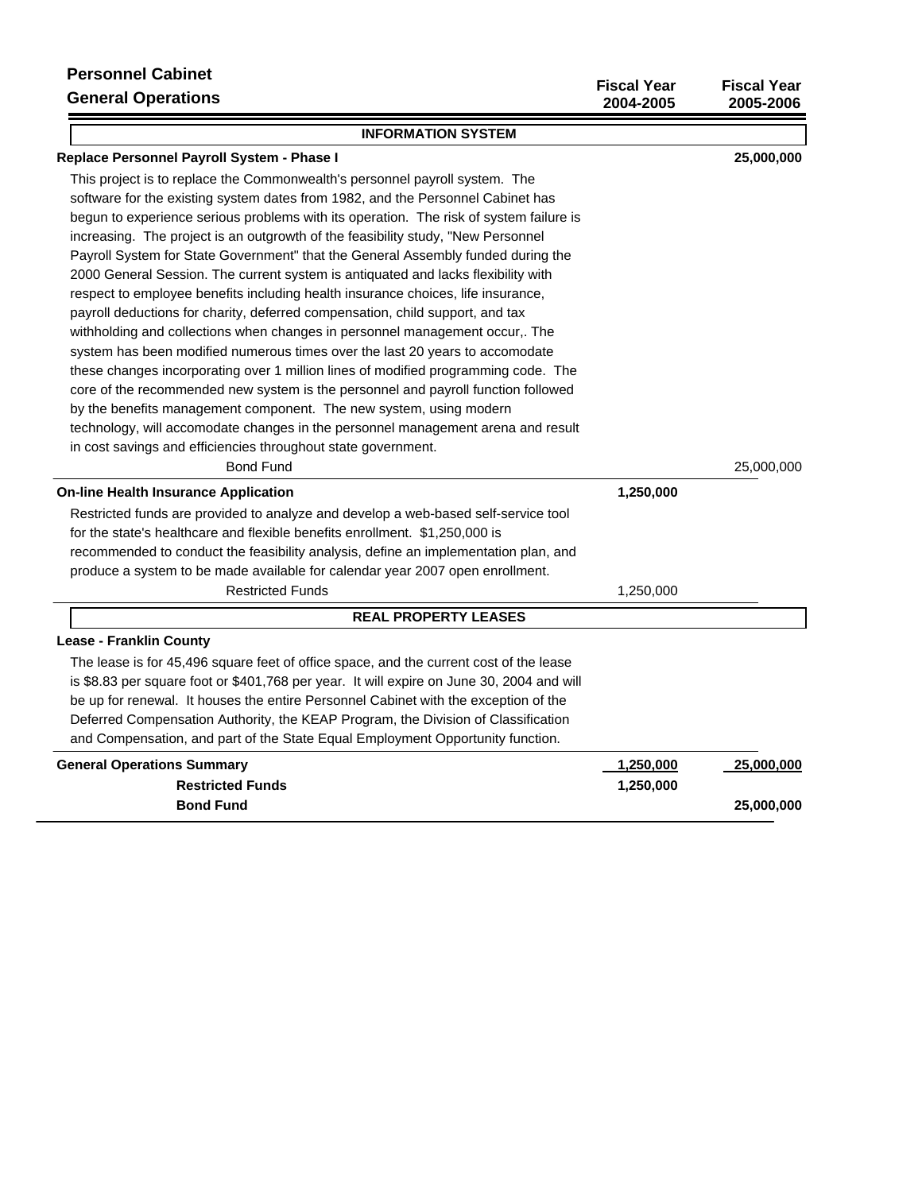# Personnel Cabinet
## General Operations

| | Fiscal Year 2004-2005 | Fiscal Year 2005-2006 |
|---|---|---|

**INFORMATION SYSTEM**

| | Fiscal Year 2004-2005 | Fiscal Year 2005-2006 |
|---|---|---|
| **Replace Personnel Payroll System - Phase I** | | **25,000,000** |

This project is to replace the Commonwealth's personnel payroll system. The software for the existing system dates from 1982, and the Personnel Cabinet has begun to experience serious problems with its operation. The risk of system failure is increasing. The project is an outgrowth of the feasibility study, "New Personnel Payroll System for State Government" that the General Assembly funded during the 2000 General Session. The current system is antiquated and lacks flexibility with respect to employee benefits including health insurance choices, life insurance, payroll deductions for charity, deferred compensation, child support, and tax withholding and collections when changes in personnel management occur,. The system has been modified numerous times over the last 20 years to accomodate these changes incorporating over 1 million lines of modified programming code. The core of the recommended new system is the personnel and payroll function followed by the benefits management component. The new system, using modern technology, will accomodate changes in the personnel management arena and result in cost savings and efficiencies throughout state government.

| | Fiscal Year 2004-2005 | Fiscal Year 2005-2006 |
|---|---|---|
| Bond Fund | | 25,000,000 |
| **On-line Health Insurance Application** | **1,250,000** | |

Restricted funds are provided to analyze and develop a web-based self-service tool for the state's healthcare and flexible benefits enrollment. $1,250,000 is recommended to conduct the feasibility analysis, define an implementation plan, and produce a system to be made available for calendar year 2007 open enrollment.

| | Fiscal Year 2004-2005 | Fiscal Year 2005-2006 |
|---|---|---|
| Restricted Funds | 1,250,000 | |

**REAL PROPERTY LEASES**

**Lease - Franklin County**

The lease is for 45,496 square feet of office space, and the current cost of the lease is $8.83 per square foot or $401,768 per year. It will expire on June 30, 2004 and will be up for renewal. It houses the entire Personnel Cabinet with the exception of the Deferred Compensation Authority, the KEAP Program, the Division of Classification and Compensation, and part of the State Equal Employment Opportunity function.

| | Fiscal Year 2004-2005 | Fiscal Year 2005-2006 |
|---|---|---|
| **General Operations Summary** | **1,250,000** | **25,000,000** |
| **Restricted Funds** | **1,250,000** | |
| **Bond Fund** | | **25,000,000** |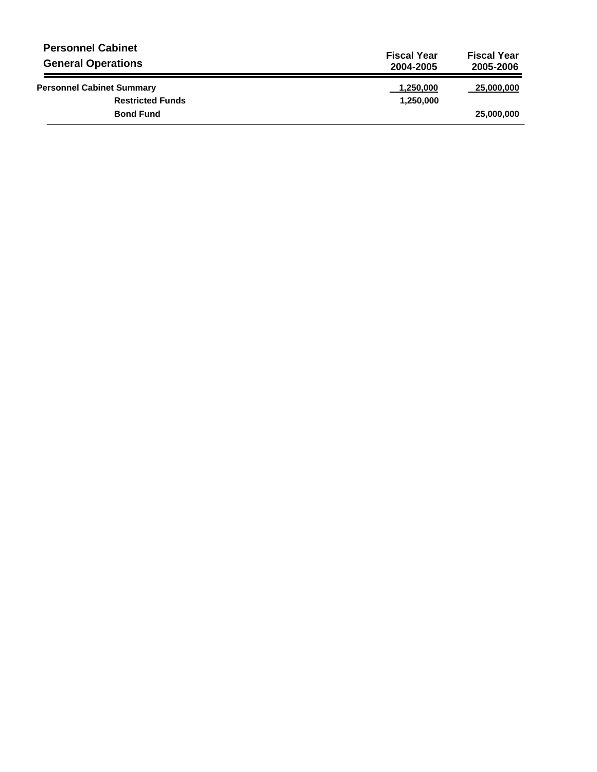## Personnel Cabinet

### General Operations

| | Fiscal Year 2004-2005 | Fiscal Year 2005-2006 |
|---|---|---|
| **Personnel Cabinet Summary** | 1,250,000 | 25,000,000 |
| **Restricted Funds** | 1,250,000 | |
| **Bond Fund** | | 25,000,000 |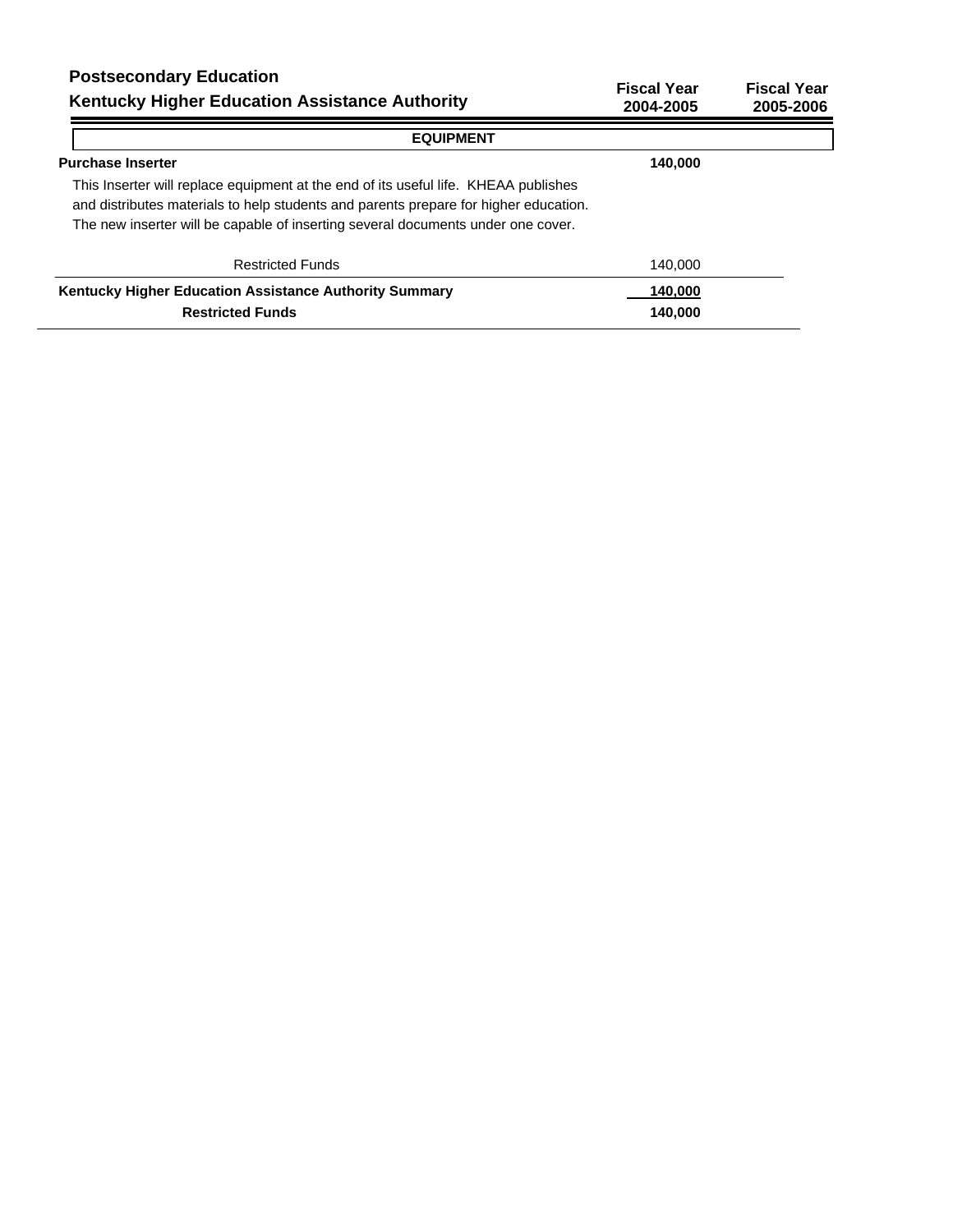## Postsecondary Education

### Kentucky Higher Education Assistance Authority

| | Fiscal Year 2004-2005 | Fiscal Year 2005-2006 |
|---|---|---|
| **EQUIPMENT** | | |
| **Purchase Inserter** | **140,000** | |
| This Inserter will replace equipment at the end of its useful life. KHEAA publishes and distributes materials to help students and parents prepare for higher education. The new inserter will be capable of inserting several documents under one cover. | | |
| Restricted Funds | 140,000 | |
| **Kentucky Higher Education Assistance Authority Summary** | **140,000** | |
| **Restricted Funds** | **140,000** | |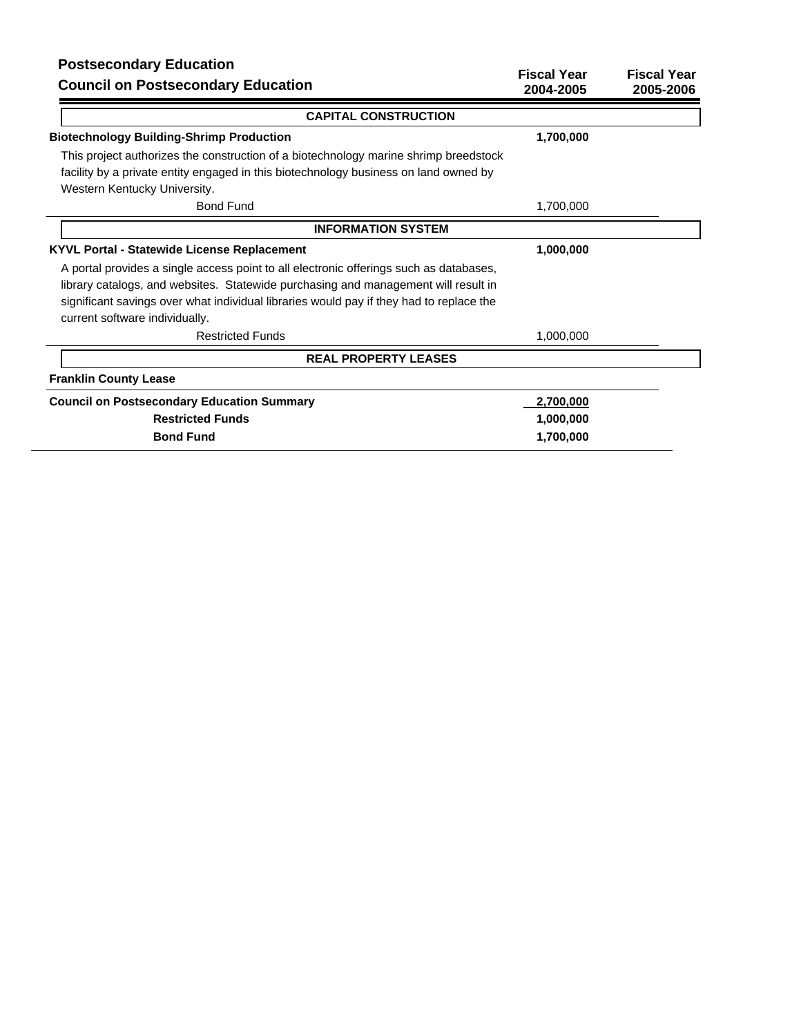# Postsecondary Education
## Council on Postsecondary Education

| | Fiscal Year 2004-2005 | Fiscal Year 2005-2006 |
|---|---|---|
| **CAPITAL CONSTRUCTION** | | |
| **Biotechnology Building-Shrimp Production** | **1,700,000** | |
| This project authorizes the construction of a biotechnology marine shrimp breedstock facility by a private entity engaged in this biotechnology business on land owned by Western Kentucky University. | | |
| Bond Fund | 1,700,000 | |
| **INFORMATION SYSTEM** | | |
| **KYVL Portal - Statewide License Replacement** | **1,000,000** | |
| A portal provides a single access point to all electronic offerings such as databases, library catalogs, and websites. Statewide purchasing and management will result in significant savings over what individual libraries would pay if they had to replace the current software individually. | | |
| Restricted Funds | 1,000,000 | |
| **REAL PROPERTY LEASES** | | |
| **Franklin County Lease** | | |
| **Council on Postsecondary Education Summary** | **2,700,000** | |
| **Restricted Funds** | **1,000,000** | |
| **Bond Fund** | **1,700,000** | |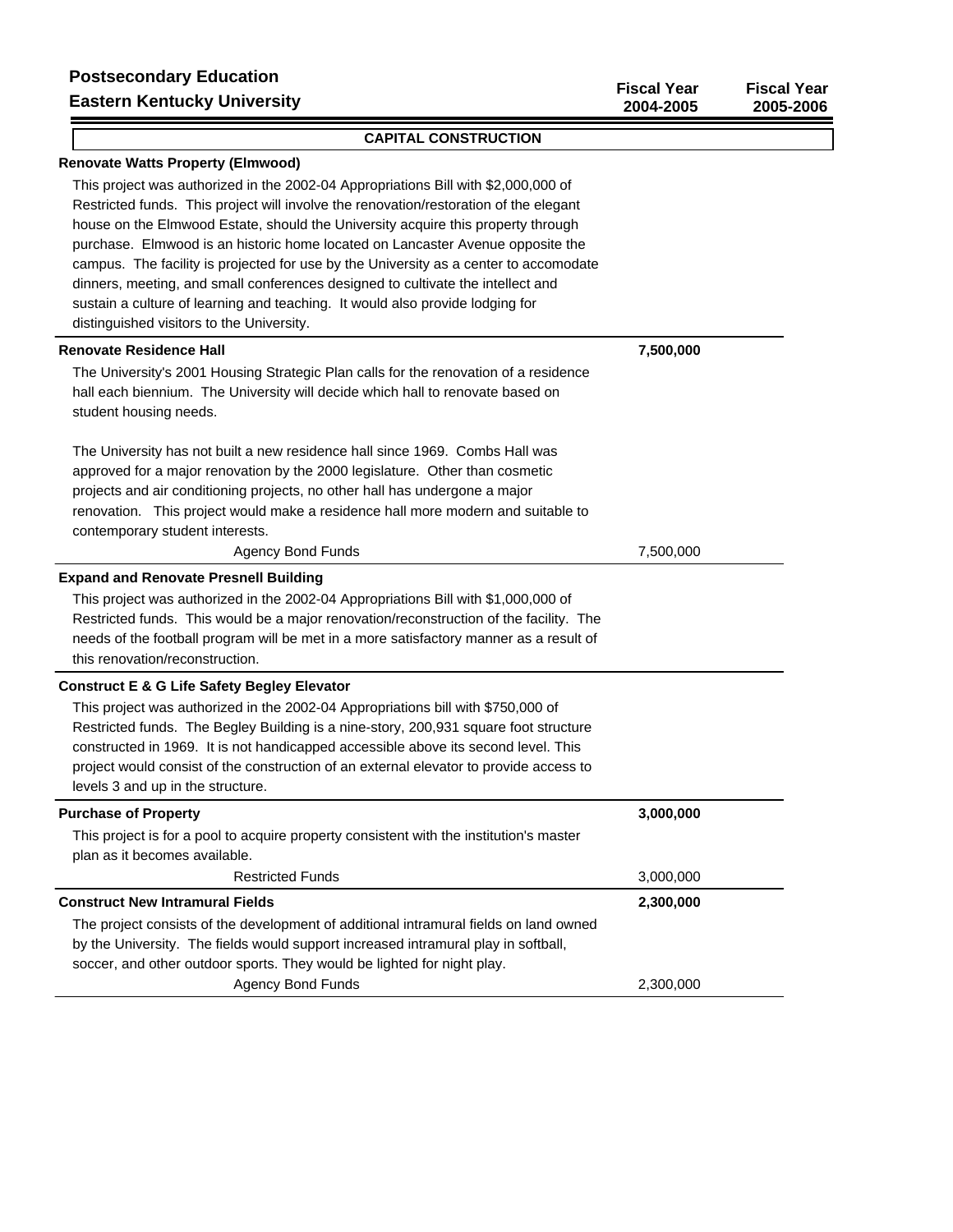**Postsecondary Education**
**Eastern Kentucky University**

| | Fiscal Year 2004-2005 | Fiscal Year 2005-2006 |
|---|---|---|

## CAPITAL CONSTRUCTION

**Renovate Watts Property (Elmwood)**

This project was authorized in the 2002-04 Appropriations Bill with $2,000,000 of Restricted funds. This project will involve the renovation/restoration of the elegant house on the Elmwood Estate, should the University acquire this property through purchase. Elmwood is an historic home located on Lancaster Avenue opposite the campus. The facility is projected for use by the University as a center to accomodate dinners, meeting, and small conferences designed to cultivate the intellect and sustain a culture of learning and teaching. It would also provide lodging for distinguished visitors to the University.

| | Fiscal Year 2004-2005 | Fiscal Year 2005-2006 |
|---|---|---|
| **Renovate Residence Hall** | **7,500,000** | |

The University's 2001 Housing Strategic Plan calls for the renovation of a residence hall each biennium. The University will decide which hall to renovate based on student housing needs.

The University has not built a new residence hall since 1969. Combs Hall was approved for a major renovation by the 2000 legislature. Other than cosmetic projects and air conditioning projects, no other hall has undergone a major renovation. This project would make a residence hall more modern and suitable to contemporary student interests.

| | Fiscal Year 2004-2005 | Fiscal Year 2005-2006 |
|---|---|---|
| Agency Bond Funds | 7,500,000 | |

**Expand and Renovate Presnell Building**

This project was authorized in the 2002-04 Appropriations Bill with $1,000,000 of Restricted funds. This would be a major renovation/reconstruction of the facility. The needs of the football program will be met in a more satisfactory manner as a result of this renovation/reconstruction.

**Construct E & G Life Safety Begley Elevator**

This project was authorized in the 2002-04 Appropriations bill with $750,000 of Restricted funds. The Begley Building is a nine-story, 200,931 square foot structure constructed in 1969. It is not handicapped accessible above its second level. This project would consist of the construction of an external elevator to provide access to levels 3 and up in the structure.

| | Fiscal Year 2004-2005 | Fiscal Year 2005-2006 |
|---|---|---|
| **Purchase of Property** | **3,000,000** | |

This project is for a pool to acquire property consistent with the institution's master plan as it becomes available.

| | Fiscal Year 2004-2005 | Fiscal Year 2005-2006 |
|---|---|---|
| Restricted Funds | 3,000,000 | |
| **Construct New Intramural Fields** | **2,300,000** | |

The project consists of the development of additional intramural fields on land owned by the University. The fields would support increased intramural play in softball, soccer, and other outdoor sports. They would be lighted for night play.

| | Fiscal Year 2004-2005 | Fiscal Year 2005-2006 |
|---|---|---|
| Agency Bond Funds | 2,300,000 | |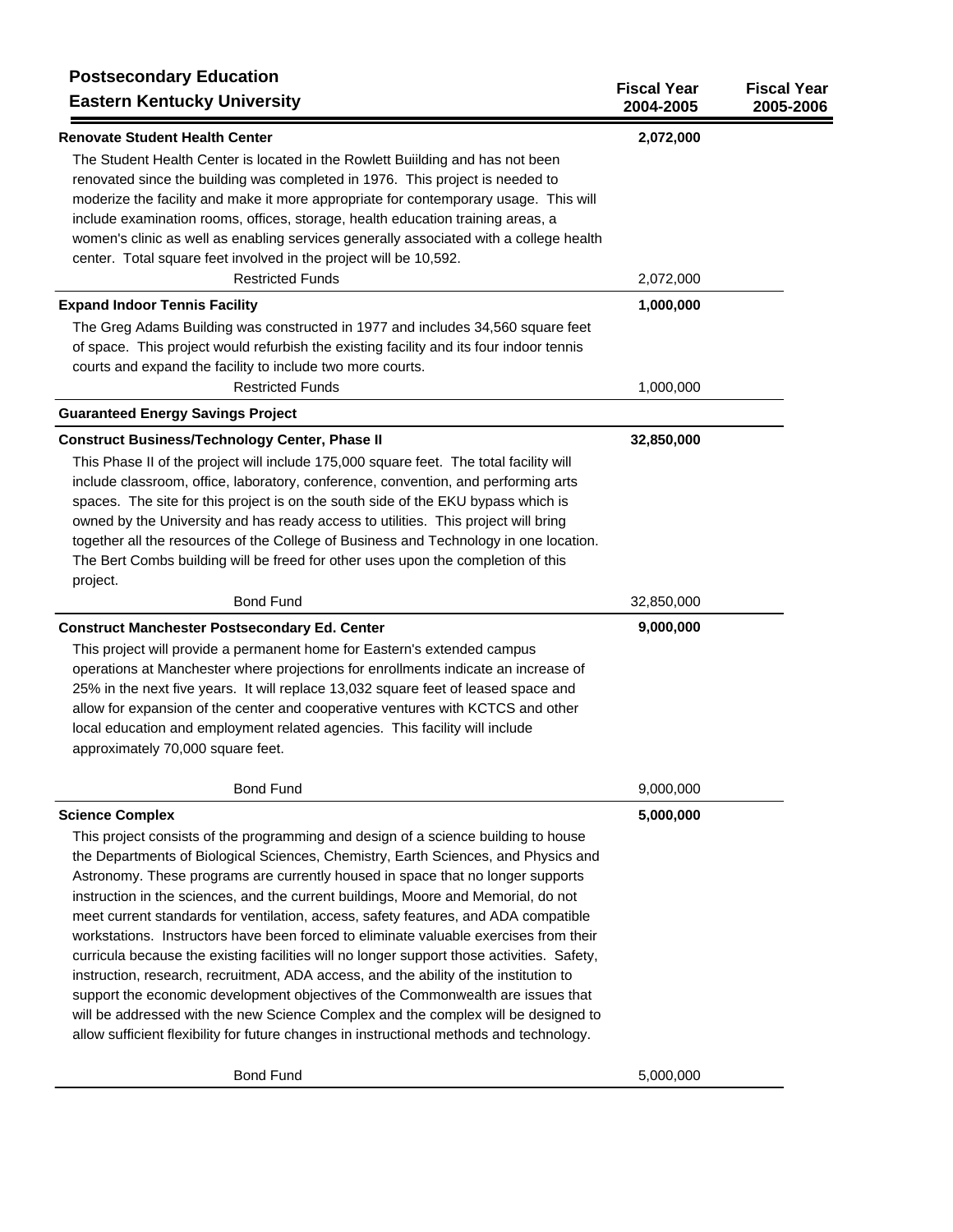# Postsecondary Education
## Eastern Kentucky University

| | Fiscal Year 2004-2005 | Fiscal Year 2005-2006 |
|---|---|---|
| **Renovate Student Health Center** | **2,072,000** | |
| The Student Health Center is located in the Rowlett Buiilding and has not been renovated since the building was completed in 1976. This project is needed to moderize the facility and make it more appropriate for contemporary usage. This will include examination rooms, offices, storage, health education training areas, a women's clinic as well as enabling services generally associated with a college health center. Total square feet involved in the project will be 10,592. | | |
| Restricted Funds | 2,072,000 | |
| **Expand Indoor Tennis Facility** | **1,000,000** | |
| The Greg Adams Building was constructed in 1977 and includes 34,560 square feet of space. This project would refurbish the existing facility and its four indoor tennis courts and expand the facility to include two more courts. | | |
| Restricted Funds | 1,000,000 | |
| **Guaranteed Energy Savings Project** | | |
| **Construct Business/Technology Center, Phase II** | **32,850,000** | |
| This Phase II of the project will include 175,000 square feet. The total facility will include classroom, office, laboratory, conference, convention, and performing arts spaces. The site for this project is on the south side of the EKU bypass which is owned by the University and has ready access to utilities. This project will bring together all the resources of the College of Business and Technology in one location. The Bert Combs building will be freed for other uses upon the completion of this project. | | |
| Bond Fund | 32,850,000 | |
| **Construct Manchester Postsecondary Ed. Center** | **9,000,000** | |
| This project will provide a permanent home for Eastern's extended campus operations at Manchester where projections for enrollments indicate an increase of 25% in the next five years. It will replace 13,032 square feet of leased space and allow for expansion of the center and cooperative ventures with KCTCS and other local education and employment related agencies. This facility will include approximately 70,000 square feet. | | |
| Bond Fund | 9,000,000 | |
| **Science Complex** | **5,000,000** | |
| This project consists of the programming and design of a science building to house the Departments of Biological Sciences, Chemistry, Earth Sciences, and Physics and Astronomy. These programs are currently housed in space that no longer supports instruction in the sciences, and the current buildings, Moore and Memorial, do not meet current standards for ventilation, access, safety features, and ADA compatible workstations. Instructors have been forced to eliminate valuable exercises from their curricula because the existing facilities will no longer support those activities. Safety, instruction, research, recruitment, ADA access, and the ability of the institution to support the economic development objectives of the Commonwealth are issues that will be addressed with the new Science Complex and the complex will be designed to allow sufficient flexibility for future changes in instructional methods and technology. | | |
| Bond Fund | 5,000,000 | |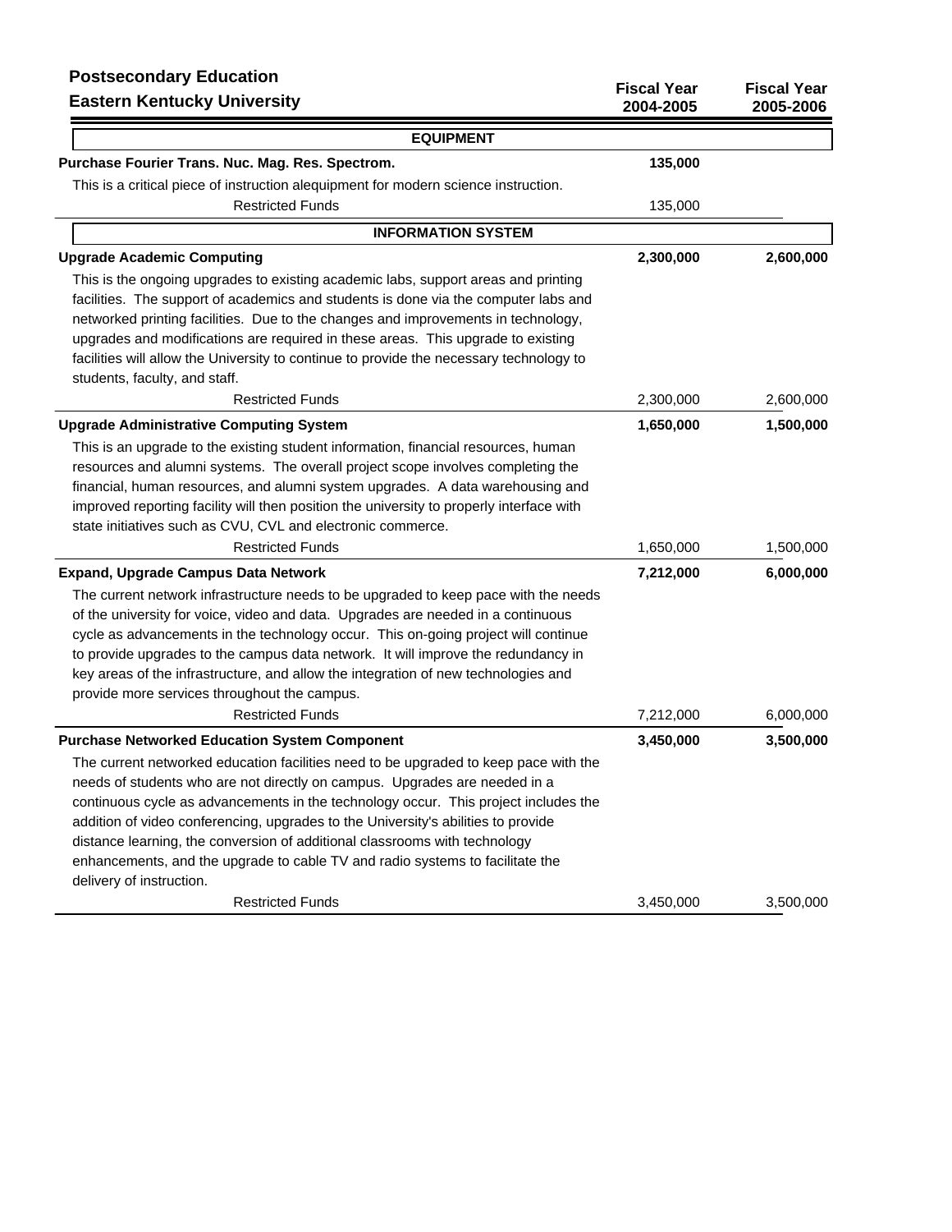**Postsecondary Education**
**Eastern Kentucky University**

| | Fiscal Year 2004-2005 | Fiscal Year 2005-2006 |
|---|---|---|
| **EQUIPMENT** | | |
| **Purchase Fourier Trans. Nuc. Mag. Res. Spectrom.** | **135,000** | |
| This is a critical piece of instruction alequipment for modern science instruction. | | |
| Restricted Funds | 135,000 | |
| **INFORMATION SYSTEM** | | |
| **Upgrade Academic Computing** | **2,300,000** | **2,600,000** |
| This is the ongoing upgrades to existing academic labs, support areas and printing facilities. The support of academics and students is done via the computer labs and networked printing facilities. Due to the changes and improvements in technology, upgrades and modifications are required in these areas. This upgrade to existing facilities will allow the University to continue to provide the necessary technology to students, faculty, and staff. | | |
| Restricted Funds | 2,300,000 | 2,600,000 |
| **Upgrade Administrative Computing System** | **1,650,000** | **1,500,000** |
| This is an upgrade to the existing student information, financial resources, human resources and alumni systems. The overall project scope involves completing the financial, human resources, and alumni system upgrades. A data warehousing and improved reporting facility will then position the university to properly interface with state initiatives such as CVU, CVL and electronic commerce. | | |
| Restricted Funds | 1,650,000 | 1,500,000 |
| **Expand, Upgrade Campus Data Network** | **7,212,000** | **6,000,000** |
| The current network infrastructure needs to be upgraded to keep pace with the needs of the university for voice, video and data. Upgrades are needed in a continuous cycle as advancements in the technology occur. This on-going project will continue to provide upgrades to the campus data network. It will improve the redundancy in key areas of the infrastructure, and allow the integration of new technologies and provide more services throughout the campus. | | |
| Restricted Funds | 7,212,000 | 6,000,000 |
| **Purchase Networked Education System Component** | **3,450,000** | **3,500,000** |
| The current networked education facilities need to be upgraded to keep pace with the needs of students who are not directly on campus. Upgrades are needed in a continuous cycle as advancements in the technology occur. This project includes the addition of video conferencing, upgrades to the University's abilities to provide distance learning, the conversion of additional classrooms with technology enhancements, and the upgrade to cable TV and radio systems to facilitate the delivery of instruction. | | |
| Restricted Funds | 3,450,000 | 3,500,000 |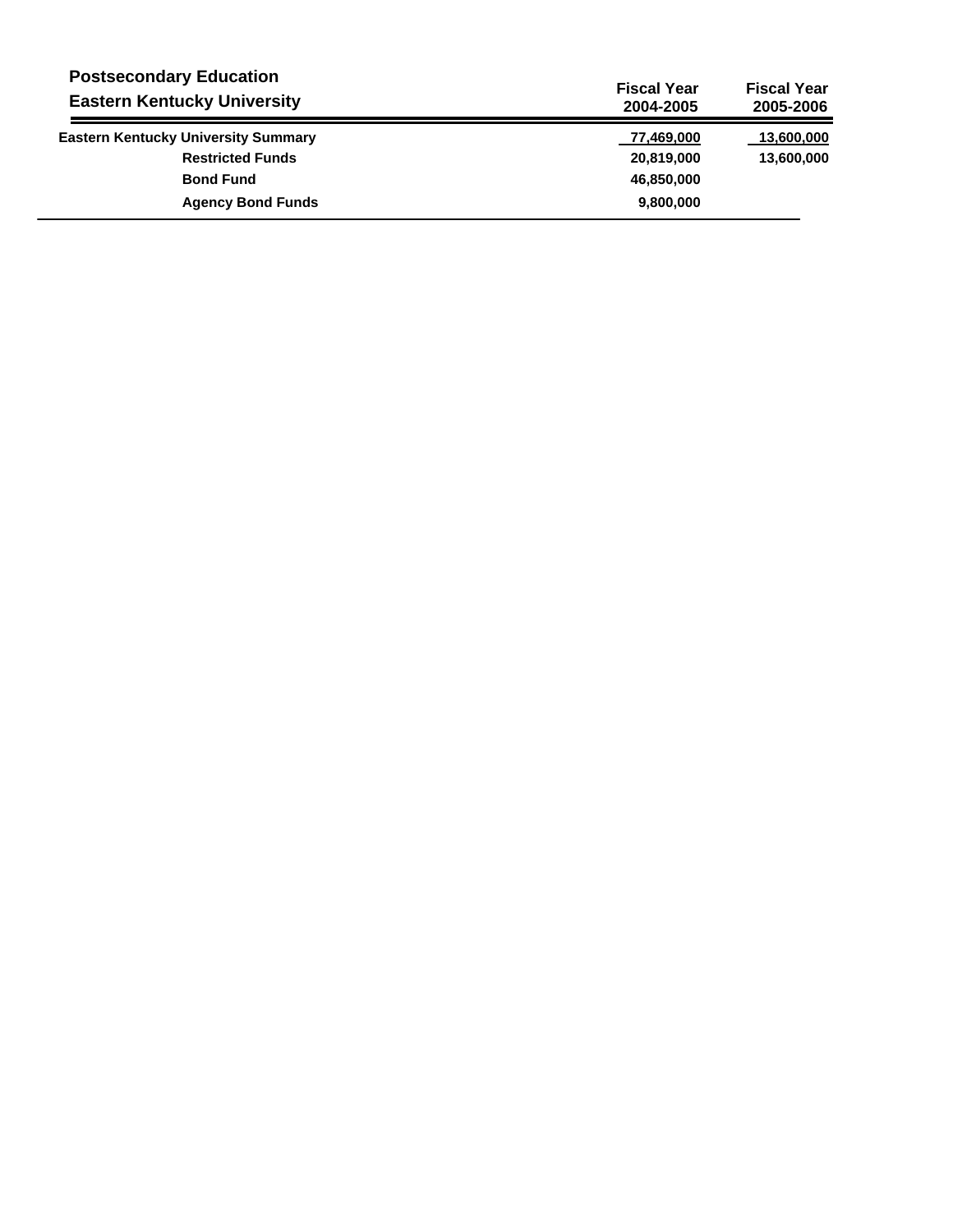## Postsecondary Education

## Eastern Kentucky University

| | Fiscal Year 2004-2005 | Fiscal Year 2005-2006 |
|---|---|---|
| **Eastern Kentucky University Summary** | **77,469,000** | **13,600,000** |
| **Restricted Funds** | **20,819,000** | **13,600,000** |
| **Bond Fund** | **46,850,000** | |
| **Agency Bond Funds** | **9,800,000** | |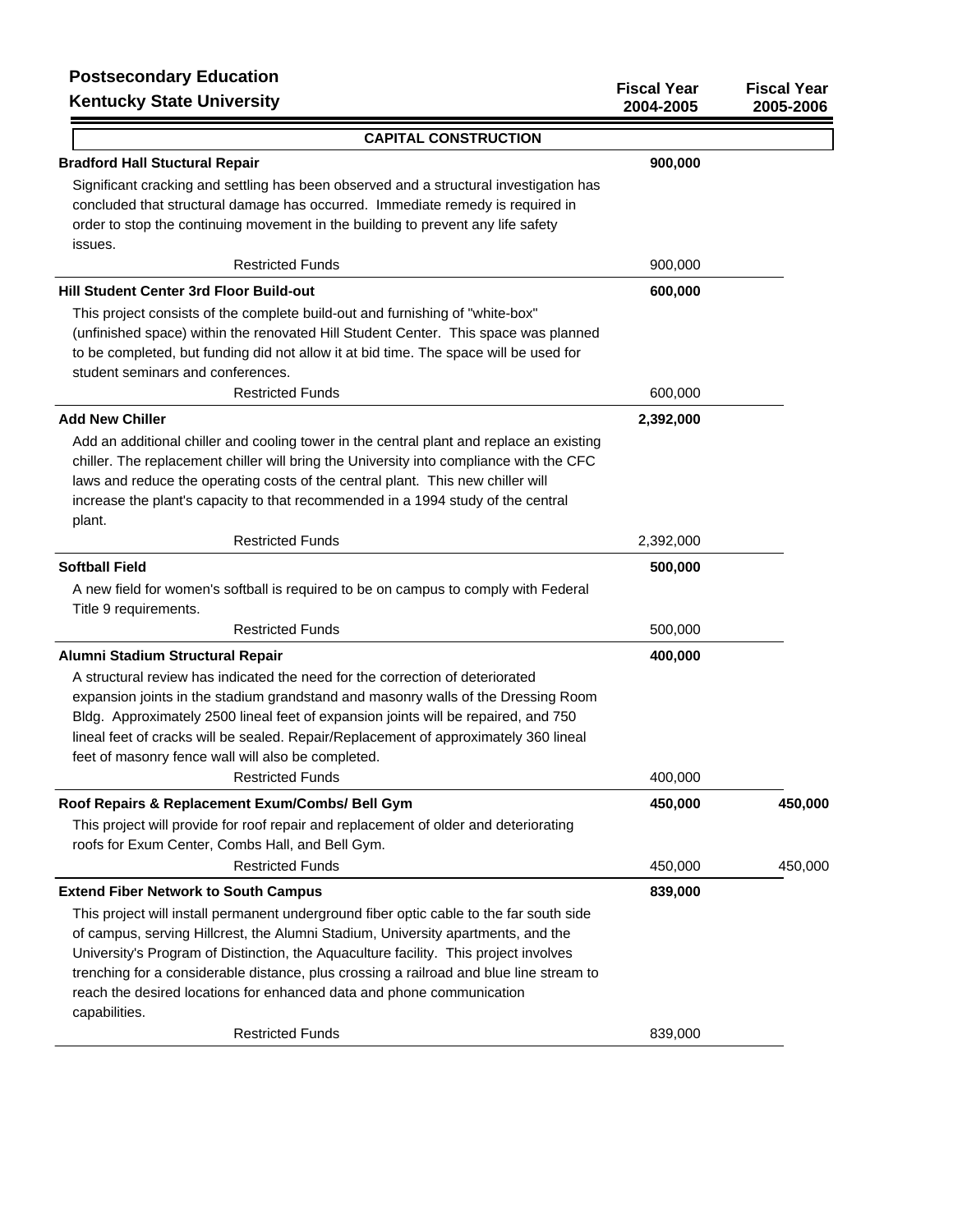**Postsecondary Education**
**Kentucky State University**

| | Fiscal Year 2004-2005 | Fiscal Year 2005-2006 |
|---|---|---|
| **CAPITAL CONSTRUCTION** | | |
| **Bradford Hall Stuctural Repair** | **900,000** | |
| Significant cracking and settling has been observed and a structural investigation has concluded that structural damage has occurred. Immediate remedy is required in order to stop the continuing movement in the building to prevent any life safety issues. | | |
| Restricted Funds | 900,000 | |
| **Hill Student Center 3rd Floor Build-out** | **600,000** | |
| This project consists of the complete build-out and furnishing of "white-box" (unfinished space) within the renovated Hill Student Center. This space was planned to be completed, but funding did not allow it at bid time. The space will be used for student seminars and conferences. | | |
| Restricted Funds | 600,000 | |
| **Add New Chiller** | **2,392,000** | |
| Add an additional chiller and cooling tower in the central plant and replace an existing chiller. The replacement chiller will bring the University into compliance with the CFC laws and reduce the operating costs of the central plant. This new chiller will increase the plant's capacity to that recommended in a 1994 study of the central plant. | | |
| Restricted Funds | 2,392,000 | |
| **Softball Field** | **500,000** | |
| A new field for women's softball is required to be on campus to comply with Federal Title 9 requirements. | | |
| Restricted Funds | 500,000 | |
| **Alumni Stadium Structural Repair** | **400,000** | |
| A structural review has indicated the need for the correction of deteriorated expansion joints in the stadium grandstand and masonry walls of the Dressing Room Bldg. Approximately 2500 lineal feet of expansion joints will be repaired, and 750 lineal feet of cracks will be sealed. Repair/Replacement of approximately 360 lineal feet of masonry fence wall will also be completed. | | |
| Restricted Funds | 400,000 | |
| **Roof Repairs & Replacement Exum/Combs/ Bell Gym** | **450,000** | **450,000** |
| This project will provide for roof repair and replacement of older and deteriorating roofs for Exum Center, Combs Hall, and Bell Gym. | | |
| Restricted Funds | 450,000 | 450,000 |
| **Extend Fiber Network to South Campus** | **839,000** | |
| This project will install permanent underground fiber optic cable to the far south side of campus, serving Hillcrest, the Alumni Stadium, University apartments, and the University's Program of Distinction, the Aquaculture facility. This project involves trenching for a considerable distance, plus crossing a railroad and blue line stream to reach the desired locations for enhanced data and phone communication capabilities. | | |
| Restricted Funds | 839,000 | |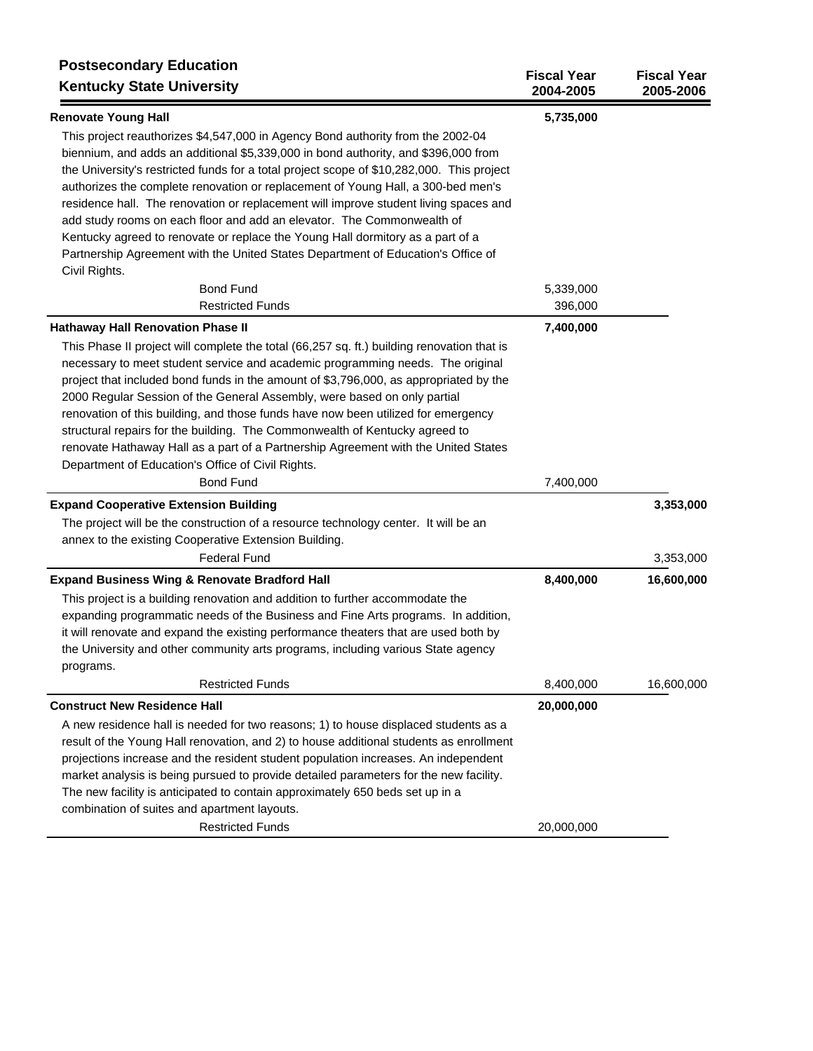**Postsecondary Education**
**Kentucky State University**

| | Fiscal Year 2004-2005 | Fiscal Year 2005-2006 |
|---|---|---|
| **Renovate Young Hall** | **5,735,000** | |
| This project reauthorizes $4,547,000 in Agency Bond authority from the 2002-04 biennium, and adds an additional $5,339,000 in bond authority, and $396,000 from the University's restricted funds for a total project scope of $10,282,000. This project authorizes the complete renovation or replacement of Young Hall, a 300-bed men's residence hall. The renovation or replacement will improve student living spaces and add study rooms on each floor and add an elevator. The Commonwealth of Kentucky agreed to renovate or replace the Young Hall dormitory as a part of a Partnership Agreement with the United States Department of Education's Office of Civil Rights. | | |
| Bond Fund | 5,339,000 | |
| Restricted Funds | 396,000 | |
| **Hathaway Hall Renovation Phase II** | **7,400,000** | |
| This Phase II project will complete the total (66,257 sq. ft.) building renovation that is necessary to meet student service and academic programming needs. The original project that included bond funds in the amount of $3,796,000, as appropriated by the 2000 Regular Session of the General Assembly, were based on only partial renovation of this building, and those funds have now been utilized for emergency structural repairs for the building. The Commonwealth of Kentucky agreed to renovate Hathaway Hall as a part of a Partnership Agreement with the United States Department of Education's Office of Civil Rights. | | |
| Bond Fund | 7,400,000 | |
| **Expand Cooperative Extension Building** | | **3,353,000** |
| The project will be the construction of a resource technology center. It will be an annex to the existing Cooperative Extension Building. | | |
| Federal Fund | | 3,353,000 |
| **Expand Business Wing & Renovate Bradford Hall** | **8,400,000** | **16,600,000** |
| This project is a building renovation and addition to further accommodate the expanding programmatic needs of the Business and Fine Arts programs. In addition, it will renovate and expand the existing performance theaters that are used both by the University and other community arts programs, including various State agency programs. | | |
| Restricted Funds | 8,400,000 | 16,600,000 |
| **Construct New Residence Hall** | **20,000,000** | |
| A new residence hall is needed for two reasons; 1) to house displaced students as a result of the Young Hall renovation, and 2) to house additional students as enrollment projections increase and the resident student population increases. An independent market analysis is being pursued to provide detailed parameters for the new facility. The new facility is anticipated to contain approximately 650 beds set up in a combination of suites and apartment layouts. | | |
| Restricted Funds | 20,000,000 | |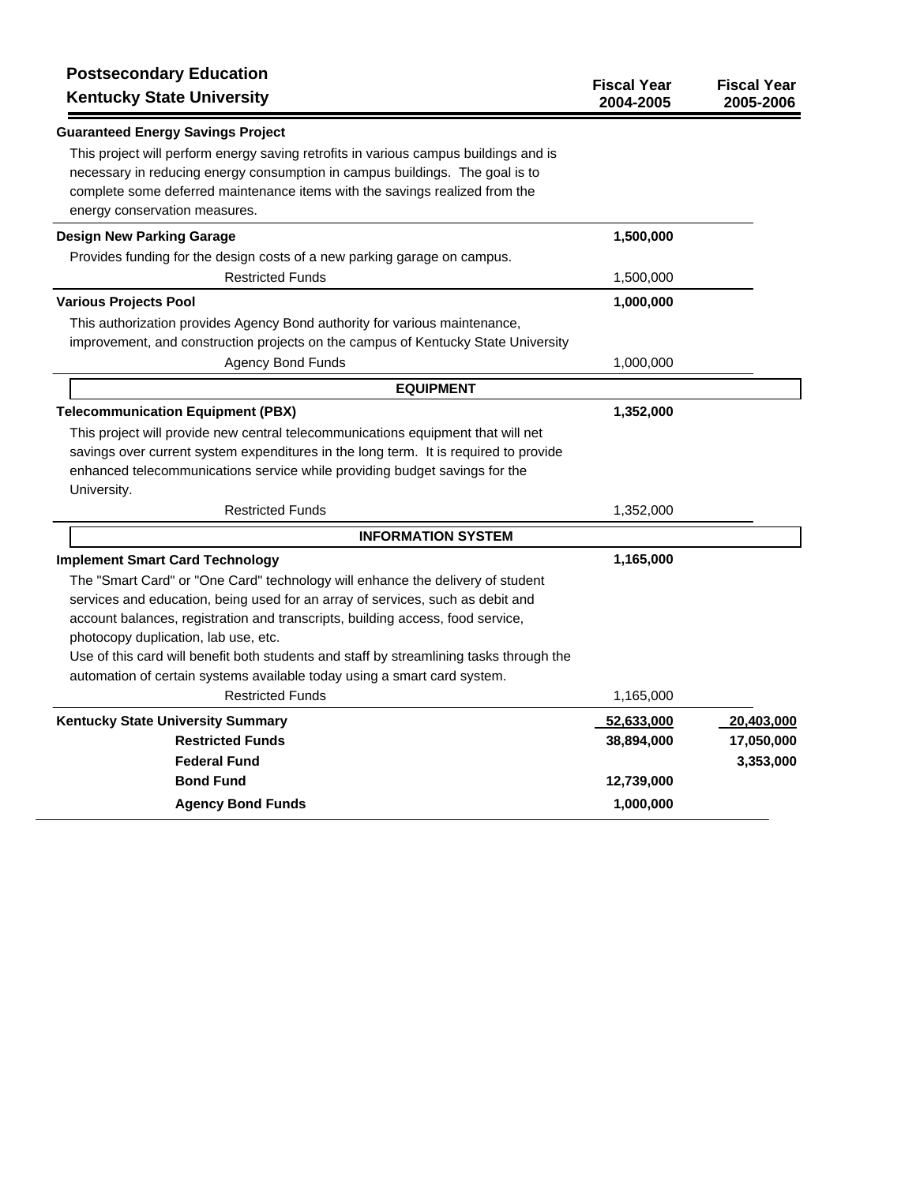# Postsecondary Education
## Kentucky State University

| | Fiscal Year 2004-2005 | Fiscal Year 2005-2006 |
|---|---|---|
| **Guaranteed Energy Savings Project** | | |
| This project will perform energy saving retrofits in various campus buildings and is necessary in reducing energy consumption in campus buildings. The goal is to complete some deferred maintenance items with the savings realized from the energy conservation measures. | | |
| **Design New Parking Garage** | **1,500,000** | |
| Provides funding for the design costs of a new parking garage on campus. | | |
| Restricted Funds | 1,500,000 | |
| **Various Projects Pool** | **1,000,000** | |
| This authorization provides Agency Bond authority for various maintenance, improvement, and construction projects on the campus of Kentucky State University | | |
| Agency Bond Funds | 1,000,000 | |
| **EQUIPMENT** | | |
| **Telecommunication Equipment (PBX)** | **1,352,000** | |
| This project will provide new central telecommunications equipment that will net savings over current system expenditures in the long term. It is required to provide enhanced telecommunications service while providing budget savings for the University. | | |
| Restricted Funds | 1,352,000 | |
| **INFORMATION SYSTEM** | | |
| **Implement Smart Card Technology** | **1,165,000** | |
| The "Smart Card" or "One Card" technology will enhance the delivery of student services and education, being used for an array of services, such as debit and account balances, registration and transcripts, building access, food service, photocopy duplication, lab use, etc. Use of this card will benefit both students and staff by streamlining tasks through the automation of certain systems available today using a smart card system. | | |
| Restricted Funds | 1,165,000 | |
| **Kentucky State University Summary** | **52,633,000** | **20,403,000** |
| **Restricted Funds** | **38,894,000** | **17,050,000** |
| **Federal Fund** | | **3,353,000** |
| **Bond Fund** | **12,739,000** | |
| **Agency Bond Funds** | **1,000,000** | |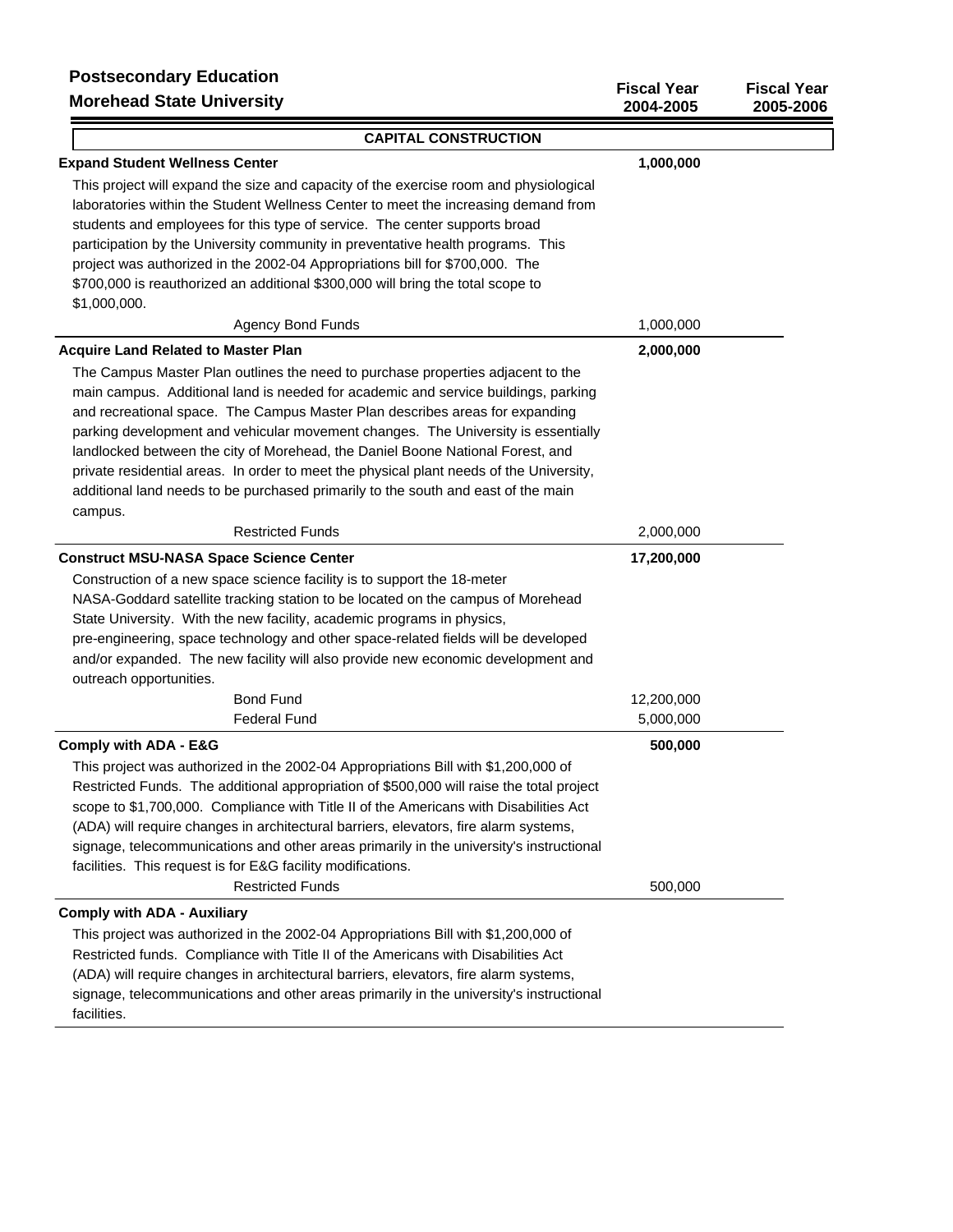**Postsecondary Education**
**Morehead State University**

| | Fiscal Year 2004-2005 | Fiscal Year 2005-2006 |
|---|---|---|

## CAPITAL CONSTRUCTION

| | Fiscal Year 2004-2005 | Fiscal Year 2005-2006 |
|---|---|---|
| **Expand Student Wellness Center** | **1,000,000** | |
| This project will expand the size and capacity of the exercise room and physiological laboratories within the Student Wellness Center to meet the increasing demand from students and employees for this type of service. The center supports broad participation by the University community in preventative health programs. This project was authorized in the 2002-04 Appropriations bill for $700,000. The $700,000 is reauthorized an additional $300,000 will bring the total scope to $1,000,000. | | |
| Agency Bond Funds | 1,000,000 | |
| **Acquire Land Related to Master Plan** | **2,000,000** | |
| The Campus Master Plan outlines the need to purchase properties adjacent to the main campus. Additional land is needed for academic and service buildings, parking and recreational space. The Campus Master Plan describes areas for expanding parking development and vehicular movement changes. The University is essentially landlocked between the city of Morehead, the Daniel Boone National Forest, and private residential areas. In order to meet the physical plant needs of the University, additional land needs to be purchased primarily to the south and east of the main campus. | | |
| Restricted Funds | 2,000,000 | |
| **Construct MSU-NASA Space Science Center** | **17,200,000** | |
| Construction of a new space science facility is to support the 18-meter NASA-Goddard satellite tracking station to be located on the campus of Morehead State University. With the new facility, academic programs in physics, pre-engineering, space technology and other space-related fields will be developed and/or expanded. The new facility will also provide new economic development and outreach opportunities. | | |
| Bond Fund | 12,200,000 | |
| Federal Fund | 5,000,000 | |
| **Comply with ADA - E&G** | **500,000** | |
| This project was authorized in the 2002-04 Appropriations Bill with $1,200,000 of Restricted Funds. The additional appropriation of $500,000 will raise the total project scope to $1,700,000. Compliance with Title II of the Americans with Disabilities Act (ADA) will require changes in architectural barriers, elevators, fire alarm systems, signage, telecommunications and other areas primarily in the university's instructional facilities. This request is for E&G facility modifications. | | |
| Restricted Funds | 500,000 | |
| **Comply with ADA - Auxiliary** | | |
| This project was authorized in the 2002-04 Appropriations Bill with $1,200,000 of Restricted funds. Compliance with Title II of the Americans with Disabilities Act (ADA) will require changes in architectural barriers, elevators, fire alarm systems, signage, telecommunications and other areas primarily in the university's instructional facilities. | | |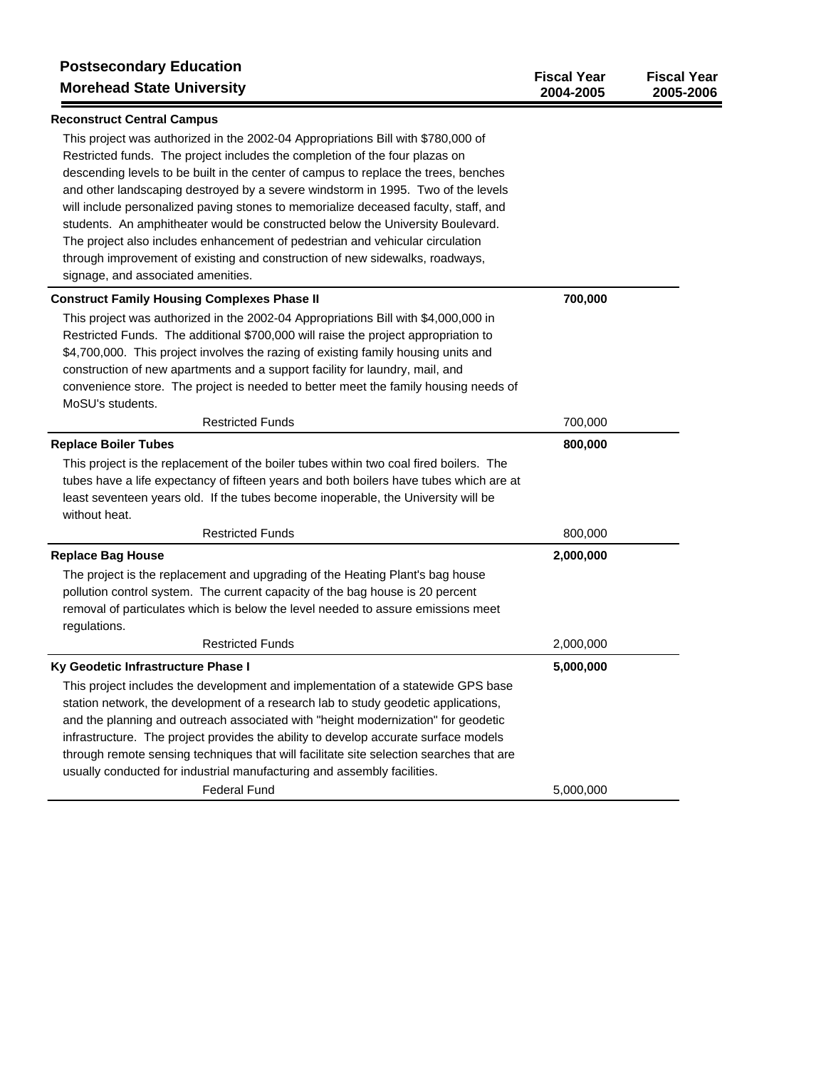## Postsecondary Education
## Morehead State University

| | Fiscal Year 2004-2005 | Fiscal Year 2005-2006 |
|---|---|---|

**Reconstruct Central Campus**

This project was authorized in the 2002-04 Appropriations Bill with $780,000 of Restricted funds. The project includes the completion of the four plazas on descending levels to be built in the center of campus to replace the trees, benches and other landscaping destroyed by a severe windstorm in 1995. Two of the levels will include personalized paving stones to memorialize deceased faculty, staff, and students. An amphitheater would be constructed below the University Boulevard. The project also includes enhancement of pedestrian and vehicular circulation through improvement of existing and construction of new sidewalks, roadways, signage, and associated amenities.

| | Fiscal Year 2004-2005 | Fiscal Year 2005-2006 |
|---|---|---|
| **Construct Family Housing Complexes Phase II** | **700,000** | |

This project was authorized in the 2002-04 Appropriations Bill with $4,000,000 in Restricted Funds. The additional $700,000 will raise the project appropriation to $4,700,000. This project involves the razing of existing family housing units and construction of new apartments and a support facility for laundry, mail, and convenience store. The project is needed to better meet the family housing needs of MoSU's students.

| | Fiscal Year 2004-2005 | Fiscal Year 2005-2006 |
|---|---|---|
| Restricted Funds | 700,000 | |
| **Replace Boiler Tubes** | **800,000** | |

This project is the replacement of the boiler tubes within two coal fired boilers. The tubes have a life expectancy of fifteen years and both boilers have tubes which are at least seventeen years old. If the tubes become inoperable, the University will be without heat.

| | Fiscal Year 2004-2005 | Fiscal Year 2005-2006 |
|---|---|---|
| Restricted Funds | 800,000 | |
| **Replace Bag House** | **2,000,000** | |

The project is the replacement and upgrading of the Heating Plant's bag house pollution control system. The current capacity of the bag house is 20 percent removal of particulates which is below the level needed to assure emissions meet regulations.

| | Fiscal Year 2004-2005 | Fiscal Year 2005-2006 |
|---|---|---|
| Restricted Funds | 2,000,000 | |
| **Ky Geodetic Infrastructure Phase I** | **5,000,000** | |

This project includes the development and implementation of a statewide GPS base station network, the development of a research lab to study geodetic applications, and the planning and outreach associated with "height modernization" for geodetic infrastructure. The project provides the ability to develop accurate surface models through remote sensing techniques that will facilitate site selection searches that are usually conducted for industrial manufacturing and assembly facilities.

| | Fiscal Year 2004-2005 | Fiscal Year 2005-2006 |
|---|---|---|
| Federal Fund | 5,000,000 | |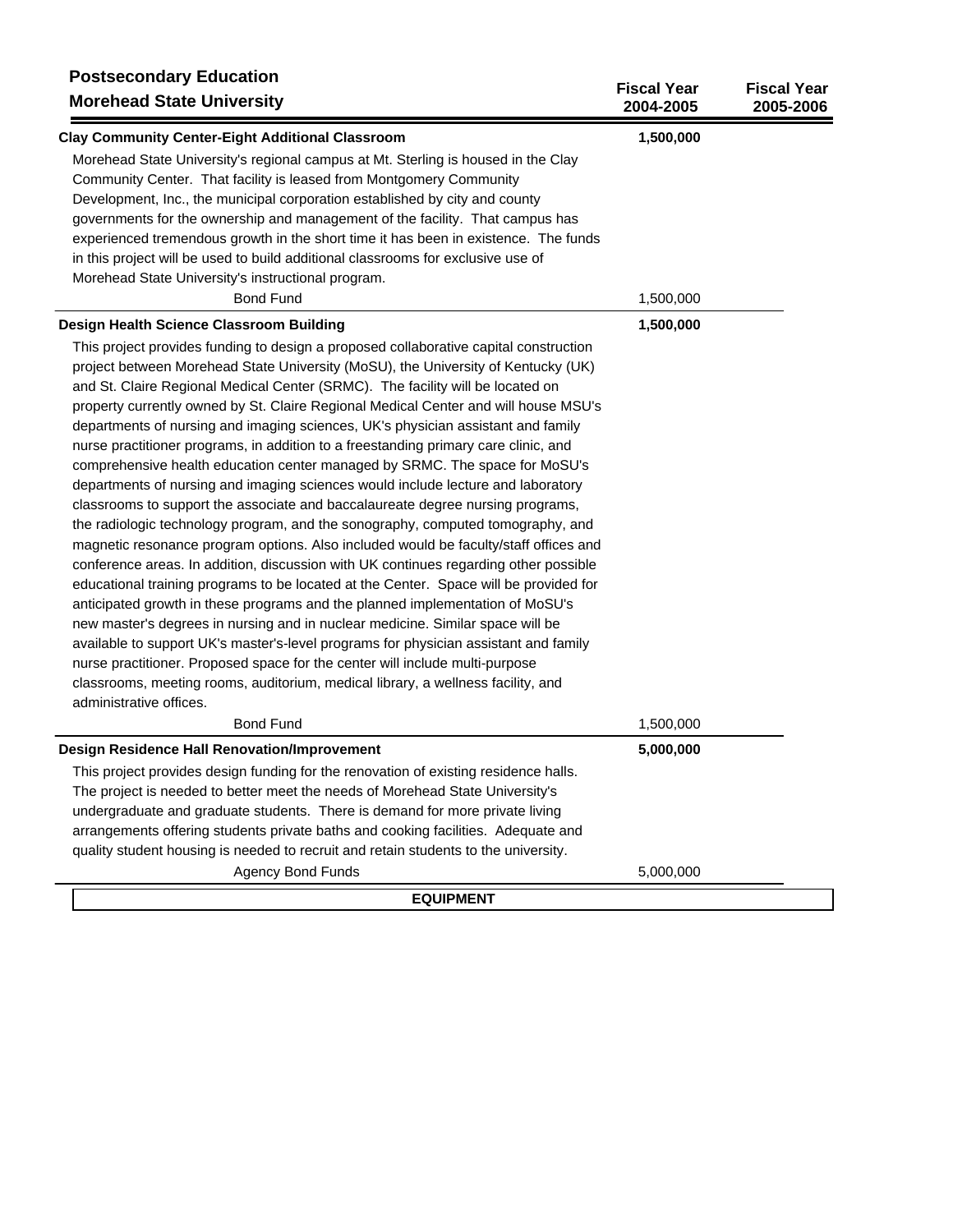**Postsecondary Education**
**Morehead State University**

| | Fiscal Year 2004-2005 | Fiscal Year 2005-2006 |
|---|---|---|
| **Clay Community Center-Eight Additional Classroom** | **1,500,000** | |

Morehead State University's regional campus at Mt. Sterling is housed in the Clay Community Center. That facility is leased from Montgomery Community Development, Inc., the municipal corporation established by city and county governments for the ownership and management of the facility. That campus has experienced tremendous growth in the short time it has been in existence. The funds in this project will be used to build additional classrooms for exclusive use of Morehead State University's instructional program.

| | Fiscal Year 2004-2005 | Fiscal Year 2005-2006 |
|---|---|---|
| Bond Fund | 1,500,000 | |
| **Design Health Science Classroom Building** | **1,500,000** | |

This project provides funding to design a proposed collaborative capital construction project between Morehead State University (MoSU), the University of Kentucky (UK) and St. Claire Regional Medical Center (SRMC). The facility will be located on property currently owned by St. Claire Regional Medical Center and will house MSU's departments of nursing and imaging sciences, UK's physician assistant and family nurse practitioner programs, in addition to a freestanding primary care clinic, and comprehensive health education center managed by SRMC. The space for MoSU's departments of nursing and imaging sciences would include lecture and laboratory classrooms to support the associate and baccalaureate degree nursing programs, the radiologic technology program, and the sonography, computed tomography, and magnetic resonance program options. Also included would be faculty/staff offices and conference areas. In addition, discussion with UK continues regarding other possible educational training programs to be located at the Center. Space will be provided for anticipated growth in these programs and the planned implementation of MoSU's new master's degrees in nursing and in nuclear medicine. Similar space will be available to support UK's master's-level programs for physician assistant and family nurse practitioner. Proposed space for the center will include multi-purpose classrooms, meeting rooms, auditorium, medical library, a wellness facility, and administrative offices.

| | Fiscal Year 2004-2005 | Fiscal Year 2005-2006 |
|---|---|---|
| Bond Fund | 1,500,000 | |
| **Design Residence Hall Renovation/Improvement** | **5,000,000** | |

This project provides design funding for the renovation of existing residence halls. The project is needed to better meet the needs of Morehead State University's undergraduate and graduate students. There is demand for more private living arrangements offering students private baths and cooking facilities. Adequate and quality student housing is needed to recruit and retain students to the university.

| | Fiscal Year 2004-2005 | Fiscal Year 2005-2006 |
|---|---|---|
| Agency Bond Funds | 5,000,000 | |

**EQUIPMENT**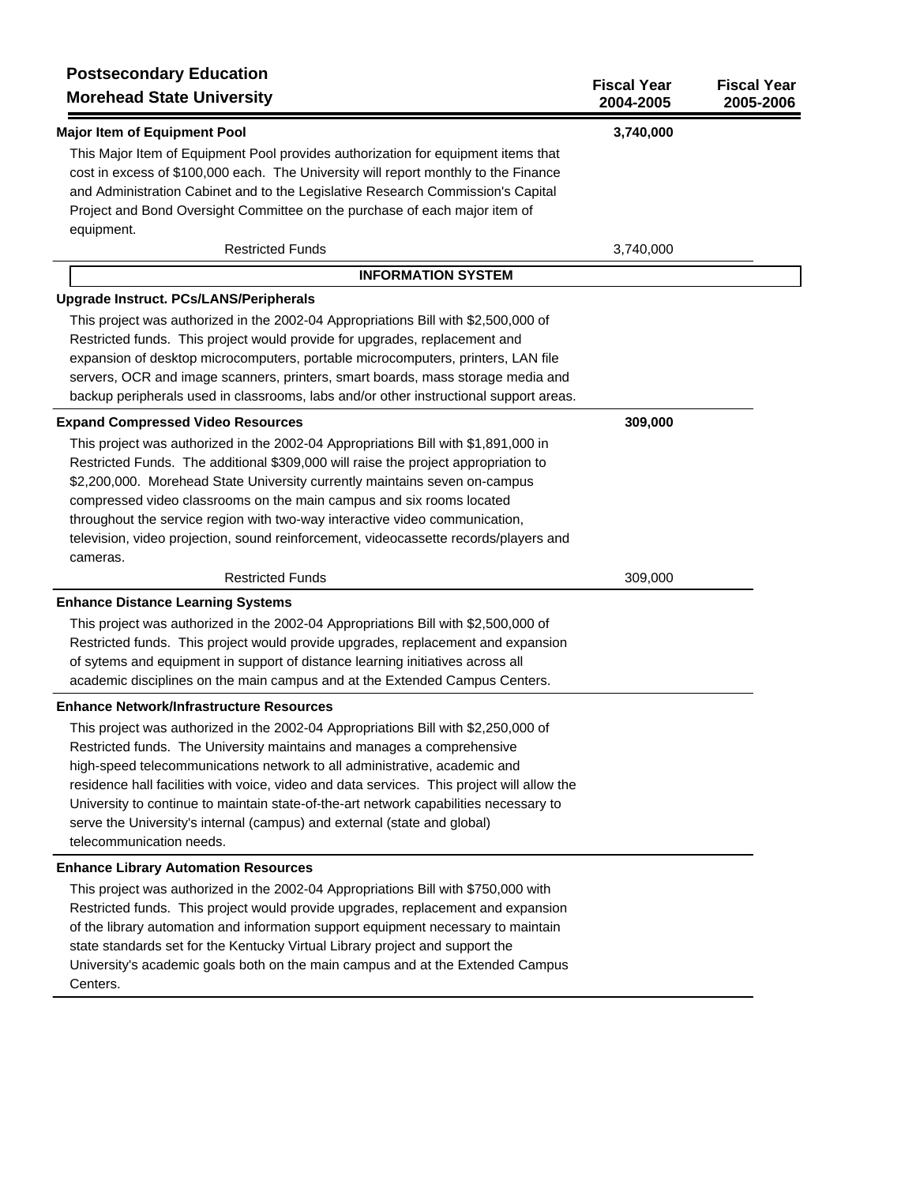| Postsecondary Education<br>Morehead State University | Fiscal Year 2004-2005 | Fiscal Year 2005-2006 |
|---|---|---|

**Major Item of Equipment Pool** — **3,740,000**

This Major Item of Equipment Pool provides authorization for equipment items that cost in excess of $100,000 each. The University will report monthly to the Finance and Administration Cabinet and to the Legislative Research Commission's Capital Project and Bond Oversight Committee on the purchase of each major item of equipment.

| | Fiscal Year 2004-2005 | Fiscal Year 2005-2006 |
|---|---|---|
| Restricted Funds | 3,740,000 | |

## INFORMATION SYSTEM

**Upgrade Instruct. PCs/LANS/Peripherals**

This project was authorized in the 2002-04 Appropriations Bill with $2,500,000 of Restricted funds. This project would provide for upgrades, replacement and expansion of desktop microcomputers, portable microcomputers, printers, LAN file servers, OCR and image scanners, printers, smart boards, mass storage media and backup peripherals used in classrooms, labs and/or other instructional support areas.

**Expand Compressed Video Resources** — **309,000**

This project was authorized in the 2002-04 Appropriations Bill with $1,891,000 in Restricted Funds. The additional $309,000 will raise the project appropriation to $2,200,000. Morehead State University currently maintains seven on-campus compressed video classrooms on the main campus and six rooms located throughout the service region with two-way interactive video communication, television, video projection, sound reinforcement, videocassette records/players and cameras.

| | Fiscal Year 2004-2005 | Fiscal Year 2005-2006 |
|---|---|---|
| Restricted Funds | 309,000 | |

**Enhance Distance Learning Systems**

This project was authorized in the 2002-04 Appropriations Bill with $2,500,000 of Restricted funds. This project would provide upgrades, replacement and expansion of sytems and equipment in support of distance learning initiatives across all academic disciplines on the main campus and at the Extended Campus Centers.

**Enhance Network/Infrastructure Resources**

This project was authorized in the 2002-04 Appropriations Bill with $2,250,000 of Restricted funds. The University maintains and manages a comprehensive high-speed telecommunications network to all administrative, academic and residence hall facilities with voice, video and data services. This project will allow the University to continue to maintain state-of-the-art network capabilities necessary to serve the University's internal (campus) and external (state and global) telecommunication needs.

**Enhance Library Automation Resources**

This project was authorized in the 2002-04 Appropriations Bill with $750,000 with Restricted funds. This project would provide upgrades, replacement and expansion of the library automation and information support equipment necessary to maintain state standards set for the Kentucky Virtual Library project and support the University's academic goals both on the main campus and at the Extended Campus Centers.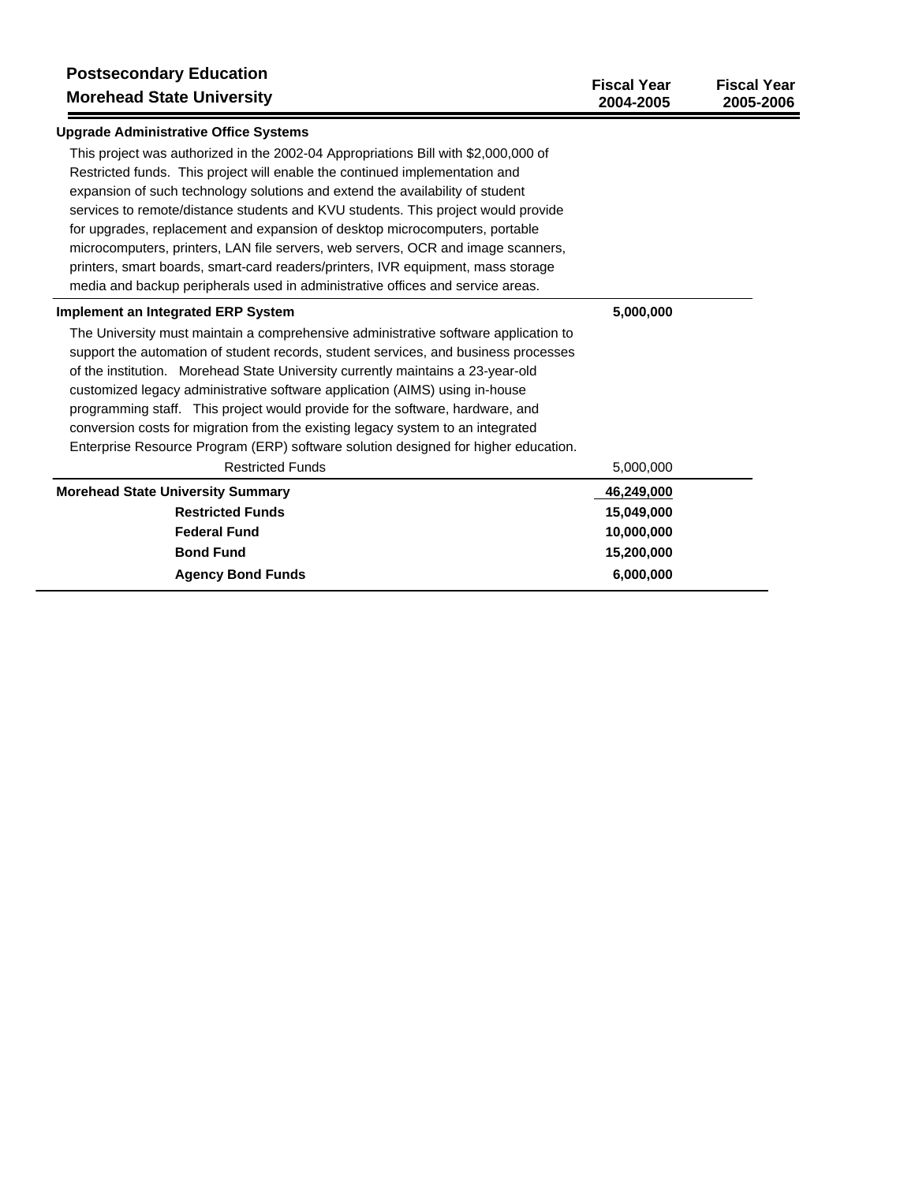## Postsecondary Education
## Morehead State University

| | Fiscal Year 2004-2005 | Fiscal Year 2005-2006 |
|---|---|---|
| **Upgrade Administrative Office Systems** | | |
| This project was authorized in the 2002-04 Appropriations Bill with $2,000,000 of Restricted funds. This project will enable the continued implementation and expansion of such technology solutions and extend the availability of student services to remote/distance students and KVU students. This project would provide for upgrades, replacement and expansion of desktop microcomputers, portable microcomputers, printers, LAN file servers, web servers, OCR and image scanners, printers, smart boards, smart-card readers/printers, IVR equipment, mass storage media and backup peripherals used in administrative offices and service areas. | | |
| **Implement an Integrated ERP System** | **5,000,000** | |
| The University must maintain a comprehensive administrative software application to support the automation of student records, student services, and business processes of the institution. Morehead State University currently maintains a 23-year-old customized legacy administrative software application (AIMS) using in-house programming staff. This project would provide for the software, hardware, and conversion costs for migration from the existing legacy system to an integrated Enterprise Resource Program (ERP) software solution designed for higher education. | | |
| Restricted Funds | 5,000,000 | |
| **Morehead State University Summary** | **46,249,000** | |
| **Restricted Funds** | **15,049,000** | |
| **Federal Fund** | **10,000,000** | |
| **Bond Fund** | **15,200,000** | |
| **Agency Bond Funds** | **6,000,000** | |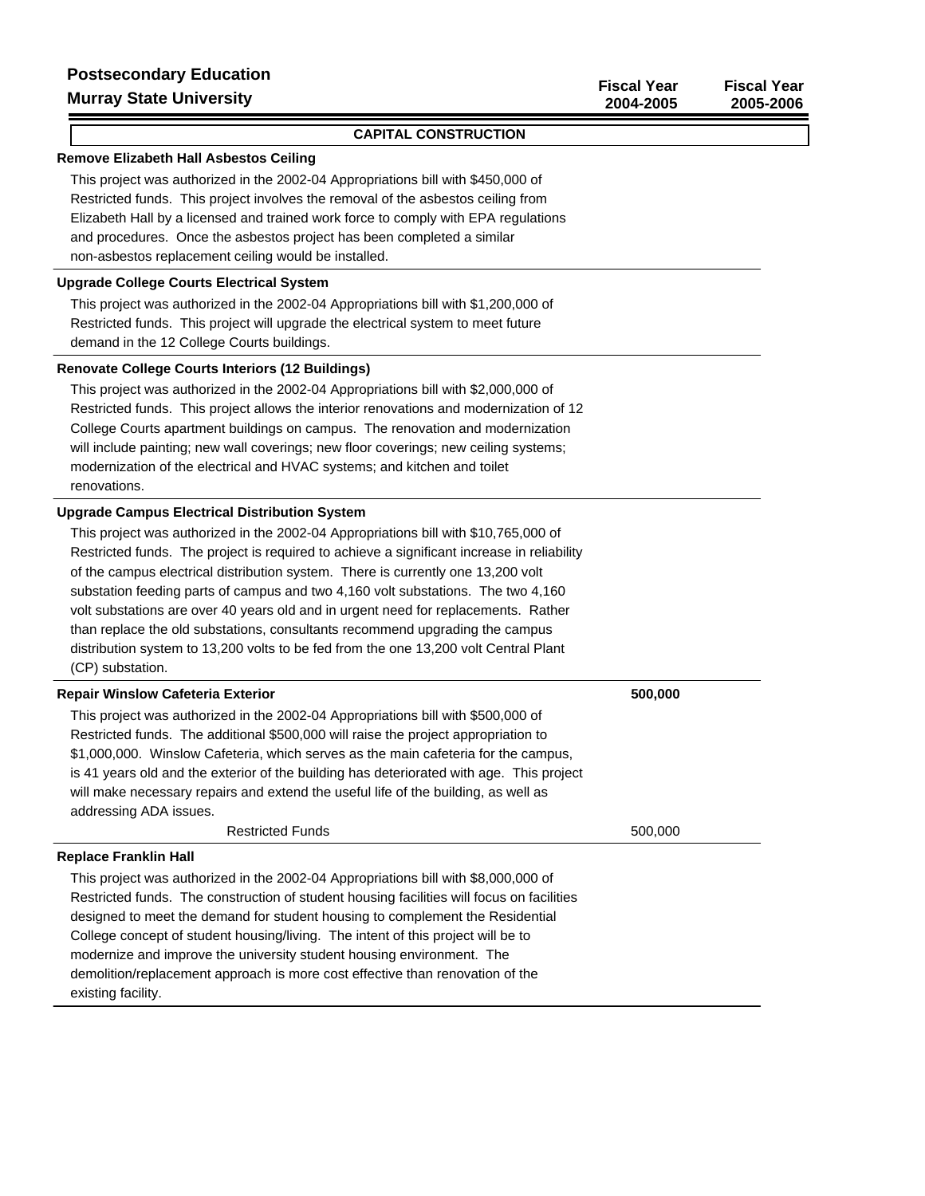**Postsecondary Education**
**Murray State University**

| | Fiscal Year 2004-2005 | Fiscal Year 2005-2006 |
|---|---|---|

**CAPITAL CONSTRUCTION**

**Remove Elizabeth Hall Asbestos Ceiling**

This project was authorized in the 2002-04 Appropriations bill with $450,000 of Restricted funds. This project involves the removal of the asbestos ceiling from Elizabeth Hall by a licensed and trained work force to comply with EPA regulations and procedures. Once the asbestos project has been completed a similar non-asbestos replacement ceiling would be installed.

**Upgrade College Courts Electrical System**

This project was authorized in the 2002-04 Appropriations bill with $1,200,000 of Restricted funds. This project will upgrade the electrical system to meet future demand in the 12 College Courts buildings.

**Renovate College Courts Interiors (12 Buildings)**

This project was authorized in the 2002-04 Appropriations bill with $2,000,000 of Restricted funds. This project allows the interior renovations and modernization of 12 College Courts apartment buildings on campus. The renovation and modernization will include painting; new wall coverings; new floor coverings; new ceiling systems; modernization of the electrical and HVAC systems; and kitchen and toilet renovations.

**Upgrade Campus Electrical Distribution System**

This project was authorized in the 2002-04 Appropriations bill with $10,765,000 of Restricted funds. The project is required to achieve a significant increase in reliability of the campus electrical distribution system. There is currently one 13,200 volt substation feeding parts of campus and two 4,160 volt substations. The two 4,160 volt substations are over 40 years old and in urgent need for replacements. Rather than replace the old substations, consultants recommend upgrading the campus distribution system to 13,200 volts to be fed from the one 13,200 volt Central Plant (CP) substation.

| | Fiscal Year 2004-2005 | Fiscal Year 2005-2006 |
|---|---|---|
| **Repair Winslow Cafeteria Exterior** | **500,000** | |

This project was authorized in the 2002-04 Appropriations bill with $500,000 of Restricted funds. The additional $500,000 will raise the project appropriation to $1,000,000. Winslow Cafeteria, which serves as the main cafeteria for the campus, is 41 years old and the exterior of the building has deteriorated with age. This project will make necessary repairs and extend the useful life of the building, as well as addressing ADA issues.

| | Fiscal Year 2004-2005 | Fiscal Year 2005-2006 |
|---|---|---|
| Restricted Funds | 500,000 | |

**Replace Franklin Hall**

This project was authorized in the 2002-04 Appropriations bill with $8,000,000 of Restricted funds. The construction of student housing facilities will focus on facilities designed to meet the demand for student housing to complement the Residential College concept of student housing/living. The intent of this project will be to modernize and improve the university student housing environment. The demolition/replacement approach is more cost effective than renovation of the existing facility.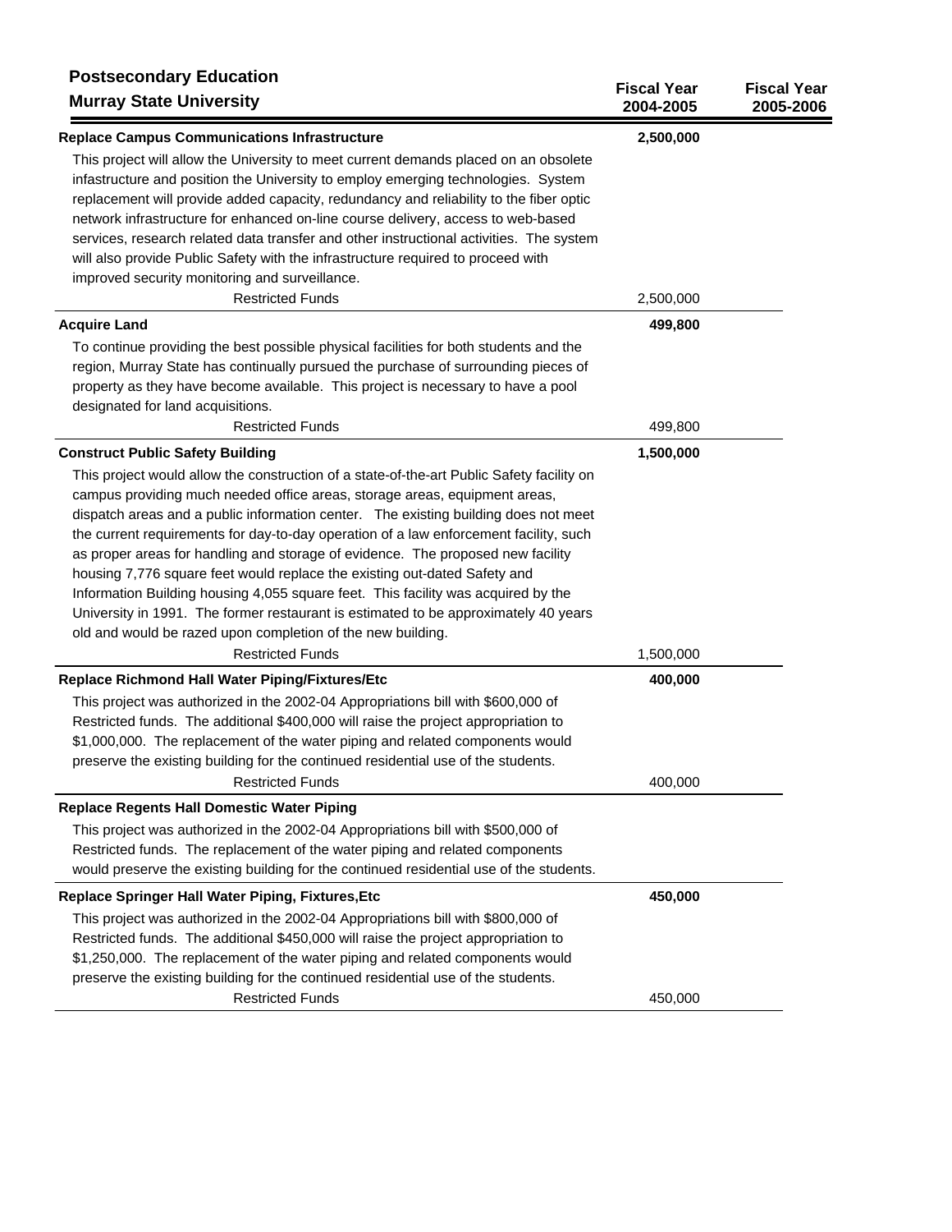## Postsecondary Education

## Murray State University

| | Fiscal Year 2004-2005 | Fiscal Year 2005-2006 |
|---|---|---|

**Replace Campus Communications Infrastructure** — **2,500,000**

This project will allow the University to meet current demands placed on an obsolete infastructure and position the University to employ emerging technologies. System replacement will provide added capacity, redundancy and reliability to the fiber optic network infrastructure for enhanced on-line course delivery, access to web-based services, research related data transfer and other instructional activities. The system will also provide Public Safety with the infrastructure required to proceed with improved security monitoring and surveillance.

| | Fiscal Year 2004-2005 | Fiscal Year 2005-2006 |
|---|---|---|
| Restricted Funds | 2,500,000 | |

**Acquire Land** — **499,800**

To continue providing the best possible physical facilities for both students and the region, Murray State has continually pursued the purchase of surrounding pieces of property as they have become available. This project is necessary to have a pool designated for land acquisitions.

| | Fiscal Year 2004-2005 | Fiscal Year 2005-2006 |
|---|---|---|
| Restricted Funds | 499,800 | |

**Construct Public Safety Building** — **1,500,000**

This project would allow the construction of a state-of-the-art Public Safety facility on campus providing much needed office areas, storage areas, equipment areas, dispatch areas and a public information center. The existing building does not meet the current requirements for day-to-day operation of a law enforcement facility, such as proper areas for handling and storage of evidence. The proposed new facility housing 7,776 square feet would replace the existing out-dated Safety and Information Building housing 4,055 square feet. This facility was acquired by the University in 1991. The former restaurant is estimated to be approximately 40 years old and would be razed upon completion of the new building.

| | Fiscal Year 2004-2005 | Fiscal Year 2005-2006 |
|---|---|---|
| Restricted Funds | 1,500,000 | |

**Replace Richmond Hall Water Piping/Fixtures/Etc** — **400,000**

This project was authorized in the 2002-04 Appropriations bill with $600,000 of Restricted funds. The additional $400,000 will raise the project appropriation to $1,000,000. The replacement of the water piping and related components would preserve the existing building for the continued residential use of the students.

| | Fiscal Year 2004-2005 | Fiscal Year 2005-2006 |
|---|---|---|
| Restricted Funds | 400,000 | |

**Replace Regents Hall Domestic Water Piping**

This project was authorized in the 2002-04 Appropriations bill with $500,000 of Restricted funds. The replacement of the water piping and related components would preserve the existing building for the continued residential use of the students.

**Replace Springer Hall Water Piping, Fixtures,Etc** — **450,000**

This project was authorized in the 2002-04 Appropriations bill with $800,000 of Restricted funds. The additional $450,000 will raise the project appropriation to $1,250,000. The replacement of the water piping and related components would preserve the existing building for the continued residential use of the students.

| | Fiscal Year 2004-2005 | Fiscal Year 2005-2006 |
|---|---|---|
| Restricted Funds | 450,000 | |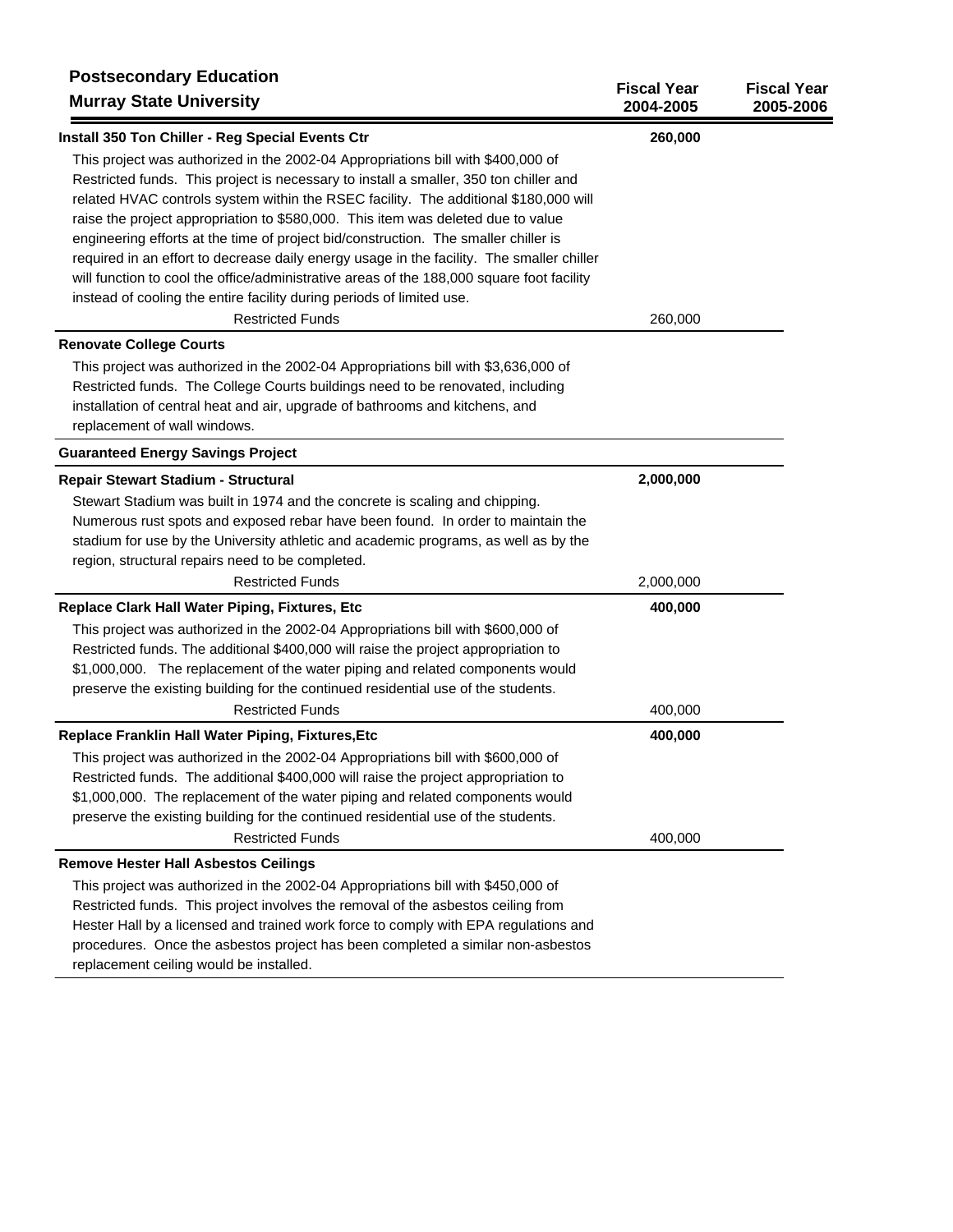## Postsecondary Education
## Murray State University

| | Fiscal Year 2004-2005 | Fiscal Year 2005-2006 |
|---|---|---|
| **Install 350 Ton Chiller - Reg Special Events Ctr** | **260,000** | |
| This project was authorized in the 2002-04 Appropriations bill with $400,000 of Restricted funds. This project is necessary to install a smaller, 350 ton chiller and related HVAC controls system within the RSEC facility. The additional $180,000 will raise the project appropriation to $580,000. This item was deleted due to value engineering efforts at the time of project bid/construction. The smaller chiller is required in an effort to decrease daily energy usage in the facility. The smaller chiller will function to cool the office/administrative areas of the 188,000 square foot facility instead of cooling the entire facility during periods of limited use. | | |
| Restricted Funds | 260,000 | |
| **Renovate College Courts** | | |
| This project was authorized in the 2002-04 Appropriations bill with $3,636,000 of Restricted funds. The College Courts buildings need to be renovated, including installation of central heat and air, upgrade of bathrooms and kitchens, and replacement of wall windows. | | |
| **Guaranteed Energy Savings Project** | | |
| **Repair Stewart Stadium - Structural** | **2,000,000** | |
| Stewart Stadium was built in 1974 and the concrete is scaling and chipping. Numerous rust spots and exposed rebar have been found. In order to maintain the stadium for use by the University athletic and academic programs, as well as by the region, structural repairs need to be completed. | | |
| Restricted Funds | 2,000,000 | |
| **Replace Clark Hall Water Piping, Fixtures, Etc** | **400,000** | |
| This project was authorized in the 2002-04 Appropriations bill with $600,000 of Restricted funds. The additional $400,000 will raise the project appropriation to $1,000,000. The replacement of the water piping and related components would preserve the existing building for the continued residential use of the students. | | |
| Restricted Funds | 400,000 | |
| **Replace Franklin Hall Water Piping, Fixtures,Etc** | **400,000** | |
| This project was authorized in the 2002-04 Appropriations bill with $600,000 of Restricted funds. The additional $400,000 will raise the project appropriation to $1,000,000. The replacement of the water piping and related components would preserve the existing building for the continued residential use of the students. | | |
| Restricted Funds | 400,000 | |
| **Remove Hester Hall Asbestos Ceilings** | | |
| This project was authorized in the 2002-04 Appropriations bill with $450,000 of Restricted funds. This project involves the removal of the asbestos ceiling from Hester Hall by a licensed and trained work force to comply with EPA regulations and procedures. Once the asbestos project has been completed a similar non-asbestos replacement ceiling would be installed. | | |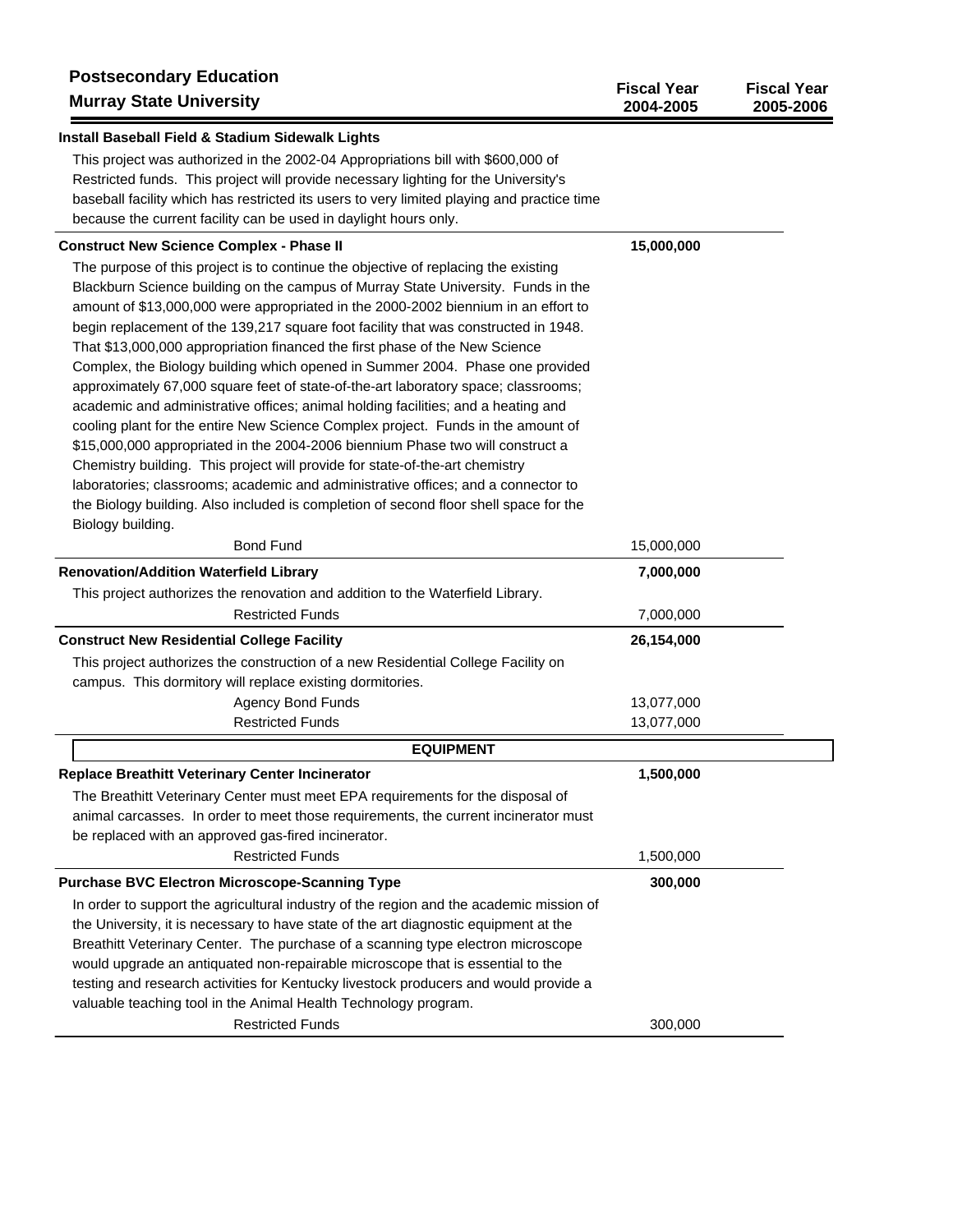## Postsecondary Education
## Murray State University

| | Fiscal Year 2004-2005 | Fiscal Year 2005-2006 |
|---|---|---|

**Install Baseball Field & Stadium Sidewalk Lights**

This project was authorized in the 2002-04 Appropriations bill with $600,000 of Restricted funds. This project will provide necessary lighting for the University's baseball facility which has restricted its users to very limited playing and practice time because the current facility can be used in daylight hours only.

**Construct New Science Complex - Phase II** — **15,000,000**

The purpose of this project is to continue the objective of replacing the existing Blackburn Science building on the campus of Murray State University. Funds in the amount of $13,000,000 were appropriated in the 2000-2002 biennium in an effort to begin replacement of the 139,217 square foot facility that was constructed in 1948. That $13,000,000 appropriation financed the first phase of the New Science Complex, the Biology building which opened in Summer 2004. Phase one provided approximately 67,000 square feet of state-of-the-art laboratory space; classrooms; academic and administrative offices; animal holding facilities; and a heating and cooling plant for the entire New Science Complex project. Funds in the amount of $15,000,000 appropriated in the 2004-2006 biennium Phase two will construct a Chemistry building. This project will provide for state-of-the-art chemistry laboratories; classrooms; academic and administrative offices; and a connector to the Biology building. Also included is completion of second floor shell space for the Biology building.

| | Fiscal Year 2004-2005 | Fiscal Year 2005-2006 |
|---|---|---|
| Bond Fund | 15,000,000 | |

**Renovation/Addition Waterfield Library** — **7,000,000**

This project authorizes the renovation and addition to the Waterfield Library.

| | Fiscal Year 2004-2005 | Fiscal Year 2005-2006 |
|---|---|---|
| Restricted Funds | 7,000,000 | |

**Construct New Residential College Facility** — **26,154,000**

This project authorizes the construction of a new Residential College Facility on campus. This dormitory will replace existing dormitories.

| | Fiscal Year 2004-2005 | Fiscal Year 2005-2006 |
|---|---|---|
| Agency Bond Funds | 13,077,000 | |
| Restricted Funds | 13,077,000 | |

### EQUIPMENT

**Replace Breathitt Veterinary Center Incinerator** — **1,500,000**

The Breathitt Veterinary Center must meet EPA requirements for the disposal of animal carcasses. In order to meet those requirements, the current incinerator must be replaced with an approved gas-fired incinerator.

| | Fiscal Year 2004-2005 | Fiscal Year 2005-2006 |
|---|---|---|
| Restricted Funds | 1,500,000 | |

**Purchase BVC Electron Microscope-Scanning Type** — **300,000**

In order to support the agricultural industry of the region and the academic mission of the University, it is necessary to have state of the art diagnostic equipment at the Breathitt Veterinary Center. The purchase of a scanning type electron microscope would upgrade an antiquated non-repairable microscope that is essential to the testing and research activities for Kentucky livestock producers and would provide a valuable teaching tool in the Animal Health Technology program.

| | Fiscal Year 2004-2005 | Fiscal Year 2005-2006 |
|---|---|---|
| Restricted Funds | 300,000 | |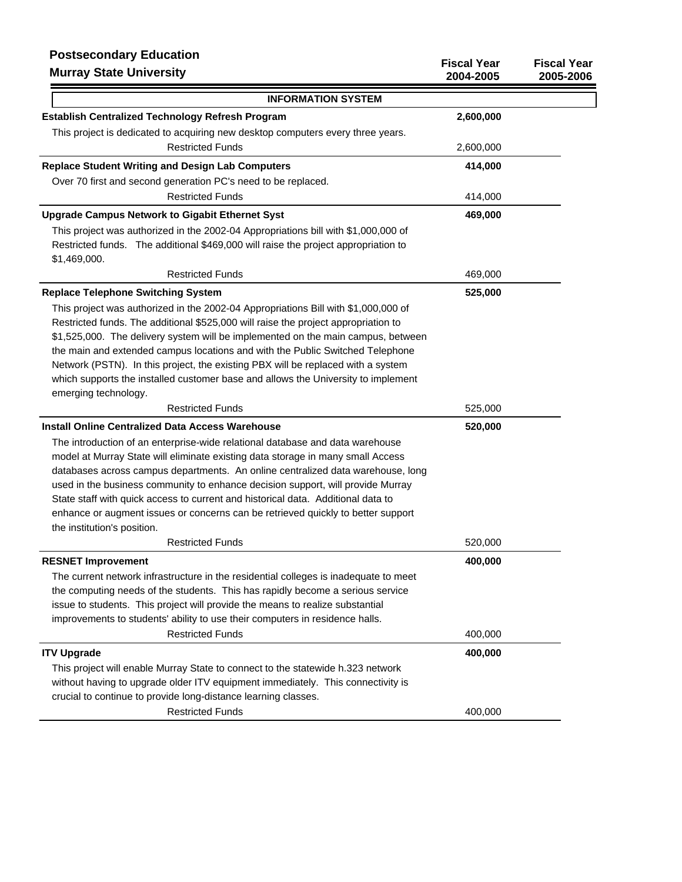**Postsecondary Education**
**Murray State University**

| | Fiscal Year 2004-2005 | Fiscal Year 2005-2006 |
|---|---|---|
| **INFORMATION SYSTEM** | | |
| **Establish Centralized Technology Refresh Program** | **2,600,000** | |
| This project is dedicated to acquiring new desktop computers every three years. | | |
| Restricted Funds | 2,600,000 | |
| **Replace Student Writing and Design Lab Computers** | **414,000** | |
| Over 70 first and second generation PC's need to be replaced. | | |
| Restricted Funds | 414,000 | |
| **Upgrade Campus Network to Gigabit Ethernet Syst** | **469,000** | |
| This project was authorized in the 2002-04 Appropriations bill with $1,000,000 of Restricted funds. The additional $469,000 will raise the project appropriation to $1,469,000. | | |
| Restricted Funds | 469,000 | |
| **Replace Telephone Switching System** | **525,000** | |
| This project was authorized in the 2002-04 Appropriations Bill with $1,000,000 of Restricted funds. The additional $525,000 will raise the project appropriation to $1,525,000. The delivery system will be implemented on the main campus, between the main and extended campus locations and with the Public Switched Telephone Network (PSTN). In this project, the existing PBX will be replaced with a system which supports the installed customer base and allows the University to implement emerging technology. | | |
| Restricted Funds | 525,000 | |
| **Install Online Centralized Data Access Warehouse** | **520,000** | |
| The introduction of an enterprise-wide relational database and data warehouse model at Murray State will eliminate existing data storage in many small Access databases across campus departments. An online centralized data warehouse, long used in the business community to enhance decision support, will provide Murray State staff with quick access to current and historical data. Additional data to enhance or augment issues or concerns can be retrieved quickly to better support the institution's position. | | |
| Restricted Funds | 520,000 | |
| **RESNET Improvement** | **400,000** | |
| The current network infrastructure in the residential colleges is inadequate to meet the computing needs of the students. This has rapidly become a serious service issue to students. This project will provide the means to realize substantial improvements to students' ability to use their computers in residence halls. | | |
| Restricted Funds | 400,000 | |
| **ITV Upgrade** | **400,000** | |
| This project will enable Murray State to connect to the statewide h.323 network without having to upgrade older ITV equipment immediately. This connectivity is crucial to continue to provide long-distance learning classes. | | |
| Restricted Funds | 400,000 | |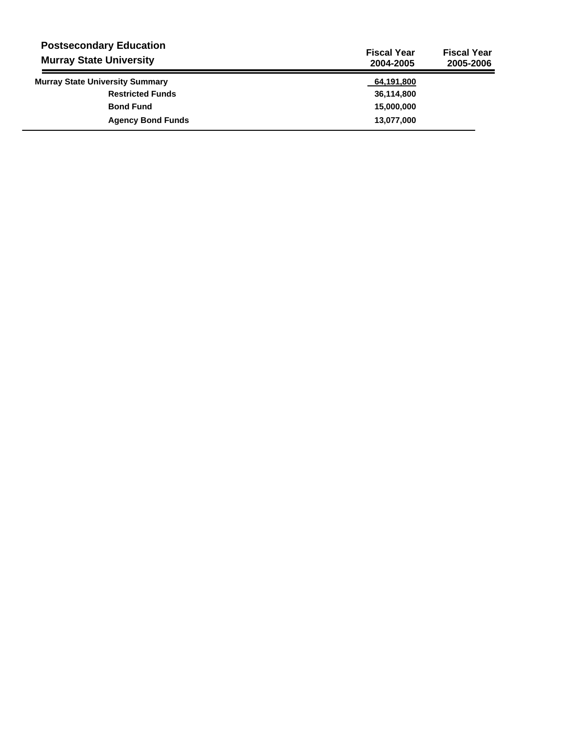## Postsecondary Education

## Murray State University

| | Fiscal Year 2004-2005 | Fiscal Year 2005-2006 |
|---|---|---|
| **Murray State University Summary** | 64,191,800 | |
| **Restricted Funds** | 36,114,800 | |
| **Bond Fund** | 15,000,000 | |
| **Agency Bond Funds** | 13,077,000 | |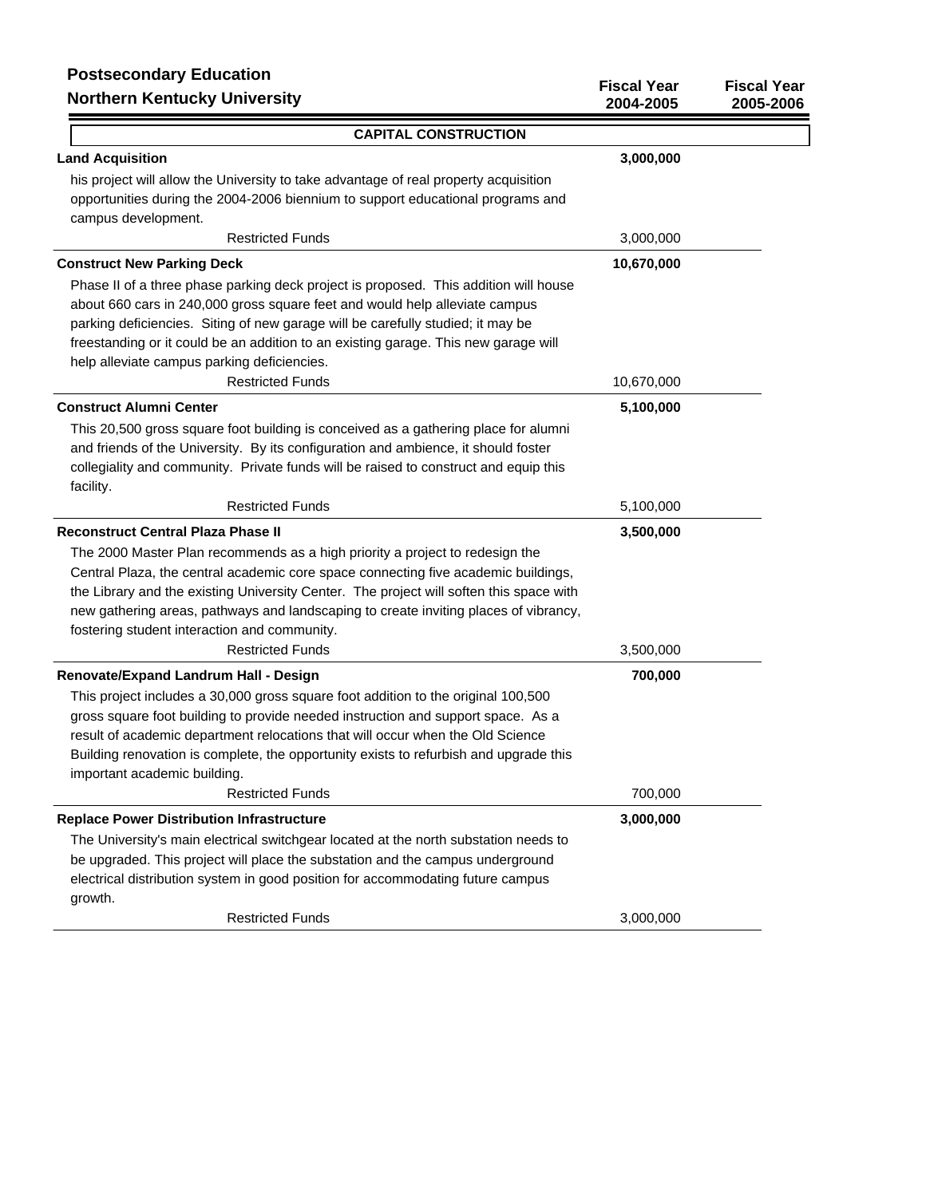**Postsecondary Education**
**Northern Kentucky University**

| | Fiscal Year 2004-2005 | Fiscal Year 2005-2006 |
|---|---|---|
| **CAPITAL CONSTRUCTION** | | |
| **Land Acquisition** | **3,000,000** | |
| his project will allow the University to take advantage of real property acquisition opportunities during the 2004-2006 biennium to support educational programs and campus development. | | |
| Restricted Funds | 3,000,000 | |
| **Construct New Parking Deck** | **10,670,000** | |
| Phase II of a three phase parking deck project is proposed. This addition will house about 660 cars in 240,000 gross square feet and would help alleviate campus parking deficiencies. Siting of new garage will be carefully studied; it may be freestanding or it could be an addition to an existing garage. This new garage will help alleviate campus parking deficiencies. | | |
| Restricted Funds | 10,670,000 | |
| **Construct Alumni Center** | **5,100,000** | |
| This 20,500 gross square foot building is conceived as a gathering place for alumni and friends of the University. By its configuration and ambience, it should foster collegiality and community. Private funds will be raised to construct and equip this facility. | | |
| Restricted Funds | 5,100,000 | |
| **Reconstruct Central Plaza Phase II** | **3,500,000** | |
| The 2000 Master Plan recommends as a high priority a project to redesign the Central Plaza, the central academic core space connecting five academic buildings, the Library and the existing University Center. The project will soften this space with new gathering areas, pathways and landscaping to create inviting places of vibrancy, fostering student interaction and community. | | |
| Restricted Funds | 3,500,000 | |
| **Renovate/Expand Landrum Hall - Design** | **700,000** | |
| This project includes a 30,000 gross square foot addition to the original 100,500 gross square foot building to provide needed instruction and support space. As a result of academic department relocations that will occur when the Old Science Building renovation is complete, the opportunity exists to refurbish and upgrade this important academic building. | | |
| Restricted Funds | 700,000 | |
| **Replace Power Distribution Infrastructure** | **3,000,000** | |
| The University's main electrical switchgear located at the north substation needs to be upgraded. This project will place the substation and the campus underground electrical distribution system in good position for accommodating future campus growth. | | |
| Restricted Funds | 3,000,000 | |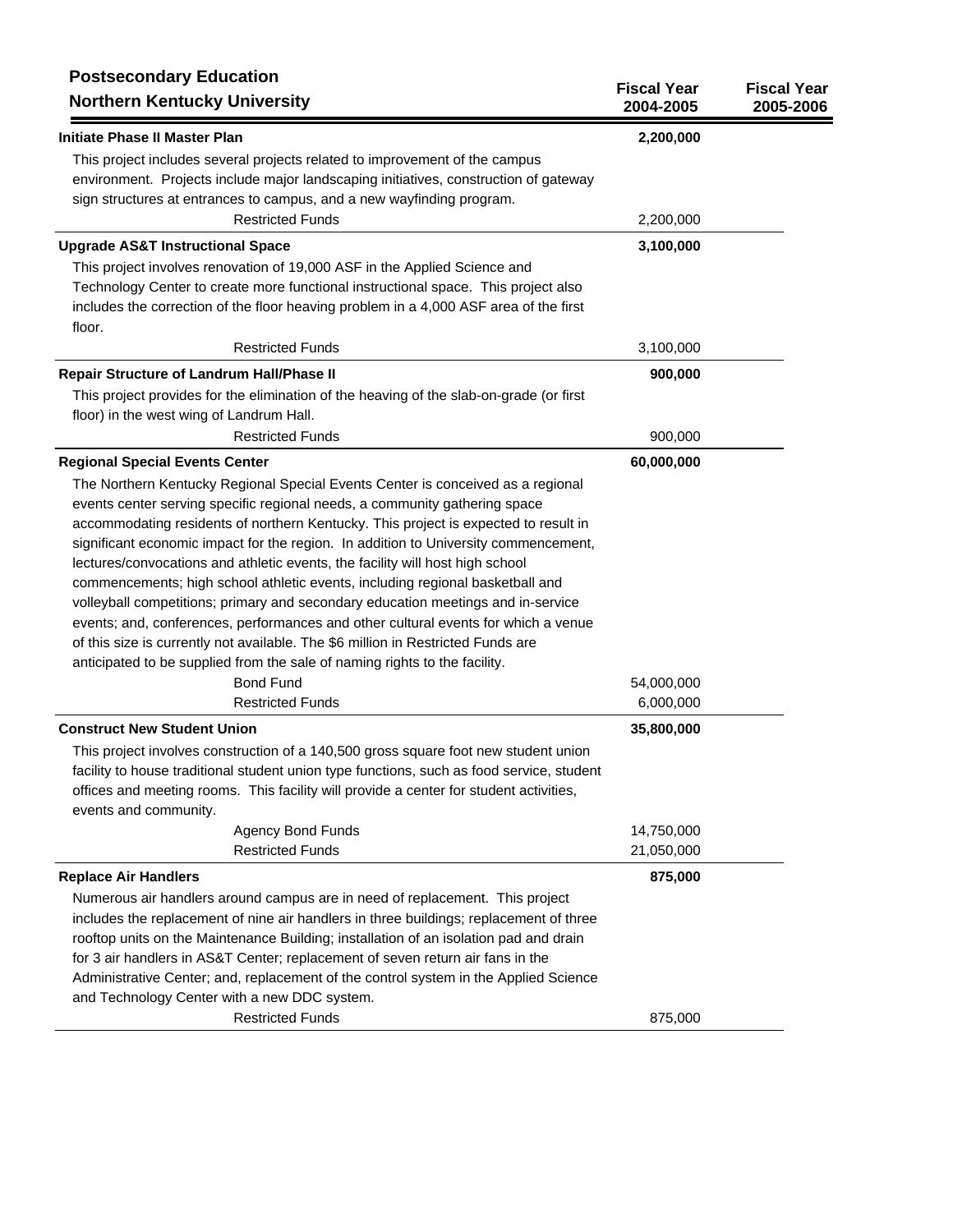## Postsecondary Education

### Northern Kentucky University

| | Fiscal Year 2004-2005 | Fiscal Year 2005-2006 |
|---|---|---|
| **Initiate Phase II Master Plan** | **2,200,000** | |
| This project includes several projects related to improvement of the campus environment. Projects include major landscaping initiatives, construction of gateway sign structures at entrances to campus, and a new wayfinding program. | | |
| Restricted Funds | 2,200,000 | |
| **Upgrade AS&T Instructional Space** | **3,100,000** | |
| This project involves renovation of 19,000 ASF in the Applied Science and Technology Center to create more functional instructional space. This project also includes the correction of the floor heaving problem in a 4,000 ASF area of the first floor. | | |
| Restricted Funds | 3,100,000 | |
| **Repair Structure of Landrum Hall/Phase II** | **900,000** | |
| This project provides for the elimination of the heaving of the slab-on-grade (or first floor) in the west wing of Landrum Hall. | | |
| Restricted Funds | 900,000 | |
| **Regional Special Events Center** | **60,000,000** | |
| The Northern Kentucky Regional Special Events Center is conceived as a regional events center serving specific regional needs, a community gathering space accommodating residents of northern Kentucky. This project is expected to result in significant economic impact for the region. In addition to University commencement, lectures/convocations and athletic events, the facility will host high school commencements; high school athletic events, including regional basketball and volleyball competitions; primary and secondary education meetings and in-service events; and, conferences, performances and other cultural events for which a venue of this size is currently not available. The $6 million in Restricted Funds are anticipated to be supplied from the sale of naming rights to the facility. | | |
| Bond Fund | 54,000,000 | |
| Restricted Funds | 6,000,000 | |
| **Construct New Student Union** | **35,800,000** | |
| This project involves construction of a 140,500 gross square foot new student union facility to house traditional student union type functions, such as food service, student offices and meeting rooms. This facility will provide a center for student activities, events and community. | | |
| Agency Bond Funds | 14,750,000 | |
| Restricted Funds | 21,050,000 | |
| **Replace Air Handlers** | **875,000** | |
| Numerous air handlers around campus are in need of replacement. This project includes the replacement of nine air handlers in three buildings; replacement of three rooftop units on the Maintenance Building; installation of an isolation pad and drain for 3 air handlers in AS&T Center; replacement of seven return air fans in the Administrative Center; and, replacement of the control system in the Applied Science and Technology Center with a new DDC system. | | |
| Restricted Funds | 875,000 | |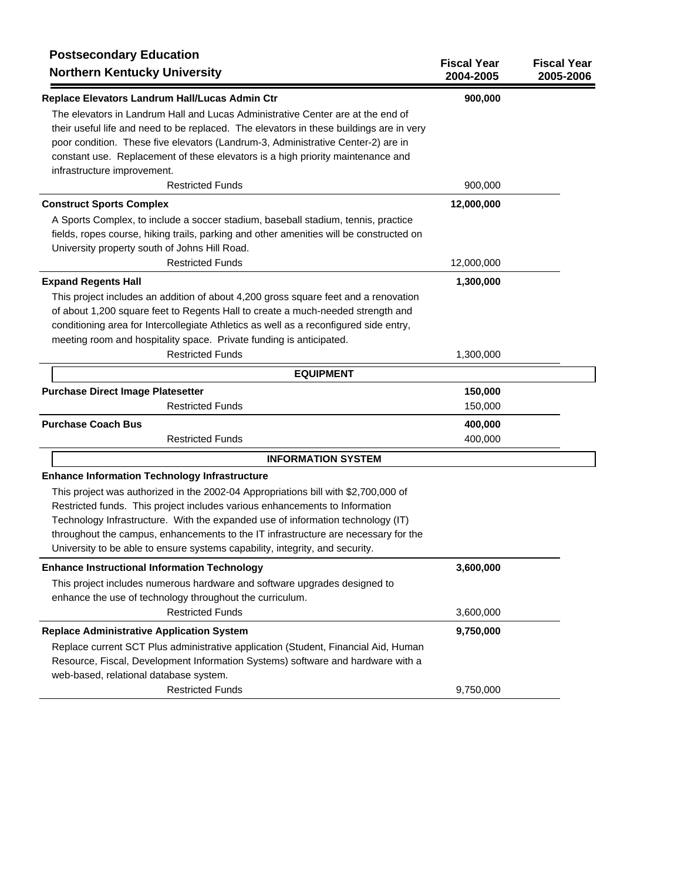## Postsecondary Education
## Northern Kentucky University

| | Fiscal Year 2004-2005 | Fiscal Year 2005-2006 |
|---|---|---|
| **Replace Elevators Landrum Hall/Lucas Admin Ctr** | **900,000** | |
| The elevators in Landrum Hall and Lucas Administrative Center are at the end of their useful life and need to be replaced. The elevators in these buildings are in very poor condition. These five elevators (Landrum-3, Administrative Center-2) are in constant use. Replacement of these elevators is a high priority maintenance and infrastructure improvement. | | |
| Restricted Funds | 900,000 | |
| **Construct Sports Complex** | **12,000,000** | |
| A Sports Complex, to include a soccer stadium, baseball stadium, tennis, practice fields, ropes course, hiking trails, parking and other amenities will be constructed on University property south of Johns Hill Road. | | |
| Restricted Funds | 12,000,000 | |
| **Expand Regents Hall** | **1,300,000** | |
| This project includes an addition of about 4,200 gross square feet and a renovation of about 1,200 square feet to Regents Hall to create a much-needed strength and conditioning area for Intercollegiate Athletics as well as a reconfigured side entry, meeting room and hospitality space. Private funding is anticipated. | | |
| Restricted Funds | 1,300,000 | |
| **EQUIPMENT** | | |
| **Purchase Direct Image Platesetter** | **150,000** | |
| Restricted Funds | 150,000 | |
| **Purchase Coach Bus** | **400,000** | |
| Restricted Funds | 400,000 | |
| **INFORMATION SYSTEM** | | |
| **Enhance Information Technology Infrastructure** | | |
| This project was authorized in the 2002-04 Appropriations bill with $2,700,000 of Restricted funds. This project includes various enhancements to Information Technology Infrastructure. With the expanded use of information technology (IT) throughout the campus, enhancements to the IT infrastructure are necessary for the University to be able to ensure systems capability, integrity, and security. | | |
| **Enhance Instructional Information Technology** | **3,600,000** | |
| This project includes numerous hardware and software upgrades designed to enhance the use of technology throughout the curriculum. | | |
| Restricted Funds | 3,600,000 | |
| **Replace Administrative Application System** | **9,750,000** | |
| Replace current SCT Plus administrative application (Student, Financial Aid, Human Resource, Fiscal, Development Information Systems) software and hardware with a web-based, relational database system. | | |
| Restricted Funds | 9,750,000 | |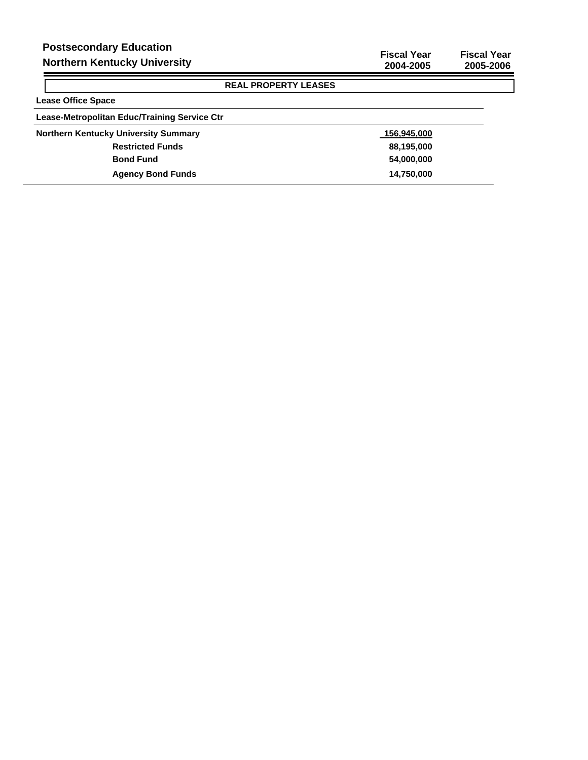**Postsecondary Education**
**Northern Kentucky University**

| | Fiscal Year 2004-2005 | Fiscal Year 2005-2006 |
|---|---|---|
| **REAL PROPERTY LEASES** | | |
| **Lease Office Space** | | |
| **Lease-Metropolitan Educ/Training Service Ctr** | | |
| **Northern Kentucky University Summary** | 156,945,000 | |
| **Restricted Funds** | 88,195,000 | |
| **Bond Fund** | 54,000,000 | |
| **Agency Bond Funds** | 14,750,000 | |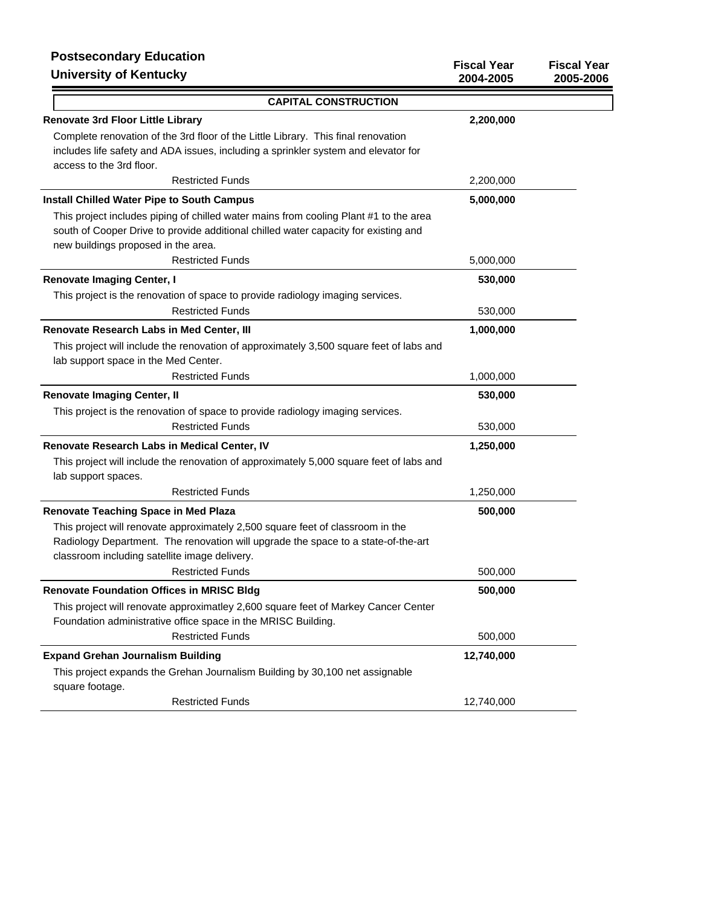**Postsecondary Education**
**University of Kentucky**

| | Fiscal Year 2004-2005 | Fiscal Year 2005-2006 |
|---|---|---|
| **CAPITAL CONSTRUCTION** | | |
| **Renovate 3rd Floor Little Library** | **2,200,000** | |
| Complete renovation of the 3rd floor of the Little Library. This final renovation includes life safety and ADA issues, including a sprinkler system and elevator for access to the 3rd floor. | | |
| Restricted Funds | 2,200,000 | |
| **Install Chilled Water Pipe to South Campus** | **5,000,000** | |
| This project includes piping of chilled water mains from cooling Plant #1 to the area south of Cooper Drive to provide additional chilled water capacity for existing and new buildings proposed in the area. | | |
| Restricted Funds | 5,000,000 | |
| **Renovate Imaging Center, I** | **530,000** | |
| This project is the renovation of space to provide radiology imaging services. | | |
| Restricted Funds | 530,000 | |
| **Renovate Research Labs in Med Center, III** | **1,000,000** | |
| This project will include the renovation of approximately 3,500 square feet of labs and lab support space in the Med Center. | | |
| Restricted Funds | 1,000,000 | |
| **Renovate Imaging Center, II** | **530,000** | |
| This project is the renovation of space to provide radiology imaging services. | | |
| Restricted Funds | 530,000 | |
| **Renovate Research Labs in Medical Center, IV** | **1,250,000** | |
| This project will include the renovation of approximately 5,000 square feet of labs and lab support spaces. | | |
| Restricted Funds | 1,250,000 | |
| **Renovate Teaching Space in Med Plaza** | **500,000** | |
| This project will renovate approximately 2,500 square feet of classroom in the Radiology Department. The renovation will upgrade the space to a state-of-the-art classroom including satellite image delivery. | | |
| Restricted Funds | 500,000 | |
| **Renovate Foundation Offices in MRISC Bldg** | **500,000** | |
| This project will renovate approximatley 2,600 square feet of Markey Cancer Center Foundation administrative office space in the MRISC Building. | | |
| Restricted Funds | 500,000 | |
| **Expand Grehan Journalism Building** | **12,740,000** | |
| This project expands the Grehan Journalism Building by 30,100 net assignable square footage. | | |
| Restricted Funds | 12,740,000 | |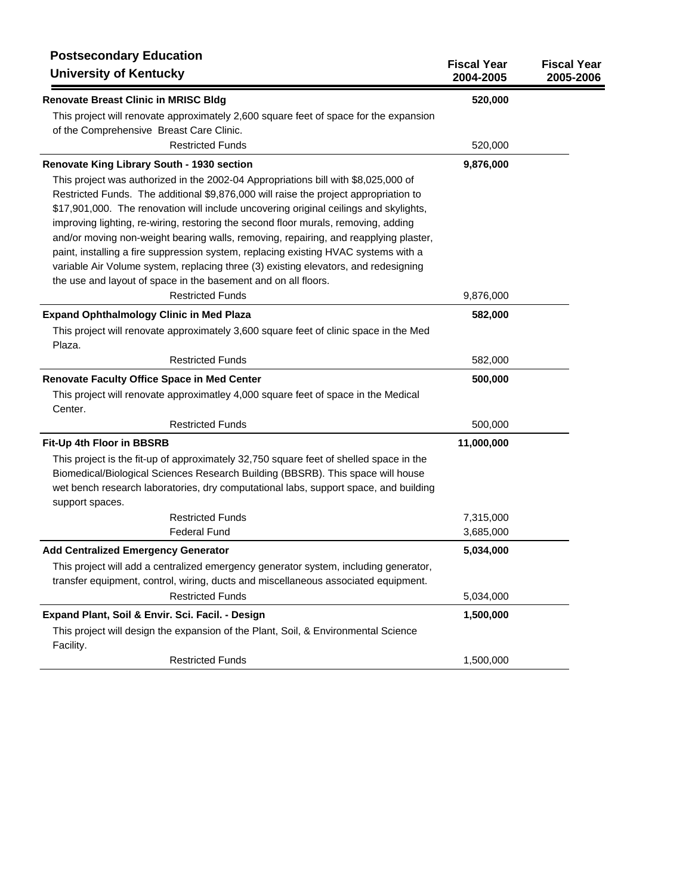## Postsecondary Education
### University of Kentucky

| | Fiscal Year 2004-2005 | Fiscal Year 2005-2006 |
|---|---|---|
| **Renovate Breast Clinic in MRISC Bldg** | **520,000** | |
| This project will renovate approximately 2,600 square feet of space for the expansion of the Comprehensive Breast Care Clinic. | | |
| Restricted Funds | 520,000 | |
| **Renovate King Library South - 1930 section** | **9,876,000** | |
| This project was authorized in the 2002-04 Appropriations bill with $8,025,000 of Restricted Funds. The additional $9,876,000 will raise the project appropriation to $17,901,000. The renovation will include uncovering original ceilings and skylights, improving lighting, re-wiring, restoring the second floor murals, removing, adding and/or moving non-weight bearing walls, removing, repairing, and reapplying plaster, paint, installing a fire suppression system, replacing existing HVAC systems with a variable Air Volume system, replacing three (3) existing elevators, and redesigning the use and layout of space in the basement and on all floors. | | |
| Restricted Funds | 9,876,000 | |
| **Expand Ophthalmology Clinic in Med Plaza** | **582,000** | |
| This project will renovate approximately 3,600 square feet of clinic space in the Med Plaza. | | |
| Restricted Funds | 582,000 | |
| **Renovate Faculty Office Space in Med Center** | **500,000** | |
| This project will renovate approximatley 4,000 square feet of space in the Medical Center. | | |
| Restricted Funds | 500,000 | |
| **Fit-Up 4th Floor in BBSRB** | **11,000,000** | |
| This project is the fit-up of approximately 32,750 square feet of shelled space in the Biomedical/Biological Sciences Research Building (BBSRB). This space will house wet bench research laboratories, dry computational labs, support space, and building support spaces. | | |
| Restricted Funds | 7,315,000 | |
| Federal Fund | 3,685,000 | |
| **Add Centralized Emergency Generator** | **5,034,000** | |
| This project will add a centralized emergency generator system, including generator, transfer equipment, control, wiring, ducts and miscellaneous associated equipment. | | |
| Restricted Funds | 5,034,000 | |
| **Expand Plant, Soil & Envir. Sci. Facil. - Design** | **1,500,000** | |
| This project will design the expansion of the Plant, Soil, & Environmental Science Facility. | | |
| Restricted Funds | 1,500,000 | |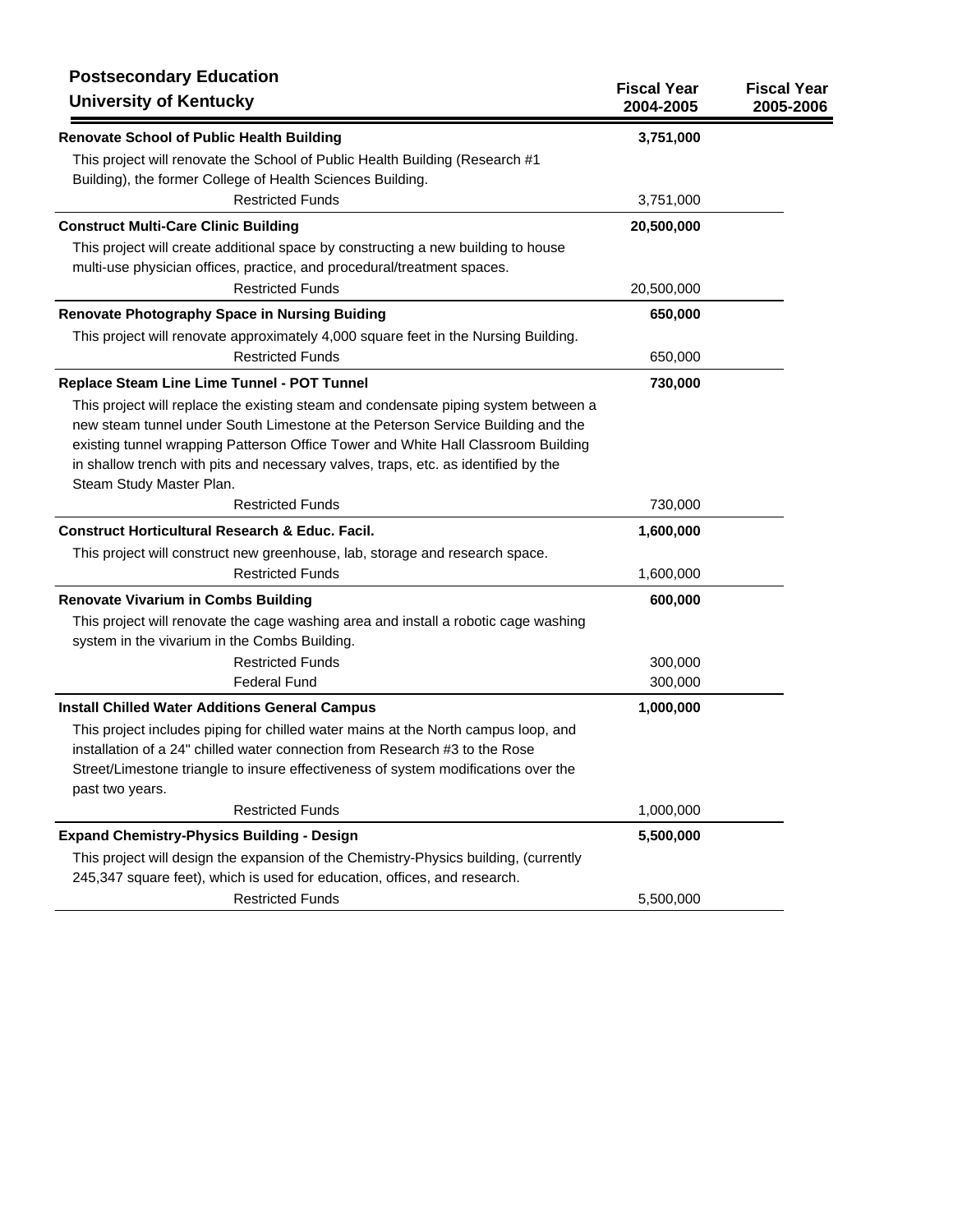## Postsecondary Education
### University of Kentucky

| | Fiscal Year 2004-2005 | Fiscal Year 2005-2006 |
|---|---|---|
| **Renovate School of Public Health Building** | **3,751,000** | |
| This project will renovate the School of Public Health Building (Research #1 Building), the former College of Health Sciences Building. | | |
| Restricted Funds | 3,751,000 | |
| **Construct Multi-Care Clinic Building** | **20,500,000** | |
| This project will create additional space by constructing a new building to house multi-use physician offices, practice, and procedural/treatment spaces. | | |
| Restricted Funds | 20,500,000 | |
| **Renovate Photography Space in Nursing Buiding** | **650,000** | |
| This project will renovate approximately 4,000 square feet in the Nursing Building. | | |
| Restricted Funds | 650,000 | |
| **Replace Steam Line Lime Tunnel - POT Tunnel** | **730,000** | |
| This project will replace the existing steam and condensate piping system between a new steam tunnel under South Limestone at the Peterson Service Building and the existing tunnel wrapping Patterson Office Tower and White Hall Classroom Building in shallow trench with pits and necessary valves, traps, etc. as identified by the Steam Study Master Plan. | | |
| Restricted Funds | 730,000 | |
| **Construct Horticultural Research & Educ. Facil.** | **1,600,000** | |
| This project will construct new greenhouse, lab, storage and research space. | | |
| Restricted Funds | 1,600,000 | |
| **Renovate Vivarium in Combs Building** | **600,000** | |
| This project will renovate the cage washing area and install a robotic cage washing system in the vivarium in the Combs Building. | | |
| Restricted Funds | 300,000 | |
| Federal Fund | 300,000 | |
| **Install Chilled Water Additions General Campus** | **1,000,000** | |
| This project includes piping for chilled water mains at the North campus loop, and installation of a 24" chilled water connection from Research #3 to the Rose Street/Limestone triangle to insure effectiveness of system modifications over the past two years. | | |
| Restricted Funds | 1,000,000 | |
| **Expand Chemistry-Physics Building - Design** | **5,500,000** | |
| This project will design the expansion of the Chemistry-Physics building, (currently 245,347 square feet), which is used for education, offices, and research. | | |
| Restricted Funds | 5,500,000 | |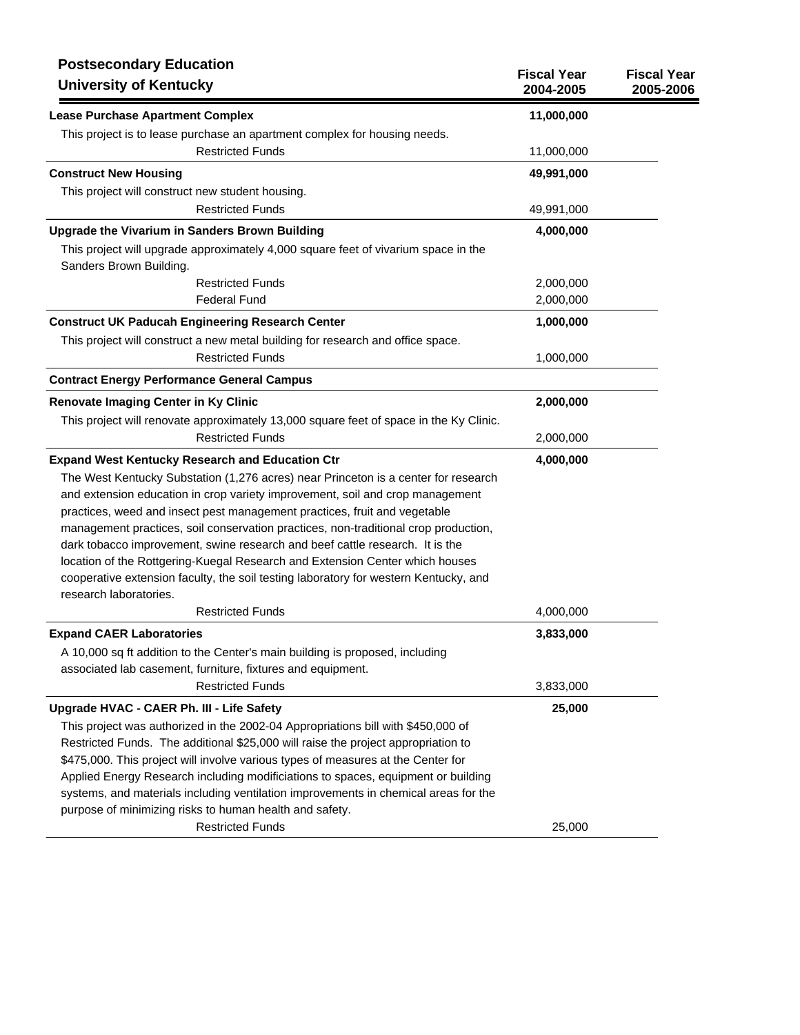## Postsecondary Education
### University of Kentucky

| | Fiscal Year 2004-2005 | Fiscal Year 2005-2006 |
|---|---|---|
| **Lease Purchase Apartment Complex** | **11,000,000** | |
| This project is to lease purchase an apartment complex for housing needs. | | |
| Restricted Funds | 11,000,000 | |
| **Construct New Housing** | **49,991,000** | |
| This project will construct new student housing. | | |
| Restricted Funds | 49,991,000 | |
| **Upgrade the Vivarium in Sanders Brown Building** | **4,000,000** | |
| This project will upgrade approximately 4,000 square feet of vivarium space in the Sanders Brown Building. | | |
| Restricted Funds | 2,000,000 | |
| Federal Fund | 2,000,000 | |
| **Construct UK Paducah Engineering Research Center** | **1,000,000** | |
| This project will construct a new metal building for research and office space. | | |
| Restricted Funds | 1,000,000 | |
| **Contract Energy Performance General Campus** | | |
| **Renovate Imaging Center in Ky Clinic** | **2,000,000** | |
| This project will renovate approximately 13,000 square feet of space in the Ky Clinic. | | |
| Restricted Funds | 2,000,000 | |
| **Expand West Kentucky Research and Education Ctr** | **4,000,000** | |
| The West Kentucky Substation (1,276 acres) near Princeton is a center for research and extension education in crop variety improvement, soil and crop management practices, weed and insect pest management practices, fruit and vegetable management practices, soil conservation practices, non-traditional crop production, dark tobacco improvement, swine research and beef cattle research. It is the location of the Rottgering-Kuegal Research and Extension Center which houses cooperative extension faculty, the soil testing laboratory for western Kentucky, and research laboratories. | | |
| Restricted Funds | 4,000,000 | |
| **Expand CAER Laboratories** | **3,833,000** | |
| A 10,000 sq ft addition to the Center's main building is proposed, including associated lab casement, furniture, fixtures and equipment. | | |
| Restricted Funds | 3,833,000 | |
| **Upgrade HVAC - CAER Ph. III - Life Safety** | **25,000** | |
| This project was authorized in the 2002-04 Appropriations bill with $450,000 of Restricted Funds. The additional $25,000 will raise the project appropriation to $475,000. This project will involve various types of measures at the Center for Applied Energy Research including modificiations to spaces, equipment or building systems, and materials including ventilation improvements in chemical areas for the purpose of minimizing risks to human health and safety. | | |
| Restricted Funds | 25,000 | |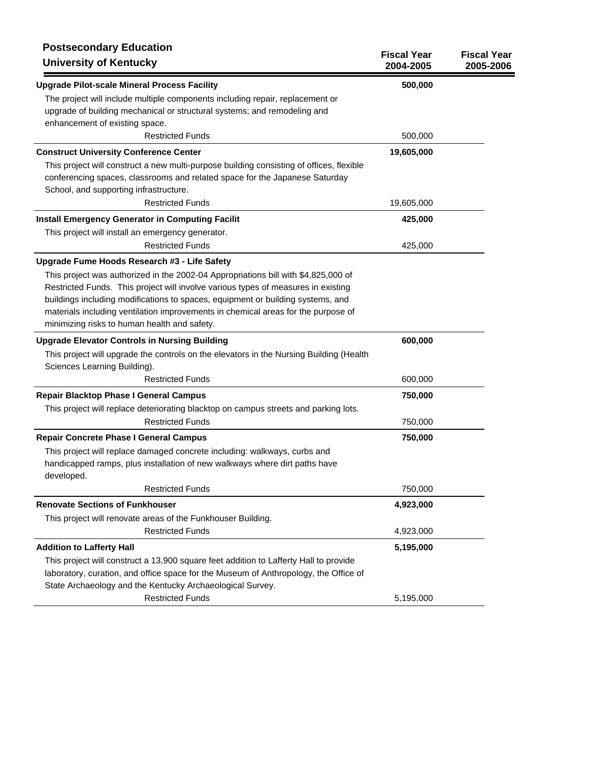**Postsecondary Education**
**University of Kentucky**

| | Fiscal Year 2004-2005 | Fiscal Year 2005-2006 |
|---|---|---|
| **Upgrade Pilot-scale Mineral Process Facility** | **500,000** | |
| The project will include multiple components including repair, replacement or upgrade of building mechanical or structural systems; and remodeling and enhancement of existing space. | | |
| Restricted Funds | 500,000 | |
| **Construct University Conference Center** | **19,605,000** | |
| This project will construct a new multi-purpose building consisting of offices, flexible conferencing spaces, classrooms and related space for the Japanese Saturday School, and supporting infrastructure. | | |
| Restricted Funds | 19,605,000 | |
| **Install Emergency Generator in Computing Facilit** | **425,000** | |
| This project will install an emergency generator. | | |
| Restricted Funds | 425,000 | |
| **Upgrade Fume Hoods Research #3 - Life Safety** | | |
| This project was authorized in the 2002-04 Appropriations bill with $4,825,000 of Restricted Funds. This project will involve various types of measures in existing buildings including modifications to spaces, equipment or building systems, and materials including ventilation improvements in chemical areas for the purpose of minimizing risks to human health and safety. | | |
| **Upgrade Elevator Controls in Nursing Building** | **600,000** | |
| This project will upgrade the controls on the elevators in the Nursing Building (Health Sciences Learning Building). | | |
| Restricted Funds | 600,000 | |
| **Repair Blacktop Phase I General Campus** | **750,000** | |
| This project will replace deteriorating blacktop on campus streets and parking lots. | | |
| Restricted Funds | 750,000 | |
| **Repair Concrete Phase I General Campus** | **750,000** | |
| This project will replace damaged concrete including: walkways, curbs and handicapped ramps, plus installation of new walkways where dirt paths have developed. | | |
| Restricted Funds | 750,000 | |
| **Renovate Sections of Funkhouser** | **4,923,000** | |
| This project will renovate areas of the Funkhouser Building. | | |
| Restricted Funds | 4,923,000 | |
| **Addition to Lafferty Hall** | **5,195,000** | |
| This project will construct a 13,900 square feet addition to Lafferty Hall to provide laboratory, curation, and office space for the Museum of Anthropology, the Office of State Archaeology and the Kentucky Archaeological Survey. | | |
| Restricted Funds | 5,195,000 | |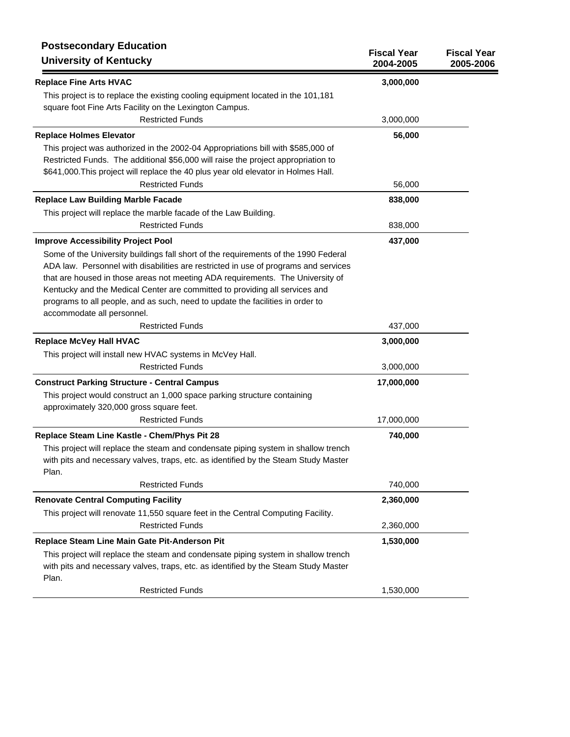**Postsecondary Education**
**University of Kentucky**

| | Fiscal Year 2004-2005 | Fiscal Year 2005-2006 |
|---|---|---|
| **Replace Fine Arts HVAC** | **3,000,000** | |
| This project is to replace the existing cooling equipment located in the 101,181 square foot Fine Arts Facility on the Lexington Campus. | | |
| Restricted Funds | 3,000,000 | |
| **Replace Holmes Elevator** | **56,000** | |
| This project was authorized in the 2002-04 Appropriations bill with $585,000 of Restricted Funds. The additional $56,000 will raise the project appropriation to $641,000.This project will replace the 40 plus year old elevator in Holmes Hall. | | |
| Restricted Funds | 56,000 | |
| **Replace Law Building Marble Facade** | **838,000** | |
| This project will replace the marble facade of the Law Building. | | |
| Restricted Funds | 838,000 | |
| **Improve Accessibility Project Pool** | **437,000** | |
| Some of the University buildings fall short of the requirements of the 1990 Federal ADA law. Personnel with disabilities are restricted in use of programs and services that are housed in those areas not meeting ADA requirements. The University of Kentucky and the Medical Center are committed to providing all services and programs to all people, and as such, need to update the facilities in order to accommodate all personnel. | | |
| Restricted Funds | 437,000 | |
| **Replace McVey Hall HVAC** | **3,000,000** | |
| This project will install new HVAC systems in McVey Hall. | | |
| Restricted Funds | 3,000,000 | |
| **Construct Parking Structure - Central Campus** | **17,000,000** | |
| This project would construct an 1,000 space parking structure containing approximately 320,000 gross square feet. | | |
| Restricted Funds | 17,000,000 | |
| **Replace Steam Line Kastle - Chem/Phys Pit 28** | **740,000** | |
| This project will replace the steam and condensate piping system in shallow trench with pits and necessary valves, traps, etc. as identified by the Steam Study Master Plan. | | |
| Restricted Funds | 740,000 | |
| **Renovate Central Computing Facility** | **2,360,000** | |
| This project will renovate 11,550 square feet in the Central Computing Facility. | | |
| Restricted Funds | 2,360,000 | |
| **Replace Steam Line Main Gate Pit-Anderson Pit** | **1,530,000** | |
| This project will replace the steam and condensate piping system in shallow trench with pits and necessary valves, traps, etc. as identified by the Steam Study Master Plan. | | |
| Restricted Funds | 1,530,000 | |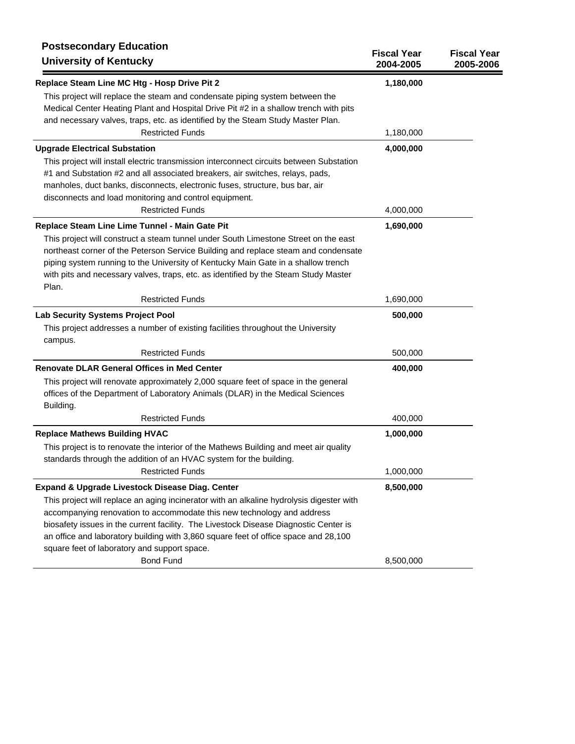**Postsecondary Education**
**University of Kentucky**

| | Fiscal Year 2004-2005 | Fiscal Year 2005-2006 |
|---|---|---|
| **Replace Steam Line MC Htg - Hosp Drive Pit 2** | **1,180,000** | |
| This project will replace the steam and condensate piping system between the Medical Center Heating Plant and Hospital Drive Pit #2 in a shallow trench with pits and necessary valves, traps, etc. as identified by the Steam Study Master Plan. | | |
| Restricted Funds | 1,180,000 | |
| **Upgrade Electrical Substation** | **4,000,000** | |
| This project will install electric transmission interconnect circuits between Substation #1 and Substation #2 and all associated breakers, air switches, relays, pads, manholes, duct banks, disconnects, electronic fuses, structure, bus bar, air disconnects and load monitoring and control equipment. | | |
| Restricted Funds | 4,000,000 | |
| **Replace Steam Line Lime Tunnel - Main Gate Pit** | **1,690,000** | |
| This project will construct a steam tunnel under South Limestone Street on the east northeast corner of the Peterson Service Building and replace steam and condensate piping system running to the University of Kentucky Main Gate in a shallow trench with pits and necessary valves, traps, etc. as identified by the Steam Study Master Plan. | | |
| Restricted Funds | 1,690,000 | |
| **Lab Security Systems Project Pool** | **500,000** | |
| This project addresses a number of existing facilities throughout the University campus. | | |
| Restricted Funds | 500,000 | |
| **Renovate DLAR General Offices in Med Center** | **400,000** | |
| This project will renovate approximately 2,000 square feet of space in the general offices of the Department of Laboratory Animals (DLAR) in the Medical Sciences Building. | | |
| Restricted Funds | 400,000 | |
| **Replace Mathews Building HVAC** | **1,000,000** | |
| This project is to renovate the interior of the Mathews Building and meet air quality standards through the addition of an HVAC system for the building. | | |
| Restricted Funds | 1,000,000 | |
| **Expand & Upgrade Livestock Disease Diag. Center** | **8,500,000** | |
| This project will replace an aging incinerator with an alkaline hydrolysis digester with accompanying renovation to accommodate this new technology and address biosafety issues in the current facility. The Livestock Disease Diagnostic Center is an office and laboratory building with 3,860 square feet of office space and 28,100 square feet of laboratory and support space. | | |
| Bond Fund | 8,500,000 | |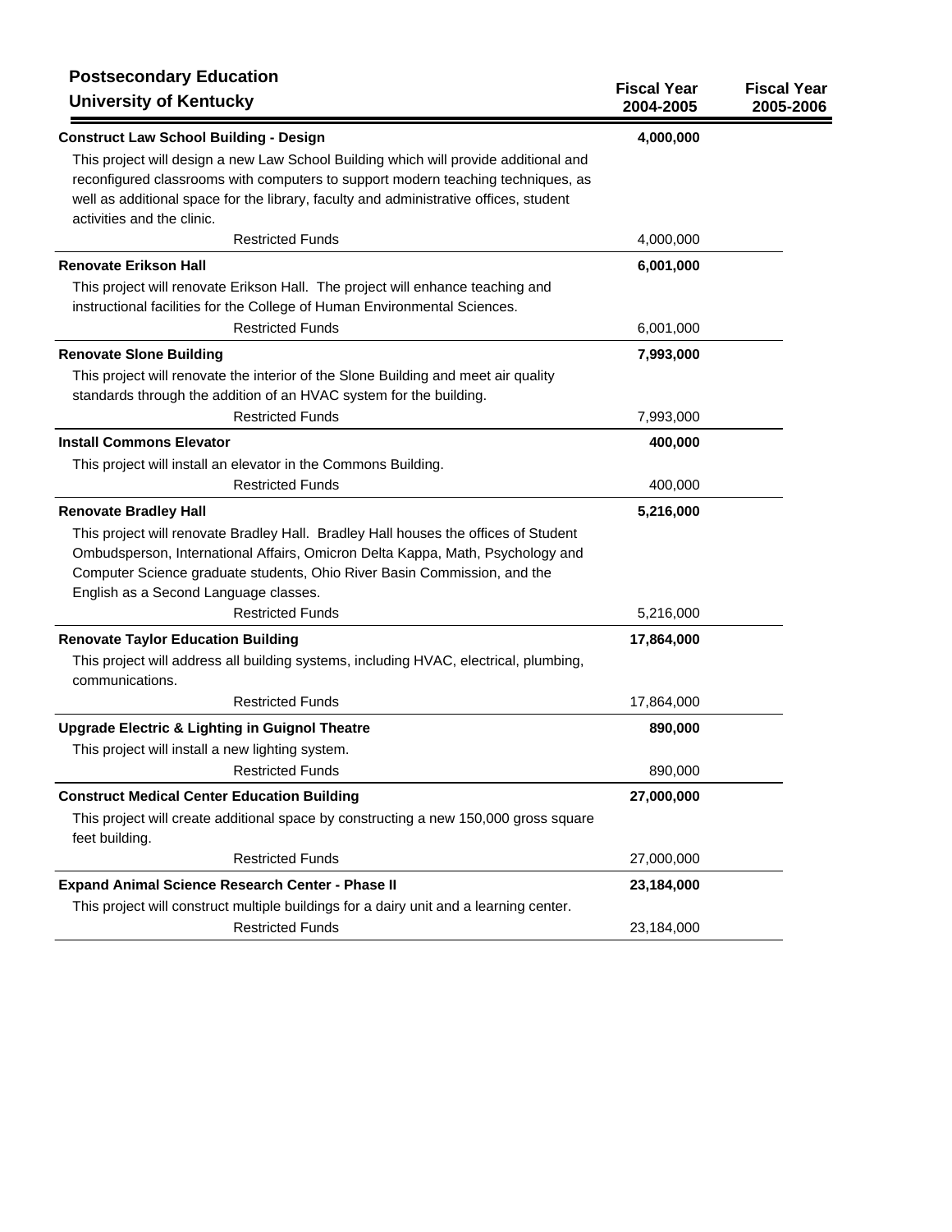## Postsecondary Education

### University of Kentucky

| | Fiscal Year 2004-2005 | Fiscal Year 2005-2006 |
|---|---|---|
| **Construct Law School Building - Design** | **4,000,000** | |
| This project will design a new Law School Building which will provide additional and reconfigured classrooms with computers to support modern teaching techniques, as well as additional space for the library, faculty and administrative offices, student activities and the clinic. | | |
| Restricted Funds | 4,000,000 | |
| **Renovate Erikson Hall** | **6,001,000** | |
| This project will renovate Erikson Hall. The project will enhance teaching and instructional facilities for the College of Human Environmental Sciences. | | |
| Restricted Funds | 6,001,000 | |
| **Renovate Slone Building** | **7,993,000** | |
| This project will renovate the interior of the Slone Building and meet air quality standards through the addition of an HVAC system for the building. | | |
| Restricted Funds | 7,993,000 | |
| **Install Commons Elevator** | **400,000** | |
| This project will install an elevator in the Commons Building. | | |
| Restricted Funds | 400,000 | |
| **Renovate Bradley Hall** | **5,216,000** | |
| This project will renovate Bradley Hall. Bradley Hall houses the offices of Student Ombudsperson, International Affairs, Omicron Delta Kappa, Math, Psychology and Computer Science graduate students, Ohio River Basin Commission, and the English as a Second Language classes. | | |
| Restricted Funds | 5,216,000 | |
| **Renovate Taylor Education Building** | **17,864,000** | |
| This project will address all building systems, including HVAC, electrical, plumbing, communications. | | |
| Restricted Funds | 17,864,000 | |
| **Upgrade Electric & Lighting in Guignol Theatre** | **890,000** | |
| This project will install a new lighting system. | | |
| Restricted Funds | 890,000 | |
| **Construct Medical Center Education Building** | **27,000,000** | |
| This project will create additional space by constructing a new 150,000 gross square feet building. | | |
| Restricted Funds | 27,000,000 | |
| **Expand Animal Science Research Center - Phase II** | **23,184,000** | |
| This project will construct multiple buildings for a dairy unit and a learning center. | | |
| Restricted Funds | 23,184,000 | |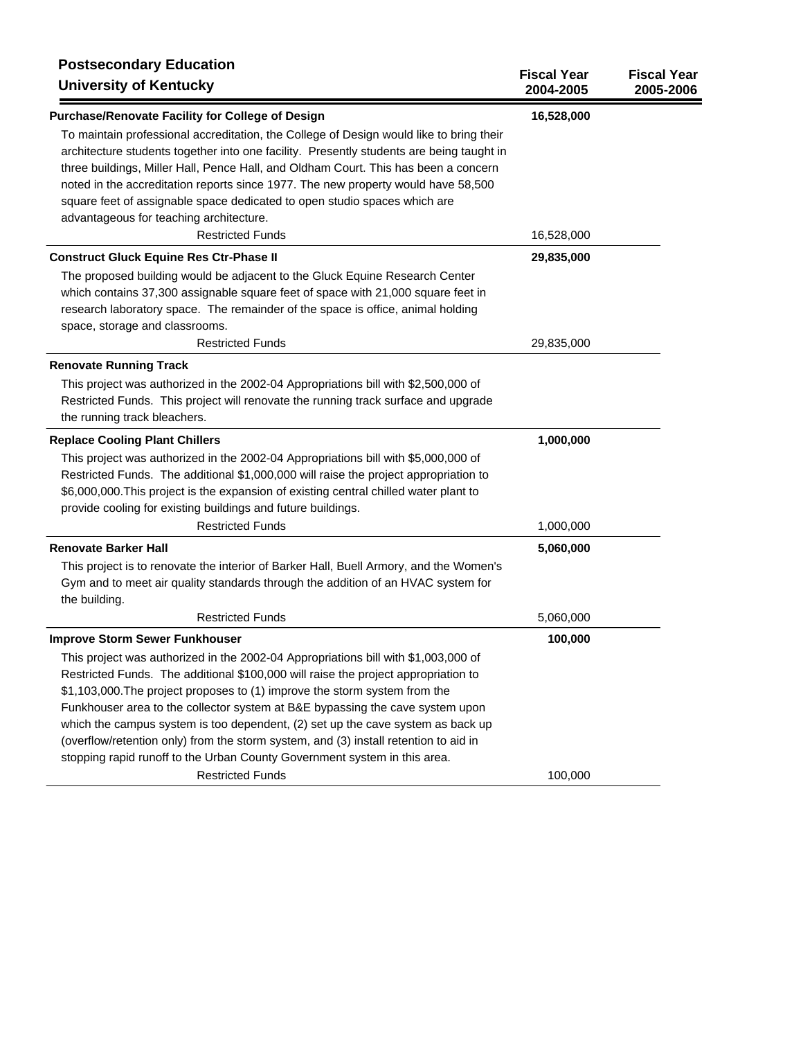**Postsecondary Education**
**University of Kentucky**

| | Fiscal Year 2004-2005 | Fiscal Year 2005-2006 |
|---|---|---|
| **Purchase/Renovate Facility for College of Design** | **16,528,000** | |
| To maintain professional accreditation, the College of Design would like to bring their architecture students together into one facility. Presently students are being taught in three buildings, Miller Hall, Pence Hall, and Oldham Court. This has been a concern noted in the accreditation reports since 1977. The new property would have 58,500 square feet of assignable space dedicated to open studio spaces which are advantageous for teaching architecture. | | |
| Restricted Funds | 16,528,000 | |
| **Construct Gluck Equine Res Ctr-Phase II** | **29,835,000** | |
| The proposed building would be adjacent to the Gluck Equine Research Center which contains 37,300 assignable square feet of space with 21,000 square feet in research laboratory space. The remainder of the space is office, animal holding space, storage and classrooms. | | |
| Restricted Funds | 29,835,000 | |
| **Renovate Running Track** | | |
| This project was authorized in the 2002-04 Appropriations bill with $2,500,000 of Restricted Funds. This project will renovate the running track surface and upgrade the running track bleachers. | | |
| **Replace Cooling Plant Chillers** | **1,000,000** | |
| This project was authorized in the 2002-04 Appropriations bill with $5,000,000 of Restricted Funds. The additional $1,000,000 will raise the project appropriation to $6,000,000.This project is the expansion of existing central chilled water plant to provide cooling for existing buildings and future buildings. | | |
| Restricted Funds | 1,000,000 | |
| **Renovate Barker Hall** | **5,060,000** | |
| This project is to renovate the interior of Barker Hall, Buell Armory, and the Women's Gym and to meet air quality standards through the addition of an HVAC system for the building. | | |
| Restricted Funds | 5,060,000 | |
| **Improve Storm Sewer Funkhouser** | **100,000** | |
| This project was authorized in the 2002-04 Appropriations bill with $1,003,000 of Restricted Funds. The additional $100,000 will raise the project appropriation to $1,103,000.The project proposes to (1) improve the storm system from the Funkhouser area to the collector system at B&E bypassing the cave system upon which the campus system is too dependent, (2) set up the cave system as back up (overflow/retention only) from the storm system, and (3) install retention to aid in stopping rapid runoff to the Urban County Government system in this area. | | |
| Restricted Funds | 100,000 | |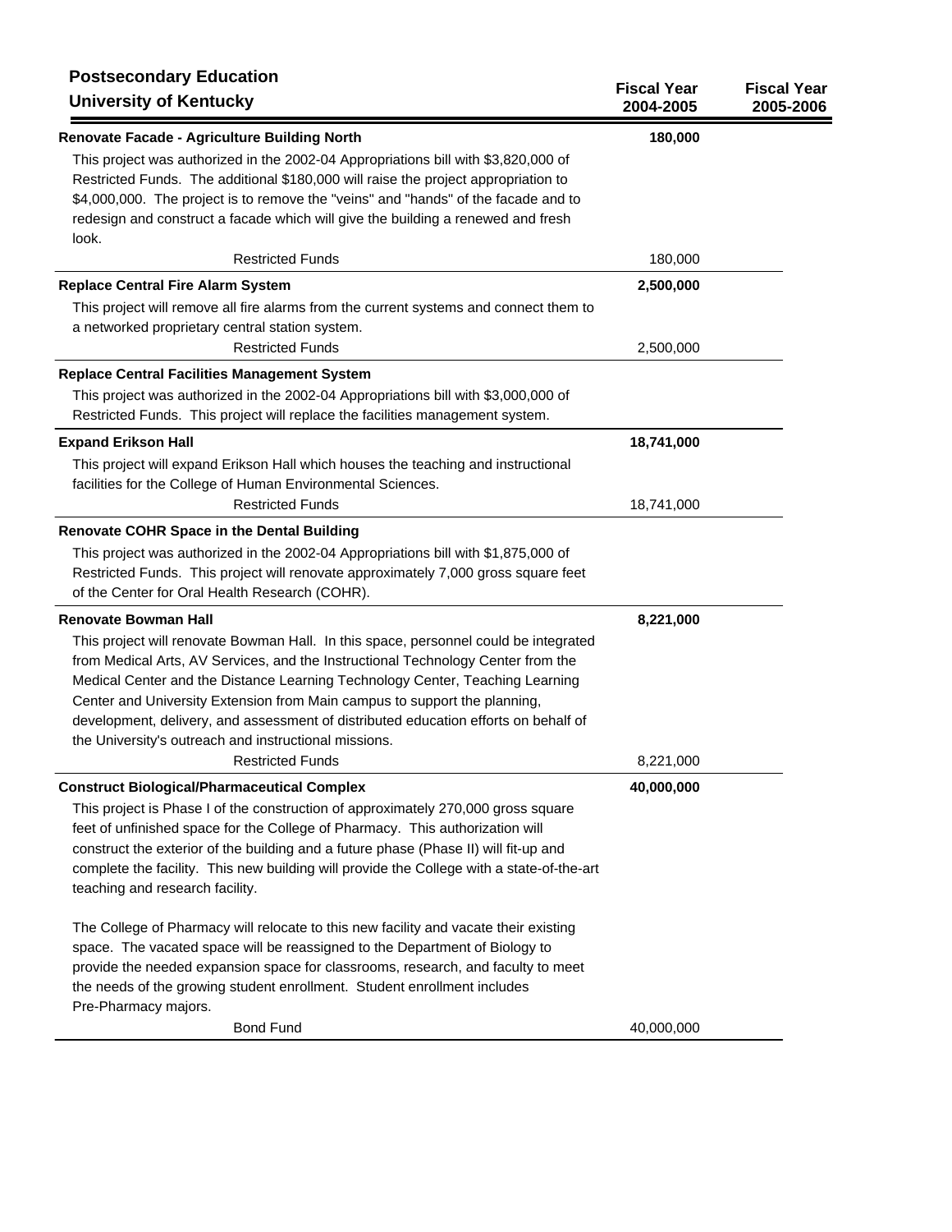## Postsecondary Education
## University of Kentucky

| | Fiscal Year 2004-2005 | Fiscal Year 2005-2006 |
|---|---|---|
| **Renovate Facade - Agriculture Building North** | **180,000** | |
| This project was authorized in the 2002-04 Appropriations bill with $3,820,000 of Restricted Funds. The additional $180,000 will raise the project appropriation to $4,000,000. The project is to remove the "veins" and "hands" of the facade and to redesign and construct a facade which will give the building a renewed and fresh look. | | |
| Restricted Funds | 180,000 | |
| **Replace Central Fire Alarm System** | **2,500,000** | |
| This project will remove all fire alarms from the current systems and connect them to a networked proprietary central station system. | | |
| Restricted Funds | 2,500,000 | |
| **Replace Central Facilities Management System** | | |
| This project was authorized in the 2002-04 Appropriations bill with $3,000,000 of Restricted Funds. This project will replace the facilities management system. | | |
| **Expand Erikson Hall** | **18,741,000** | |
| This project will expand Erikson Hall which houses the teaching and instructional facilities for the College of Human Environmental Sciences. | | |
| Restricted Funds | 18,741,000 | |
| **Renovate COHR Space in the Dental Building** | | |
| This project was authorized in the 2002-04 Appropriations bill with $1,875,000 of Restricted Funds. This project will renovate approximately 7,000 gross square feet of the Center for Oral Health Research (COHR). | | |
| **Renovate Bowman Hall** | **8,221,000** | |
| This project will renovate Bowman Hall. In this space, personnel could be integrated from Medical Arts, AV Services, and the Instructional Technology Center from the Medical Center and the Distance Learning Technology Center, Teaching Learning Center and University Extension from Main campus to support the planning, development, delivery, and assessment of distributed education efforts on behalf of the University's outreach and instructional missions. | | |
| Restricted Funds | 8,221,000 | |
| **Construct Biological/Pharmaceutical Complex** | **40,000,000** | |
| This project is Phase I of the construction of approximately 270,000 gross square feet of unfinished space for the College of Pharmacy. This authorization will construct the exterior of the building and a future phase (Phase II) will fit-up and complete the facility. This new building will provide the College with a state-of-the-art teaching and research facility. The College of Pharmacy will relocate to this new facility and vacate their existing space. The vacated space will be reassigned to the Department of Biology to provide the needed expansion space for classrooms, research, and faculty to meet the needs of the growing student enrollment. Student enrollment includes Pre-Pharmacy majors. | | |
| Bond Fund | 40,000,000 | |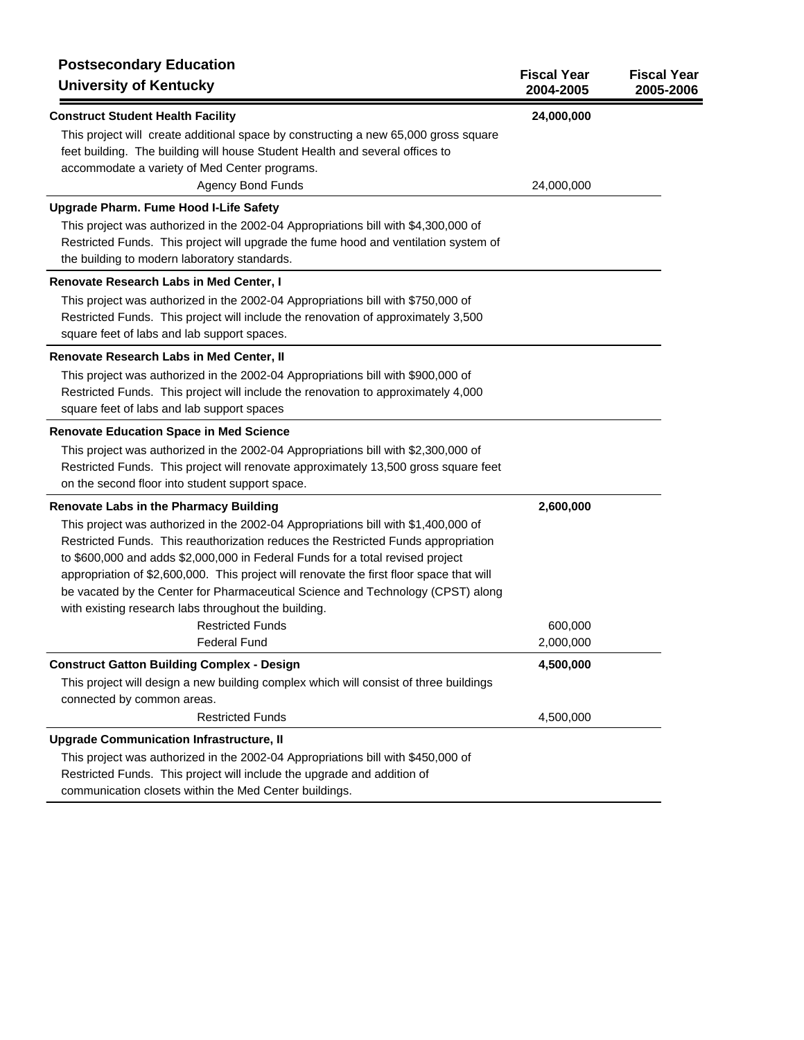## Postsecondary Education

## University of Kentucky

| | Fiscal Year 2004-2005 | Fiscal Year 2005-2006 |
|---|---|---|
| **Construct Student Health Facility** | **24,000,000** | |
| This project will create additional space by constructing a new 65,000 gross square feet building. The building will house Student Health and several offices to accommodate a variety of Med Center programs. | | |
| Agency Bond Funds | 24,000,000 | |
| **Upgrade Pharm. Fume Hood I-Life Safety** | | |
| This project was authorized in the 2002-04 Appropriations bill with $4,300,000 of Restricted Funds. This project will upgrade the fume hood and ventilation system of the building to modern laboratory standards. | | |
| **Renovate Research Labs in Med Center, I** | | |
| This project was authorized in the 2002-04 Appropriations bill with $750,000 of Restricted Funds. This project will include the renovation of approximately 3,500 square feet of labs and lab support spaces. | | |
| **Renovate Research Labs in Med Center, II** | | |
| This project was authorized in the 2002-04 Appropriations bill with $900,000 of Restricted Funds. This project will include the renovation to approximately 4,000 square feet of labs and lab support spaces | | |
| **Renovate Education Space in Med Science** | | |
| This project was authorized in the 2002-04 Appropriations bill with $2,300,000 of Restricted Funds. This project will renovate approximately 13,500 gross square feet on the second floor into student support space. | | |
| **Renovate Labs in the Pharmacy Building** | **2,600,000** | |
| This project was authorized in the 2002-04 Appropriations bill with $1,400,000 of Restricted Funds. This reauthorization reduces the Restricted Funds appropriation to $600,000 and adds $2,000,000 in Federal Funds for a total revised project appropriation of $2,600,000. This project will renovate the first floor space that will be vacated by the Center for Pharmaceutical Science and Technology (CPST) along with existing research labs throughout the building. | | |
| Restricted Funds | 600,000 | |
| Federal Fund | 2,000,000 | |
| **Construct Gatton Building Complex - Design** | **4,500,000** | |
| This project will design a new building complex which will consist of three buildings connected by common areas. | | |
| Restricted Funds | 4,500,000 | |
| **Upgrade Communication Infrastructure, II** | | |
| This project was authorized in the 2002-04 Appropriations bill with $450,000 of Restricted Funds. This project will include the upgrade and addition of communication closets within the Med Center buildings. | | |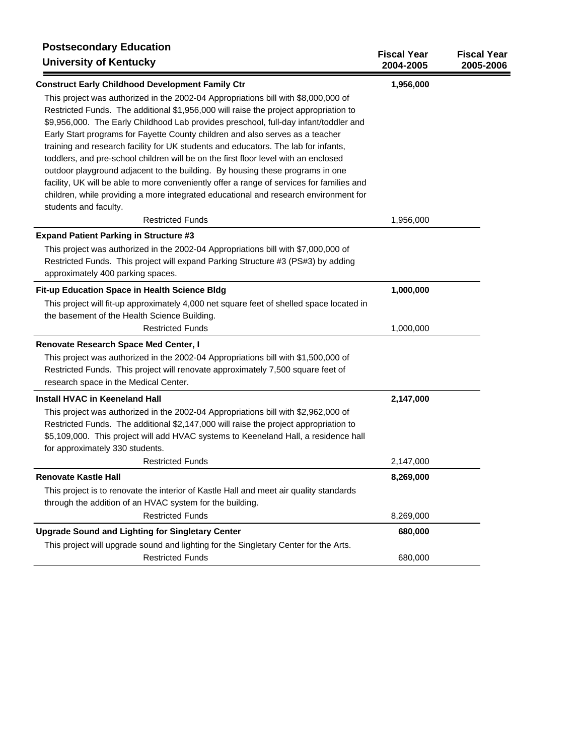## Postsecondary Education

## University of Kentucky

| | Fiscal Year 2004-2005 | Fiscal Year 2005-2006 |
|---|---|---|
| **Construct Early Childhood Development Family Ctr** | **1,956,000** | |
| This project was authorized in the 2002-04 Appropriations bill with $8,000,000 of Restricted Funds. The additional $1,956,000 will raise the project appropriation to $9,956,000. The Early Childhood Lab provides preschool, full-day infant/toddler and Early Start programs for Fayette County children and also serves as a teacher training and research facility for UK students and educators. The lab for infants, toddlers, and pre-school children will be on the first floor level with an enclosed outdoor playground adjacent to the building. By housing these programs in one facility, UK will be able to more conveniently offer a range of services for families and children, while providing a more integrated educational and research environment for students and faculty. | | |
| Restricted Funds | 1,956,000 | |
| **Expand Patient Parking in Structure #3** | | |
| This project was authorized in the 2002-04 Appropriations bill with $7,000,000 of Restricted Funds. This project will expand Parking Structure #3 (PS#3) by adding approximately 400 parking spaces. | | |
| **Fit-up Education Space in Health Science Bldg** | **1,000,000** | |
| This project will fit-up approximately 4,000 net square feet of shelled space located in the basement of the Health Science Building. | | |
| Restricted Funds | 1,000,000 | |
| **Renovate Research Space Med Center, I** | | |
| This project was authorized in the 2002-04 Appropriations bill with $1,500,000 of Restricted Funds. This project will renovate approximately 7,500 square feet of research space in the Medical Center. | | |
| **Install HVAC in Keeneland Hall** | **2,147,000** | |
| This project was authorized in the 2002-04 Appropriations bill with $2,962,000 of Restricted Funds. The additional $2,147,000 will raise the project appropriation to $5,109,000. This project will add HVAC systems to Keeneland Hall, a residence hall for approximately 330 students. | | |
| Restricted Funds | 2,147,000 | |
| **Renovate Kastle Hall** | **8,269,000** | |
| This project is to renovate the interior of Kastle Hall and meet air quality standards through the addition of an HVAC system for the building. | | |
| Restricted Funds | 8,269,000 | |
| **Upgrade Sound and Lighting for Singletary Center** | **680,000** | |
| This project will upgrade sound and lighting for the Singletary Center for the Arts. | | |
| Restricted Funds | 680,000 | |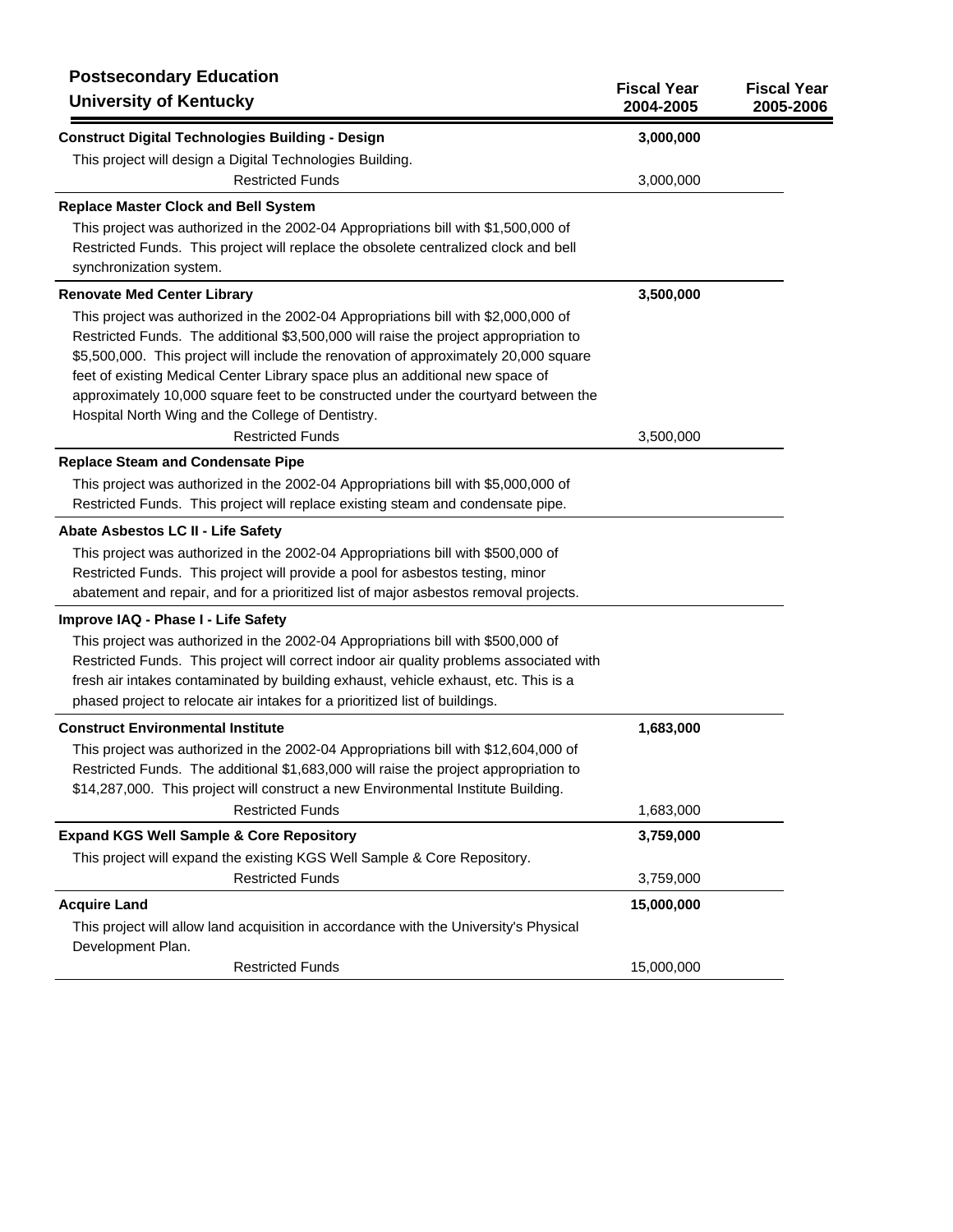| Postsecondary Education<br>University of Kentucky | Fiscal Year 2004-2005 | Fiscal Year 2005-2006 |
|---|---|---|
| **Construct Digital Technologies Building - Design** | **3,000,000** | |
| This project will design a Digital Technologies Building. | | |
| Restricted Funds | 3,000,000 | |
| **Replace Master Clock and Bell System** | | |
| This project was authorized in the 2002-04 Appropriations bill with $1,500,000 of Restricted Funds. This project will replace the obsolete centralized clock and bell synchronization system. | | |
| **Renovate Med Center Library** | **3,500,000** | |
| This project was authorized in the 2002-04 Appropriations bill with $2,000,000 of Restricted Funds. The additional $3,500,000 will raise the project appropriation to $5,500,000. This project will include the renovation of approximately 20,000 square feet of existing Medical Center Library space plus an additional new space of approximately 10,000 square feet to be constructed under the courtyard between the Hospital North Wing and the College of Dentistry. | | |
| Restricted Funds | 3,500,000 | |
| **Replace Steam and Condensate Pipe** | | |
| This project was authorized in the 2002-04 Appropriations bill with $5,000,000 of Restricted Funds. This project will replace existing steam and condensate pipe. | | |
| **Abate Asbestos LC II - Life Safety** | | |
| This project was authorized in the 2002-04 Appropriations bill with $500,000 of Restricted Funds. This project will provide a pool for asbestos testing, minor abatement and repair, and for a prioritized list of major asbestos removal projects. | | |
| **Improve IAQ - Phase I - Life Safety** | | |
| This project was authorized in the 2002-04 Appropriations bill with $500,000 of Restricted Funds. This project will correct indoor air quality problems associated with fresh air intakes contaminated by building exhaust, vehicle exhaust, etc. This is a phased project to relocate air intakes for a prioritized list of buildings. | | |
| **Construct Environmental Institute** | **1,683,000** | |
| This project was authorized in the 2002-04 Appropriations bill with $12,604,000 of Restricted Funds. The additional $1,683,000 will raise the project appropriation to $14,287,000. This project will construct a new Environmental Institute Building. | | |
| Restricted Funds | 1,683,000 | |
| **Expand KGS Well Sample & Core Repository** | **3,759,000** | |
| This project will expand the existing KGS Well Sample & Core Repository. | | |
| Restricted Funds | 3,759,000 | |
| **Acquire Land** | **15,000,000** | |
| This project will allow land acquisition in accordance with the University's Physical Development Plan. | | |
| Restricted Funds | 15,000,000 | |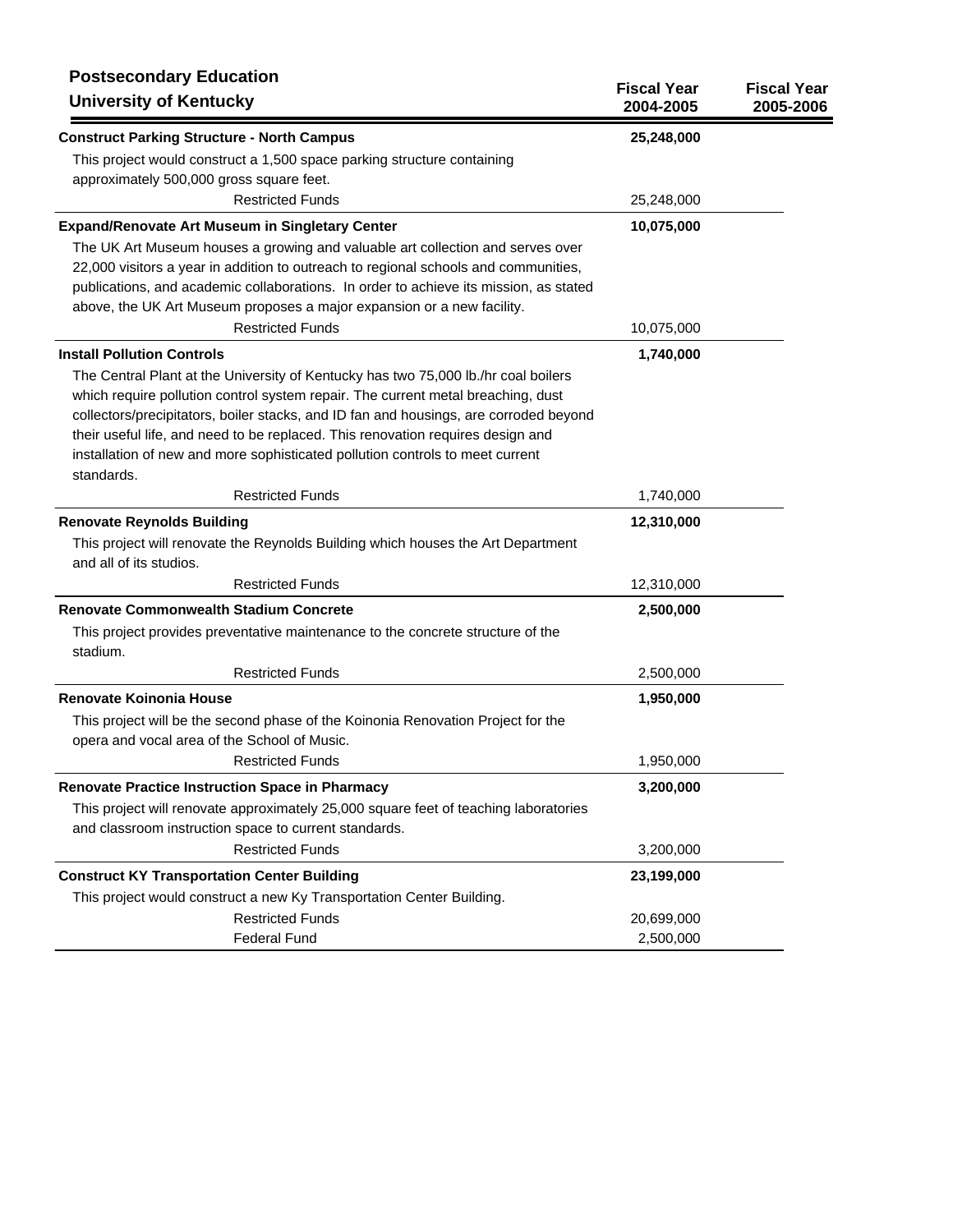## Postsecondary Education
## University of Kentucky

| | Fiscal Year 2004-2005 | Fiscal Year 2005-2006 |
|---|---|---|
| **Construct Parking Structure - North Campus** | **25,248,000** | |
| This project would construct a 1,500 space parking structure containing approximately 500,000 gross square feet. | | |
| Restricted Funds | 25,248,000 | |
| **Expand/Renovate Art Museum in Singletary Center** | **10,075,000** | |
| The UK Art Museum houses a growing and valuable art collection and serves over 22,000 visitors a year in addition to outreach to regional schools and communities, publications, and academic collaborations. In order to achieve its mission, as stated above, the UK Art Museum proposes a major expansion or a new facility. | | |
| Restricted Funds | 10,075,000 | |
| **Install Pollution Controls** | **1,740,000** | |
| The Central Plant at the University of Kentucky has two 75,000 lb./hr coal boilers which require pollution control system repair. The current metal breaching, dust collectors/precipitators, boiler stacks, and ID fan and housings, are corroded beyond their useful life, and need to be replaced. This renovation requires design and installation of new and more sophisticated pollution controls to meet current standards. | | |
| Restricted Funds | 1,740,000 | |
| **Renovate Reynolds Building** | **12,310,000** | |
| This project will renovate the Reynolds Building which houses the Art Department and all of its studios. | | |
| Restricted Funds | 12,310,000 | |
| **Renovate Commonwealth Stadium Concrete** | **2,500,000** | |
| This project provides preventative maintenance to the concrete structure of the stadium. | | |
| Restricted Funds | 2,500,000 | |
| **Renovate Koinonia House** | **1,950,000** | |
| This project will be the second phase of the Koinonia Renovation Project for the opera and vocal area of the School of Music. | | |
| Restricted Funds | 1,950,000 | |
| **Renovate Practice Instruction Space in Pharmacy** | **3,200,000** | |
| This project will renovate approximately 25,000 square feet of teaching laboratories and classroom instruction space to current standards. | | |
| Restricted Funds | 3,200,000 | |
| **Construct KY Transportation Center Building** | **23,199,000** | |
| This project would construct a new Ky Transportation Center Building. | | |
| Restricted Funds | 20,699,000 | |
| Federal Fund | 2,500,000 | |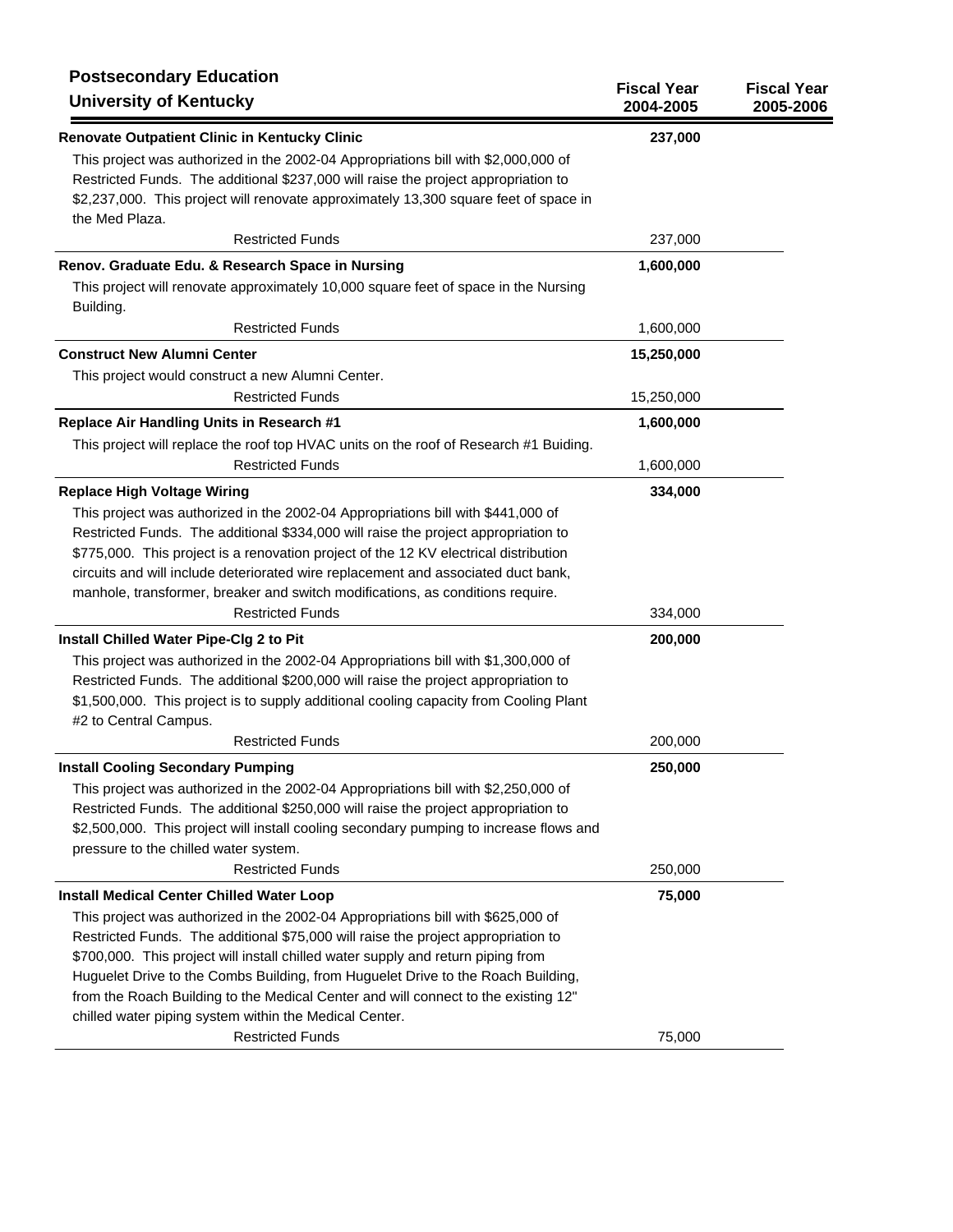## Postsecondary Education
## University of Kentucky

| | Fiscal Year 2004-2005 | Fiscal Year 2005-2006 |
|---|---|---|
| **Renovate Outpatient Clinic in Kentucky Clinic** | **237,000** | |
| This project was authorized in the 2002-04 Appropriations bill with $2,000,000 of Restricted Funds. The additional $237,000 will raise the project appropriation to $2,237,000. This project will renovate approximately 13,300 square feet of space in the Med Plaza. | | |
| Restricted Funds | 237,000 | |
| **Renov. Graduate Edu. & Research Space in Nursing** | **1,600,000** | |
| This project will renovate approximately 10,000 square feet of space in the Nursing Building. | | |
| Restricted Funds | 1,600,000 | |
| **Construct New Alumni Center** | **15,250,000** | |
| This project would construct a new Alumni Center. | | |
| Restricted Funds | 15,250,000 | |
| **Replace Air Handling Units in Research #1** | **1,600,000** | |
| This project will replace the roof top HVAC units on the roof of Research #1 Buiding. | | |
| Restricted Funds | 1,600,000 | |
| **Replace High Voltage Wiring** | **334,000** | |
| This project was authorized in the 2002-04 Appropriations bill with $441,000 of Restricted Funds. The additional $334,000 will raise the project appropriation to $775,000. This project is a renovation project of the 12 KV electrical distribution circuits and will include deteriorated wire replacement and associated duct bank, manhole, transformer, breaker and switch modifications, as conditions require. | | |
| Restricted Funds | 334,000 | |
| **Install Chilled Water Pipe-Clg 2 to Pit** | **200,000** | |
| This project was authorized in the 2002-04 Appropriations bill with $1,300,000 of Restricted Funds. The additional $200,000 will raise the project appropriation to $1,500,000. This project is to supply additional cooling capacity from Cooling Plant #2 to Central Campus. | | |
| Restricted Funds | 200,000 | |
| **Install Cooling Secondary Pumping** | **250,000** | |
| This project was authorized in the 2002-04 Appropriations bill with $2,250,000 of Restricted Funds. The additional $250,000 will raise the project appropriation to $2,500,000. This project will install cooling secondary pumping to increase flows and pressure to the chilled water system. | | |
| Restricted Funds | 250,000 | |
| **Install Medical Center Chilled Water Loop** | **75,000** | |
| This project was authorized in the 2002-04 Appropriations bill with $625,000 of Restricted Funds. The additional $75,000 will raise the project appropriation to $700,000. This project will install chilled water supply and return piping from Huguelet Drive to the Combs Building, from Huguelet Drive to the Roach Building, from the Roach Building to the Medical Center and will connect to the existing 12" chilled water piping system within the Medical Center. | | |
| Restricted Funds | 75,000 | |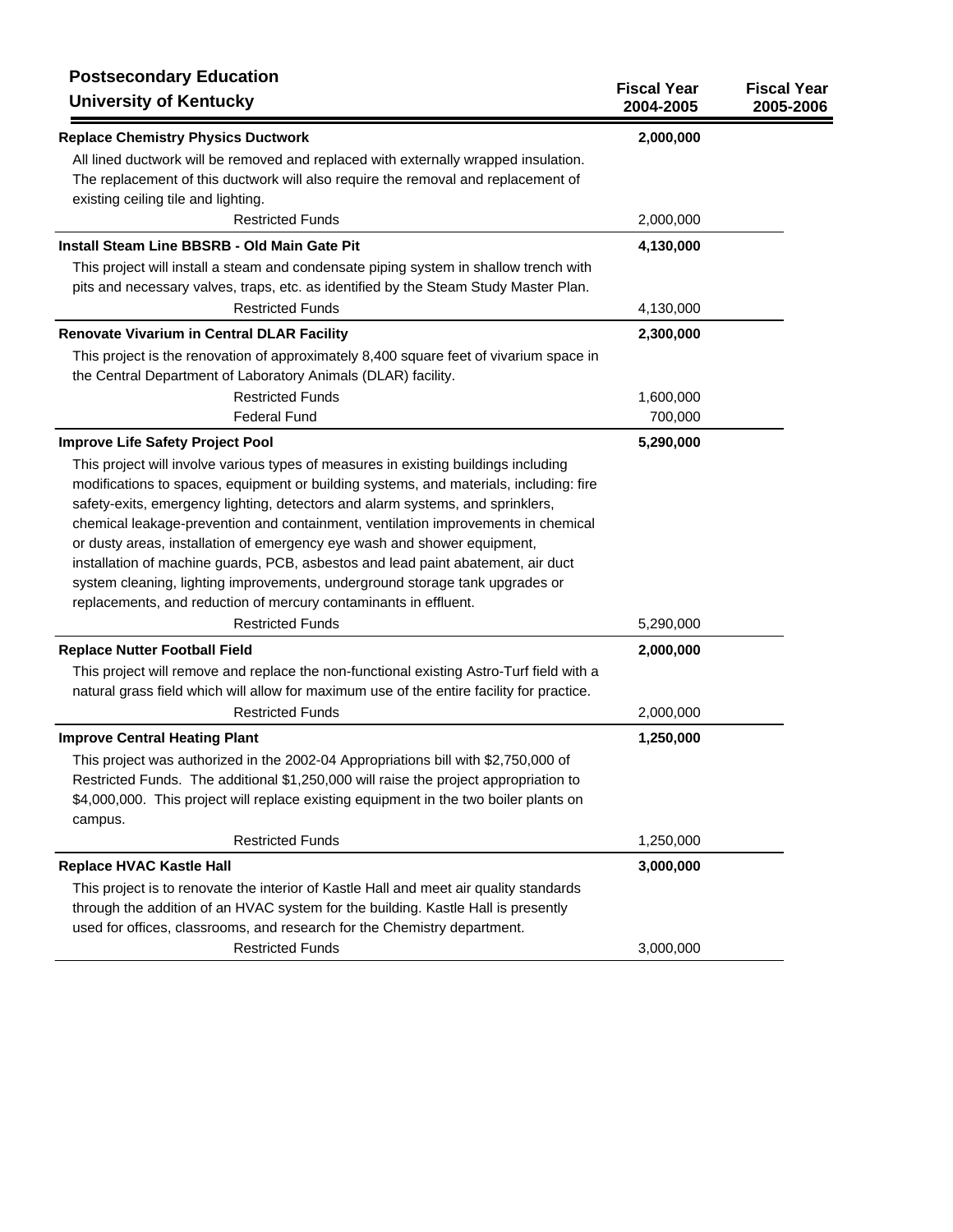## Postsecondary Education
## University of Kentucky

| | Fiscal Year 2004-2005 | Fiscal Year 2005-2006 |
|---|---|---|
| **Replace Chemistry Physics Ductwork** | **2,000,000** | |
| All lined ductwork will be removed and replaced with externally wrapped insulation. The replacement of this ductwork will also require the removal and replacement of existing ceiling tile and lighting. | | |
| Restricted Funds | 2,000,000 | |
| **Install Steam Line BBSRB - Old Main Gate Pit** | **4,130,000** | |
| This project will install a steam and condensate piping system in shallow trench with pits and necessary valves, traps, etc. as identified by the Steam Study Master Plan. | | |
| Restricted Funds | 4,130,000 | |
| **Renovate Vivarium in Central DLAR Facility** | **2,300,000** | |
| This project is the renovation of approximately 8,400 square feet of vivarium space in the Central Department of Laboratory Animals (DLAR) facility. | | |
| Restricted Funds | 1,600,000 | |
| Federal Fund | 700,000 | |
| **Improve Life Safety Project Pool** | **5,290,000** | |
| This project will involve various types of measures in existing buildings including modifications to spaces, equipment or building systems, and materials, including: fire safety-exits, emergency lighting, detectors and alarm systems, and sprinklers, chemical leakage-prevention and containment, ventilation improvements in chemical or dusty areas, installation of emergency eye wash and shower equipment, installation of machine guards, PCB, asbestos and lead paint abatement, air duct system cleaning, lighting improvements, underground storage tank upgrades or replacements, and reduction of mercury contaminants in effluent. | | |
| Restricted Funds | 5,290,000 | |
| **Replace Nutter Football Field** | **2,000,000** | |
| This project will remove and replace the non-functional existing Astro-Turf field with a natural grass field which will allow for maximum use of the entire facility for practice. | | |
| Restricted Funds | 2,000,000 | |
| **Improve Central Heating Plant** | **1,250,000** | |
| This project was authorized in the 2002-04 Appropriations bill with $2,750,000 of Restricted Funds. The additional $1,250,000 will raise the project appropriation to $4,000,000. This project will replace existing equipment in the two boiler plants on campus. | | |
| Restricted Funds | 1,250,000 | |
| **Replace HVAC Kastle Hall** | **3,000,000** | |
| This project is to renovate the interior of Kastle Hall and meet air quality standards through the addition of an HVAC system for the building. Kastle Hall is presently used for offices, classrooms, and research for the Chemistry department. | | |
| Restricted Funds | 3,000,000 | |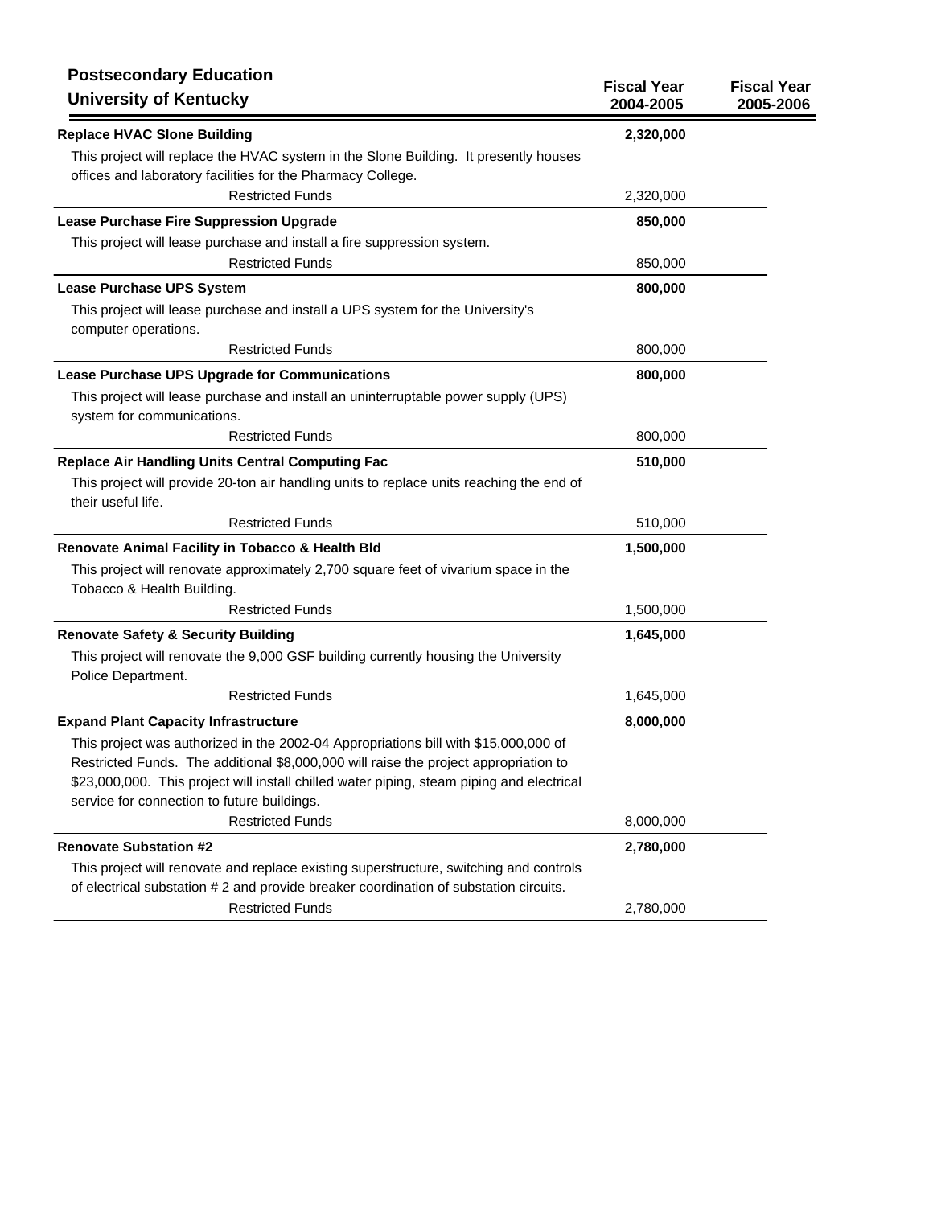## Postsecondary Education
## University of Kentucky

| | Fiscal Year 2004-2005 | Fiscal Year 2005-2006 |
|---|---|---|
| **Replace HVAC Slone Building** | **2,320,000** | |
| This project will replace the HVAC system in the Slone Building. It presently houses offices and laboratory facilities for the Pharmacy College. | | |
| Restricted Funds | 2,320,000 | |
| **Lease Purchase Fire Suppression Upgrade** | **850,000** | |
| This project will lease purchase and install a fire suppression system. | | |
| Restricted Funds | 850,000 | |
| **Lease Purchase UPS System** | **800,000** | |
| This project will lease purchase and install a UPS system for the University's computer operations. | | |
| Restricted Funds | 800,000 | |
| **Lease Purchase UPS Upgrade for Communications** | **800,000** | |
| This project will lease purchase and install an uninterruptable power supply (UPS) system for communications. | | |
| Restricted Funds | 800,000 | |
| **Replace Air Handling Units Central Computing Fac** | **510,000** | |
| This project will provide 20-ton air handling units to replace units reaching the end of their useful life. | | |
| Restricted Funds | 510,000 | |
| **Renovate Animal Facility in Tobacco & Health Bld** | **1,500,000** | |
| This project will renovate approximately 2,700 square feet of vivarium space in the Tobacco & Health Building. | | |
| Restricted Funds | 1,500,000 | |
| **Renovate Safety & Security Building** | **1,645,000** | |
| This project will renovate the 9,000 GSF building currently housing the University Police Department. | | |
| Restricted Funds | 1,645,000 | |
| **Expand Plant Capacity Infrastructure** | **8,000,000** | |
| This project was authorized in the 2002-04 Appropriations bill with $15,000,000 of Restricted Funds. The additional $8,000,000 will raise the project appropriation to $23,000,000. This project will install chilled water piping, steam piping and electrical service for connection to future buildings. | | |
| Restricted Funds | 8,000,000 | |
| **Renovate Substation #2** | **2,780,000** | |
| This project will renovate and replace existing superstructure, switching and controls of electrical substation # 2 and provide breaker coordination of substation circuits. | | |
| Restricted Funds | 2,780,000 | |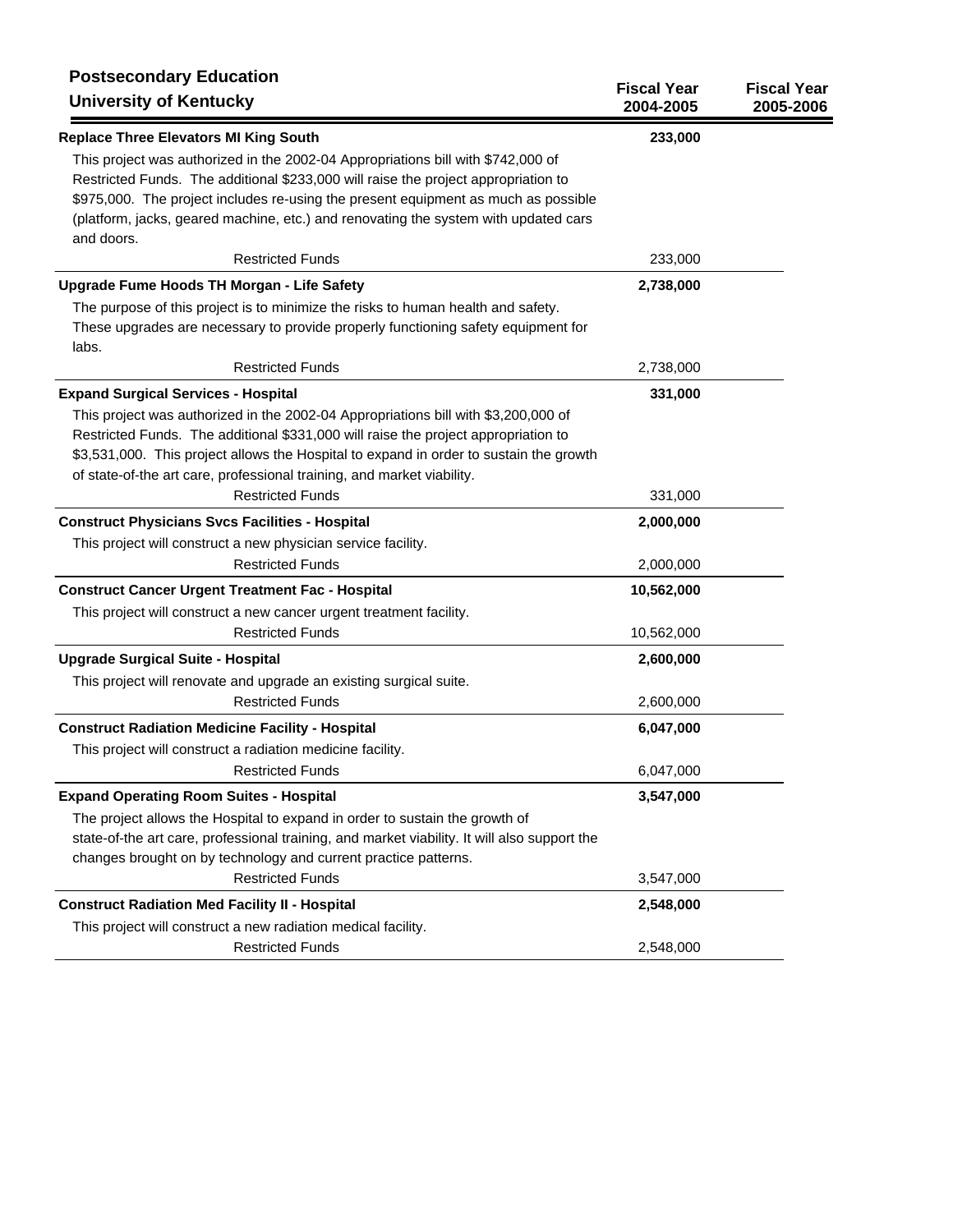## Postsecondary Education
### University of Kentucky

| | Fiscal Year 2004-2005 | Fiscal Year 2005-2006 |
|---|---|---|
| **Replace Three Elevators MI King South** | **233,000** | |
| This project was authorized in the 2002-04 Appropriations bill with $742,000 of Restricted Funds. The additional $233,000 will raise the project appropriation to $975,000. The project includes re-using the present equipment as much as possible (platform, jacks, geared machine, etc.) and renovating the system with updated cars and doors. | | |
| Restricted Funds | 233,000 | |
| **Upgrade Fume Hoods TH Morgan - Life Safety** | **2,738,000** | |
| The purpose of this project is to minimize the risks to human health and safety. These upgrades are necessary to provide properly functioning safety equipment for labs. | | |
| Restricted Funds | 2,738,000 | |
| **Expand Surgical Services - Hospital** | **331,000** | |
| This project was authorized in the 2002-04 Appropriations bill with $3,200,000 of Restricted Funds. The additional $331,000 will raise the project appropriation to $3,531,000. This project allows the Hospital to expand in order to sustain the growth of state-of-the art care, professional training, and market viability. | | |
| Restricted Funds | 331,000 | |
| **Construct Physicians Svcs Facilities - Hospital** | **2,000,000** | |
| This project will construct a new physician service facility. | | |
| Restricted Funds | 2,000,000 | |
| **Construct Cancer Urgent Treatment Fac - Hospital** | **10,562,000** | |
| This project will construct a new cancer urgent treatment facility. | | |
| Restricted Funds | 10,562,000 | |
| **Upgrade Surgical Suite - Hospital** | **2,600,000** | |
| This project will renovate and upgrade an existing surgical suite. | | |
| Restricted Funds | 2,600,000 | |
| **Construct Radiation Medicine Facility - Hospital** | **6,047,000** | |
| This project will construct a radiation medicine facility. | | |
| Restricted Funds | 6,047,000 | |
| **Expand Operating Room Suites - Hospital** | **3,547,000** | |
| The project allows the Hospital to expand in order to sustain the growth of state-of-the art care, professional training, and market viability. It will also support the changes brought on by technology and current practice patterns. | | |
| Restricted Funds | 3,547,000 | |
| **Construct Radiation Med Facility II - Hospital** | **2,548,000** | |
| This project will construct a new radiation medical facility. | | |
| Restricted Funds | 2,548,000 | |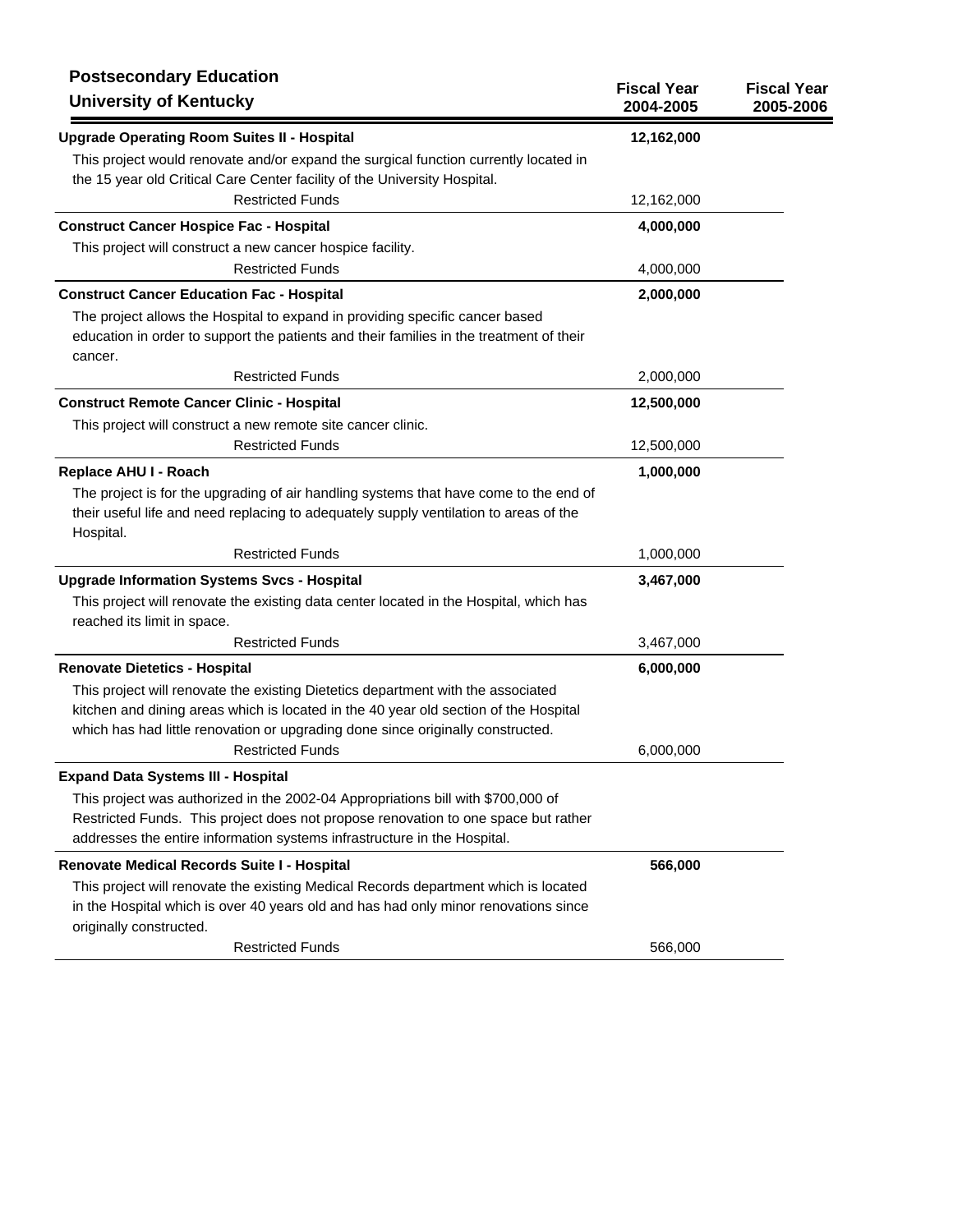**Postsecondary Education**
**University of Kentucky**

| | Fiscal Year 2004-2005 | Fiscal Year 2005-2006 |
|---|---|---|
| **Upgrade Operating Room Suites II - Hospital** | **12,162,000** | |
| This project would renovate and/or expand the surgical function currently located in the 15 year old Critical Care Center facility of the University Hospital. | | |
| Restricted Funds | 12,162,000 | |
| **Construct Cancer Hospice Fac - Hospital** | **4,000,000** | |
| This project will construct a new cancer hospice facility. | | |
| Restricted Funds | 4,000,000 | |
| **Construct Cancer Education Fac - Hospital** | **2,000,000** | |
| The project allows the Hospital to expand in providing specific cancer based education in order to support the patients and their families in the treatment of their cancer. | | |
| Restricted Funds | 2,000,000 | |
| **Construct Remote Cancer Clinic - Hospital** | **12,500,000** | |
| This project will construct a new remote site cancer clinic. | | |
| Restricted Funds | 12,500,000 | |
| **Replace AHU I - Roach** | **1,000,000** | |
| The project is for the upgrading of air handling systems that have come to the end of their useful life and need replacing to adequately supply ventilation to areas of the Hospital. | | |
| Restricted Funds | 1,000,000 | |
| **Upgrade Information Systems Svcs - Hospital** | **3,467,000** | |
| This project will renovate the existing data center located in the Hospital, which has reached its limit in space. | | |
| Restricted Funds | 3,467,000 | |
| **Renovate Dietetics - Hospital** | **6,000,000** | |
| This project will renovate the existing Dietetics department with the associated kitchen and dining areas which is located in the 40 year old section of the Hospital which has had little renovation or upgrading done since originally constructed. | | |
| Restricted Funds | 6,000,000 | |
| **Expand Data Systems III - Hospital** | | |
| This project was authorized in the 2002-04 Appropriations bill with $700,000 of Restricted Funds. This project does not propose renovation to one space but rather addresses the entire information systems infrastructure in the Hospital. | | |
| **Renovate Medical Records Suite I - Hospital** | **566,000** | |
| This project will renovate the existing Medical Records department which is located in the Hospital which is over 40 years old and has had only minor renovations since originally constructed. | | |
| Restricted Funds | 566,000 | |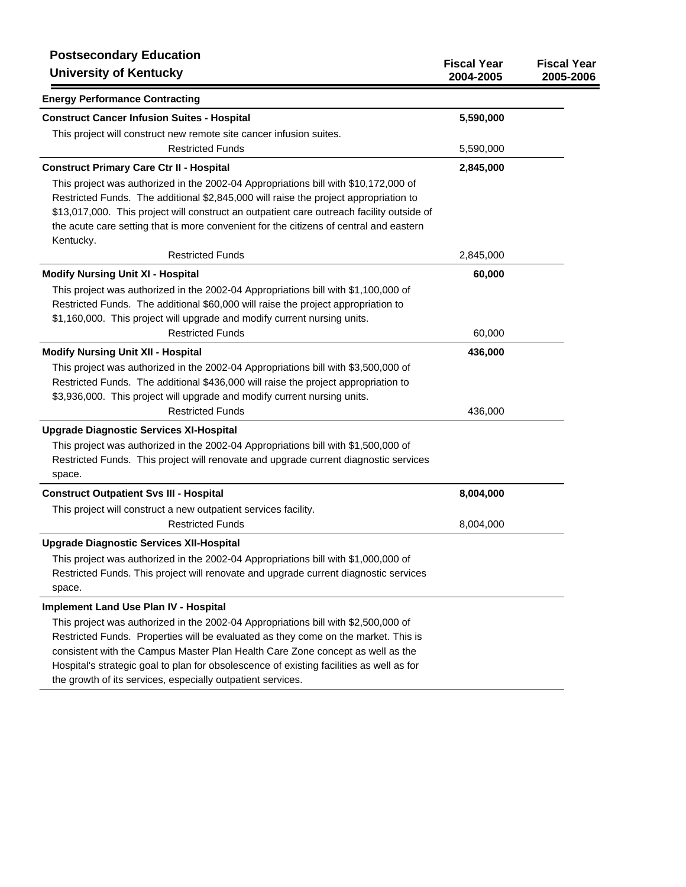**Postsecondary Education**
**University of Kentucky**

| | Fiscal Year 2004-2005 | Fiscal Year 2005-2006 |
|---|---|---|
| **Energy Performance Contracting** | | |
| **Construct Cancer Infusion Suites - Hospital** | **5,590,000** | |
| This project will construct new remote site cancer infusion suites. | | |
| Restricted Funds | 5,590,000 | |
| **Construct Primary Care Ctr II - Hospital** | **2,845,000** | |
| This project was authorized in the 2002-04 Appropriations bill with $10,172,000 of Restricted Funds. The additional $2,845,000 will raise the project appropriation to $13,017,000. This project will construct an outpatient care outreach facility outside of the acute care setting that is more convenient for the citizens of central and eastern Kentucky. | | |
| Restricted Funds | 2,845,000 | |
| **Modify Nursing Unit XI - Hospital** | **60,000** | |
| This project was authorized in the 2002-04 Appropriations bill with $1,100,000 of Restricted Funds. The additional $60,000 will raise the project appropriation to $1,160,000. This project will upgrade and modify current nursing units. | | |
| Restricted Funds | 60,000 | |
| **Modify Nursing Unit XII - Hospital** | **436,000** | |
| This project was authorized in the 2002-04 Appropriations bill with $3,500,000 of Restricted Funds. The additional $436,000 will raise the project appropriation to $3,936,000. This project will upgrade and modify current nursing units. | | |
| Restricted Funds | 436,000 | |
| **Upgrade Diagnostic Services XI-Hospital** | | |
| This project was authorized in the 2002-04 Appropriations bill with $1,500,000 of Restricted Funds. This project will renovate and upgrade current diagnostic services space. | | |
| **Construct Outpatient Svs III - Hospital** | **8,004,000** | |
| This project will construct a new outpatient services facility. | | |
| Restricted Funds | 8,004,000 | |
| **Upgrade Diagnostic Services XII-Hospital** | | |
| This project was authorized in the 2002-04 Appropriations bill with $1,000,000 of Restricted Funds. This project will renovate and upgrade current diagnostic services space. | | |
| **Implement Land Use Plan IV - Hospital** | | |
| This project was authorized in the 2002-04 Appropriations bill with $2,500,000 of Restricted Funds. Properties will be evaluated as they come on the market. This is consistent with the Campus Master Plan Health Care Zone concept as well as the Hospital's strategic goal to plan for obsolescence of existing facilities as well as for the growth of its services, especially outpatient services. | | |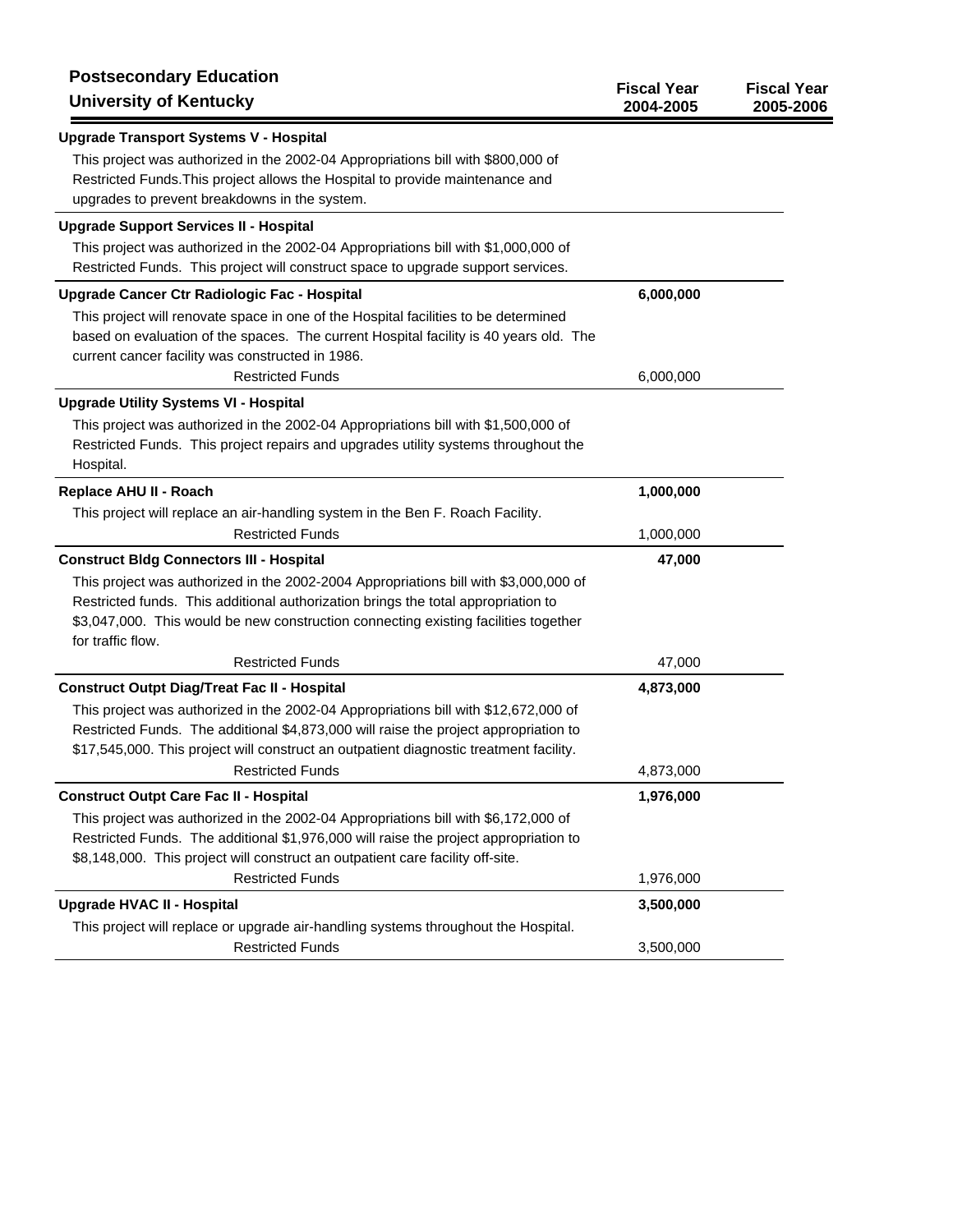# Postsecondary Education
## University of Kentucky

| | Fiscal Year 2004-2005 | Fiscal Year 2005-2006 |
|---|---|---|
| **Upgrade Transport Systems V - Hospital** | | |
| This project was authorized in the 2002-04 Appropriations bill with $800,000 of Restricted Funds.This project allows the Hospital to provide maintenance and upgrades to prevent breakdowns in the system. | | |
| **Upgrade Support Services II - Hospital** | | |
| This project was authorized in the 2002-04 Appropriations bill with $1,000,000 of Restricted Funds. This project will construct space to upgrade support services. | | |
| **Upgrade Cancer Ctr Radiologic Fac - Hospital** | **6,000,000** | |
| This project will renovate space in one of the Hospital facilities to be determined based on evaluation of the spaces. The current Hospital facility is 40 years old. The current cancer facility was constructed in 1986. | | |
| Restricted Funds | 6,000,000 | |
| **Upgrade Utility Systems VI - Hospital** | | |
| This project was authorized in the 2002-04 Appropriations bill with $1,500,000 of Restricted Funds. This project repairs and upgrades utility systems throughout the Hospital. | | |
| **Replace AHU II - Roach** | **1,000,000** | |
| This project will replace an air-handling system in the Ben F. Roach Facility. | | |
| Restricted Funds | 1,000,000 | |
| **Construct Bldg Connectors III - Hospital** | **47,000** | |
| This project was authorized in the 2002-2004 Appropriations bill with $3,000,000 of Restricted funds. This additional authorization brings the total appropriation to $3,047,000. This would be new construction connecting existing facilities together for traffic flow. | | |
| Restricted Funds | 47,000 | |
| **Construct Outpt Diag/Treat Fac II - Hospital** | **4,873,000** | |
| This project was authorized in the 2002-04 Appropriations bill with $12,672,000 of Restricted Funds. The additional $4,873,000 will raise the project appropriation to $17,545,000. This project will construct an outpatient diagnostic treatment facility. | | |
| Restricted Funds | 4,873,000 | |
| **Construct Outpt Care Fac II - Hospital** | **1,976,000** | |
| This project was authorized in the 2002-04 Appropriations bill with $6,172,000 of Restricted Funds. The additional $1,976,000 will raise the project appropriation to $8,148,000. This project will construct an outpatient care facility off-site. | | |
| Restricted Funds | 1,976,000 | |
| **Upgrade HVAC II - Hospital** | **3,500,000** | |
| This project will replace or upgrade air-handling systems throughout the Hospital. | | |
| Restricted Funds | 3,500,000 | |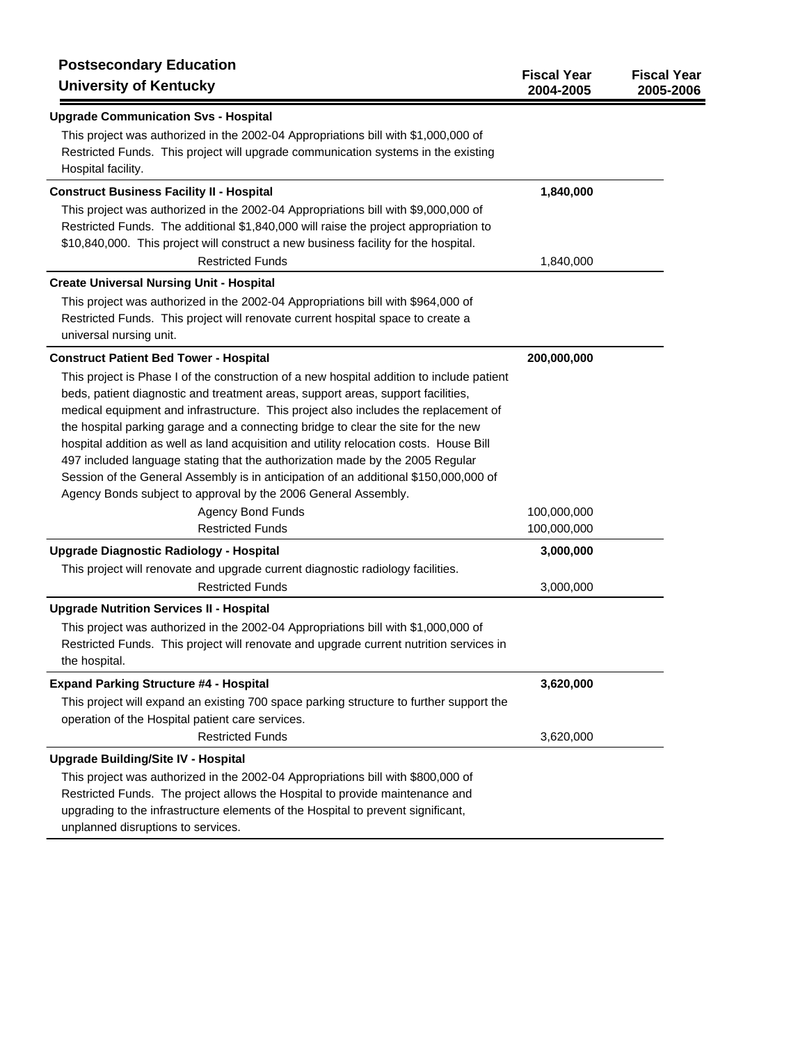## Postsecondary Education
## University of Kentucky

| | Fiscal Year 2004-2005 | Fiscal Year 2005-2006 |
|---|---|---|
| **Upgrade Communication Svs - Hospital** | | |
| This project was authorized in the 2002-04 Appropriations bill with $1,000,000 of Restricted Funds. This project will upgrade communication systems in the existing Hospital facility. | | |
| **Construct Business Facility II - Hospital** | **1,840,000** | |
| This project was authorized in the 2002-04 Appropriations bill with $9,000,000 of Restricted Funds. The additional $1,840,000 will raise the project appropriation to $10,840,000. This project will construct a new business facility for the hospital. | | |
| Restricted Funds | 1,840,000 | |
| **Create Universal Nursing Unit - Hospital** | | |
| This project was authorized in the 2002-04 Appropriations bill with $964,000 of Restricted Funds. This project will renovate current hospital space to create a universal nursing unit. | | |
| **Construct Patient Bed Tower - Hospital** | **200,000,000** | |
| This project is Phase I of the construction of a new hospital addition to include patient beds, patient diagnostic and treatment areas, support areas, support facilities, medical equipment and infrastructure. This project also includes the replacement of the hospital parking garage and a connecting bridge to clear the site for the new hospital addition as well as land acquisition and utility relocation costs. House Bill 497 included language stating that the authorization made by the 2005 Regular Session of the General Assembly is in anticipation of an additional $150,000,000 of Agency Bonds subject to approval by the 2006 General Assembly. | | |
| Agency Bond Funds | 100,000,000 | |
| Restricted Funds | 100,000,000 | |
| **Upgrade Diagnostic Radiology - Hospital** | **3,000,000** | |
| This project will renovate and upgrade current diagnostic radiology facilities. | | |
| Restricted Funds | 3,000,000 | |
| **Upgrade Nutrition Services II - Hospital** | | |
| This project was authorized in the 2002-04 Appropriations bill with $1,000,000 of Restricted Funds. This project will renovate and upgrade current nutrition services in the hospital. | | |
| **Expand Parking Structure #4 - Hospital** | **3,620,000** | |
| This project will expand an existing 700 space parking structure to further support the operation of the Hospital patient care services. | | |
| Restricted Funds | 3,620,000 | |
| **Upgrade Building/Site IV - Hospital** | | |
| This project was authorized in the 2002-04 Appropriations bill with $800,000 of Restricted Funds. The project allows the Hospital to provide maintenance and upgrading to the infrastructure elements of the Hospital to prevent significant, unplanned disruptions to services. | | |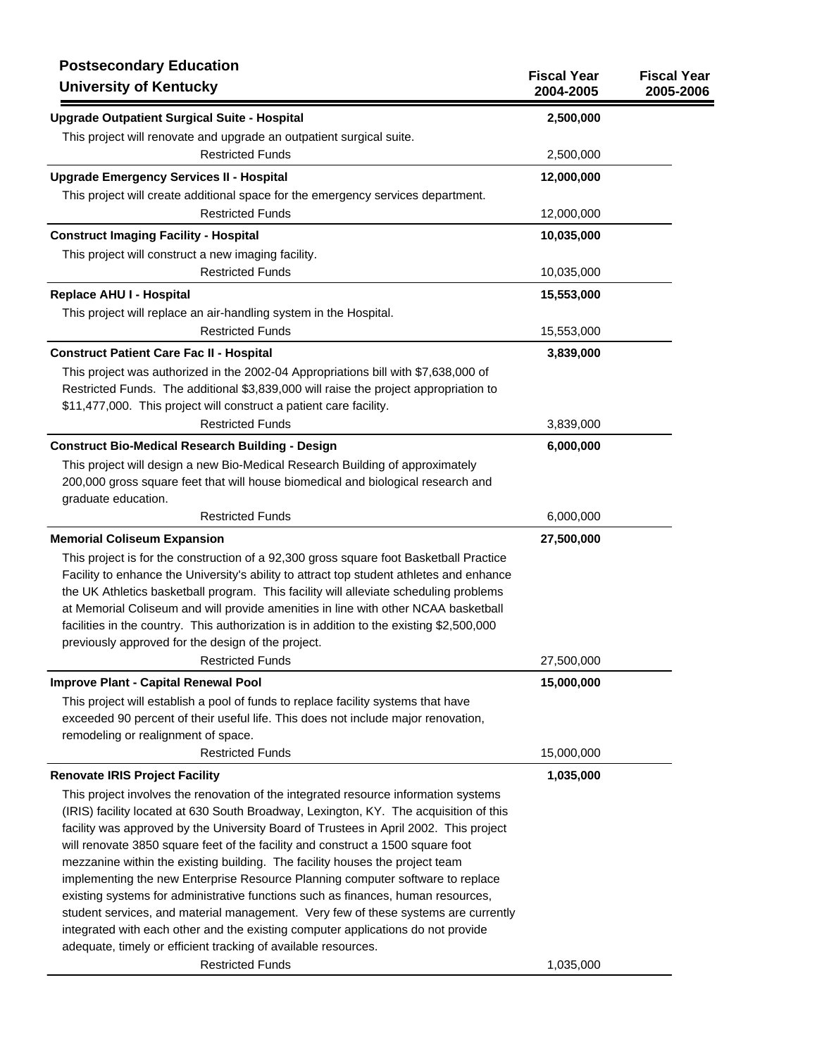**Postsecondary Education**
**University of Kentucky**

| | Fiscal Year 2004-2005 | Fiscal Year 2005-2006 |
|---|---|---|
| **Upgrade Outpatient Surgical Suite - Hospital** | **2,500,000** | |
| This project will renovate and upgrade an outpatient surgical suite. | | |
| Restricted Funds | 2,500,000 | |
| **Upgrade Emergency Services II - Hospital** | **12,000,000** | |
| This project will create additional space for the emergency services department. | | |
| Restricted Funds | 12,000,000 | |
| **Construct Imaging Facility - Hospital** | **10,035,000** | |
| This project will construct a new imaging facility. | | |
| Restricted Funds | 10,035,000 | |
| **Replace AHU I - Hospital** | **15,553,000** | |
| This project will replace an air-handling system in the Hospital. | | |
| Restricted Funds | 15,553,000 | |
| **Construct Patient Care Fac II - Hospital** | **3,839,000** | |
| This project was authorized in the 2002-04 Appropriations bill with $7,638,000 of Restricted Funds. The additional $3,839,000 will raise the project appropriation to $11,477,000. This project will construct a patient care facility. | | |
| Restricted Funds | 3,839,000 | |
| **Construct Bio-Medical Research Building - Design** | **6,000,000** | |
| This project will design a new Bio-Medical Research Building of approximately 200,000 gross square feet that will house biomedical and biological research and graduate education. | | |
| Restricted Funds | 6,000,000 | |
| **Memorial Coliseum Expansion** | **27,500,000** | |
| This project is for the construction of a 92,300 gross square foot Basketball Practice Facility to enhance the University's ability to attract top student athletes and enhance the UK Athletics basketball program. This facility will alleviate scheduling problems at Memorial Coliseum and will provide amenities in line with other NCAA basketball facilities in the country. This authorization is in addition to the existing $2,500,000 previously approved for the design of the project. | | |
| Restricted Funds | 27,500,000 | |
| **Improve Plant - Capital Renewal Pool** | **15,000,000** | |
| This project will establish a pool of funds to replace facility systems that have exceeded 90 percent of their useful life. This does not include major renovation, remodeling or realignment of space. | | |
| Restricted Funds | 15,000,000 | |
| **Renovate IRIS Project Facility** | **1,035,000** | |
| This project involves the renovation of the integrated resource information systems (IRIS) facility located at 630 South Broadway, Lexington, KY. The acquisition of this facility was approved by the University Board of Trustees in April 2002. This project will renovate 3850 square feet of the facility and construct a 1500 square foot mezzanine within the existing building. The facility houses the project team implementing the new Enterprise Resource Planning computer software to replace existing systems for administrative functions such as finances, human resources, student services, and material management. Very few of these systems are currently integrated with each other and the existing computer applications do not provide adequate, timely or efficient tracking of available resources. | | |
| Restricted Funds | 1,035,000 | |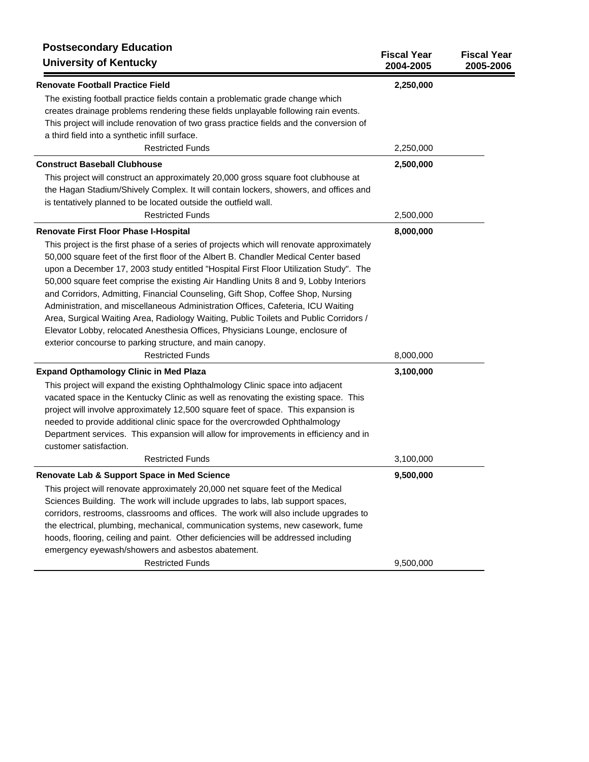## Postsecondary Education
## University of Kentucky

| | Fiscal Year 2004-2005 | Fiscal Year 2005-2006 |
|---|---|---|
| **Renovate Football Practice Field** | **2,250,000** | |
| The existing football practice fields contain a problematic grade change which creates drainage problems rendering these fields unplayable following rain events. This project will include renovation of two grass practice fields and the conversion of a third field into a synthetic infill surface. | | |
| Restricted Funds | 2,250,000 | |
| **Construct Baseball Clubhouse** | **2,500,000** | |
| This project will construct an approximately 20,000 gross square foot clubhouse at the Hagan Stadium/Shively Complex. It will contain lockers, showers, and offices and is tentatively planned to be located outside the outfield wall. | | |
| Restricted Funds | 2,500,000 | |
| **Renovate First Floor Phase I-Hospital** | **8,000,000** | |
| This project is the first phase of a series of projects which will renovate approximately 50,000 square feet of the first floor of the Albert B. Chandler Medical Center based upon a December 17, 2003 study entitled "Hospital First Floor Utilization Study". The 50,000 square feet comprise the existing Air Handling Units 8 and 9, Lobby Interiors and Corridors, Admitting, Financial Counseling, Gift Shop, Coffee Shop, Nursing Administration, and miscellaneous Administration Offices, Cafeteria, ICU Waiting Area, Surgical Waiting Area, Radiology Waiting, Public Toilets and Public Corridors / Elevator Lobby, relocated Anesthesia Offices, Physicians Lounge, enclosure of exterior concourse to parking structure, and main canopy. | | |
| Restricted Funds | 8,000,000 | |
| **Expand Opthamology Clinic in Med Plaza** | **3,100,000** | |
| This project will expand the existing Ophthalmology Clinic space into adjacent vacated space in the Kentucky Clinic as well as renovating the existing space. This project will involve approximately 12,500 square feet of space. This expansion is needed to provide additional clinic space for the overcrowded Ophthalmology Department services. This expansion will allow for improvements in efficiency and in customer satisfaction. | | |
| Restricted Funds | 3,100,000 | |
| **Renovate Lab & Support Space in Med Science** | **9,500,000** | |
| This project will renovate approximately 20,000 net square feet of the Medical Sciences Building. The work will include upgrades to labs, lab support spaces, corridors, restrooms, classrooms and offices. The work will also include upgrades to the electrical, plumbing, mechanical, communication systems, new casework, fume hoods, flooring, ceiling and paint. Other deficiencies will be addressed including emergency eyewash/showers and asbestos abatement. | | |
| Restricted Funds | 9,500,000 | |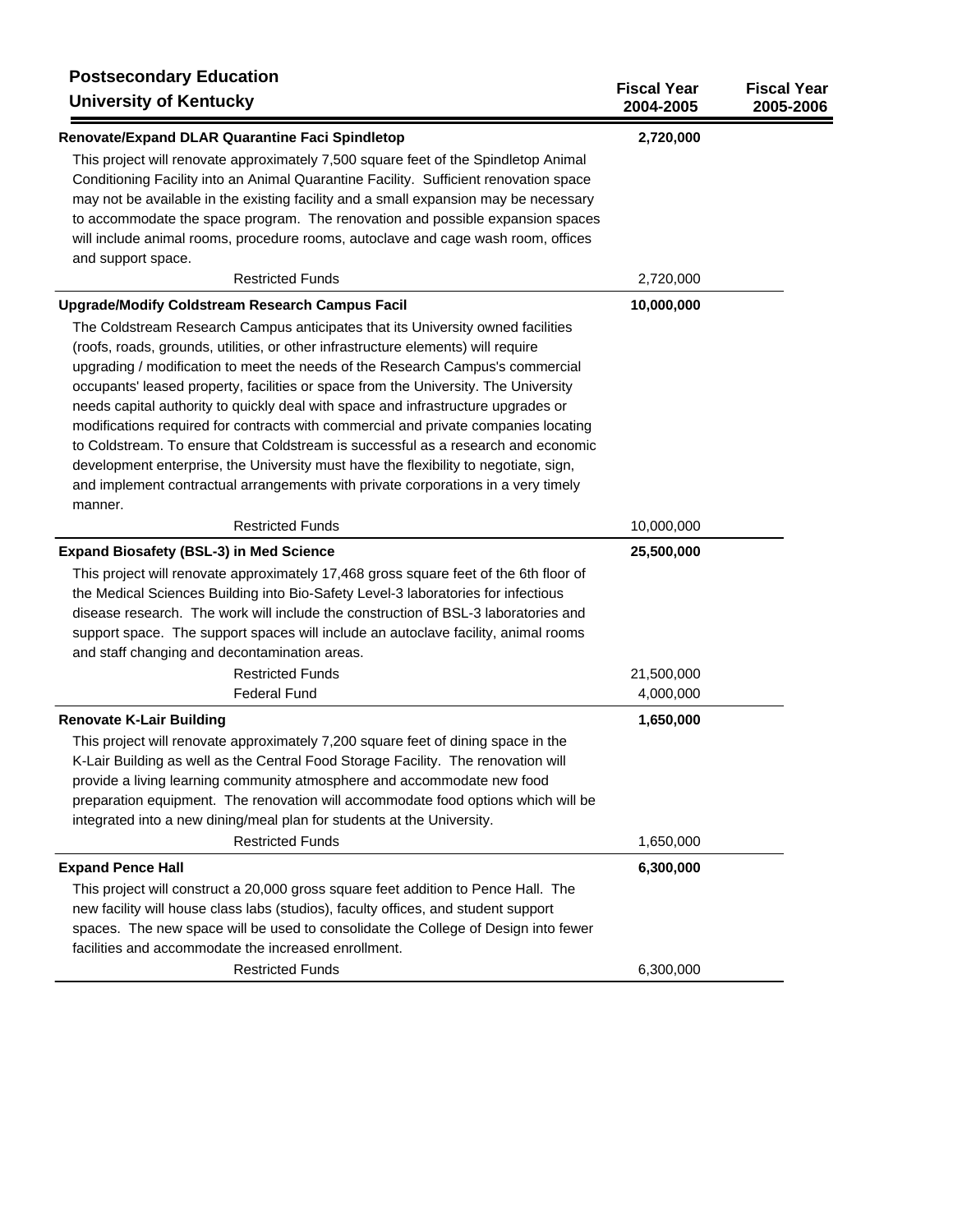## Postsecondary Education
## University of Kentucky

| | Fiscal Year 2004-2005 | Fiscal Year 2005-2006 |
|---|---|---|
| **Renovate/Expand DLAR Quarantine Faci Spindletop** | **2,720,000** | |
| This project will renovate approximately 7,500 square feet of the Spindletop Animal Conditioning Facility into an Animal Quarantine Facility. Sufficient renovation space may not be available in the existing facility and a small expansion may be necessary to accommodate the space program. The renovation and possible expansion spaces will include animal rooms, procedure rooms, autoclave and cage wash room, offices and support space. | | |
| Restricted Funds | 2,720,000 | |
| **Upgrade/Modify Coldstream Research Campus Facil** | **10,000,000** | |
| The Coldstream Research Campus anticipates that its University owned facilities (roofs, roads, grounds, utilities, or other infrastructure elements) will require upgrading / modification to meet the needs of the Research Campus's commercial occupants' leased property, facilities or space from the University. The University needs capital authority to quickly deal with space and infrastructure upgrades or modifications required for contracts with commercial and private companies locating to Coldstream. To ensure that Coldstream is successful as a research and economic development enterprise, the University must have the flexibility to negotiate, sign, and implement contractual arrangements with private corporations in a very timely manner. | | |
| Restricted Funds | 10,000,000 | |
| **Expand Biosafety (BSL-3) in Med Science** | **25,500,000** | |
| This project will renovate approximately 17,468 gross square feet of the 6th floor of the Medical Sciences Building into Bio-Safety Level-3 laboratories for infectious disease research. The work will include the construction of BSL-3 laboratories and support space. The support spaces will include an autoclave facility, animal rooms and staff changing and decontamination areas. | | |
| Restricted Funds | 21,500,000 | |
| Federal Fund | 4,000,000 | |
| **Renovate K-Lair Building** | **1,650,000** | |
| This project will renovate approximately 7,200 square feet of dining space in the K-Lair Building as well as the Central Food Storage Facility. The renovation will provide a living learning community atmosphere and accommodate new food preparation equipment. The renovation will accommodate food options which will be integrated into a new dining/meal plan for students at the University. | | |
| Restricted Funds | 1,650,000 | |
| **Expand Pence Hall** | **6,300,000** | |
| This project will construct a 20,000 gross square feet addition to Pence Hall. The new facility will house class labs (studios), faculty offices, and student support spaces. The new space will be used to consolidate the College of Design into fewer facilities and accommodate the increased enrollment. | | |
| Restricted Funds | 6,300,000 | |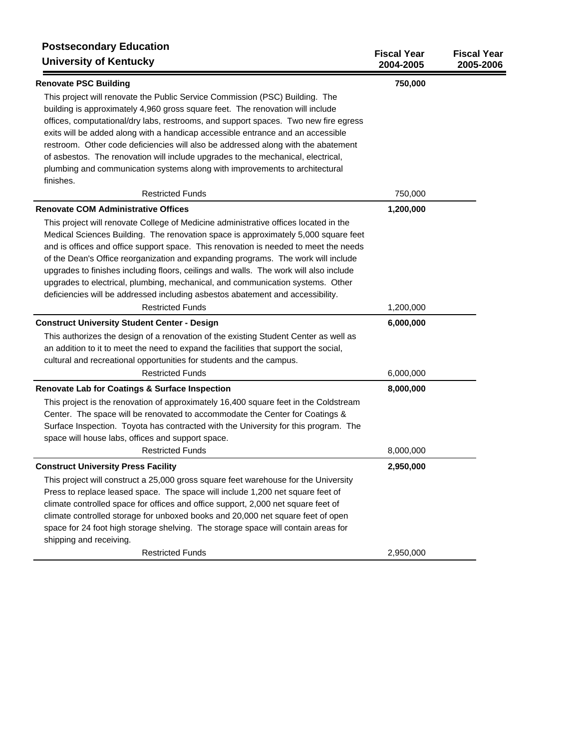## Postsecondary Education
## University of Kentucky

| | Fiscal Year 2004-2005 | Fiscal Year 2005-2006 |
|---|---|---|
| **Renovate PSC Building** | **750,000** | |
| This project will renovate the Public Service Commission (PSC) Building. The building is approximately 4,960 gross square feet. The renovation will include offices, computational/dry labs, restrooms, and support spaces. Two new fire egress exits will be added along with a handicap accessible entrance and an accessible restroom. Other code deficiencies will also be addressed along with the abatement of asbestos. The renovation will include upgrades to the mechanical, electrical, plumbing and communication systems along with improvements to architectural finishes. | | |
| Restricted Funds | 750,000 | |
| **Renovate COM Administrative Offices** | **1,200,000** | |
| This project will renovate College of Medicine administrative offices located in the Medical Sciences Building. The renovation space is approximately 5,000 square feet and is offices and office support space. This renovation is needed to meet the needs of the Dean's Office reorganization and expanding programs. The work will include upgrades to finishes including floors, ceilings and walls. The work will also include upgrades to electrical, plumbing, mechanical, and communication systems. Other deficiencies will be addressed including asbestos abatement and accessibility. | | |
| Restricted Funds | 1,200,000 | |
| **Construct University Student Center - Design** | **6,000,000** | |
| This authorizes the design of a renovation of the existing Student Center as well as an addition to it to meet the need to expand the facilities that support the social, cultural and recreational opportunities for students and the campus. | | |
| Restricted Funds | 6,000,000 | |
| **Renovate Lab for Coatings & Surface Inspection** | **8,000,000** | |
| This project is the renovation of approximately 16,400 square feet in the Coldstream Center. The space will be renovated to accommodate the Center for Coatings & Surface Inspection. Toyota has contracted with the University for this program. The space will house labs, offices and support space. | | |
| Restricted Funds | 8,000,000 | |
| **Construct University Press Facility** | **2,950,000** | |
| This project will construct a 25,000 gross square feet warehouse for the University Press to replace leased space. The space will include 1,200 net square feet of climate controlled space for offices and office support, 2,000 net square feet of climate controlled storage for unboxed books and 20,000 net square feet of open space for 24 foot high storage shelving. The storage space will contain areas for shipping and receiving. | | |
| Restricted Funds | 2,950,000 | |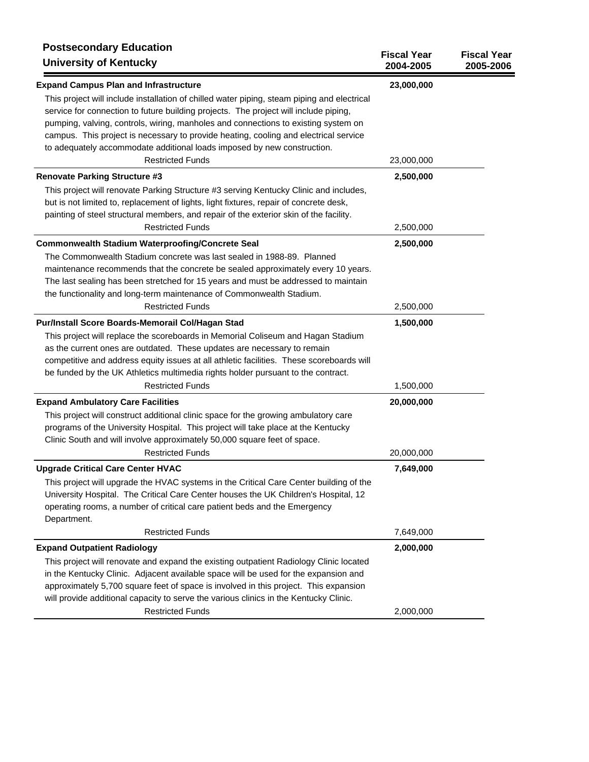## Postsecondary Education
## University of Kentucky

| | Fiscal Year 2004-2005 | Fiscal Year 2005-2006 |
|---|---|---|
| **Expand Campus Plan and Infrastructure** | **23,000,000** | |
| This project will include installation of chilled water piping, steam piping and electrical service for connection to future building projects. The project will include piping, pumping, valving, controls, wiring, manholes and connections to existing system on campus. This project is necessary to provide heating, cooling and electrical service to adequately accommodate additional loads imposed by new construction. | | |
| Restricted Funds | 23,000,000 | |
| **Renovate Parking Structure #3** | **2,500,000** | |
| This project will renovate Parking Structure #3 serving Kentucky Clinic and includes, but is not limited to, replacement of lights, light fixtures, repair of concrete desk, painting of steel structural members, and repair of the exterior skin of the facility. | | |
| Restricted Funds | 2,500,000 | |
| **Commonwealth Stadium Waterproofing/Concrete Seal** | **2,500,000** | |
| The Commonwealth Stadium concrete was last sealed in 1988-89. Planned maintenance recommends that the concrete be sealed approximately every 10 years. The last sealing has been stretched for 15 years and must be addressed to maintain the functionality and long-term maintenance of Commonwealth Stadium. | | |
| Restricted Funds | 2,500,000 | |
| **Pur/Install Score Boards-Memorail Col/Hagan Stad** | **1,500,000** | |
| This project will replace the scoreboards in Memorial Coliseum and Hagan Stadium as the current ones are outdated. These updates are necessary to remain competitive and address equity issues at all athletic facilities. These scoreboards will be funded by the UK Athletics multimedia rights holder pursuant to the contract. | | |
| Restricted Funds | 1,500,000 | |
| **Expand Ambulatory Care Facilities** | **20,000,000** | |
| This project will construct additional clinic space for the growing ambulatory care programs of the University Hospital. This project will take place at the Kentucky Clinic South and will involve approximately 50,000 square feet of space. | | |
| Restricted Funds | 20,000,000 | |
| **Upgrade Critical Care Center HVAC** | **7,649,000** | |
| This project will upgrade the HVAC systems in the Critical Care Center building of the University Hospital. The Critical Care Center houses the UK Children's Hospital, 12 operating rooms, a number of critical care patient beds and the Emergency Department. | | |
| Restricted Funds | 7,649,000 | |
| **Expand Outpatient Radiology** | **2,000,000** | |
| This project will renovate and expand the existing outpatient Radiology Clinic located in the Kentucky Clinic. Adjacent available space will be used for the expansion and approximately 5,700 square feet of space is involved in this project. This expansion will provide additional capacity to serve the various clinics in the Kentucky Clinic. | | |
| Restricted Funds | 2,000,000 | |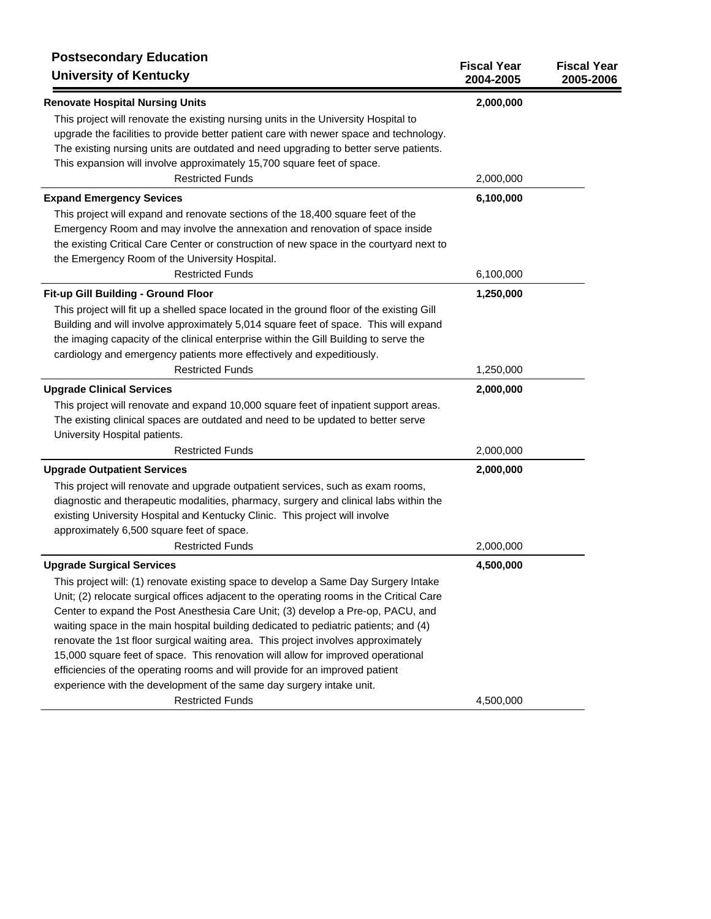## Postsecondary Education
## University of Kentucky

| | Fiscal Year 2004-2005 | Fiscal Year 2005-2006 |
|---|---|---|
| **Renovate Hospital Nursing Units** | **2,000,000** | |
| This project will renovate the existing nursing units in the University Hospital to upgrade the facilities to provide better patient care with newer space and technology. The existing nursing units are outdated and need upgrading to better serve patients. This expansion will involve approximately 15,700 square feet of space. | | |
| Restricted Funds | 2,000,000 | |
| **Expand Emergency Sevices** | **6,100,000** | |
| This project will expand and renovate sections of the 18,400 square feet of the Emergency Room and may involve the annexation and renovation of space inside the existing Critical Care Center or construction of new space in the courtyard next to the Emergency Room of the University Hospital. | | |
| Restricted Funds | 6,100,000 | |
| **Fit-up Gill Building - Ground Floor** | **1,250,000** | |
| This project will fit up a shelled space located in the ground floor of the existing Gill Building and will involve approximately 5,014 square feet of space. This will expand the imaging capacity of the clinical enterprise within the Gill Building to serve the cardiology and emergency patients more effectively and expeditiously. | | |
| Restricted Funds | 1,250,000 | |
| **Upgrade Clinical Services** | **2,000,000** | |
| This project will renovate and expand 10,000 square feet of inpatient support areas. The existing clinical spaces are outdated and need to be updated to better serve University Hospital patients. | | |
| Restricted Funds | 2,000,000 | |
| **Upgrade Outpatient Services** | **2,000,000** | |
| This project will renovate and upgrade outpatient services, such as exam rooms, diagnostic and therapeutic modalities, pharmacy, surgery and clinical labs within the existing University Hospital and Kentucky Clinic. This project will involve approximately 6,500 square feet of space. | | |
| Restricted Funds | 2,000,000 | |
| **Upgrade Surgical Services** | **4,500,000** | |
| This project will: (1) renovate existing space to develop a Same Day Surgery Intake Unit; (2) relocate surgical offices adjacent to the operating rooms in the Critical Care Center to expand the Post Anesthesia Care Unit; (3) develop a Pre-op, PACU, and waiting space in the main hospital building dedicated to pediatric patients; and (4) renovate the 1st floor surgical waiting area. This project involves approximately 15,000 square feet of space. This renovation will allow for improved operational efficiencies of the operating rooms and will provide for an improved patient experience with the development of the same day surgery intake unit. | | |
| Restricted Funds | 4,500,000 | |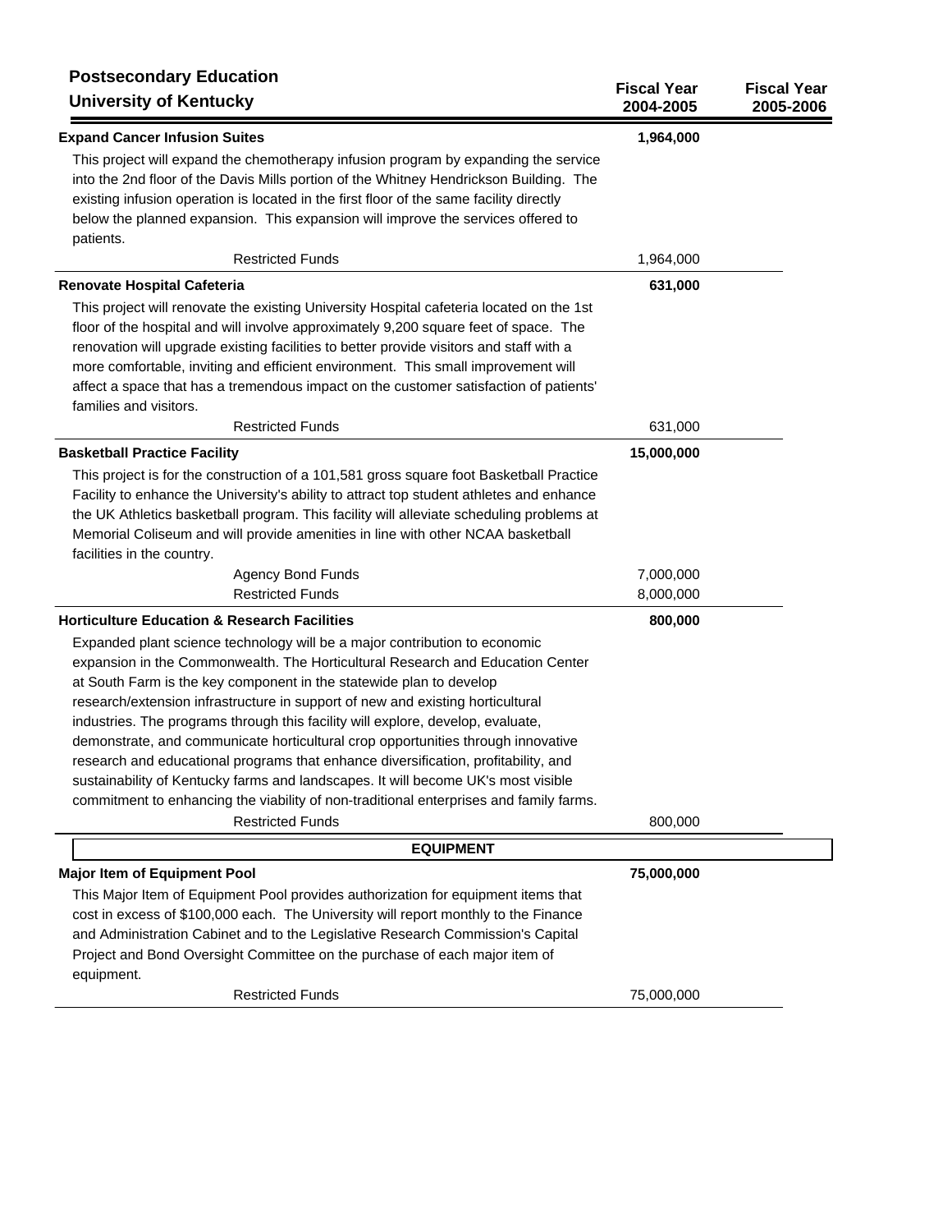**Postsecondary Education**
**University of Kentucky**

| | Fiscal Year 2004-2005 | Fiscal Year 2005-2006 |
|---|---|---|
| **Expand Cancer Infusion Suites** | **1,964,000** | |
| This project will expand the chemotherapy infusion program by expanding the service into the 2nd floor of the Davis Mills portion of the Whitney Hendrickson Building. The existing infusion operation is located in the first floor of the same facility directly below the planned expansion. This expansion will improve the services offered to patients. | | |
| Restricted Funds | 1,964,000 | |
| **Renovate Hospital Cafeteria** | **631,000** | |
| This project will renovate the existing University Hospital cafeteria located on the 1st floor of the hospital and will involve approximately 9,200 square feet of space. The renovation will upgrade existing facilities to better provide visitors and staff with a more comfortable, inviting and efficient environment. This small improvement will affect a space that has a tremendous impact on the customer satisfaction of patients' families and visitors. | | |
| Restricted Funds | 631,000 | |
| **Basketball Practice Facility** | **15,000,000** | |
| This project is for the construction of a 101,581 gross square foot Basketball Practice Facility to enhance the University's ability to attract top student athletes and enhance the UK Athletics basketball program. This facility will alleviate scheduling problems at Memorial Coliseum and will provide amenities in line with other NCAA basketball facilities in the country. | | |
| Agency Bond Funds | 7,000,000 | |
| Restricted Funds | 8,000,000 | |
| **Horticulture Education & Research Facilities** | **800,000** | |
| Expanded plant science technology will be a major contribution to economic expansion in the Commonwealth. The Horticultural Research and Education Center at South Farm is the key component in the statewide plan to develop research/extension infrastructure in support of new and existing horticultural industries. The programs through this facility will explore, develop, evaluate, demonstrate, and communicate horticultural crop opportunities through innovative research and educational programs that enhance diversification, profitability, and sustainability of Kentucky farms and landscapes. It will become UK's most visible commitment to enhancing the viability of non-traditional enterprises and family farms. | | |
| Restricted Funds | 800,000 | |
| **EQUIPMENT** | | |
| **Major Item of Equipment Pool** | **75,000,000** | |
| This Major Item of Equipment Pool provides authorization for equipment items that cost in excess of $100,000 each. The University will report monthly to the Finance and Administration Cabinet and to the Legislative Research Commission's Capital Project and Bond Oversight Committee on the purchase of each major item of equipment. | | |
| Restricted Funds | 75,000,000 | |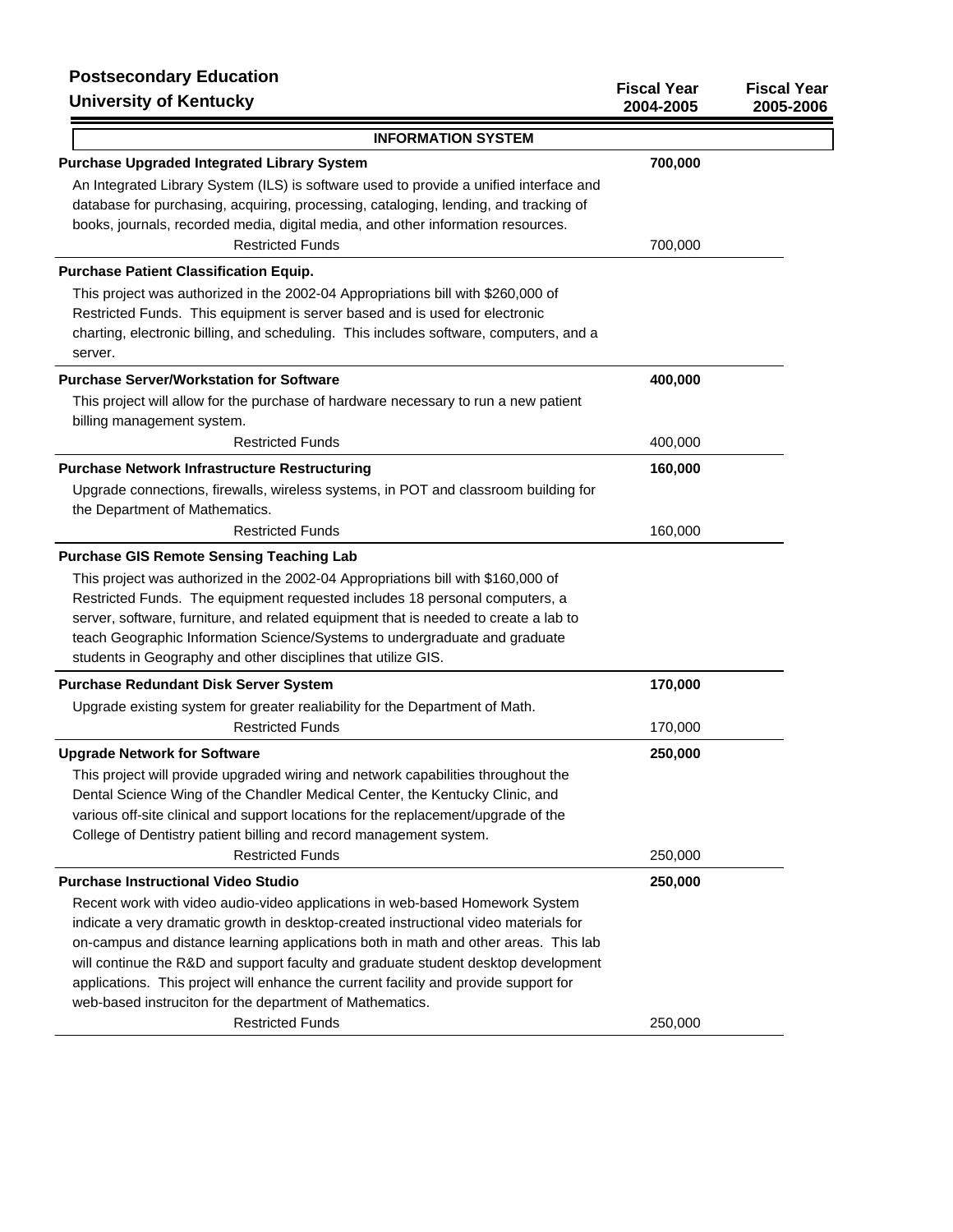## Postsecondary Education
## University of Kentucky

| | Fiscal Year 2004-2005 | Fiscal Year 2005-2006 |
|---|---|---|
| **INFORMATION SYSTEM** | | |
| **Purchase Upgraded Integrated Library System** | **700,000** | |
| An Integrated Library System (ILS) is software used to provide a unified interface and database for purchasing, acquiring, processing, cataloging, lending, and tracking of books, journals, recorded media, digital media, and other information resources. | | |
| Restricted Funds | 700,000 | |
| **Purchase Patient Classification Equip.** | | |
| This project was authorized in the 2002-04 Appropriations bill with $260,000 of Restricted Funds. This equipment is server based and is used for electronic charting, electronic billing, and scheduling. This includes software, computers, and a server. | | |
| **Purchase Server/Workstation for Software** | **400,000** | |
| This project will allow for the purchase of hardware necessary to run a new patient billing management system. | | |
| Restricted Funds | 400,000 | |
| **Purchase Network Infrastructure Restructuring** | **160,000** | |
| Upgrade connections, firewalls, wireless systems, in POT and classroom building for the Department of Mathematics. | | |
| Restricted Funds | 160,000 | |
| **Purchase GIS Remote Sensing Teaching Lab** | | |
| This project was authorized in the 2002-04 Appropriations bill with $160,000 of Restricted Funds. The equipment requested includes 18 personal computers, a server, software, furniture, and related equipment that is needed to create a lab to teach Geographic Information Science/Systems to undergraduate and graduate students in Geography and other disciplines that utilize GIS. | | |
| **Purchase Redundant Disk Server System** | **170,000** | |
| Upgrade existing system for greater realiability for the Department of Math. | | |
| Restricted Funds | 170,000 | |
| **Upgrade Network for Software** | **250,000** | |
| This project will provide upgraded wiring and network capabilities throughout the Dental Science Wing of the Chandler Medical Center, the Kentucky Clinic, and various off-site clinical and support locations for the replacement/upgrade of the College of Dentistry patient billing and record management system. | | |
| Restricted Funds | 250,000 | |
| **Purchase Instructional Video Studio** | **250,000** | |
| Recent work with video audio-video applications in web-based Homework System indicate a very dramatic growth in desktop-created instructional video materials for on-campus and distance learning applications both in math and other areas. This lab will continue the R&D and support faculty and graduate student desktop development applications. This project will enhance the current facility and provide support for web-based instruciton for the department of Mathematics. | | |
| Restricted Funds | 250,000 | |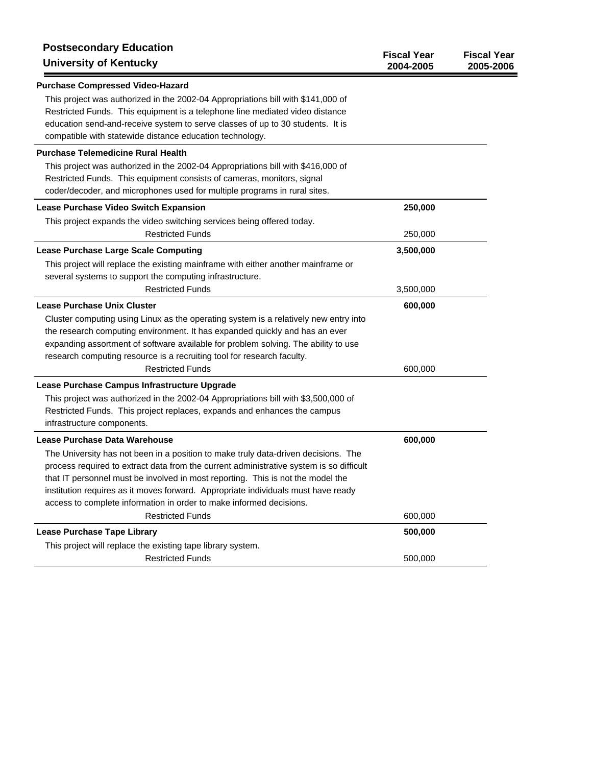## Postsecondary Education
## University of Kentucky

| | Fiscal Year 2004-2005 | Fiscal Year 2005-2006 |
|---|---|---|
| **Purchase Compressed Video-Hazard** | | |
| This project was authorized in the 2002-04 Appropriations bill with $141,000 of Restricted Funds. This equipment is a telephone line mediated video distance education send-and-receive system to serve classes of up to 30 students. It is compatible with statewide distance education technology. | | |
| **Purchase Telemedicine Rural Health** | | |
| This project was authorized in the 2002-04 Appropriations bill with $416,000 of Restricted Funds. This equipment consists of cameras, monitors, signal coder/decoder, and microphones used for multiple programs in rural sites. | | |
| **Lease Purchase Video Switch Expansion** | **250,000** | |
| This project expands the video switching services being offered today. | | |
| Restricted Funds | 250,000 | |
| **Lease Purchase Large Scale Computing** | **3,500,000** | |
| This project will replace the existing mainframe with either another mainframe or several systems to support the computing infrastructure. | | |
| Restricted Funds | 3,500,000 | |
| **Lease Purchase Unix Cluster** | **600,000** | |
| Cluster computing using Linux as the operating system is a relatively new entry into the research computing environment. It has expanded quickly and has an ever expanding assortment of software available for problem solving. The ability to use research computing resource is a recruiting tool for research faculty. | | |
| Restricted Funds | 600,000 | |
| **Lease Purchase Campus Infrastructure Upgrade** | | |
| This project was authorized in the 2002-04 Appropriations bill with $3,500,000 of Restricted Funds. This project replaces, expands and enhances the campus infrastructure components. | | |
| **Lease Purchase Data Warehouse** | **600,000** | |
| The University has not been in a position to make truly data-driven decisions. The process required to extract data from the current administrative system is so difficult that IT personnel must be involved in most reporting. This is not the model the institution requires as it moves forward. Appropriate individuals must have ready access to complete information in order to make informed decisions. | | |
| Restricted Funds | 600,000 | |
| **Lease Purchase Tape Library** | **500,000** | |
| This project will replace the existing tape library system. | | |
| Restricted Funds | 500,000 | |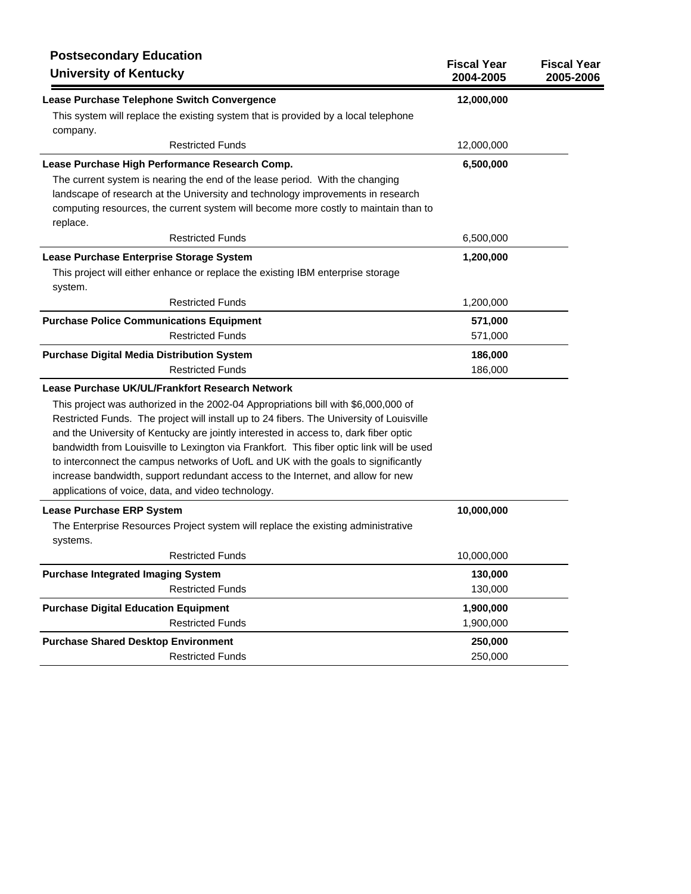## Postsecondary Education
## University of Kentucky

| | Fiscal Year 2004-2005 | Fiscal Year 2005-2006 |
|---|---|---|
| **Lease Purchase Telephone Switch Convergence** | **12,000,000** | |
| This system will replace the existing system that is provided by a local telephone company. | | |
| Restricted Funds | 12,000,000 | |
| **Lease Purchase High Performance Research Comp.** | **6,500,000** | |
| The current system is nearing the end of the lease period. With the changing landscape of research at the University and technology improvements in research computing resources, the current system will become more costly to maintain than to replace. | | |
| Restricted Funds | 6,500,000 | |
| **Lease Purchase Enterprise Storage System** | **1,200,000** | |
| This project will either enhance or replace the existing IBM enterprise storage system. | | |
| Restricted Funds | 1,200,000 | |
| **Purchase Police Communications Equipment** | **571,000** | |
| Restricted Funds | 571,000 | |
| **Purchase Digital Media Distribution System** | **186,000** | |
| Restricted Funds | 186,000 | |
| **Lease Purchase UK/UL/Frankfort Research Network** | | |
| This project was authorized in the 2002-04 Appropriations bill with $6,000,000 of Restricted Funds. The project will install up to 24 fibers. The University of Louisville and the University of Kentucky are jointly interested in access to, dark fiber optic bandwidth from Louisville to Lexington via Frankfort. This fiber optic link will be used to interconnect the campus networks of UofL and UK with the goals to significantly increase bandwidth, support redundant access to the Internet, and allow for new applications of voice, data, and video technology. | | |
| **Lease Purchase ERP System** | **10,000,000** | |
| The Enterprise Resources Project system will replace the existing administrative systems. | | |
| Restricted Funds | 10,000,000 | |
| **Purchase Integrated Imaging System** | **130,000** | |
| Restricted Funds | 130,000 | |
| **Purchase Digital Education Equipment** | **1,900,000** | |
| Restricted Funds | 1,900,000 | |
| **Purchase Shared Desktop Environment** | **250,000** | |
| Restricted Funds | 250,000 | |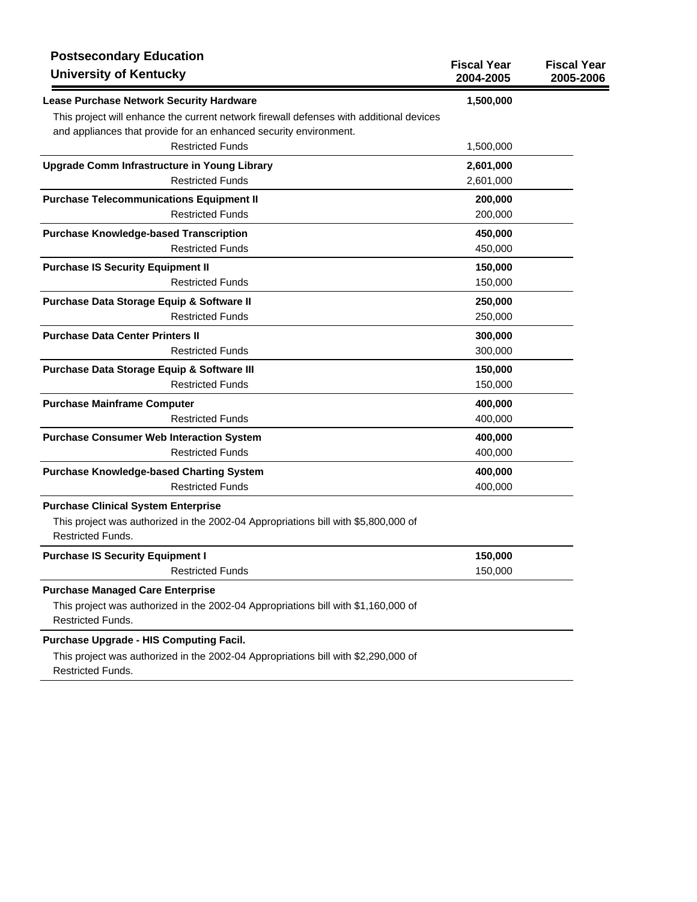## Postsecondary Education

## University of Kentucky

| | Fiscal Year 2004-2005 | Fiscal Year 2005-2006 |
|---|---|---|
| **Lease Purchase Network Security Hardware** | **1,500,000** | |
| This project will enhance the current network firewall defenses with additional devices and appliances that provide for an enhanced security environment. | | |
| Restricted Funds | 1,500,000 | |
| **Upgrade Comm Infrastructure in Young Library** | **2,601,000** | |
| Restricted Funds | 2,601,000 | |
| **Purchase Telecommunications Equipment II** | **200,000** | |
| Restricted Funds | 200,000 | |
| **Purchase Knowledge-based Transcription** | **450,000** | |
| Restricted Funds | 450,000 | |
| **Purchase IS Security Equipment II** | **150,000** | |
| Restricted Funds | 150,000 | |
| **Purchase Data Storage Equip & Software II** | **250,000** | |
| Restricted Funds | 250,000 | |
| **Purchase Data Center Printers II** | **300,000** | |
| Restricted Funds | 300,000 | |
| **Purchase Data Storage Equip & Software III** | **150,000** | |
| Restricted Funds | 150,000 | |
| **Purchase Mainframe Computer** | **400,000** | |
| Restricted Funds | 400,000 | |
| **Purchase Consumer Web Interaction System** | **400,000** | |
| Restricted Funds | 400,000 | |
| **Purchase Knowledge-based Charting System** | **400,000** | |
| Restricted Funds | 400,000 | |
| **Purchase Clinical System Enterprise** | | |
| This project was authorized in the 2002-04 Appropriations bill with $5,800,000 of Restricted Funds. | | |
| **Purchase IS Security Equipment I** | **150,000** | |
| Restricted Funds | 150,000 | |
| **Purchase Managed Care Enterprise** | | |
| This project was authorized in the 2002-04 Appropriations bill with $1,160,000 of Restricted Funds. | | |
| **Purchase Upgrade - HIS Computing Facil.** | | |
| This project was authorized in the 2002-04 Appropriations bill with $2,290,000 of Restricted Funds. | | |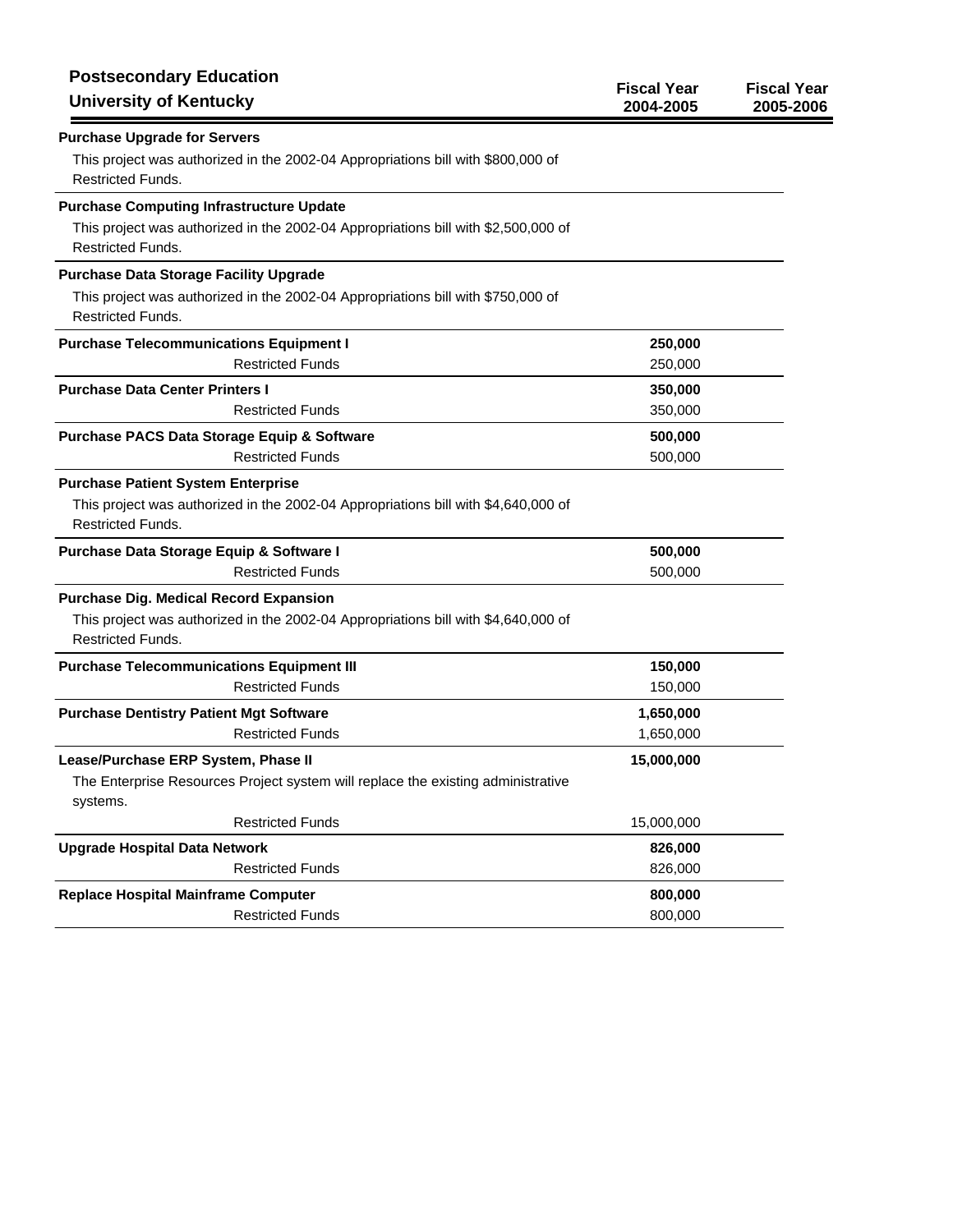## Postsecondary Education
## University of Kentucky

| | Fiscal Year 2004-2005 | Fiscal Year 2005-2006 |
|---|---|---|
| **Purchase Upgrade for Servers** | | |
| This project was authorized in the 2002-04 Appropriations bill with $800,000 of Restricted Funds. | | |
| **Purchase Computing Infrastructure Update** | | |
| This project was authorized in the 2002-04 Appropriations bill with $2,500,000 of Restricted Funds. | | |
| **Purchase Data Storage Facility Upgrade** | | |
| This project was authorized in the 2002-04 Appropriations bill with $750,000 of Restricted Funds. | | |
| **Purchase Telecommunications Equipment I** | **250,000** | |
| Restricted Funds | 250,000 | |
| **Purchase Data Center Printers I** | **350,000** | |
| Restricted Funds | 350,000 | |
| **Purchase PACS Data Storage Equip & Software** | **500,000** | |
| Restricted Funds | 500,000 | |
| **Purchase Patient System Enterprise** | | |
| This project was authorized in the 2002-04 Appropriations bill with $4,640,000 of Restricted Funds. | | |
| **Purchase Data Storage Equip & Software I** | **500,000** | |
| Restricted Funds | 500,000 | |
| **Purchase Dig. Medical Record Expansion** | | |
| This project was authorized in the 2002-04 Appropriations bill with $4,640,000 of Restricted Funds. | | |
| **Purchase Telecommunications Equipment III** | **150,000** | |
| Restricted Funds | 150,000 | |
| **Purchase Dentistry Patient Mgt Software** | **1,650,000** | |
| Restricted Funds | 1,650,000 | |
| **Lease/Purchase ERP System, Phase II** | **15,000,000** | |
| The Enterprise Resources Project system will replace the existing administrative systems. | | |
| Restricted Funds | 15,000,000 | |
| **Upgrade Hospital Data Network** | **826,000** | |
| Restricted Funds | 826,000 | |
| **Replace Hospital Mainframe Computer** | **800,000** | |
| Restricted Funds | 800,000 | |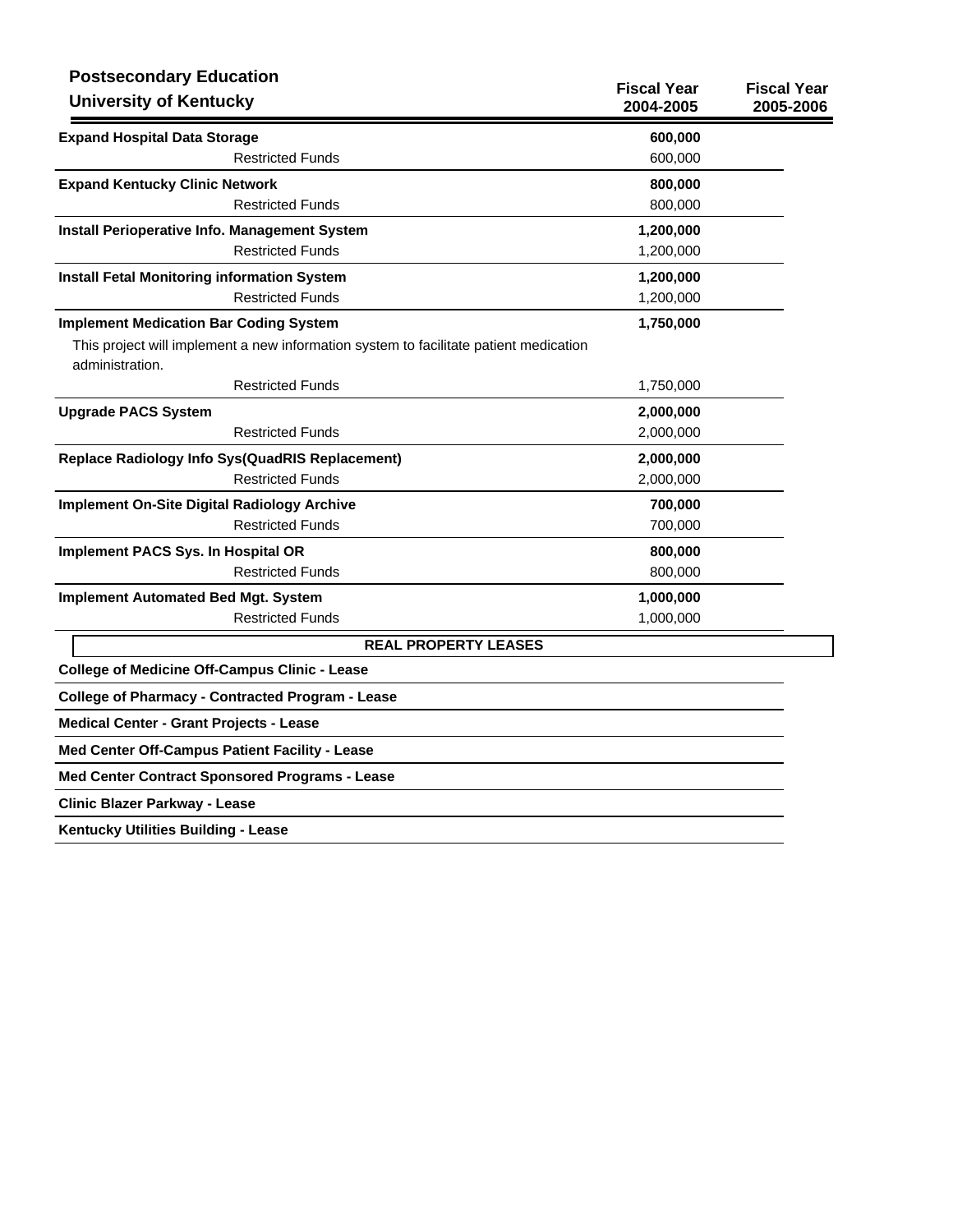**Postsecondary Education**
**University of Kentucky**

| | Fiscal Year 2004-2005 | Fiscal Year 2005-2006 |
|---|---|---|
| **Expand Hospital Data Storage** | **600,000** | |
| Restricted Funds | 600,000 | |
| **Expand Kentucky Clinic Network** | **800,000** | |
| Restricted Funds | 800,000 | |
| **Install Perioperative Info. Management System** | **1,200,000** | |
| Restricted Funds | 1,200,000 | |
| **Install Fetal Monitoring information System** | **1,200,000** | |
| Restricted Funds | 1,200,000 | |
| **Implement Medication Bar Coding System** | **1,750,000** | |
| This project will implement a new information system to facilitate patient medication administration. | | |
| Restricted Funds | 1,750,000 | |
| **Upgrade PACS System** | **2,000,000** | |
| Restricted Funds | 2,000,000 | |
| **Replace Radiology Info Sys(QuadRIS Replacement)** | **2,000,000** | |
| Restricted Funds | 2,000,000 | |
| **Implement On-Site Digital Radiology Archive** | **700,000** | |
| Restricted Funds | 700,000 | |
| **Implement PACS Sys. In Hospital OR** | **800,000** | |
| Restricted Funds | 800,000 | |
| **Implement Automated Bed Mgt. System** | **1,000,000** | |
| Restricted Funds | 1,000,000 | |

**REAL PROPERTY LEASES**

**College of Medicine Off-Campus Clinic - Lease**

**College of Pharmacy - Contracted Program - Lease**

**Medical Center - Grant Projects - Lease**

**Med Center Off-Campus Patient Facility - Lease**

**Med Center Contract Sponsored Programs - Lease**

**Clinic Blazer Parkway - Lease**

**Kentucky Utilities Building - Lease**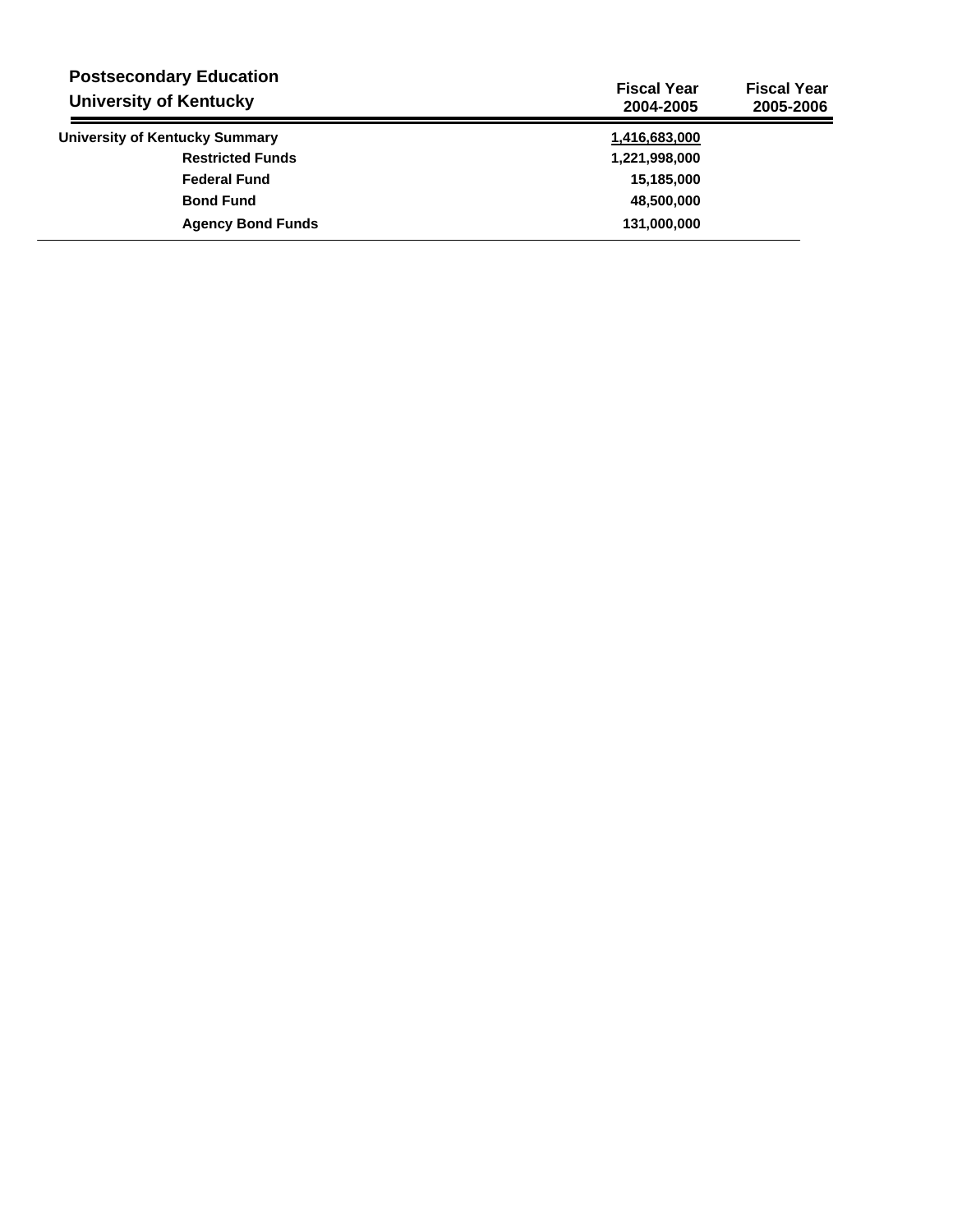## Postsecondary Education
## University of Kentucky

| | Fiscal Year 2004-2005 | Fiscal Year 2005-2006 |
|---|---|---|
| **University of Kentucky Summary** | 1,416,683,000 | |
| Restricted Funds | 1,221,998,000 | |
| Federal Fund | 15,185,000 | |
| Bond Fund | 48,500,000 | |
| Agency Bond Funds | 131,000,000 | |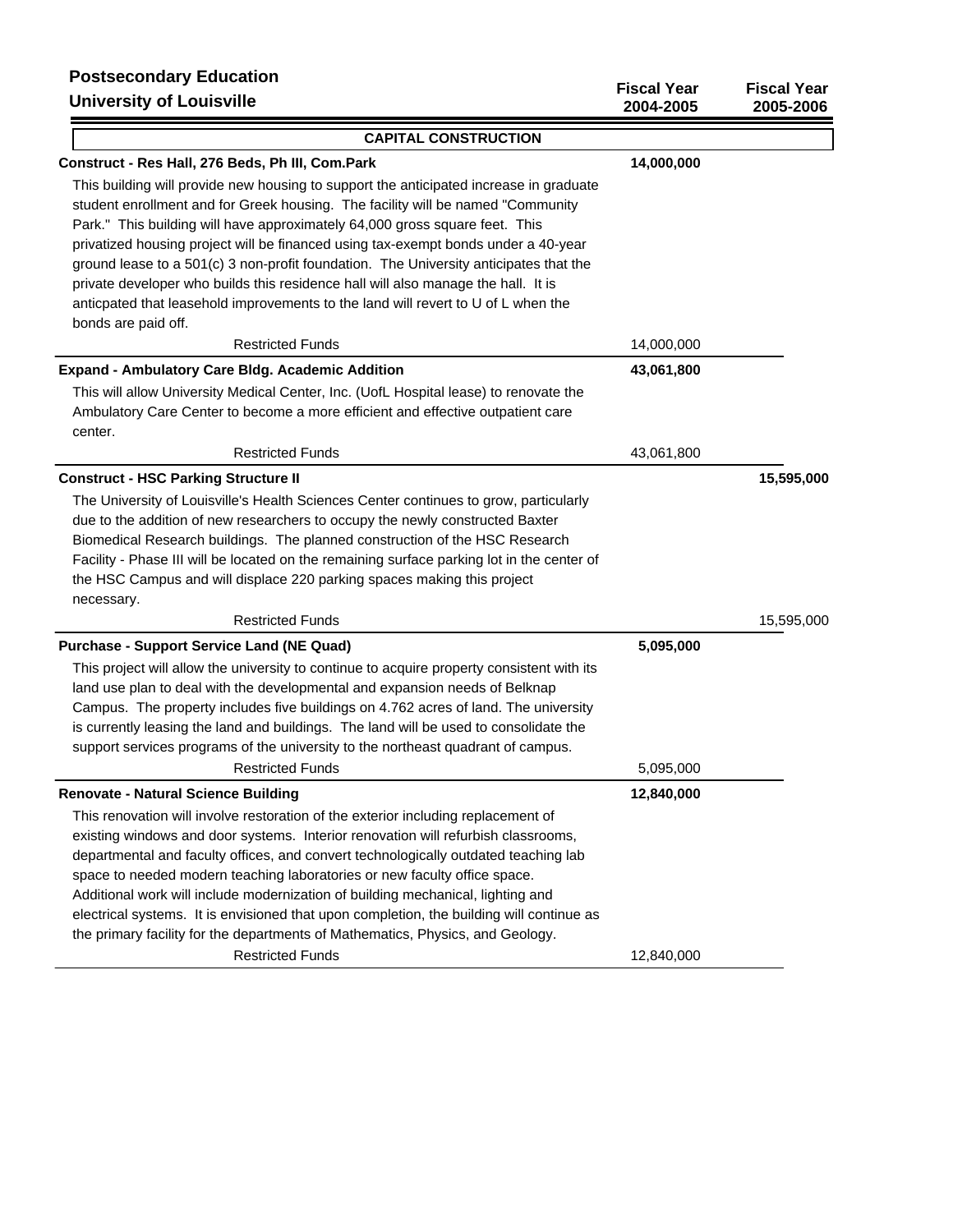**Postsecondary Education**
**University of Louisville**

| | Fiscal Year 2004-2005 | Fiscal Year 2005-2006 |
|---|---|---|

**CAPITAL CONSTRUCTION**

| | Fiscal Year 2004-2005 | Fiscal Year 2005-2006 |
|---|---|---|
| **Construct - Res Hall, 276 Beds, Ph III, Com.Park** | **14,000,000** | |
| This building will provide new housing to support the anticipated increase in graduate student enrollment and for Greek housing. The facility will be named "Community Park." This building will have approximately 64,000 gross square feet. This privatized housing project will be financed using tax-exempt bonds under a 40-year ground lease to a 501(c) 3 non-profit foundation. The University anticipates that the private developer who builds this residence hall will also manage the hall. It is anticpated that leasehold improvements to the land will revert to U of L when the bonds are paid off. | | |
| Restricted Funds | 14,000,000 | |
| **Expand - Ambulatory Care Bldg. Academic Addition** | **43,061,800** | |
| This will allow University Medical Center, Inc. (UofL Hospital lease) to renovate the Ambulatory Care Center to become a more efficient and effective outpatient care center. | | |
| Restricted Funds | 43,061,800 | |
| **Construct - HSC Parking Structure II** | | **15,595,000** |
| The University of Louisville's Health Sciences Center continues to grow, particularly due to the addition of new researchers to occupy the newly constructed Baxter Biomedical Research buildings. The planned construction of the HSC Research Facility - Phase III will be located on the remaining surface parking lot in the center of the HSC Campus and will displace 220 parking spaces making this project necessary. | | |
| Restricted Funds | | 15,595,000 |
| **Purchase - Support Service Land (NE Quad)** | **5,095,000** | |
| This project will allow the university to continue to acquire property consistent with its land use plan to deal with the developmental and expansion needs of Belknap Campus. The property includes five buildings on 4.762 acres of land. The university is currently leasing the land and buildings. The land will be used to consolidate the support services programs of the university to the northeast quadrant of campus. | | |
| Restricted Funds | 5,095,000 | |
| **Renovate - Natural Science Building** | **12,840,000** | |
| This renovation will involve restoration of the exterior including replacement of existing windows and door systems. Interior renovation will refurbish classrooms, departmental and faculty offices, and convert technologically outdated teaching lab space to needed modern teaching laboratories or new faculty office space. Additional work will include modernization of building mechanical, lighting and electrical systems. It is envisioned that upon completion, the building will continue as the primary facility for the departments of Mathematics, Physics, and Geology. | | |
| Restricted Funds | 12,840,000 | |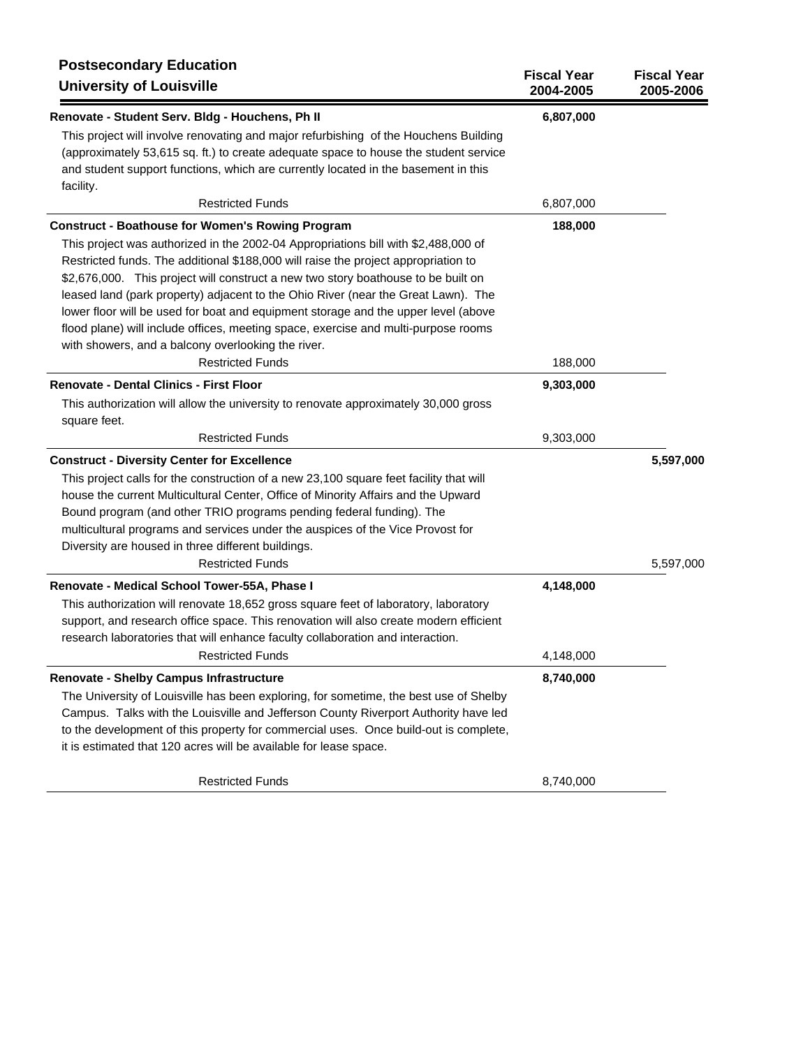## Postsecondary Education
### University of Louisville

| | Fiscal Year 2004-2005 | Fiscal Year 2005-2006 |
|---|---|---|
| **Renovate - Student Serv. Bldg - Houchens, Ph II** | **6,807,000** | |
| This project will involve renovating and major refurbishing of the Houchens Building (approximately 53,615 sq. ft.) to create adequate space to house the student service and student support functions, which are currently located in the basement in this facility. | | |
| Restricted Funds | 6,807,000 | |
| **Construct - Boathouse for Women's Rowing Program** | **188,000** | |
| This project was authorized in the 2002-04 Appropriations bill with $2,488,000 of Restricted funds. The additional $188,000 will raise the project appropriation to $2,676,000. This project will construct a new two story boathouse to be built on leased land (park property) adjacent to the Ohio River (near the Great Lawn). The lower floor will be used for boat and equipment storage and the upper level (above flood plane) will include offices, meeting space, exercise and multi-purpose rooms with showers, and a balcony overlooking the river. | | |
| Restricted Funds | 188,000 | |
| **Renovate - Dental Clinics - First Floor** | **9,303,000** | |
| This authorization will allow the university to renovate approximately 30,000 gross square feet. | | |
| Restricted Funds | 9,303,000 | |
| **Construct - Diversity Center for Excellence** | | **5,597,000** |
| This project calls for the construction of a new 23,100 square feet facility that will house the current Multicultural Center, Office of Minority Affairs and the Upward Bound program (and other TRIO programs pending federal funding). The multicultural programs and services under the auspices of the Vice Provost for Diversity are housed in three different buildings. | | |
| Restricted Funds | | 5,597,000 |
| **Renovate - Medical School Tower-55A, Phase I** | **4,148,000** | |
| This authorization will renovate 18,652 gross square feet of laboratory, laboratory support, and research office space. This renovation will also create modern efficient research laboratories that will enhance faculty collaboration and interaction. | | |
| Restricted Funds | 4,148,000 | |
| **Renovate - Shelby Campus Infrastructure** | **8,740,000** | |
| The University of Louisville has been exploring, for sometime, the best use of Shelby Campus. Talks with the Louisville and Jefferson County Riverport Authority have led to the development of this property for commercial uses. Once build-out is complete, it is estimated that 120 acres will be available for lease space. | | |
| Restricted Funds | 8,740,000 | |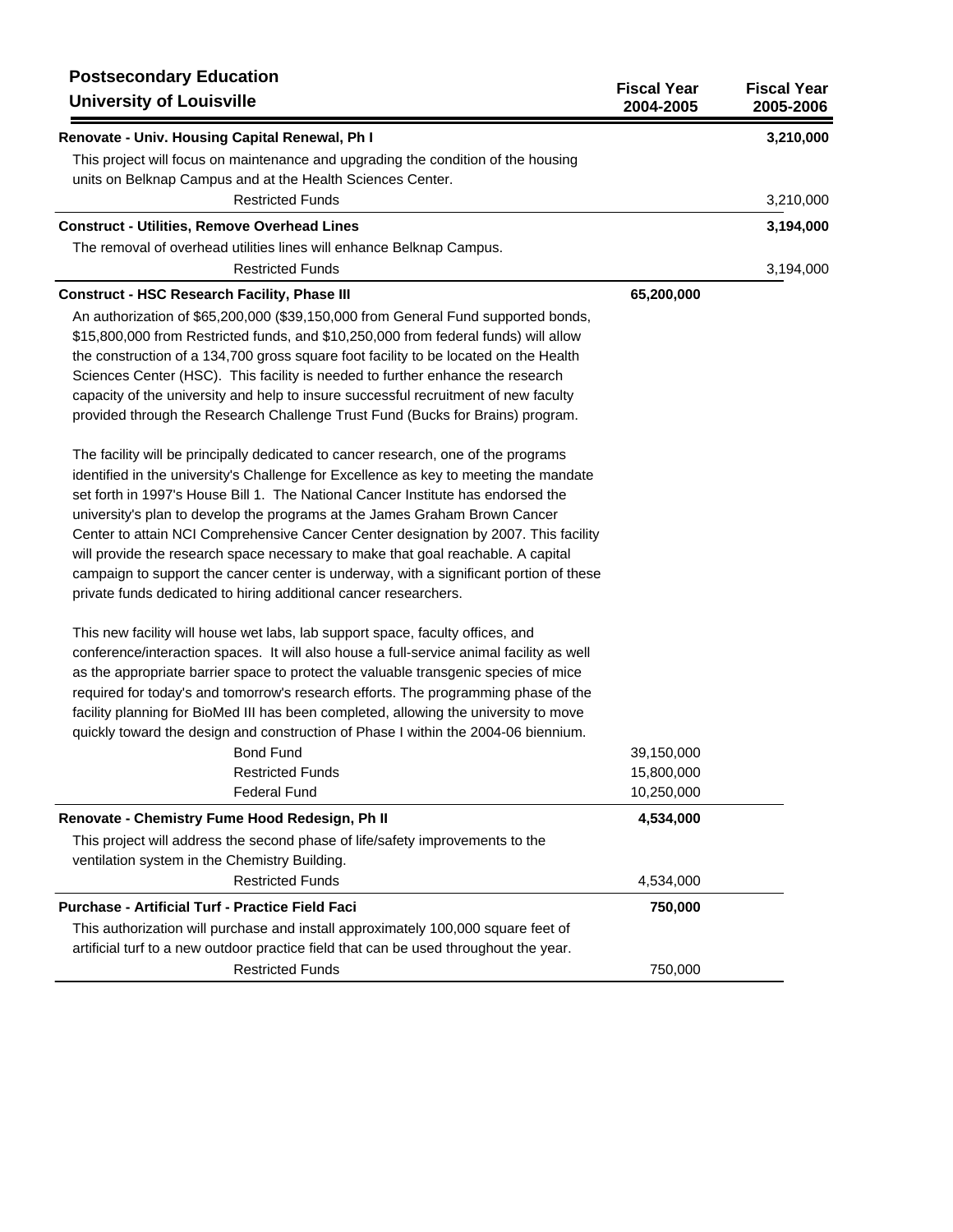**Postsecondary Education**
**University of Louisville**

| | Fiscal Year 2004-2005 | Fiscal Year 2005-2006 |
|---|---|---|
| **Renovate - Univ. Housing Capital Renewal, Ph I** | | **3,210,000** |
| This project will focus on maintenance and upgrading the condition of the housing units on Belknap Campus and at the Health Sciences Center. | | |
| Restricted Funds | | 3,210,000 |
| **Construct - Utilities, Remove Overhead Lines** | | **3,194,000** |
| The removal of overhead utilities lines will enhance Belknap Campus. | | |
| Restricted Funds | | 3,194,000 |
| **Construct - HSC Research Facility, Phase III** | **65,200,000** | |
| An authorization of $65,200,000 ($39,150,000 from General Fund supported bonds, $15,800,000 from Restricted funds, and $10,250,000 from federal funds) will allow the construction of a 134,700 gross square foot facility to be located on the Health Sciences Center (HSC). This facility is needed to further enhance the research capacity of the university and help to insure successful recruitment of new faculty provided through the Research Challenge Trust Fund (Bucks for Brains) program.<br><br>The facility will be principally dedicated to cancer research, one of the programs identified in the university's Challenge for Excellence as key to meeting the mandate set forth in 1997's House Bill 1. The National Cancer Institute has endorsed the university's plan to develop the programs at the James Graham Brown Cancer Center to attain NCI Comprehensive Cancer Center designation by 2007. This facility will provide the research space necessary to make that goal reachable. A capital campaign to support the cancer center is underway, with a significant portion of these private funds dedicated to hiring additional cancer researchers.<br><br>This new facility will house wet labs, lab support space, faculty offices, and conference/interaction spaces. It will also house a full-service animal facility as well as the appropriate barrier space to protect the valuable transgenic species of mice required for today's and tomorrow's research efforts. The programming phase of the facility planning for BioMed III has been completed, allowing the university to move quickly toward the design and construction of Phase I within the 2004-06 biennium. | | |
| Bond Fund | 39,150,000 | |
| Restricted Funds | 15,800,000 | |
| Federal Fund | 10,250,000 | |
| **Renovate - Chemistry Fume Hood Redesign, Ph II** | **4,534,000** | |
| This project will address the second phase of life/safety improvements to the ventilation system in the Chemistry Building. | | |
| Restricted Funds | 4,534,000 | |
| **Purchase - Artificial Turf - Practice Field Faci** | **750,000** | |
| This authorization will purchase and install approximately 100,000 square feet of artificial turf to a new outdoor practice field that can be used throughout the year. | | |
| Restricted Funds | 750,000 | |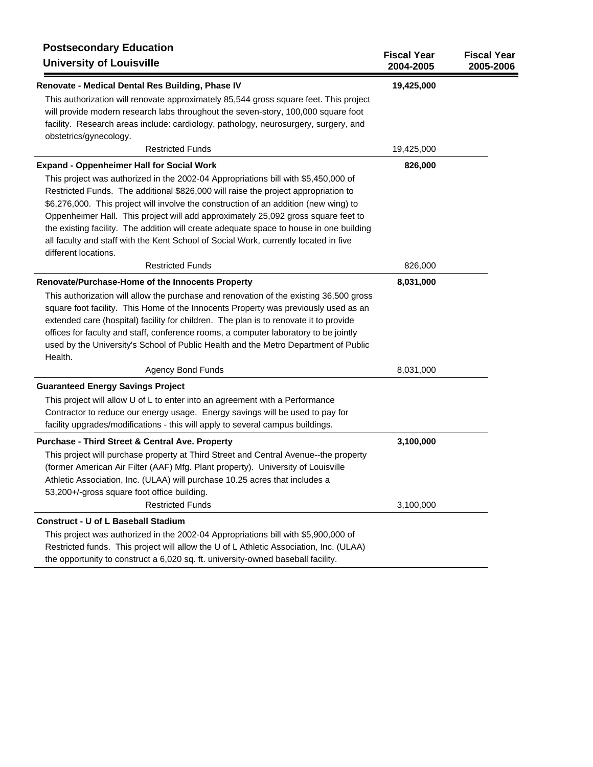## Postsecondary Education

### University of Louisville

| | Fiscal Year 2004-2005 | Fiscal Year 2005-2006 |
|---|---|---|
| **Renovate - Medical Dental Res Building, Phase IV** | **19,425,000** | |
| This authorization will renovate approximately 85,544 gross square feet. This project will provide modern research labs throughout the seven-story, 100,000 square foot facility. Research areas include: cardiology, pathology, neurosurgery, surgery, and obstetrics/gynecology. | | |
| Restricted Funds | 19,425,000 | |
| **Expand - Oppenheimer Hall for Social Work** | **826,000** | |
| This project was authorized in the 2002-04 Appropriations bill with $5,450,000 of Restricted Funds. The additional $826,000 will raise the project appropriation to $6,276,000. This project will involve the construction of an addition (new wing) to Oppenheimer Hall. This project will add approximately 25,092 gross square feet to the existing facility. The addition will create adequate space to house in one building all faculty and staff with the Kent School of Social Work, currently located in five different locations. | | |
| Restricted Funds | 826,000 | |
| **Renovate/Purchase-Home of the Innocents Property** | **8,031,000** | |
| This authorization will allow the purchase and renovation of the existing 36,500 gross square foot facility. This Home of the Innocents Property was previously used as an extended care (hospital) facility for children. The plan is to renovate it to provide offices for faculty and staff, conference rooms, a computer laboratory to be jointly used by the University's School of Public Health and the Metro Department of Public Health. | | |
| Agency Bond Funds | 8,031,000 | |
| **Guaranteed Energy Savings Project** | | |
| This project will allow U of L to enter into an agreement with a Performance Contractor to reduce our energy usage. Energy savings will be used to pay for facility upgrades/modifications - this will apply to several campus buildings. | | |
| **Purchase - Third Street & Central Ave. Property** | **3,100,000** | |
| This project will purchase property at Third Street and Central Avenue--the property (former American Air Filter (AAF) Mfg. Plant property). University of Louisville Athletic Association, Inc. (ULAA) will purchase 10.25 acres that includes a 53,200+/-gross square foot office building. | | |
| Restricted Funds | 3,100,000 | |
| **Construct - U of L Baseball Stadium** | | |
| This project was authorized in the 2002-04 Appropriations bill with $5,900,000 of Restricted funds. This project will allow the U of L Athletic Association, Inc. (ULAA) the opportunity to construct a 6,020 sq. ft. university-owned baseball facility. | | |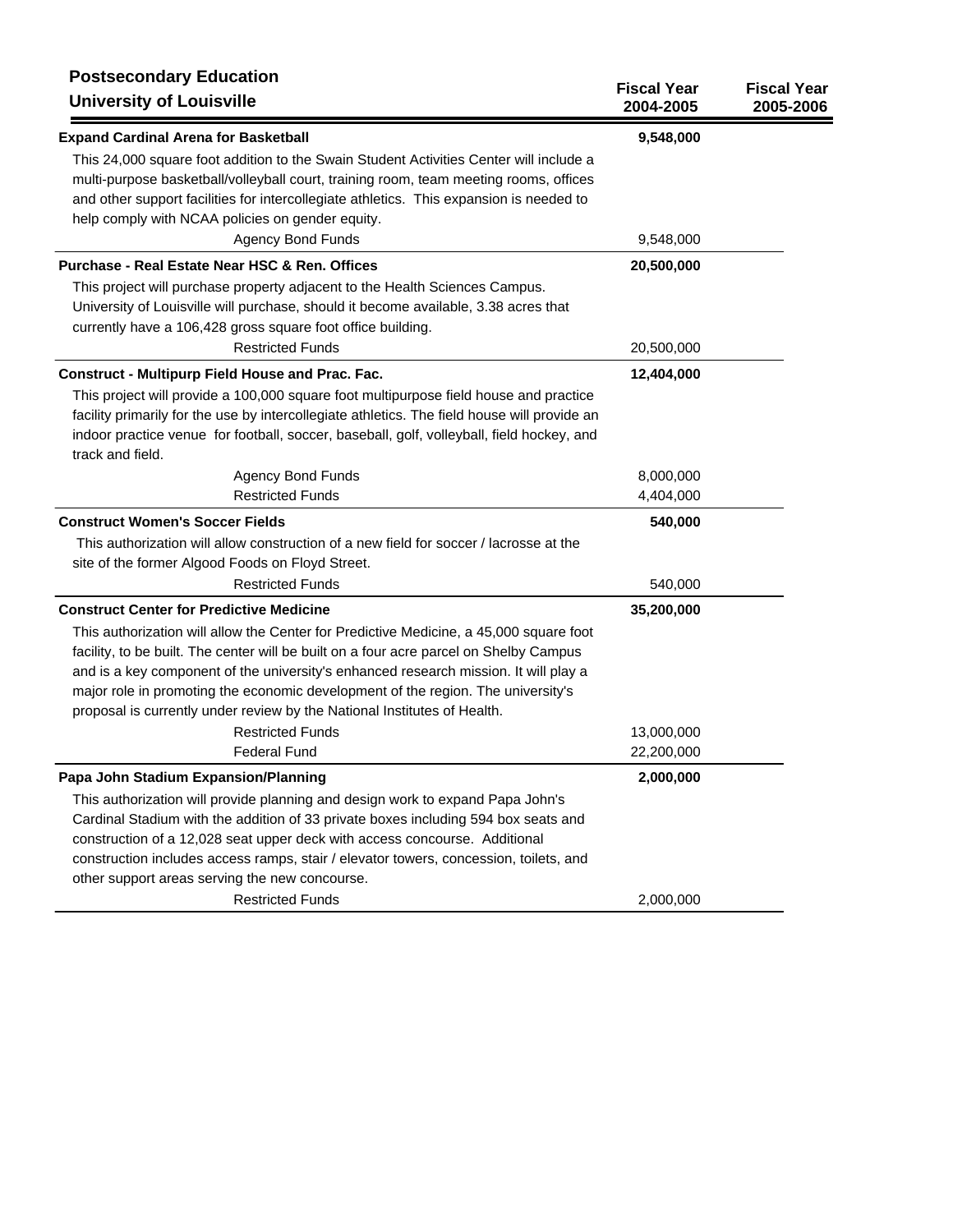## Postsecondary Education
## University of Louisville

| | Fiscal Year 2004-2005 | Fiscal Year 2005-2006 |
|---|---|---|
| **Expand Cardinal Arena for Basketball** | **9,548,000** | |
| This 24,000 square foot addition to the Swain Student Activities Center will include a multi-purpose basketball/volleyball court, training room, team meeting rooms, offices and other support facilities for intercollegiate athletics. This expansion is needed to help comply with NCAA policies on gender equity. | | |
| Agency Bond Funds | 9,548,000 | |
| **Purchase - Real Estate Near HSC & Ren. Offices** | **20,500,000** | |
| This project will purchase property adjacent to the Health Sciences Campus. University of Louisville will purchase, should it become available, 3.38 acres that currently have a 106,428 gross square foot office building. | | |
| Restricted Funds | 20,500,000 | |
| **Construct - Multipurp Field House and Prac. Fac.** | **12,404,000** | |
| This project will provide a 100,000 square foot multipurpose field house and practice facility primarily for the use by intercollegiate athletics. The field house will provide an indoor practice venue for football, soccer, baseball, golf, volleyball, field hockey, and track and field. | | |
| Agency Bond Funds | 8,000,000 | |
| Restricted Funds | 4,404,000 | |
| **Construct Women's Soccer Fields** | **540,000** | |
| This authorization will allow construction of a new field for soccer / lacrosse at the site of the former Algood Foods on Floyd Street. | | |
| Restricted Funds | 540,000 | |
| **Construct Center for Predictive Medicine** | **35,200,000** | |
| This authorization will allow the Center for Predictive Medicine, a 45,000 square foot facility, to be built. The center will be built on a four acre parcel on Shelby Campus and is a key component of the university's enhanced research mission. It will play a major role in promoting the economic development of the region. The university's proposal is currently under review by the National Institutes of Health. | | |
| Restricted Funds | 13,000,000 | |
| Federal Fund | 22,200,000 | |
| **Papa John Stadium Expansion/Planning** | **2,000,000** | |
| This authorization will provide planning and design work to expand Papa John's Cardinal Stadium with the addition of 33 private boxes including 594 box seats and construction of a 12,028 seat upper deck with access concourse. Additional construction includes access ramps, stair / elevator towers, concession, toilets, and other support areas serving the new concourse. | | |
| Restricted Funds | 2,000,000 | |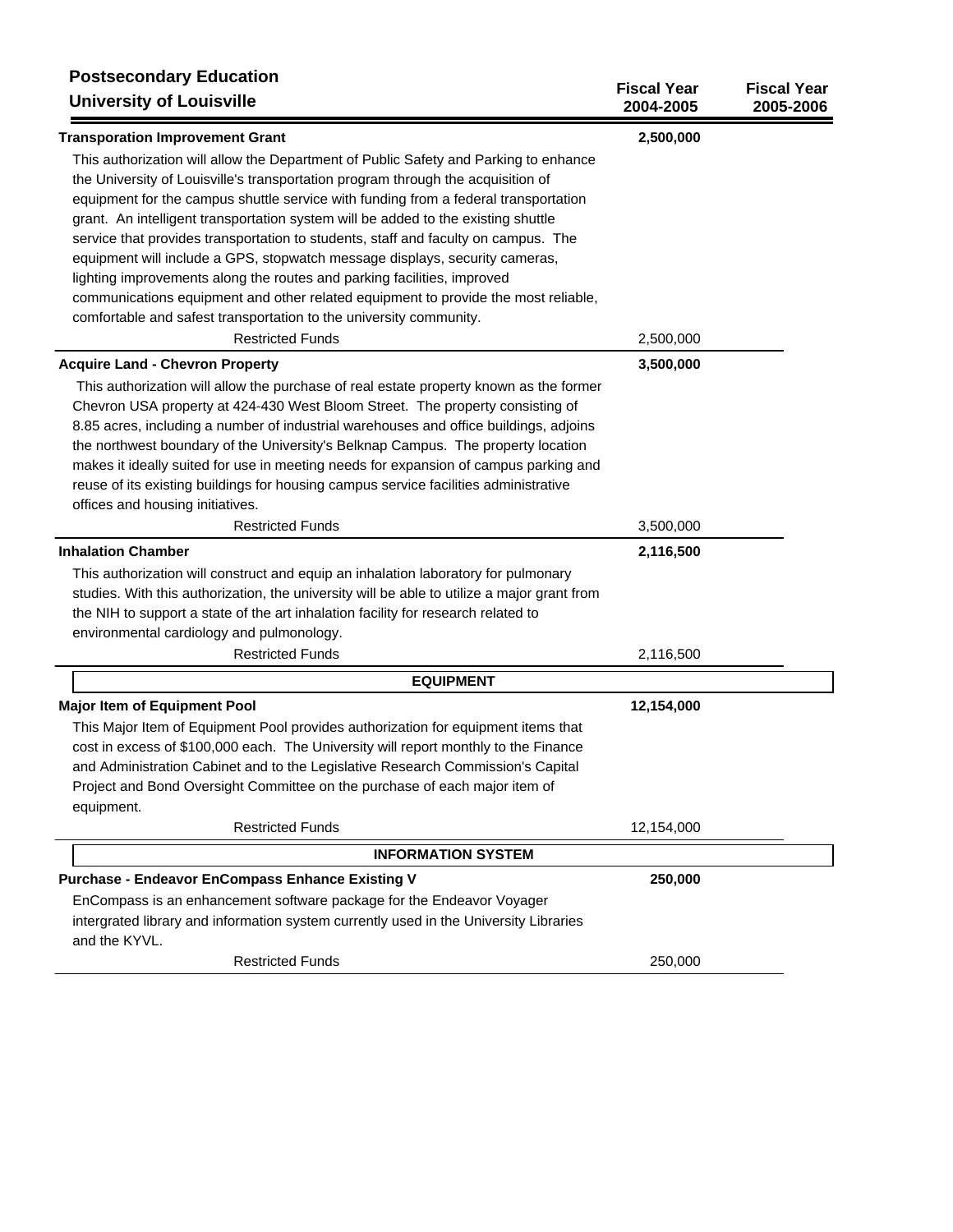## Postsecondary Education
## University of Louisville

| | Fiscal Year 2004-2005 | Fiscal Year 2005-2006 |
|---|---|---|
| **Transporation Improvement Grant** | **2,500,000** | |
| This authorization will allow the Department of Public Safety and Parking to enhance the University of Louisville's transportation program through the acquisition of equipment for the campus shuttle service with funding from a federal transportation grant. An intelligent transportation system will be added to the existing shuttle service that provides transportation to students, staff and faculty on campus. The equipment will include a GPS, stopwatch message displays, security cameras, lighting improvements along the routes and parking facilities, improved communications equipment and other related equipment to provide the most reliable, comfortable and safest transportation to the university community. | | |
| Restricted Funds | 2,500,000 | |
| **Acquire Land - Chevron Property** | **3,500,000** | |
| This authorization will allow the purchase of real estate property known as the former Chevron USA property at 424-430 West Bloom Street. The property consisting of 8.85 acres, including a number of industrial warehouses and office buildings, adjoins the northwest boundary of the University's Belknap Campus. The property location makes it ideally suited for use in meeting needs for expansion of campus parking and reuse of its existing buildings for housing campus service facilities administrative offices and housing initiatives. | | |
| Restricted Funds | 3,500,000 | |
| **Inhalation Chamber** | **2,116,500** | |
| This authorization will construct and equip an inhalation laboratory for pulmonary studies. With this authorization, the university will be able to utilize a major grant from the NIH to support a state of the art inhalation facility for research related to environmental cardiology and pulmonology. | | |
| Restricted Funds | 2,116,500 | |
| **EQUIPMENT** | | |
| **Major Item of Equipment Pool** | **12,154,000** | |
| This Major Item of Equipment Pool provides authorization for equipment items that cost in excess of $100,000 each. The University will report monthly to the Finance and Administration Cabinet and to the Legislative Research Commission's Capital Project and Bond Oversight Committee on the purchase of each major item of equipment. | | |
| Restricted Funds | 12,154,000 | |
| **INFORMATION SYSTEM** | | |
| **Purchase - Endeavor EnCompass Enhance Existing V** | **250,000** | |
| EnCompass is an enhancement software package for the Endeavor Voyager intergrated library and information system currently used in the University Libraries and the KYVL. | | |
| Restricted Funds | 250,000 | |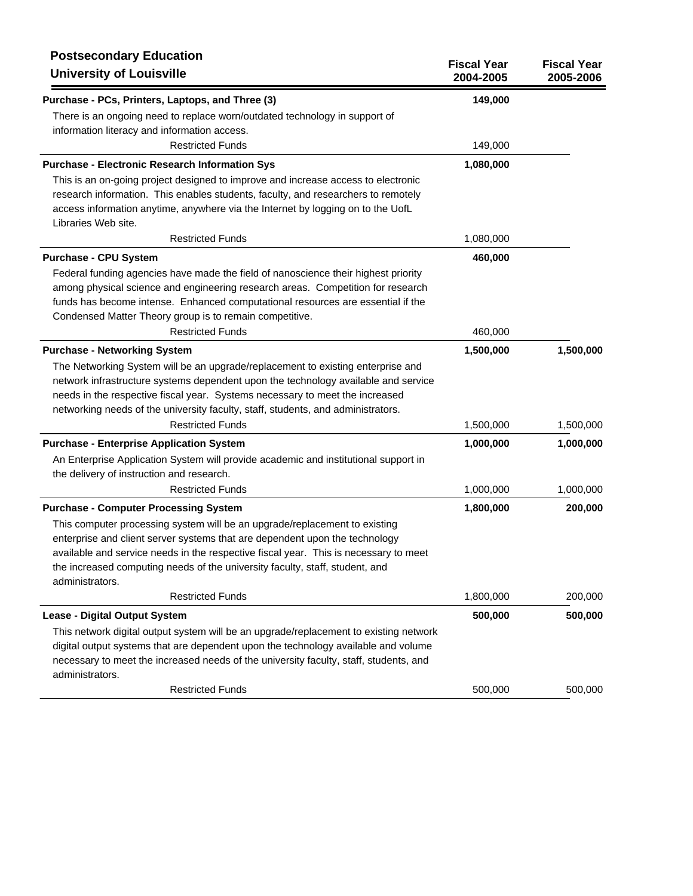**Postsecondary Education**
**University of Louisville**

| | Fiscal Year 2004-2005 | Fiscal Year 2005-2006 |
|---|---|---|
| **Purchase - PCs, Printers, Laptops, and Three (3)** | **149,000** | |
| There is an ongoing need to replace worn/outdated technology in support of information literacy and information access. | | |
| Restricted Funds | 149,000 | |
| **Purchase - Electronic Research Information Sys** | **1,080,000** | |
| This is an on-going project designed to improve and increase access to electronic research information. This enables students, faculty, and researchers to remotely access information anytime, anywhere via the Internet by logging on to the UofL Libraries Web site. | | |
| Restricted Funds | 1,080,000 | |
| **Purchase - CPU System** | **460,000** | |
| Federal funding agencies have made the field of nanoscience their highest priority among physical science and engineering research areas. Competition for research funds has become intense. Enhanced computational resources are essential if the Condensed Matter Theory group is to remain competitive. | | |
| Restricted Funds | 460,000 | |
| **Purchase - Networking System** | **1,500,000** | **1,500,000** |
| The Networking System will be an upgrade/replacement to existing enterprise and network infrastructure systems dependent upon the technology available and service needs in the respective fiscal year. Systems necessary to meet the increased networking needs of the university faculty, staff, students, and administrators. | | |
| Restricted Funds | 1,500,000 | 1,500,000 |
| **Purchase - Enterprise Application System** | **1,000,000** | **1,000,000** |
| An Enterprise Application System will provide academic and institutional support in the delivery of instruction and research. | | |
| Restricted Funds | 1,000,000 | 1,000,000 |
| **Purchase - Computer Processing System** | **1,800,000** | **200,000** |
| This computer processing system will be an upgrade/replacement to existing enterprise and client server systems that are dependent upon the technology available and service needs in the respective fiscal year. This is necessary to meet the increased computing needs of the university faculty, staff, student, and administrators. | | |
| Restricted Funds | 1,800,000 | 200,000 |
| **Lease - Digital Output System** | **500,000** | **500,000** |
| This network digital output system will be an upgrade/replacement to existing network digital output systems that are dependent upon the technology available and volume necessary to meet the increased needs of the university faculty, staff, students, and administrators. | | |
| Restricted Funds | 500,000 | 500,000 |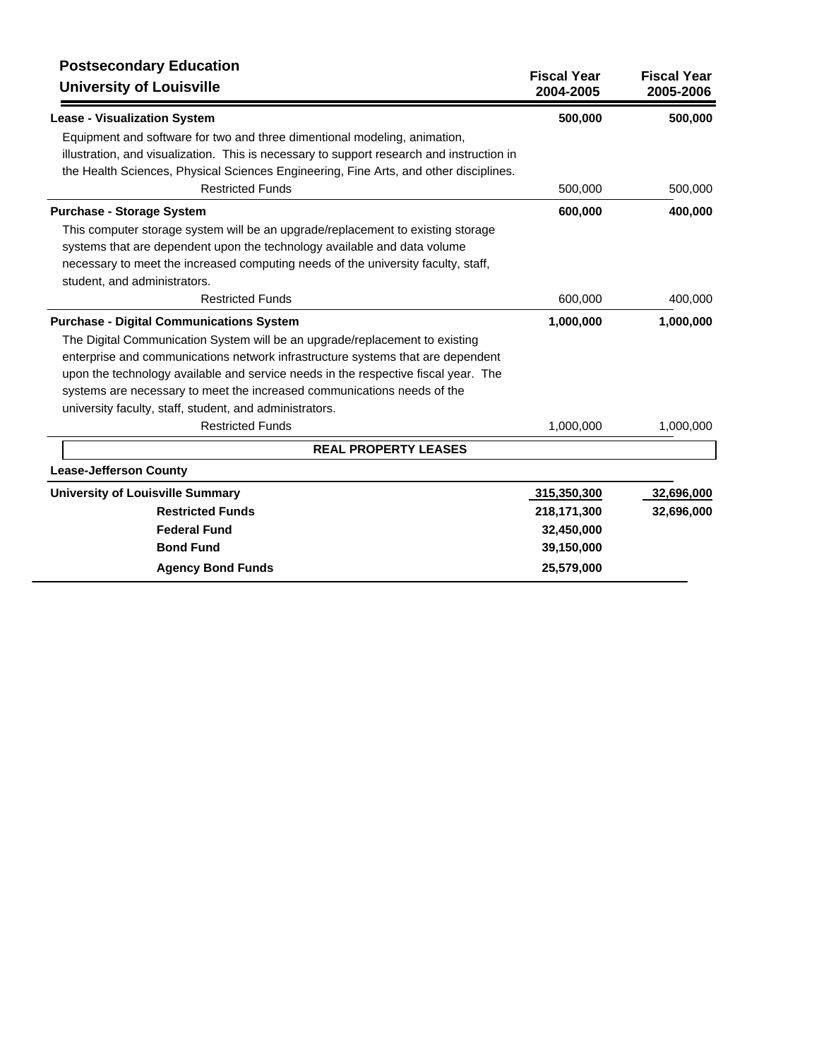## Postsecondary Education
### University of Louisville

| | Fiscal Year 2004-2005 | Fiscal Year 2005-2006 |
|---|---|---|
| **Lease - Visualization System** | **500,000** | **500,000** |
| Equipment and software for two and three dimentional modeling, animation, illustration, and visualization. This is necessary to support research and instruction in the Health Sciences, Physical Sciences Engineering, Fine Arts, and other disciplines. | | |
| Restricted Funds | 500,000 | 500,000 |
| **Purchase - Storage System** | **600,000** | **400,000** |
| This computer storage system will be an upgrade/replacement to existing storage systems that are dependent upon the technology available and data volume necessary to meet the increased computing needs of the university faculty, staff, student, and administrators. | | |
| Restricted Funds | 600,000 | 400,000 |
| **Purchase - Digital Communications System** | **1,000,000** | **1,000,000** |
| The Digital Communication System will be an upgrade/replacement to existing enterprise and communications network infrastructure systems that are dependent upon the technology available and service needs in the respective fiscal year. The systems are necessary to meet the increased communications needs of the university faculty, staff, student, and administrators. | | |
| Restricted Funds | 1,000,000 | 1,000,000 |
| **REAL PROPERTY LEASES** | | |
| **Lease-Jefferson County** | | |
| **University of Louisville Summary** | **315,350,300** | **32,696,000** |
| **Restricted Funds** | **218,171,300** | **32,696,000** |
| **Federal Fund** | **32,450,000** | |
| **Bond Fund** | **39,150,000** | |
| **Agency Bond Funds** | **25,579,000** | |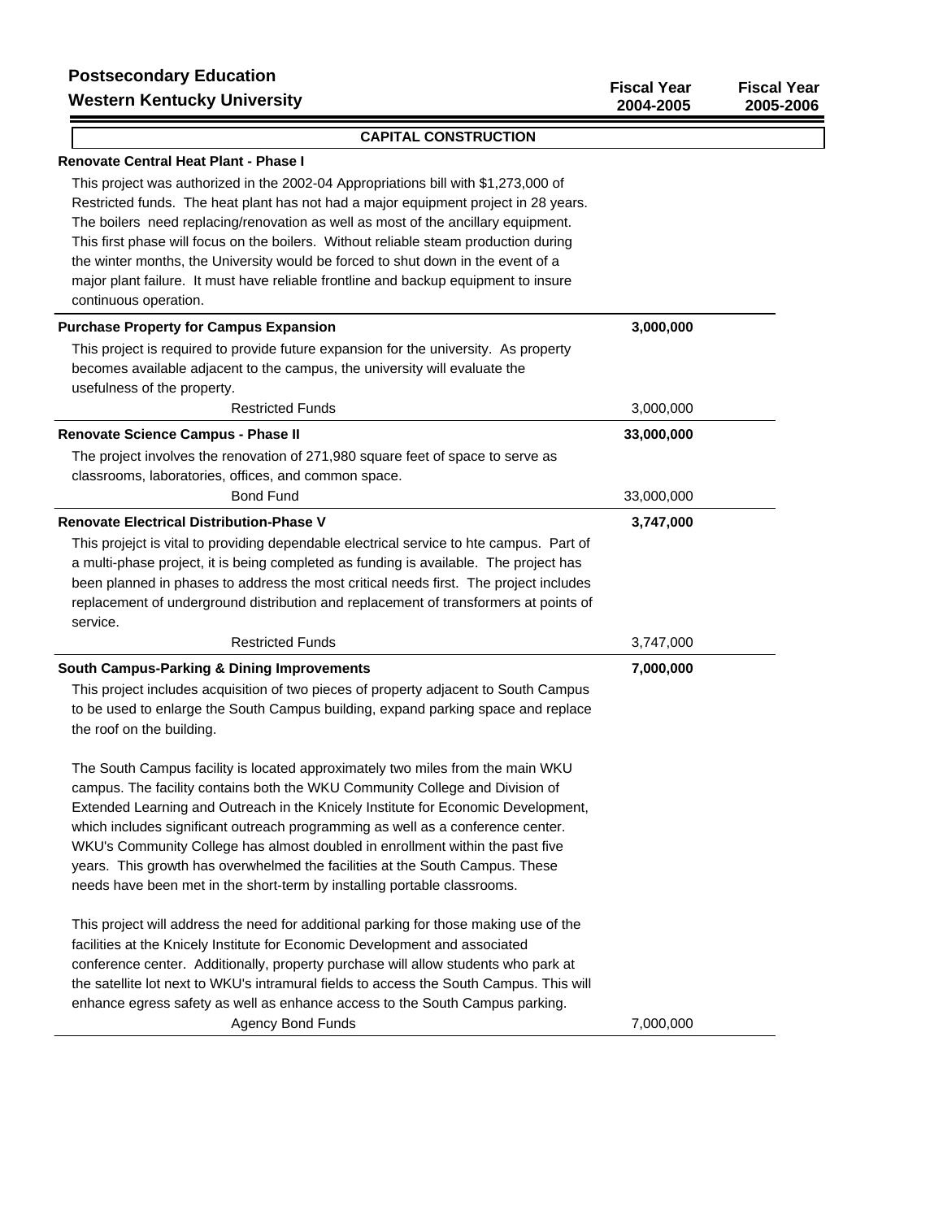## Postsecondary Education

## Western Kentucky University

| | Fiscal Year 2004-2005 | Fiscal Year 2005-2006 |
|---|---|---|

### CAPITAL CONSTRUCTION

**Renovate Central Heat Plant - Phase I**

This project was authorized in the 2002-04 Appropriations bill with $1,273,000 of Restricted funds. The heat plant has not had a major equipment project in 28 years. The boilers need replacing/renovation as well as most of the ancillary equipment. This first phase will focus on the boilers. Without reliable steam production during the winter months, the University would be forced to shut down in the event of a major plant failure. It must have reliable frontline and backup equipment to insure continuous operation.

| | Fiscal Year 2004-2005 | Fiscal Year 2005-2006 |
|---|---|---|
| **Purchase Property for Campus Expansion** | **3,000,000** | |

This project is required to provide future expansion for the university. As property becomes available adjacent to the campus, the university will evaluate the usefulness of the property.

| | Fiscal Year 2004-2005 | Fiscal Year 2005-2006 |
|---|---|---|
| Restricted Funds | 3,000,000 | |
| **Renovate Science Campus - Phase II** | **33,000,000** | |

The project involves the renovation of 271,980 square feet of space to serve as classrooms, laboratories, offices, and common space.

| | Fiscal Year 2004-2005 | Fiscal Year 2005-2006 |
|---|---|---|
| Bond Fund | 33,000,000 | |
| **Renovate Electrical Distribution-Phase V** | **3,747,000** | |

This projejct is vital to providing dependable electrical service to hte campus. Part of a multi-phase project, it is being completed as funding is available. The project has been planned in phases to address the most critical needs first. The project includes replacement of underground distribution and replacement of transformers at points of service.

| | Fiscal Year 2004-2005 | Fiscal Year 2005-2006 |
|---|---|---|
| Restricted Funds | 3,747,000 | |
| **South Campus-Parking & Dining Improvements** | **7,000,000** | |

This project includes acquisition of two pieces of property adjacent to South Campus to be used to enlarge the South Campus building, expand parking space and replace the roof on the building.

The South Campus facility is located approximately two miles from the main WKU campus. The facility contains both the WKU Community College and Division of Extended Learning and Outreach in the Knicely Institute for Economic Development, which includes significant outreach programming as well as a conference center. WKU's Community College has almost doubled in enrollment within the past five years. This growth has overwhelmed the facilities at the South Campus. These needs have been met in the short-term by installing portable classrooms.

This project will address the need for additional parking for those making use of the facilities at the Knicely Institute for Economic Development and associated conference center. Additionally, property purchase will allow students who park at the satellite lot next to WKU's intramural fields to access the South Campus. This will enhance egress safety as well as enhance access to the South Campus parking.

| | Fiscal Year 2004-2005 | Fiscal Year 2005-2006 |
|---|---|---|
| Agency Bond Funds | 7,000,000 | |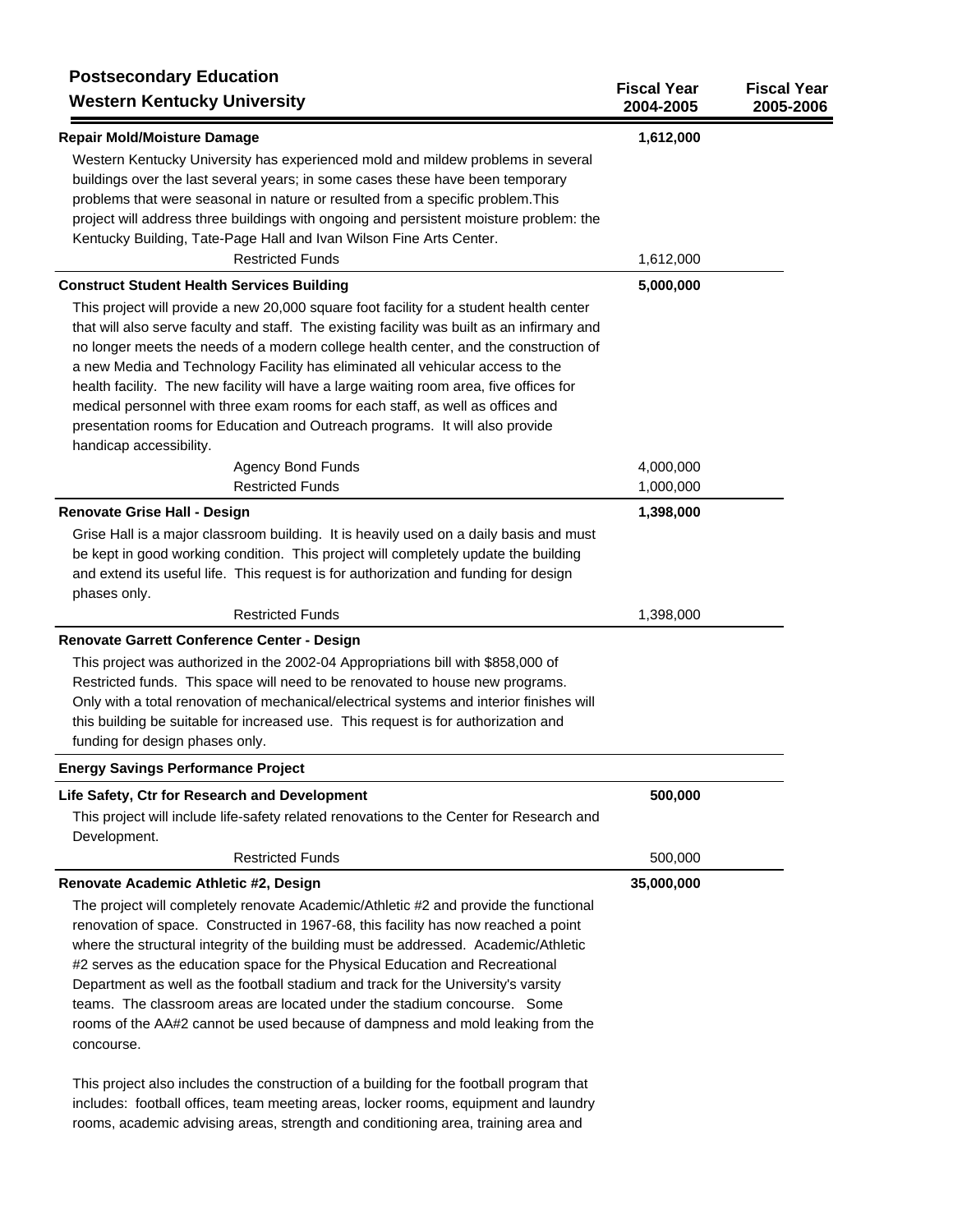| Postsecondary Education<br>Western Kentucky University | Fiscal Year 2004-2005 | Fiscal Year 2005-2006 |
|---|---|---|
| **Repair Mold/Moisture Damage** | **1,612,000** | |
| Western Kentucky University has experienced mold and mildew problems in several buildings over the last several years; in some cases these have been temporary problems that were seasonal in nature or resulted from a specific problem.This project will address three buildings with ongoing and persistent moisture problem: the Kentucky Building, Tate-Page Hall and Ivan Wilson Fine Arts Center. | | |
| Restricted Funds | 1,612,000 | |
| **Construct Student Health Services Building** | **5,000,000** | |
| This project will provide a new 20,000 square foot facility for a student health center that will also serve faculty and staff. The existing facility was built as an infirmary and no longer meets the needs of a modern college health center, and the construction of a new Media and Technology Facility has eliminated all vehicular access to the health facility. The new facility will have a large waiting room area, five offices for medical personnel with three exam rooms for each staff, as well as offices and presentation rooms for Education and Outreach programs. It will also provide handicap accessibility. | | |
| Agency Bond Funds | 4,000,000 | |
| Restricted Funds | 1,000,000 | |
| **Renovate Grise Hall - Design** | **1,398,000** | |
| Grise Hall is a major classroom building. It is heavily used on a daily basis and must be kept in good working condition. This project will completely update the building and extend its useful life. This request is for authorization and funding for design phases only. | | |
| Restricted Funds | 1,398,000 | |
| **Renovate Garrett Conference Center - Design** | | |
| This project was authorized in the 2002-04 Appropriations bill with $858,000 of Restricted funds. This space will need to be renovated to house new programs. Only with a total renovation of mechanical/electrical systems and interior finishes will this building be suitable for increased use. This request is for authorization and funding for design phases only. | | |
| **Energy Savings Performance Project** | | |
| **Life Safety, Ctr for Research and Development** | **500,000** | |
| This project will include life-safety related renovations to the Center for Research and Development. | | |
| Restricted Funds | 500,000 | |
| **Renovate Academic Athletic #2, Design** | **35,000,000** | |
| The project will completely renovate Academic/Athletic #2 and provide the functional renovation of space. Constructed in 1967-68, this facility has now reached a point where the structural integrity of the building must be addressed. Academic/Athletic #2 serves as the education space for the Physical Education and Recreational Department as well as the football stadium and track for the University's varsity teams. The classroom areas are located under the stadium concourse. Some rooms of the AA#2 cannot be used because of dampness and mold leaking from the concourse.<br><br>This project also includes the construction of a building for the football program that includes: football offices, team meeting areas, locker rooms, equipment and laundry rooms, academic advising areas, strength and conditioning area, training area and | | |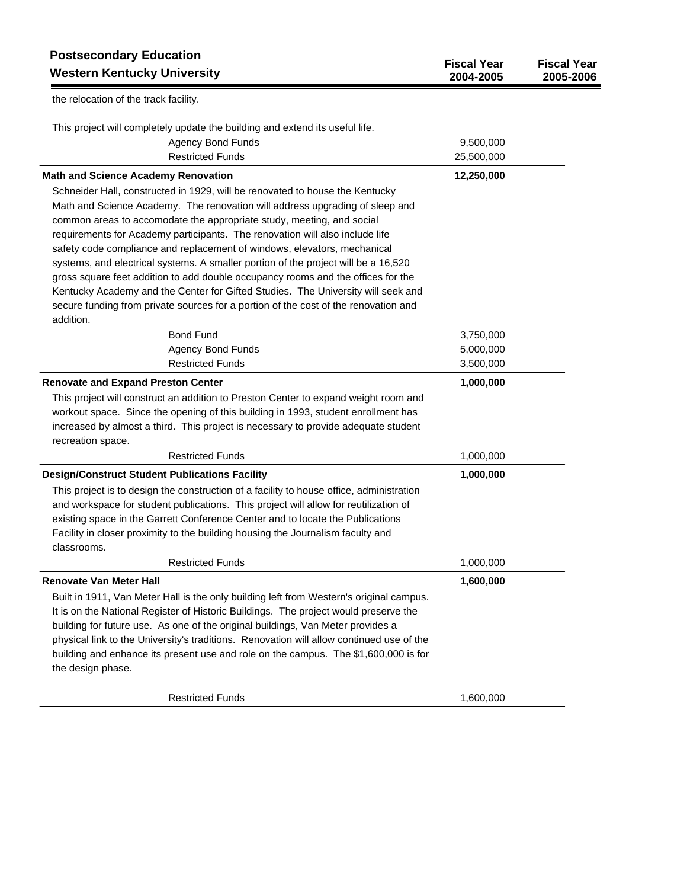| Postsecondary Education Western Kentucky University | Fiscal Year 2004-2005 | Fiscal Year 2005-2006 |
|---|---|---|
| the relocation of the track facility. | | |
| This project will completely update the building and extend its useful life. | | |
| Agency Bond Funds | 9,500,000 | |
| Restricted Funds | 25,500,000 | |
| **Math and Science Academy Renovation** | **12,250,000** | |
| Schneider Hall, constructed in 1929, will be renovated to house the Kentucky Math and Science Academy. The renovation will address upgrading of sleep and common areas to accomodate the appropriate study, meeting, and social requirements for Academy participants. The renovation will also include life safety code compliance and replacement of windows, elevators, mechanical systems, and electrical systems. A smaller portion of the project will be a 16,520 gross square feet addition to add double occupancy rooms and the offices for the Kentucky Academy and the Center for Gifted Studies. The University will seek and secure funding from private sources for a portion of the cost of the renovation and addition. | | |
| Bond Fund | 3,750,000 | |
| Agency Bond Funds | 5,000,000 | |
| Restricted Funds | 3,500,000 | |
| **Renovate and Expand Preston Center** | **1,000,000** | |
| This project will construct an addition to Preston Center to expand weight room and workout space. Since the opening of this building in 1993, student enrollment has increased by almost a third. This project is necessary to provide adequate student recreation space. | | |
| Restricted Funds | 1,000,000 | |
| **Design/Construct Student Publications Facility** | **1,000,000** | |
| This project is to design the construction of a facility to house office, administration and workspace for student publications. This project will allow for reutilization of existing space in the Garrett Conference Center and to locate the Publications Facility in closer proximity to the building housing the Journalism faculty and classrooms. | | |
| Restricted Funds | 1,000,000 | |
| **Renovate Van Meter Hall** | **1,600,000** | |
| Built in 1911, Van Meter Hall is the only building left from Western's original campus. It is on the National Register of Historic Buildings. The project would preserve the building for future use. As one of the original buildings, Van Meter provides a physical link to the University's traditions. Renovation will allow continued use of the building and enhance its present use and role on the campus. The $1,600,000 is for the design phase. | | |
| Restricted Funds | 1,600,000 | |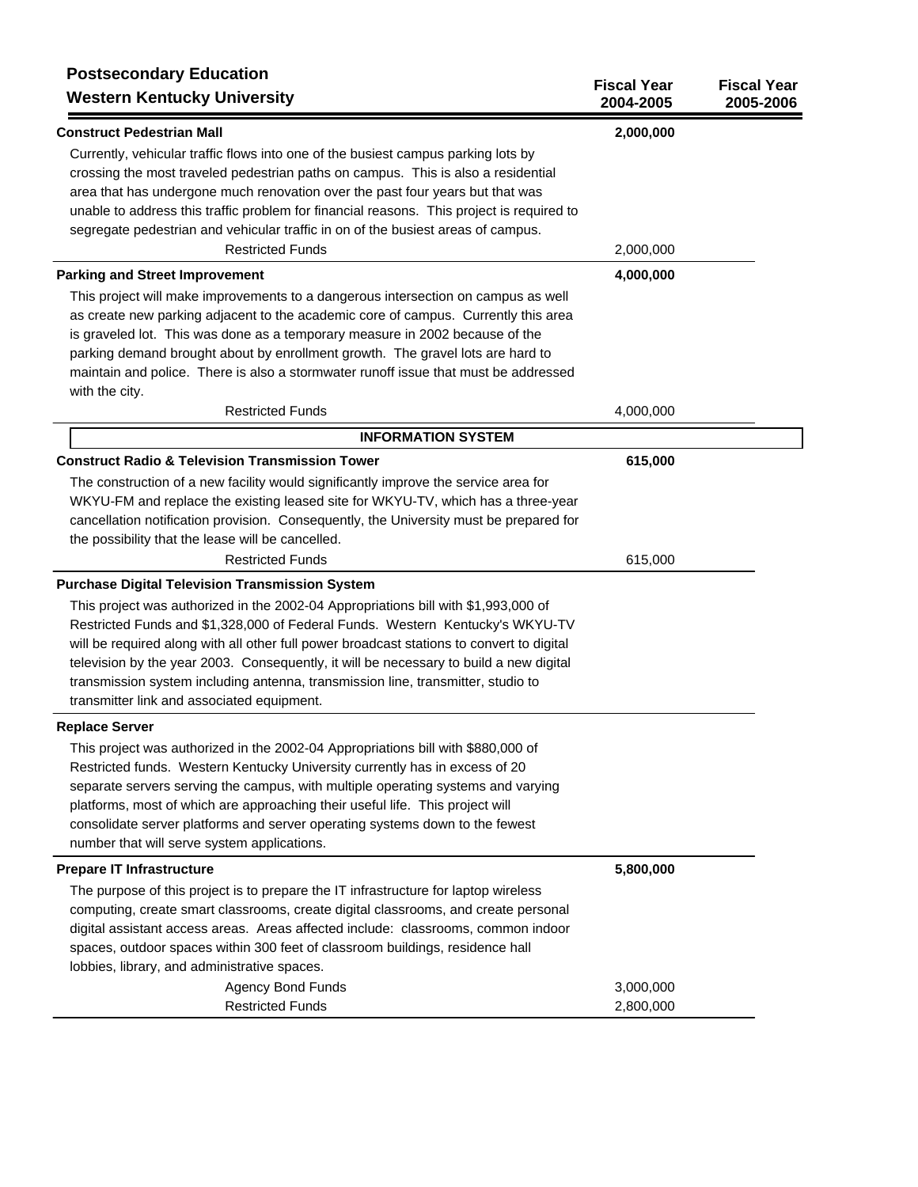**Postsecondary Education**
**Western Kentucky University**

| | Fiscal Year 2004-2005 | Fiscal Year 2005-2006 |
|---|---|---|
| **Construct Pedestrian Mall** | **2,000,000** | |
| Currently, vehicular traffic flows into one of the busiest campus parking lots by crossing the most traveled pedestrian paths on campus. This is also a residential area that has undergone much renovation over the past four years but that was unable to address this traffic problem for financial reasons. This project is required to segregate pedestrian and vehicular traffic in on of the busiest areas of campus. | | |
| Restricted Funds | 2,000,000 | |
| **Parking and Street Improvement** | **4,000,000** | |
| This project will make improvements to a dangerous intersection on campus as well as create new parking adjacent to the academic core of campus. Currently this area is graveled lot. This was done as a temporary measure in 2002 because of the parking demand brought about by enrollment growth. The gravel lots are hard to maintain and police. There is also a stormwater runoff issue that must be addressed with the city. | | |
| Restricted Funds | 4,000,000 | |
| **INFORMATION SYSTEM** | | |
| **Construct Radio & Television Transmission Tower** | **615,000** | |
| The construction of a new facility would significantly improve the service area for WKYU-FM and replace the existing leased site for WKYU-TV, which has a three-year cancellation notification provision. Consequently, the University must be prepared for the possibility that the lease will be cancelled. | | |
| Restricted Funds | 615,000 | |
| **Purchase Digital Television Transmission System** | | |
| This project was authorized in the 2002-04 Appropriations bill with $1,993,000 of Restricted Funds and $1,328,000 of Federal Funds. Western Kentucky's WKYU-TV will be required along with all other full power broadcast stations to convert to digital television by the year 2003. Consequently, it will be necessary to build a new digital transmission system including antenna, transmission line, transmitter, studio to transmitter link and associated equipment. | | |
| **Replace Server** | | |
| This project was authorized in the 2002-04 Appropriations bill with $880,000 of Restricted funds. Western Kentucky University currently has in excess of 20 separate servers serving the campus, with multiple operating systems and varying platforms, most of which are approaching their useful life. This project will consolidate server platforms and server operating systems down to the fewest number that will serve system applications. | | |
| **Prepare IT Infrastructure** | **5,800,000** | |
| The purpose of this project is to prepare the IT infrastructure for laptop wireless computing, create smart classrooms, create digital classrooms, and create personal digital assistant access areas. Areas affected include: classrooms, common indoor spaces, outdoor spaces within 300 feet of classroom buildings, residence hall lobbies, library, and administrative spaces. | | |
| Agency Bond Funds | 3,000,000 | |
| Restricted Funds | 2,800,000 | |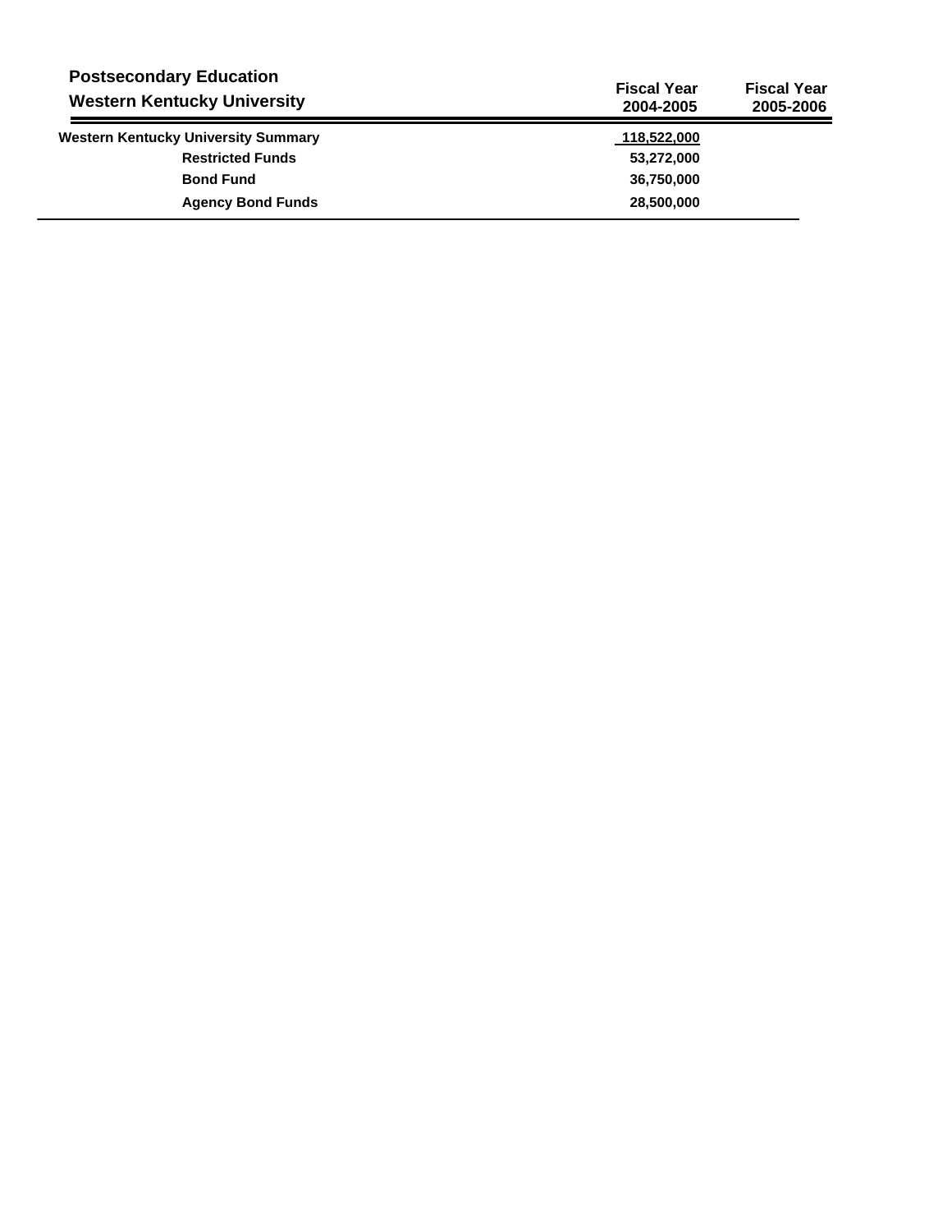## Postsecondary Education
## Western Kentucky University

| | Fiscal Year 2004-2005 | Fiscal Year 2005-2006 |
|---|---|---|
| **Western Kentucky University Summary** | **118,522,000** | |
| **Restricted Funds** | **53,272,000** | |
| **Bond Fund** | **36,750,000** | |
| **Agency Bond Funds** | **28,500,000** | |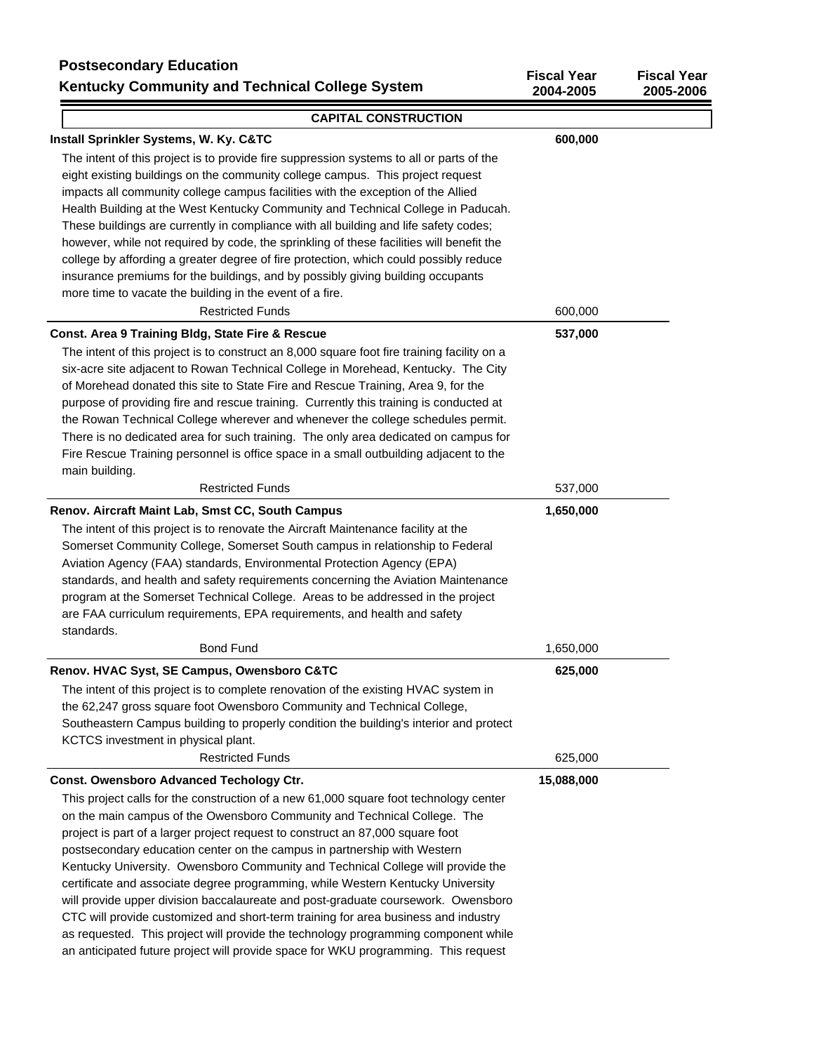**Postsecondary Education**
**Kentucky Community and Technical College System**

| | Fiscal Year 2004-2005 | Fiscal Year 2005-2006 |
|---|---|---|

**CAPITAL CONSTRUCTION**

| | Fiscal Year 2004-2005 | Fiscal Year 2005-2006 |
|---|---|---|
| **Install Sprinkler Systems, W. Ky. C&TC** | **600,000** | |

The intent of this project is to provide fire suppression systems to all or parts of the eight existing buildings on the community college campus. This project request impacts all community college campus facilities with the exception of the Allied Health Building at the West Kentucky Community and Technical College in Paducah. These buildings are currently in compliance with all building and life safety codes; however, while not required by code, the sprinkling of these facilities will benefit the college by affording a greater degree of fire protection, which could possibly reduce insurance premiums for the buildings, and by possibly giving building occupants more time to vacate the building in the event of a fire.

| | | |
|---|---|---|
| Restricted Funds | 600,000 | |
| **Const. Area 9 Training Bldg, State Fire & Rescue** | **537,000** | |

The intent of this project is to construct an 8,000 square foot fire training facility on a six-acre site adjacent to Rowan Technical College in Morehead, Kentucky. The City of Morehead donated this site to State Fire and Rescue Training, Area 9, for the purpose of providing fire and rescue training. Currently this training is conducted at the Rowan Technical College wherever and whenever the college schedules permit. There is no dedicated area for such training. The only area dedicated on campus for Fire Rescue Training personnel is office space in a small outbuilding adjacent to the main building.

| | | |
|---|---|---|
| Restricted Funds | 537,000 | |
| **Renov. Aircraft Maint Lab, Smst CC, South Campus** | **1,650,000** | |

The intent of this project is to renovate the Aircraft Maintenance facility at the Somerset Community College, Somerset South campus in relationship to Federal Aviation Agency (FAA) standards, Environmental Protection Agency (EPA) standards, and health and safety requirements concerning the Aviation Maintenance program at the Somerset Technical College. Areas to be addressed in the project are FAA curriculum requirements, EPA requirements, and health and safety standards.

| | | |
|---|---|---|
| Bond Fund | 1,650,000 | |
| **Renov. HVAC Syst, SE Campus, Owensboro C&TC** | **625,000** | |

The intent of this project is to complete renovation of the existing HVAC system in the 62,247 gross square foot Owensboro Community and Technical College, Southeastern Campus building to properly condition the building's interior and protect KCTCS investment in physical plant.

| | | |
|---|---|---|
| Restricted Funds | 625,000 | |
| **Const. Owensboro Advanced Techology Ctr.** | **15,088,000** | |

This project calls for the construction of a new 61,000 square foot technology center on the main campus of the Owensboro Community and Technical College. The project is part of a larger project request to construct an 87,000 square foot postsecondary education center on the campus in partnership with Western Kentucky University. Owensboro Community and Technical College will provide the certificate and associate degree programming, while Western Kentucky University will provide upper division baccalaureate and post-graduate coursework. Owensboro CTC will provide customized and short-term training for area business and industry as requested. This project will provide the technology programming component while an anticipated future project will provide space for WKU programming. This request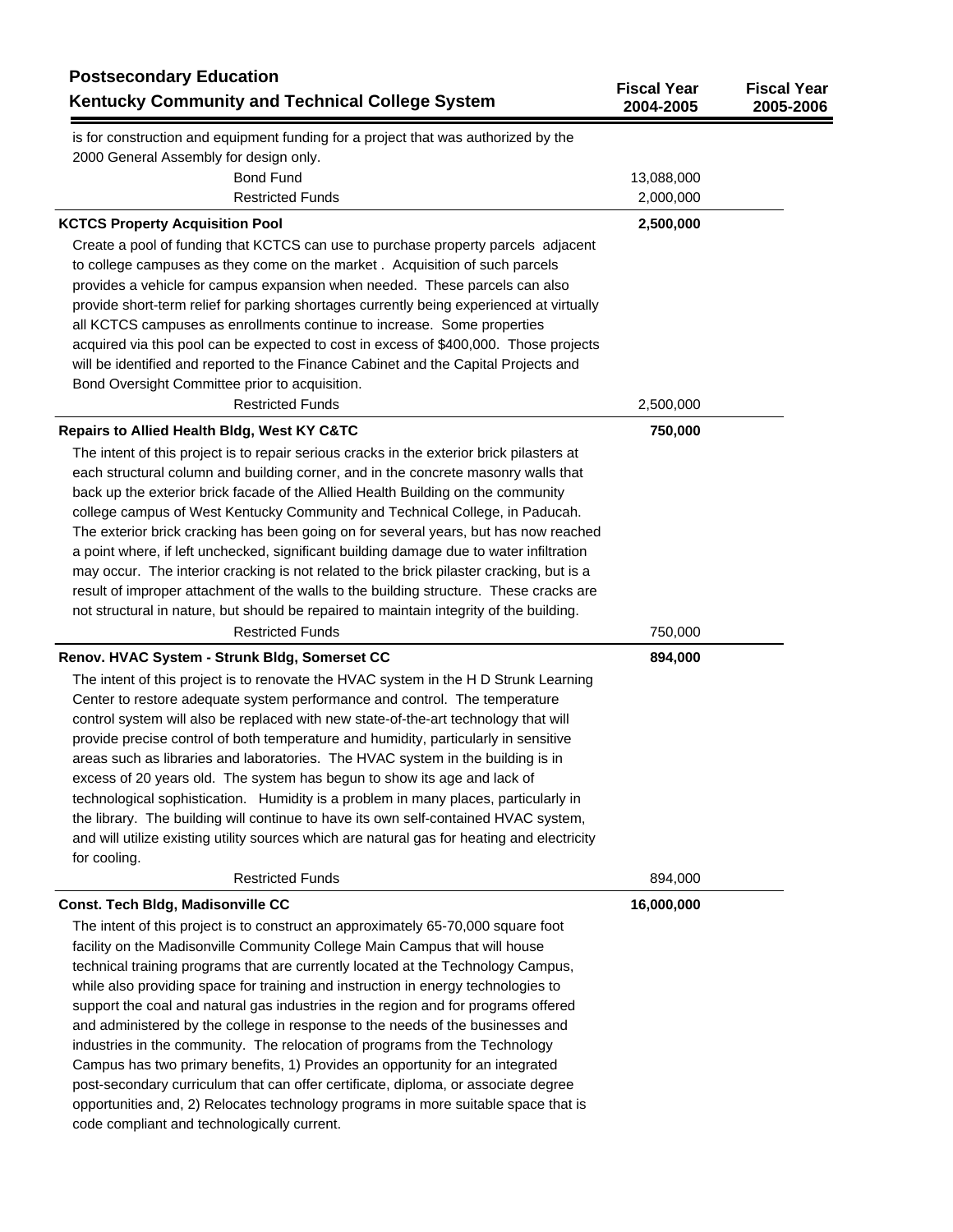| Postsecondary Education<br>Kentucky Community and Technical College System | Fiscal Year 2004-2005 | Fiscal Year 2005-2006 |
|---|---|---|
| is for construction and equipment funding for a project that was authorized by the 2000 General Assembly for design only. | | |
| Bond Fund | 13,088,000 | |
| Restricted Funds | 2,000,000 | |
| **KCTCS Property Acquisition Pool** | **2,500,000** | |
| Create a pool of funding that KCTCS can use to purchase property parcels adjacent to college campuses as they come on the market . Acquisition of such parcels provides a vehicle for campus expansion when needed. These parcels can also provide short-term relief for parking shortages currently being experienced at virtually all KCTCS campuses as enrollments continue to increase. Some properties acquired via this pool can be expected to cost in excess of $400,000. Those projects will be identified and reported to the Finance Cabinet and the Capital Projects and Bond Oversight Committee prior to acquisition. | | |
| Restricted Funds | 2,500,000 | |
| **Repairs to Allied Health Bldg, West KY C&TC** | **750,000** | |
| The intent of this project is to repair serious cracks in the exterior brick pilasters at each structural column and building corner, and in the concrete masonry walls that back up the exterior brick facade of the Allied Health Building on the community college campus of West Kentucky Community and Technical College, in Paducah. The exterior brick cracking has been going on for several years, but has now reached a point where, if left unchecked, significant building damage due to water infiltration may occur. The interior cracking is not related to the brick pilaster cracking, but is a result of improper attachment of the walls to the building structure. These cracks are not structural in nature, but should be repaired to maintain integrity of the building. | | |
| Restricted Funds | 750,000 | |
| **Renov. HVAC System - Strunk Bldg, Somerset CC** | **894,000** | |
| The intent of this project is to renovate the HVAC system in the H D Strunk Learning Center to restore adequate system performance and control. The temperature control system will also be replaced with new state-of-the-art technology that will provide precise control of both temperature and humidity, particularly in sensitive areas such as libraries and laboratories. The HVAC system in the building is in excess of 20 years old. The system has begun to show its age and lack of technological sophistication. Humidity is a problem in many places, particularly in the library. The building will continue to have its own self-contained HVAC system, and will utilize existing utility sources which are natural gas for heating and electricity for cooling. | | |
| Restricted Funds | 894,000 | |
| **Const. Tech Bldg, Madisonville CC** | **16,000,000** | |
| The intent of this project is to construct an approximately 65-70,000 square foot facility on the Madisonville Community College Main Campus that will house technical training programs that are currently located at the Technology Campus, while also providing space for training and instruction in energy technologies to support the coal and natural gas industries in the region and for programs offered and administered by the college in response to the needs of the businesses and industries in the community. The relocation of programs from the Technology Campus has two primary benefits, 1) Provides an opportunity for an integrated post-secondary curriculum that can offer certificate, diploma, or associate degree opportunities and, 2) Relocates technology programs in more suitable space that is code compliant and technologically current. | | |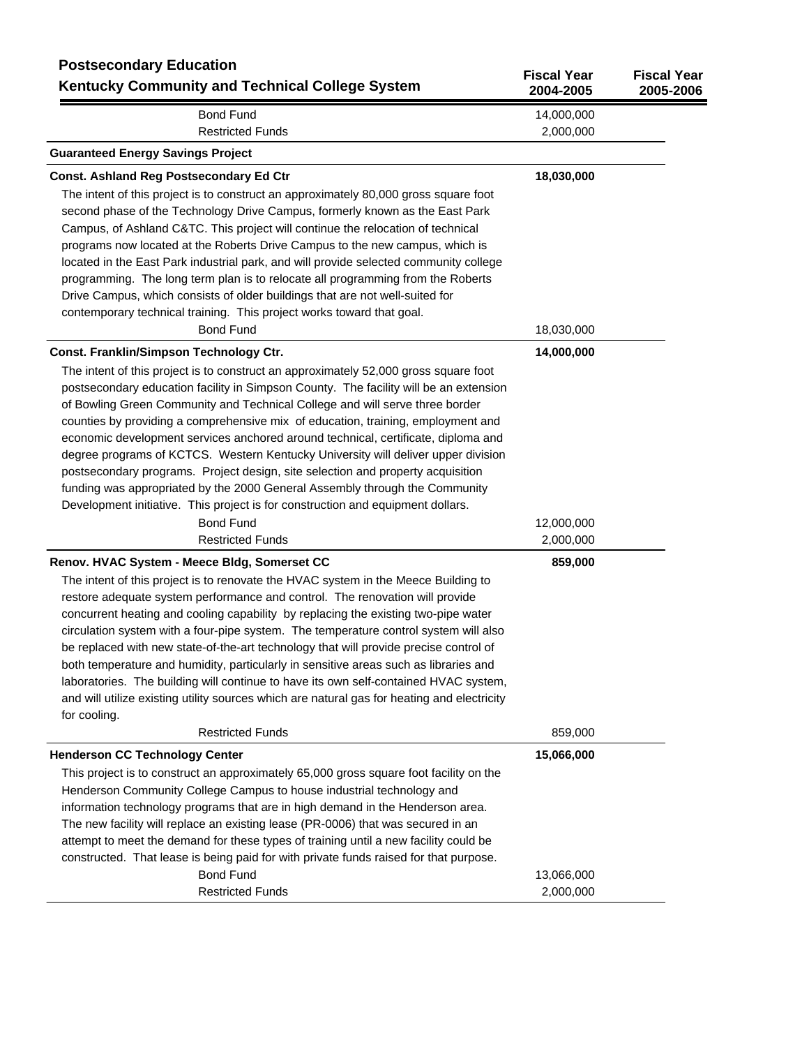## Postsecondary Education

### Kentucky Community and Technical College System

| | Fiscal Year 2004-2005 | Fiscal Year 2005-2006 |
|---|---|---|
| Bond Fund | 14,000,000 | |
| Restricted Funds | 2,000,000 | |

**Guaranteed Energy Savings Project**

| | Fiscal Year 2004-2005 | Fiscal Year 2005-2006 |
|---|---|---|
| **Const. Ashland Reg Postsecondary Ed Ctr** | **18,030,000** | |

The intent of this project is to construct an approximately 80,000 gross square foot second phase of the Technology Drive Campus, formerly known as the East Park Campus, of Ashland C&TC. This project will continue the relocation of technical programs now located at the Roberts Drive Campus to the new campus, which is located in the East Park industrial park, and will provide selected community college programming. The long term plan is to relocate all programming from the Roberts Drive Campus, which consists of older buildings that are not well-suited for contemporary technical training. This project works toward that goal.

| | Fiscal Year 2004-2005 | Fiscal Year 2005-2006 |
|---|---|---|
| Bond Fund | 18,030,000 | |
| **Const. Franklin/Simpson Technology Ctr.** | **14,000,000** | |

The intent of this project is to construct an approximately 52,000 gross square foot postsecondary education facility in Simpson County. The facility will be an extension of Bowling Green Community and Technical College and will serve three border counties by providing a comprehensive mix of education, training, employment and economic development services anchored around technical, certificate, diploma and degree programs of KCTCS. Western Kentucky University will deliver upper division postsecondary programs. Project design, site selection and property acquisition funding was appropriated by the 2000 General Assembly through the Community Development initiative. This project is for construction and equipment dollars.

| | Fiscal Year 2004-2005 | Fiscal Year 2005-2006 |
|---|---|---|
| Bond Fund | 12,000,000 | |
| Restricted Funds | 2,000,000 | |
| **Renov. HVAC System - Meece Bldg, Somerset CC** | **859,000** | |

The intent of this project is to renovate the HVAC system in the Meece Building to restore adequate system performance and control. The renovation will provide concurrent heating and cooling capability by replacing the existing two-pipe water circulation system with a four-pipe system. The temperature control system will also be replaced with new state-of-the-art technology that will provide precise control of both temperature and humidity, particularly in sensitive areas such as libraries and laboratories. The building will continue to have its own self-contained HVAC system, and will utilize existing utility sources which are natural gas for heating and electricity for cooling.

| | Fiscal Year 2004-2005 | Fiscal Year 2005-2006 |
|---|---|---|
| Restricted Funds | 859,000 | |
| **Henderson CC Technology Center** | **15,066,000** | |

This project is to construct an approximately 65,000 gross square foot facility on the Henderson Community College Campus to house industrial technology and information technology programs that are in high demand in the Henderson area. The new facility will replace an existing lease (PR-0006) that was secured in an attempt to meet the demand for these types of training until a new facility could be constructed. That lease is being paid for with private funds raised for that purpose.

| | Fiscal Year 2004-2005 | Fiscal Year 2005-2006 |
|---|---|---|
| Bond Fund | 13,066,000 | |
| Restricted Funds | 2,000,000 | |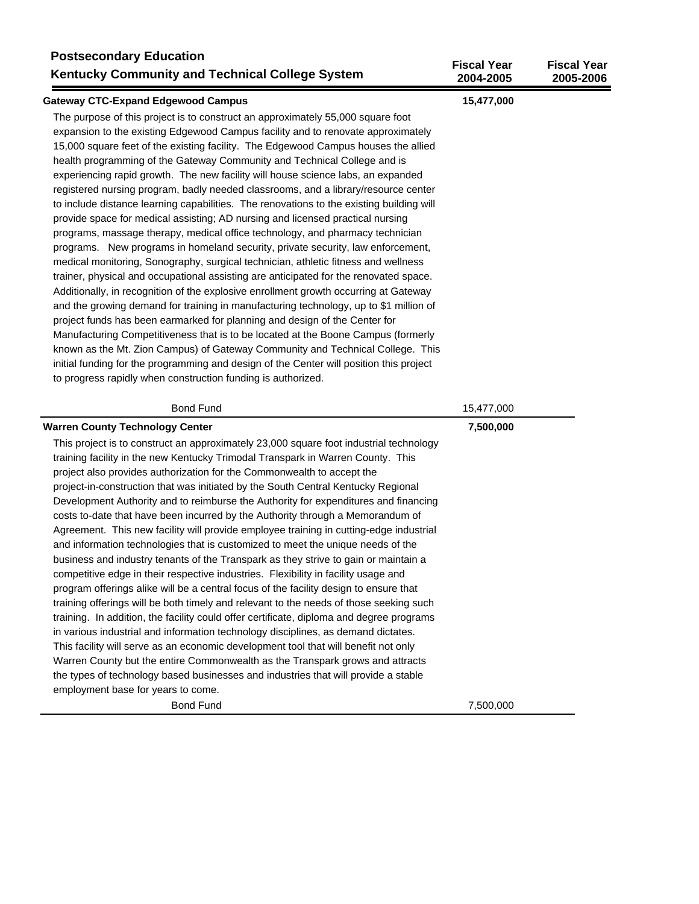## Postsecondary Education

## Kentucky Community and Technical College System

| | Fiscal Year 2004-2005 | Fiscal Year 2005-2006 |
|---|---|---|
| **Gateway CTC-Expand Edgewood Campus** | **15,477,000** | |

The purpose of this project is to construct an approximately 55,000 square foot expansion to the existing Edgewood Campus facility and to renovate approximately 15,000 square feet of the existing facility. The Edgewood Campus houses the allied health programming of the Gateway Community and Technical College and is experiencing rapid growth. The new facility will house science labs, an expanded registered nursing program, badly needed classrooms, and a library/resource center to include distance learning capabilities. The renovations to the existing building will provide space for medical assisting; AD nursing and licensed practical nursing programs, massage therapy, medical office technology, and pharmacy technician programs. New programs in homeland security, private security, law enforcement, medical monitoring, Sonography, surgical technician, athletic fitness and wellness trainer, physical and occupational assisting are anticipated for the renovated space. Additionally, in recognition of the explosive enrollment growth occurring at Gateway and the growing demand for training in manufacturing technology, up to $1 million of project funds has been earmarked for planning and design of the Center for Manufacturing Competitiveness that is to be located at the Boone Campus (formerly known as the Mt. Zion Campus) of Gateway Community and Technical College. This initial funding for the programming and design of the Center will position this project to progress rapidly when construction funding is authorized.

| | Fiscal Year 2004-2005 | Fiscal Year 2005-2006 |
|---|---|---|
| Bond Fund | 15,477,000 | |
| **Warren County Technology Center** | **7,500,000** | |

This project is to construct an approximately 23,000 square foot industrial technology training facility in the new Kentucky Trimodal Transpark in Warren County. This project also provides authorization for the Commonwealth to accept the project-in-construction that was initiated by the South Central Kentucky Regional Development Authority and to reimburse the Authority for expenditures and financing costs to-date that have been incurred by the Authority through a Memorandum of Agreement. This new facility will provide employee training in cutting-edge industrial and information technologies that is customized to meet the unique needs of the business and industry tenants of the Transpark as they strive to gain or maintain a competitive edge in their respective industries. Flexibility in facility usage and program offerings alike will be a central focus of the facility design to ensure that training offerings will be both timely and relevant to the needs of those seeking such training. In addition, the facility could offer certificate, diploma and degree programs in various industrial and information technology disciplines, as demand dictates. This facility will serve as an economic development tool that will benefit not only Warren County but the entire Commonwealth as the Transpark grows and attracts the types of technology based businesses and industries that will provide a stable employment base for years to come.

| | Fiscal Year 2004-2005 | Fiscal Year 2005-2006 |
|---|---|---|
| Bond Fund | 7,500,000 | |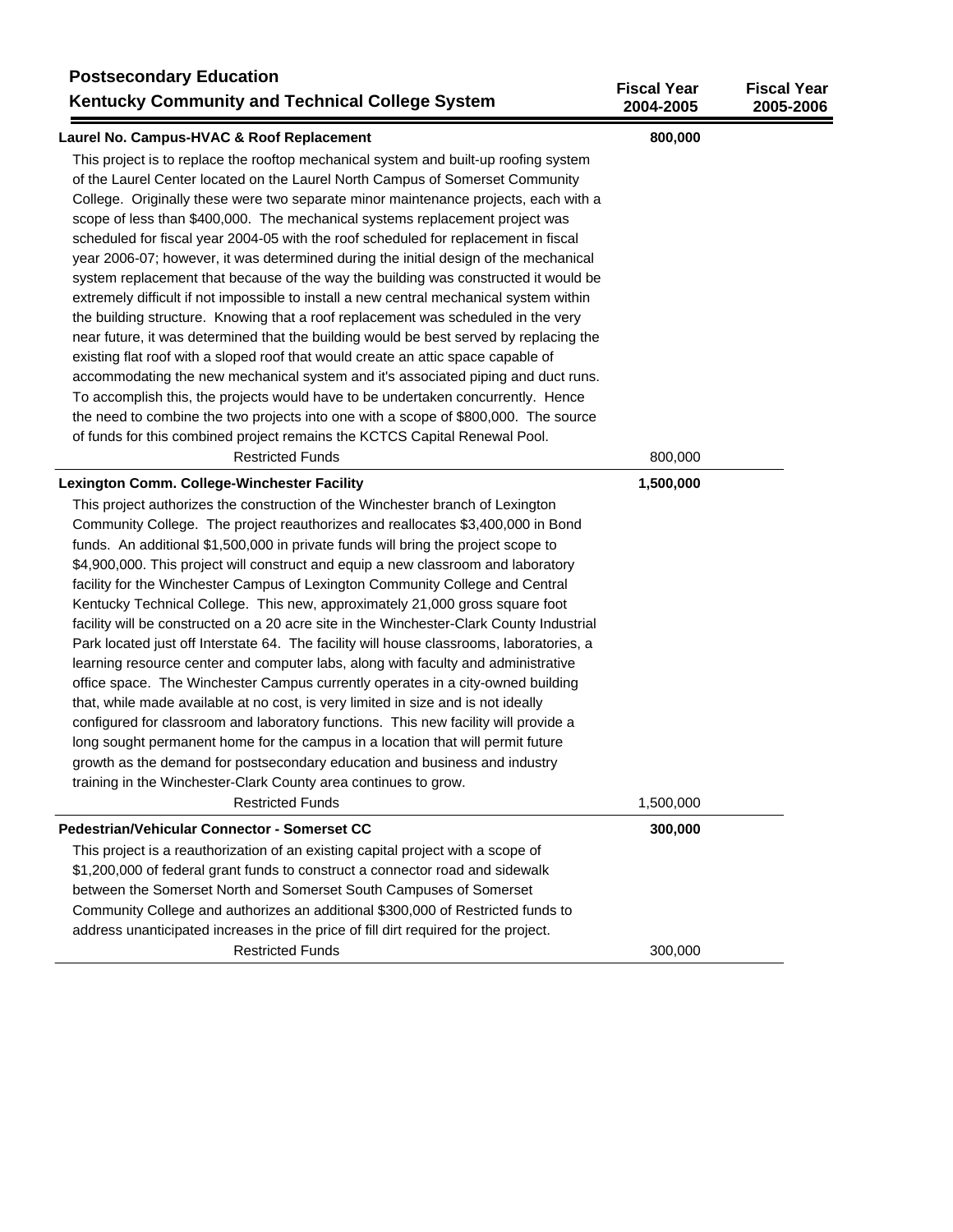**Postsecondary Education**
**Kentucky Community and Technical College System**

| | Fiscal Year 2004-2005 | Fiscal Year 2005-2006 |
|---|---|---|
| **Laurel No. Campus-HVAC & Roof Replacement** | **800,000** | |

This project is to replace the rooftop mechanical system and built-up roofing system of the Laurel Center located on the Laurel North Campus of Somerset Community College. Originally these were two separate minor maintenance projects, each with a scope of less than $400,000. The mechanical systems replacement project was scheduled for fiscal year 2004-05 with the roof scheduled for replacement in fiscal year 2006-07; however, it was determined during the initial design of the mechanical system replacement that because of the way the building was constructed it would be extremely difficult if not impossible to install a new central mechanical system within the building structure. Knowing that a roof replacement was scheduled in the very near future, it was determined that the building would be best served by replacing the existing flat roof with a sloped roof that would create an attic space capable of accommodating the new mechanical system and it's associated piping and duct runs. To accomplish this, the projects would have to be undertaken concurrently. Hence the need to combine the two projects into one with a scope of $800,000. The source of funds for this combined project remains the KCTCS Capital Renewal Pool.

| | Fiscal Year 2004-2005 | Fiscal Year 2005-2006 |
|---|---|---|
| Restricted Funds | 800,000 | |
| **Lexington Comm. College-Winchester Facility** | **1,500,000** | |

This project authorizes the construction of the Winchester branch of Lexington Community College. The project reauthorizes and reallocates $3,400,000 in Bond funds. An additional $1,500,000 in private funds will bring the project scope to $4,900,000. This project will construct and equip a new classroom and laboratory facility for the Winchester Campus of Lexington Community College and Central Kentucky Technical College. This new, approximately 21,000 gross square foot facility will be constructed on a 20 acre site in the Winchester-Clark County Industrial Park located just off Interstate 64. The facility will house classrooms, laboratories, a learning resource center and computer labs, along with faculty and administrative office space. The Winchester Campus currently operates in a city-owned building that, while made available at no cost, is very limited in size and is not ideally configured for classroom and laboratory functions. This new facility will provide a long sought permanent home for the campus in a location that will permit future growth as the demand for postsecondary education and business and industry training in the Winchester-Clark County area continues to grow.

| | Fiscal Year 2004-2005 | Fiscal Year 2005-2006 |
|---|---|---|
| Restricted Funds | 1,500,000 | |
| **Pedestrian/Vehicular Connector - Somerset CC** | **300,000** | |

This project is a reauthorization of an existing capital project with a scope of $1,200,000 of federal grant funds to construct a connector road and sidewalk between the Somerset North and Somerset South Campuses of Somerset Community College and authorizes an additional $300,000 of Restricted funds to address unanticipated increases in the price of fill dirt required for the project.

| | Fiscal Year 2004-2005 | Fiscal Year 2005-2006 |
|---|---|---|
| Restricted Funds | 300,000 | |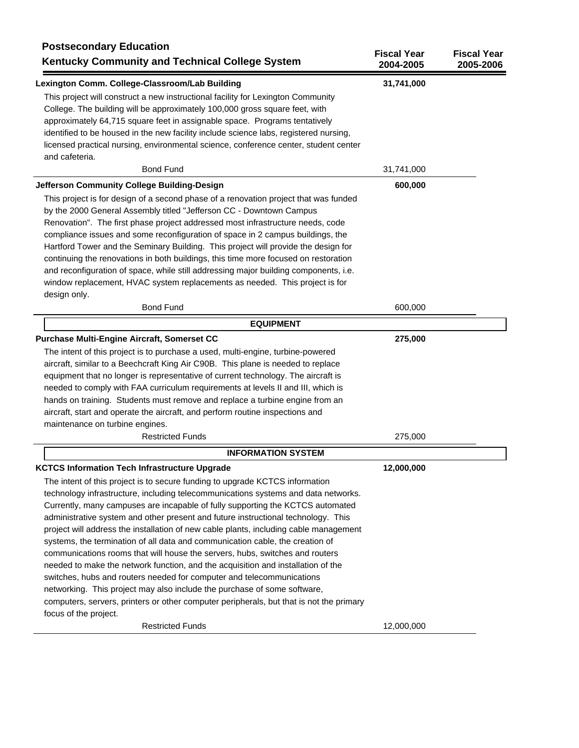**Postsecondary Education**

**Kentucky Community and Technical College System**

| | Fiscal Year 2004-2005 | Fiscal Year 2005-2006 |
|---|---|---|
| **Lexington Comm. College-Classroom/Lab Building** | **31,741,000** | |
| This project will construct a new instructional facility for Lexington Community College. The building will be approximately 100,000 gross square feet, with approximately 64,715 square feet in assignable space. Programs tentatively identified to be housed in the new facility include science labs, registered nursing, licensed practical nursing, environmental science, conference center, student center and cafeteria. | | |
| Bond Fund | 31,741,000 | |
| **Jefferson Community College Building-Design** | **600,000** | |
| This project is for design of a second phase of a renovation project that was funded by the 2000 General Assembly titled "Jefferson CC - Downtown Campus Renovation". The first phase project addressed most infrastructure needs, code compliance issues and some reconfiguration of space in 2 campus buildings, the Hartford Tower and the Seminary Building. This project will provide the design for continuing the renovations in both buildings, this time more focused on restoration and reconfiguration of space, while still addressing major building components, i.e. window replacement, HVAC system replacements as needed. This project is for design only. | | |
| Bond Fund | 600,000 | |
| **EQUIPMENT** | | |
| **Purchase Multi-Engine Aircraft, Somerset CC** | **275,000** | |
| The intent of this project is to purchase a used, multi-engine, turbine-powered aircraft, similar to a Beechcraft King Air C90B. This plane is needed to replace equipment that no longer is representative of current technology. The aircraft is needed to comply with FAA curriculum requirements at levels II and III, which is hands on training. Students must remove and replace a turbine engine from an aircraft, start and operate the aircraft, and perform routine inspections and maintenance on turbine engines. | | |
| Restricted Funds | 275,000 | |
| **INFORMATION SYSTEM** | | |
| **KCTCS Information Tech Infrastructure Upgrade** | **12,000,000** | |
| The intent of this project is to secure funding to upgrade KCTCS information technology infrastructure, including telecommunications systems and data networks. Currently, many campuses are incapable of fully supporting the KCTCS automated administrative system and other present and future instructional technology. This project will address the installation of new cable plants, including cable management systems, the termination of all data and communication cable, the creation of communications rooms that will house the servers, hubs, switches and routers needed to make the network function, and the acquisition and installation of the switches, hubs and routers needed for computer and telecommunications networking. This project may also include the purchase of some software, computers, servers, printers or other computer peripherals, but that is not the primary focus of the project. | | |
| Restricted Funds | 12,000,000 | |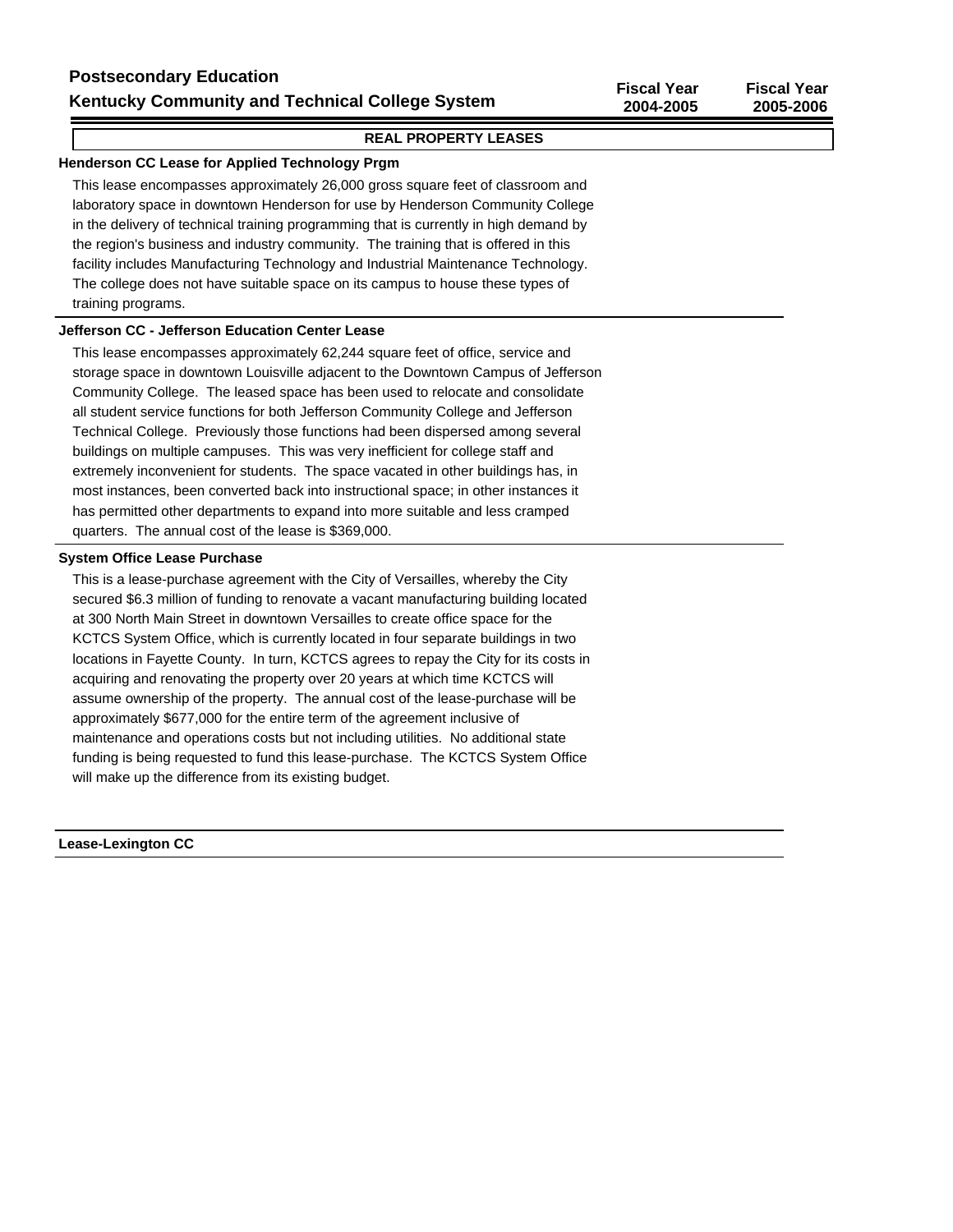**Postsecondary Education**
**Kentucky Community and Technical College System**

| | Fiscal Year 2004-2005 | Fiscal Year 2005-2006 |
|---|---|---|

## REAL PROPERTY LEASES

### Henderson CC Lease for Applied Technology Prgm

This lease encompasses approximately 26,000 gross square feet of classroom and laboratory space in downtown Henderson for use by Henderson Community College in the delivery of technical training programming that is currently in high demand by the region's business and industry community. The training that is offered in this facility includes Manufacturing Technology and Industrial Maintenance Technology. The college does not have suitable space on its campus to house these types of training programs.

### Jefferson CC - Jefferson Education Center Lease

This lease encompasses approximately 62,244 square feet of office, service and storage space in downtown Louisville adjacent to the Downtown Campus of Jefferson Community College. The leased space has been used to relocate and consolidate all student service functions for both Jefferson Community College and Jefferson Technical College. Previously those functions had been dispersed among several buildings on multiple campuses. This was very inefficient for college staff and extremely inconvenient for students. The space vacated in other buildings has, in most instances, been converted back into instructional space; in other instances it has permitted other departments to expand into more suitable and less cramped quarters. The annual cost of the lease is $369,000.

### System Office Lease Purchase

This is a lease-purchase agreement with the City of Versailles, whereby the City secured $6.3 million of funding to renovate a vacant manufacturing building located at 300 North Main Street in downtown Versailles to create office space for the KCTCS System Office, which is currently located in four separate buildings in two locations in Fayette County. In turn, KCTCS agrees to repay the City for its costs in acquiring and renovating the property over 20 years at which time KCTCS will assume ownership of the property. The annual cost of the lease-purchase will be approximately $677,000 for the entire term of the agreement inclusive of maintenance and operations costs but not including utilities. No additional state funding is being requested to fund this lease-purchase. The KCTCS System Office will make up the difference from its existing budget.

### Lease-Lexington CC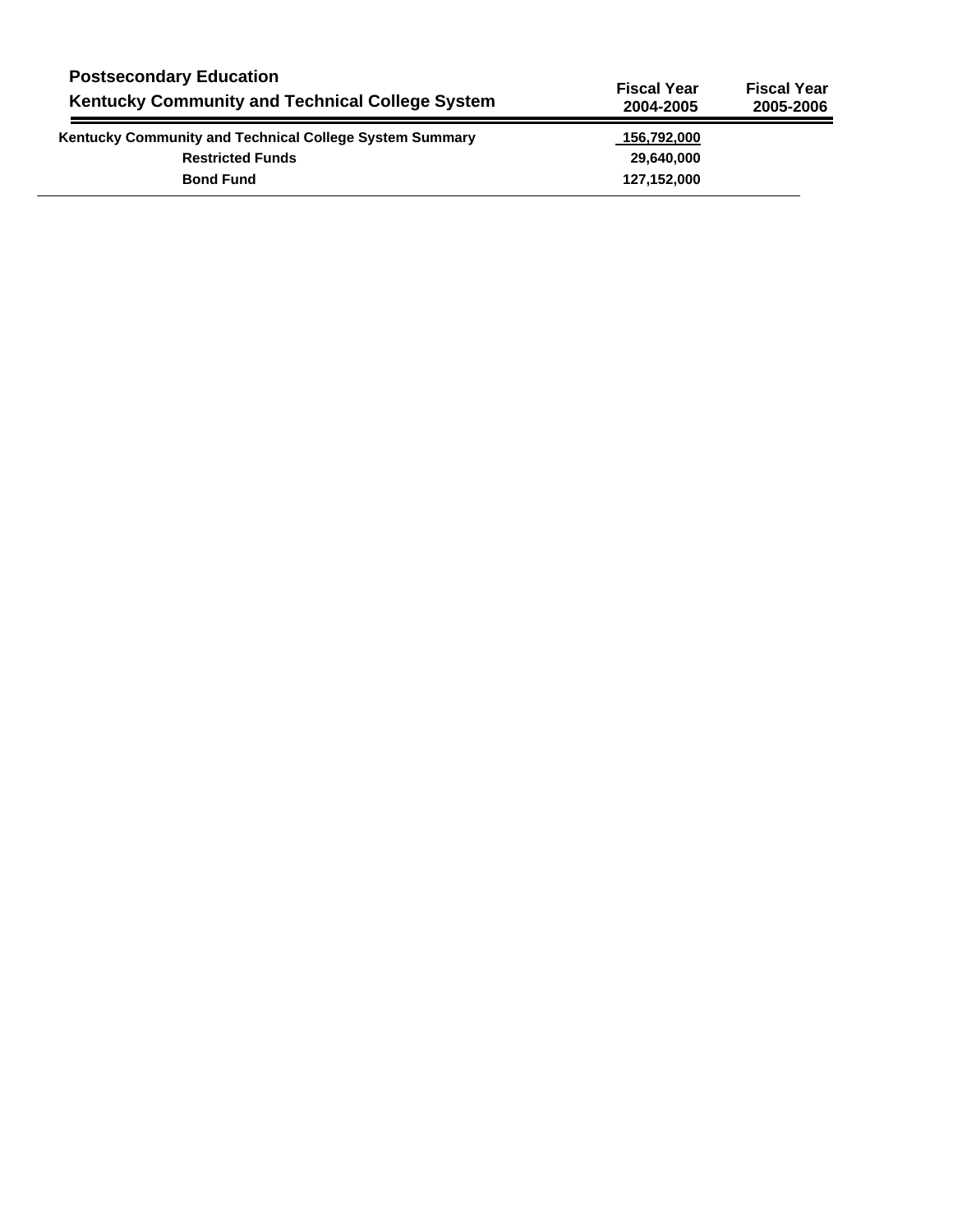## Postsecondary Education

### Kentucky Community and Technical College System

| | Fiscal Year 2004-2005 | Fiscal Year 2005-2006 |
|---|---|---|
| **Kentucky Community and Technical College System Summary** | **156,792,000** | |
| **Restricted Funds** | **29,640,000** | |
| **Bond Fund** | **127,152,000** | |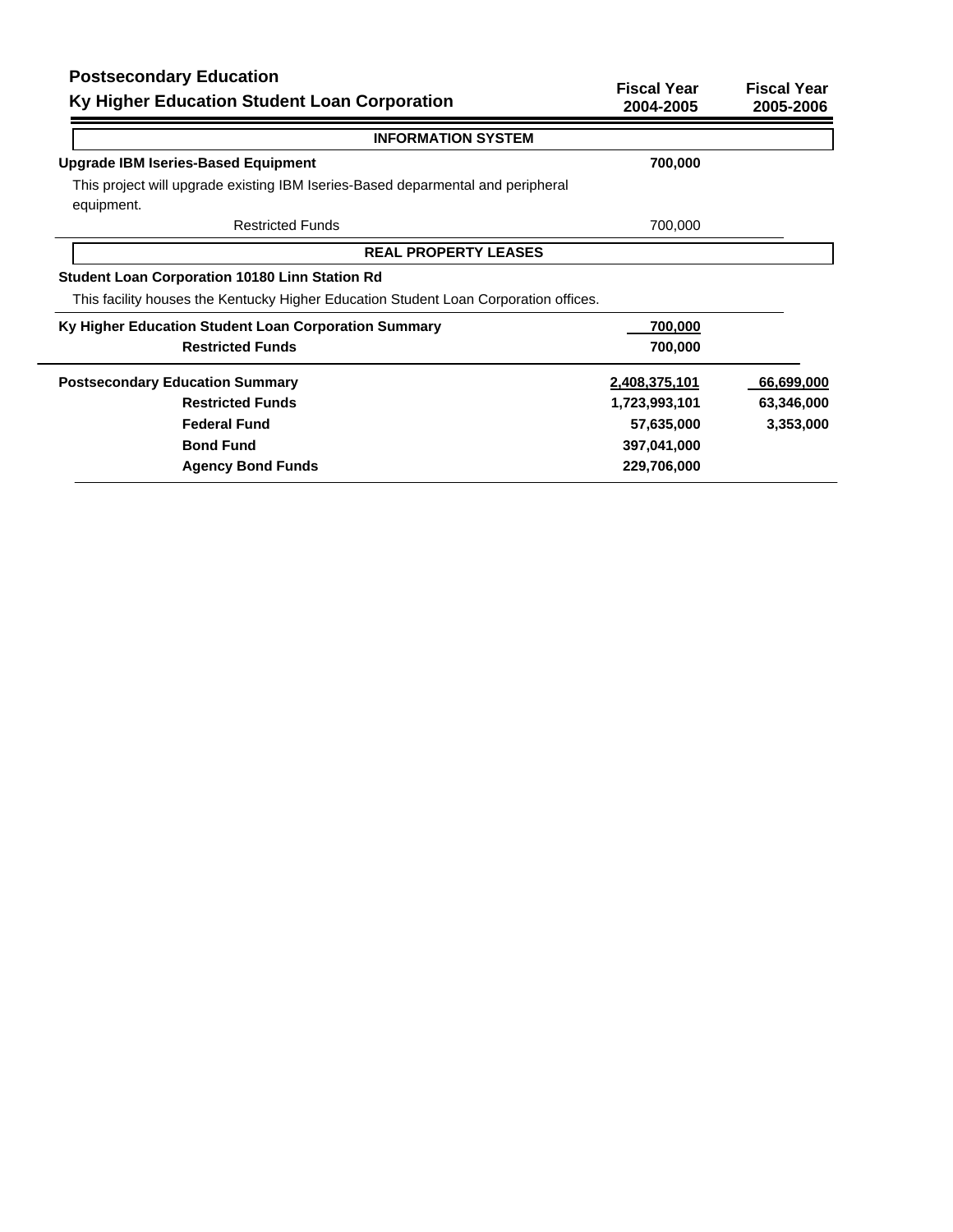## Postsecondary Education

## Ky Higher Education Student Loan Corporation

| | Fiscal Year 2004-2005 | Fiscal Year 2005-2006 |
|---|---|---|
| **INFORMATION SYSTEM** | | |
| **Upgrade IBM Iseries-Based Equipment** | **700,000** | |
| This project will upgrade existing IBM Iseries-Based deparmental and peripheral equipment. | | |
| Restricted Funds | 700,000 | |
| **REAL PROPERTY LEASES** | | |
| **Student Loan Corporation 10180 Linn Station Rd** | | |
| This facility houses the Kentucky Higher Education Student Loan Corporation offices. | | |
| **Ky Higher Education Student Loan Corporation Summary** | **700,000** | |
| **Restricted Funds** | **700,000** | |
| **Postsecondary Education Summary** | **2,408,375,101** | **66,699,000** |
| **Restricted Funds** | **1,723,993,101** | **63,346,000** |
| **Federal Fund** | **57,635,000** | **3,353,000** |
| **Bond Fund** | **397,041,000** | |
| **Agency Bond Funds** | **229,706,000** | |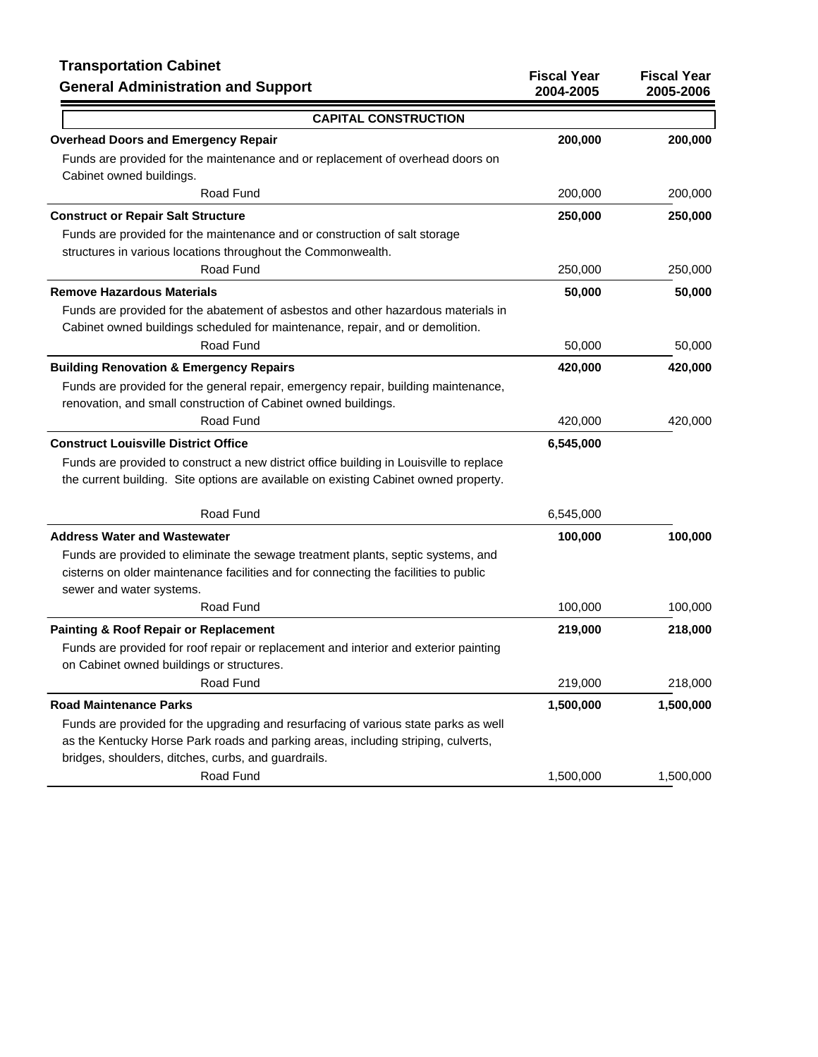## Transportation Cabinet
## General Administration and Support

| | Fiscal Year 2004-2005 | Fiscal Year 2005-2006 |
|---|---|---|
| **CAPITAL CONSTRUCTION** | | |
| **Overhead Doors and Emergency Repair** | **200,000** | **200,000** |
| Funds are provided for the maintenance and or replacement of overhead doors on Cabinet owned buildings. | | |
| Road Fund | 200,000 | 200,000 |
| **Construct or Repair Salt Structure** | **250,000** | **250,000** |
| Funds are provided for the maintenance and or construction of salt storage structures in various locations throughout the Commonwealth. | | |
| Road Fund | 250,000 | 250,000 |
| **Remove Hazardous Materials** | **50,000** | **50,000** |
| Funds are provided for the abatement of asbestos and other hazardous materials in Cabinet owned buildings scheduled for maintenance, repair, and or demolition. | | |
| Road Fund | 50,000 | 50,000 |
| **Building Renovation & Emergency Repairs** | **420,000** | **420,000** |
| Funds are provided for the general repair, emergency repair, building maintenance, renovation, and small construction of Cabinet owned buildings. | | |
| Road Fund | 420,000 | 420,000 |
| **Construct Louisville District Office** | **6,545,000** | |
| Funds are provided to construct a new district office building in Louisville to replace the current building. Site options are available on existing Cabinet owned property. | | |
| Road Fund | 6,545,000 | |
| **Address Water and Wastewater** | **100,000** | **100,000** |
| Funds are provided to eliminate the sewage treatment plants, septic systems, and cisterns on older maintenance facilities and for connecting the facilities to public sewer and water systems. | | |
| Road Fund | 100,000 | 100,000 |
| **Painting & Roof Repair or Replacement** | **219,000** | **218,000** |
| Funds are provided for roof repair or replacement and interior and exterior painting on Cabinet owned buildings or structures. | | |
| Road Fund | 219,000 | 218,000 |
| **Road Maintenance Parks** | **1,500,000** | **1,500,000** |
| Funds are provided for the upgrading and resurfacing of various state parks as well as the Kentucky Horse Park roads and parking areas, including striping, culverts, bridges, shoulders, ditches, curbs, and guardrails. | | |
| Road Fund | 1,500,000 | 1,500,000 |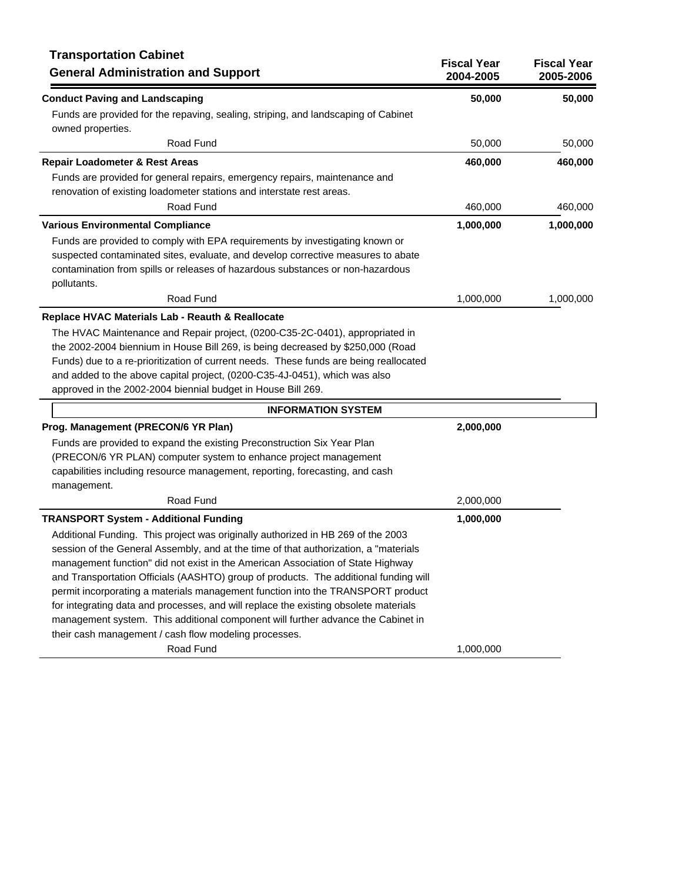## Transportation Cabinet

### General Administration and Support

| | Fiscal Year 2004-2005 | Fiscal Year 2005-2006 |
|---|---|---|
| **Conduct Paving and Landscaping** | **50,000** | **50,000** |
| Funds are provided for the repaving, sealing, striping, and landscaping of Cabinet owned properties. | | |
| Road Fund | 50,000 | 50,000 |
| **Repair Loadometer & Rest Areas** | **460,000** | **460,000** |
| Funds are provided for general repairs, emergency repairs, maintenance and renovation of existing loadometer stations and interstate rest areas. | | |
| Road Fund | 460,000 | 460,000 |
| **Various Environmental Compliance** | **1,000,000** | **1,000,000** |
| Funds are provided to comply with EPA requirements by investigating known or suspected contaminated sites, evaluate, and develop corrective measures to abate contamination from spills or releases of hazardous substances or non-hazardous pollutants. | | |
| Road Fund | 1,000,000 | 1,000,000 |
| **Replace HVAC Materials Lab - Reauth & Reallocate** | | |
| The HVAC Maintenance and Repair project, (0200-C35-2C-0401), appropriated in the 2002-2004 biennium in House Bill 269, is being decreased by $250,000 (Road Funds) due to a re-prioritization of current needs. These funds are being reallocated and added to the above capital project, (0200-C35-4J-0451), which was also approved in the 2002-2004 biennial budget in House Bill 269. | | |
| **INFORMATION SYSTEM** | | |
| **Prog. Management (PRECON/6 YR Plan)** | **2,000,000** | |
| Funds are provided to expand the existing Preconstruction Six Year Plan (PRECON/6 YR PLAN) computer system to enhance project management capabilities including resource management, reporting, forecasting, and cash management. | | |
| Road Fund | 2,000,000 | |
| **TRANSPORT System - Additional Funding** | **1,000,000** | |
| Additional Funding. This project was originally authorized in HB 269 of the 2003 session of the General Assembly, and at the time of that authorization, a "materials management function" did not exist in the American Association of State Highway and Transportation Officials (AASHTO) group of products. The additional funding will permit incorporating a materials management function into the TRANSPORT product for integrating data and processes, and will replace the existing obsolete materials management system. This additional component will further advance the Cabinet in their cash management / cash flow modeling processes. | | |
| Road Fund | 1,000,000 | |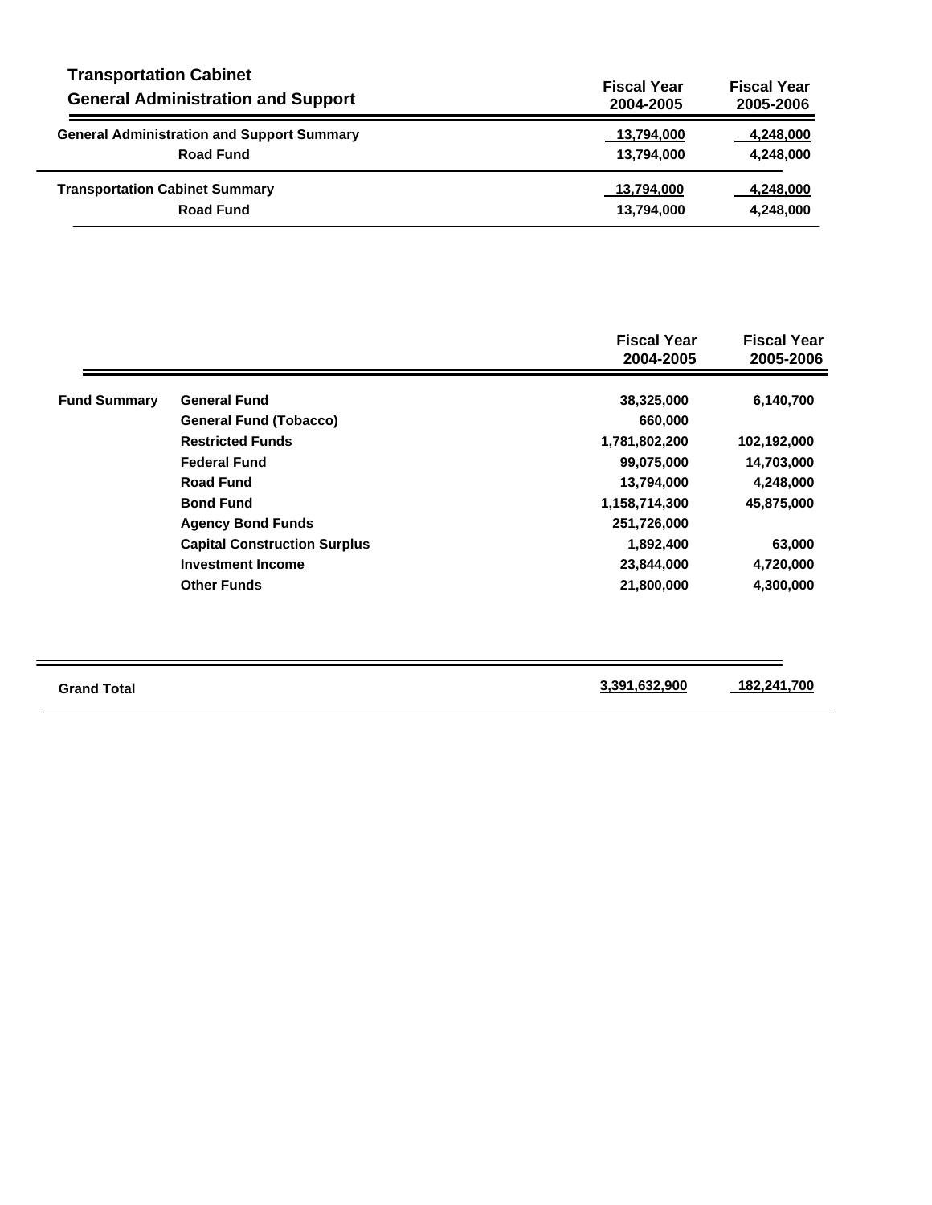## Transportation Cabinet

### General Administration and Support

| | Fiscal Year 2004-2005 | Fiscal Year 2005-2006 |
|---|---|---|
| **General Administration and Support Summary** | 13,794,000 | 4,248,000 |
| Road Fund | 13,794,000 | 4,248,000 |
| **Transportation Cabinet Summary** | 13,794,000 | 4,248,000 |
| Road Fund | 13,794,000 | 4,248,000 |

| | | Fiscal Year 2004-2005 | Fiscal Year 2005-2006 |
|---|---|---|---|
| **Fund Summary** | General Fund | 38,325,000 | 6,140,700 |
| | General Fund (Tobacco) | 660,000 | |
| | Restricted Funds | 1,781,802,200 | 102,192,000 |
| | Federal Fund | 99,075,000 | 14,703,000 |
| | Road Fund | 13,794,000 | 4,248,000 |
| | Bond Fund | 1,158,714,300 | 45,875,000 |
| | Agency Bond Funds | 251,726,000 | |
| | Capital Construction Surplus | 1,892,400 | 63,000 |
| | Investment Income | 23,844,000 | 4,720,000 |
| | Other Funds | 21,800,000 | 4,300,000 |
| **Grand Total** | | 3,391,632,900 | 182,241,700 |